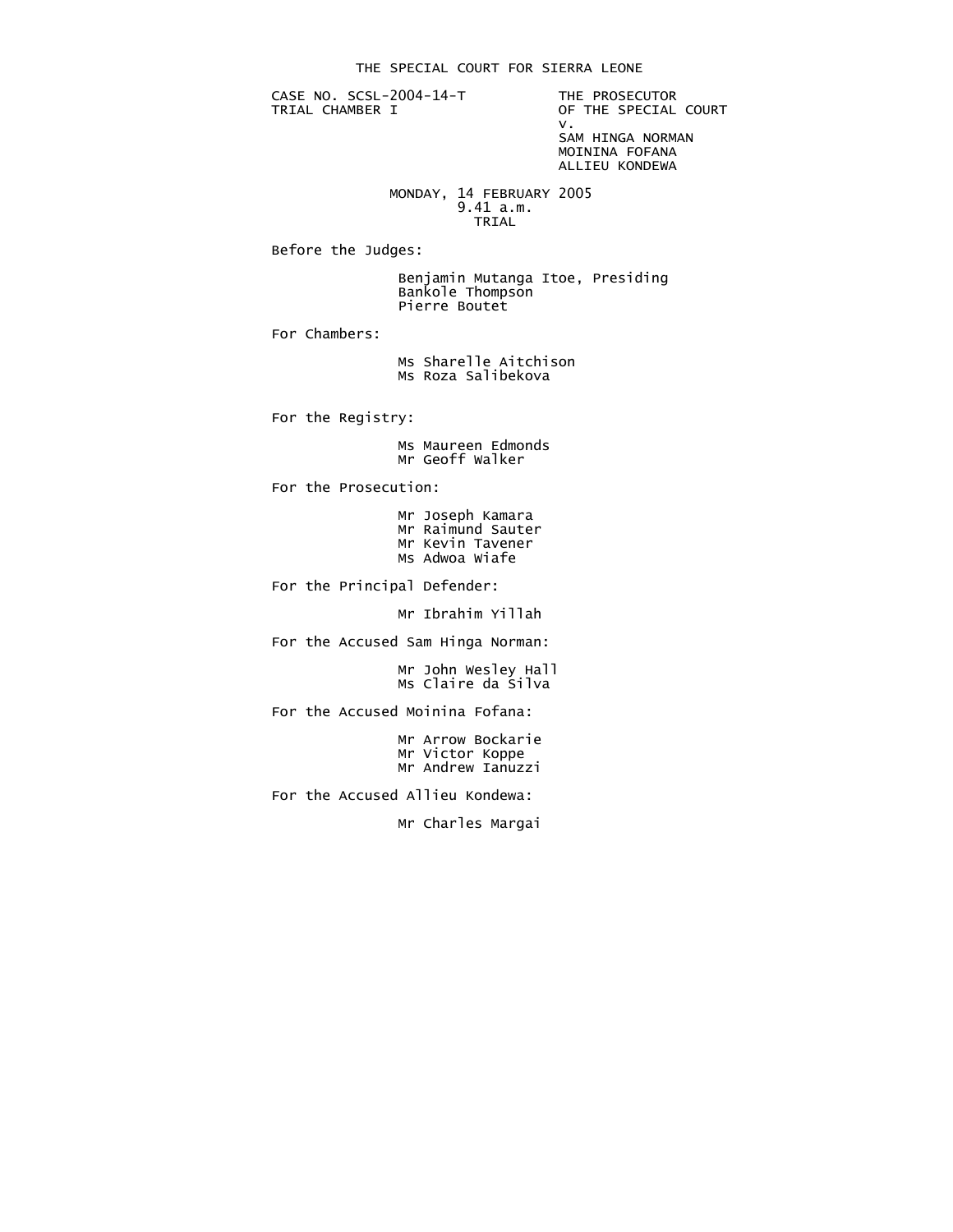# THE SPECIAL COURT FOR SIERRA LEONE

CASE NO. SCSL-2004-14-T
TRIAL CHAMBER I

THE PROSECUTOR
OF THE SPECIAL COURT
v.
SAM HINGA NORMAN
MOININA FOFANA
ALLIEU KONDEWA

MONDAY, 14 FEBRUARY 2005
9.41 a.m.
TRIAL

Before the Judges:

Benjamin Mutanga Itoe, Presiding
Bankole Thompson
Pierre Boutet

For Chambers:

Ms Sharelle Aitchison
Ms Roza Salibekova

For the Registry:

Ms Maureen Edmonds
Mr Geoff Walker

For the Prosecution:

Mr Joseph Kamara
Mr Raimund Sauter
Mr Kevin Tavener
Ms Adwoa Wiafe

For the Principal Defender:

Mr Ibrahim Yillah

For the Accused Sam Hinga Norman:

Mr John Wesley Hall
Ms Claire da Silva

For the Accused Moinina Fofana:

Mr Arrow Bockarie
Mr Victor Koppe
Mr Andrew Ianuzzi

For the Accused Allieu Kondewa:

Mr Charles Margai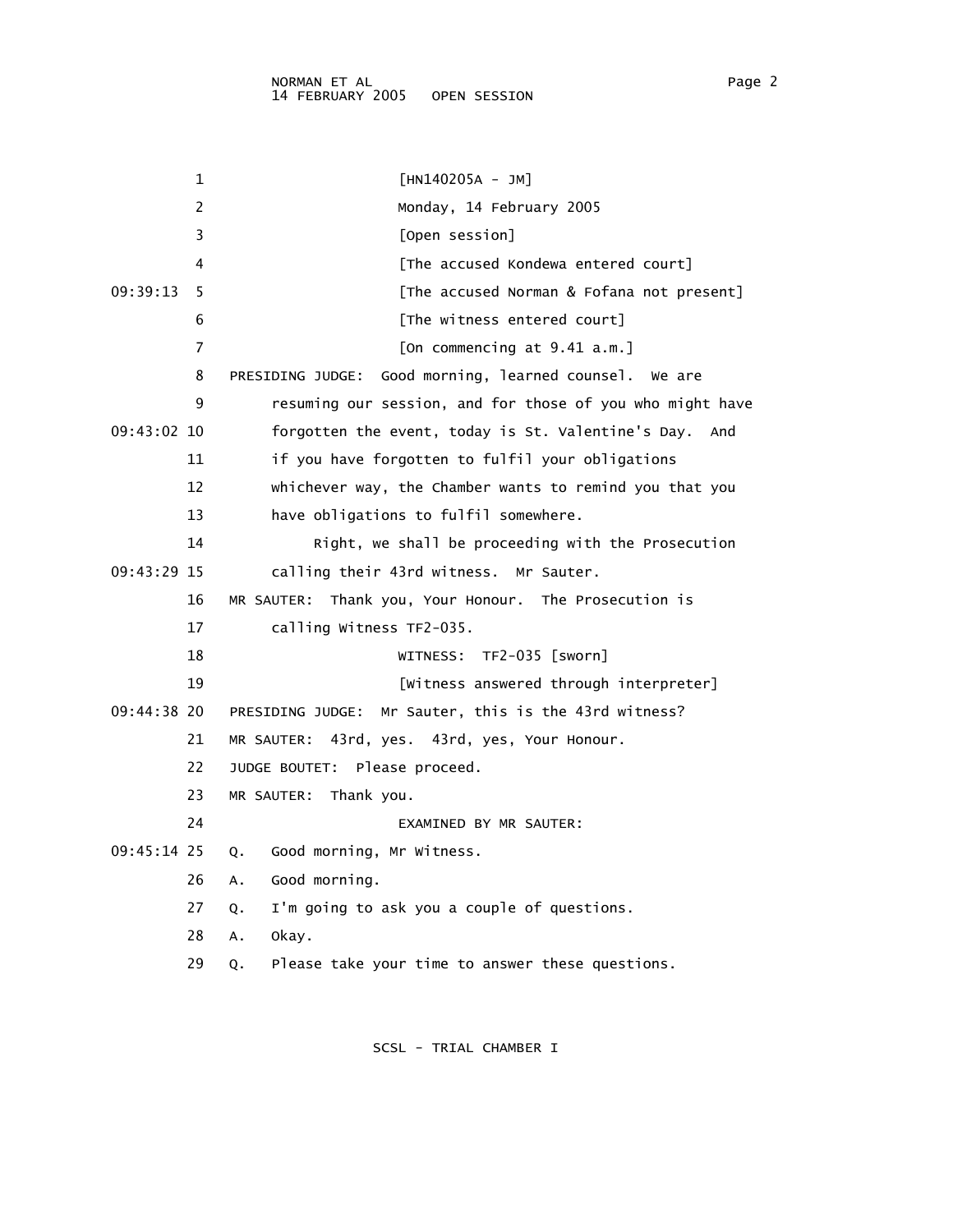[HN140205A - JM]

Monday, 14 February 2005

[Open session]

[The accused Kondewa entered court]

[The accused Norman & Fofana not present]

[The witness entered court]

[On commencing at 9.41 a.m.]

PRESIDING JUDGE: Good morning, learned counsel. We are resuming our session, and for those of you who might have forgotten the event, today is St. Valentine's Day. And if you have forgotten to fulfil your obligations whichever way, the Chamber wants to remind you that you have obligations to fulfil somewhere.

Right, we shall be proceeding with the Prosecution calling their 43rd witness. Mr Sauter.

MR SAUTER: Thank you, Your Honour. The Prosecution is calling Witness TF2-035.

WITNESS: TF2-035 [sworn]

[Witness answered through interpreter]

PRESIDING JUDGE: Mr Sauter, this is the 43rd witness?

MR SAUTER: 43rd, yes. 43rd, yes, Your Honour.

JUDGE BOUTET: Please proceed.

MR SAUTER: Thank you.

EXAMINED BY MR SAUTER:

Q. Good morning, Mr Witness.

A. Good morning.

Q. I'm going to ask you a couple of questions.

A. Okay.

Q. Please take your time to answer these questions.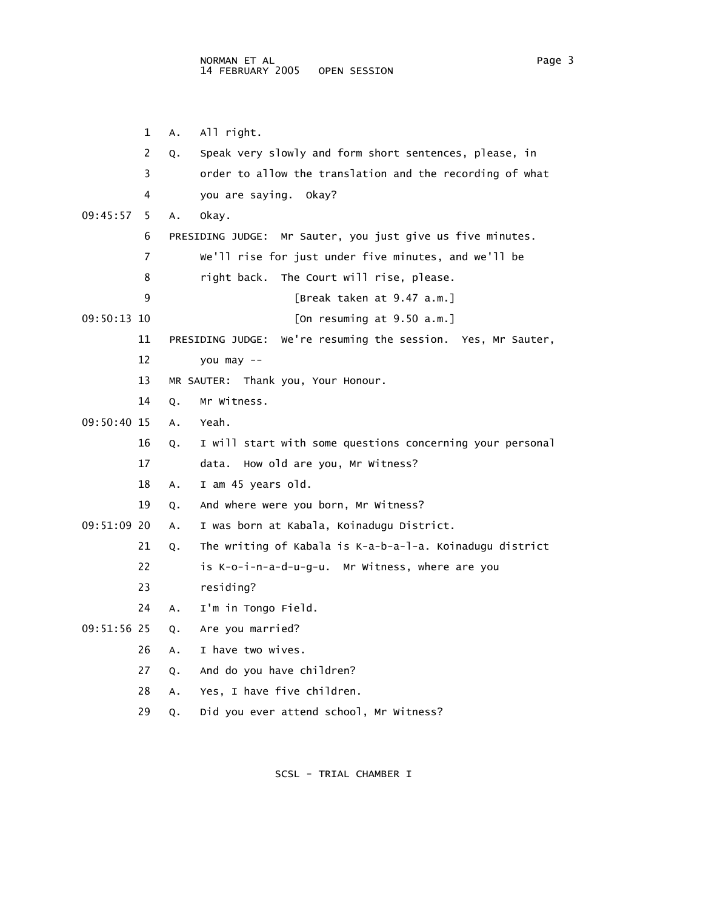A. All right.

Q. Speak very slowly and form short sentences, please, in order to allow the translation and the recording of what you are saying. Okay?

A. Okay.

PRESIDING JUDGE: Mr Sauter, you just give us five minutes. We'll rise for just under five minutes, and we'll be right back. The Court will rise, please.

[Break taken at 9.47 a.m.]

[On resuming at 9.50 a.m.]

PRESIDING JUDGE: We're resuming the session. Yes, Mr Sauter, you may --

MR SAUTER: Thank you, Your Honour.

Q. Mr Witness.

A. Yeah.

Q. I will start with some questions concerning your personal data. How old are you, Mr Witness?

A. I am 45 years old.

Q. And where were you born, Mr Witness?

A. I was born at Kabala, Koinadugu District.

Q. The writing of Kabala is K-a-b-a-l-a. Koinadugu district is K-o-i-n-a-d-u-g-u. Mr Witness, where are you residing?

A. I'm in Tongo Field.

Q. Are you married?

A. I have two wives.

Q. And do you have children?

A. Yes, I have five children.

Q. Did you ever attend school, Mr Witness?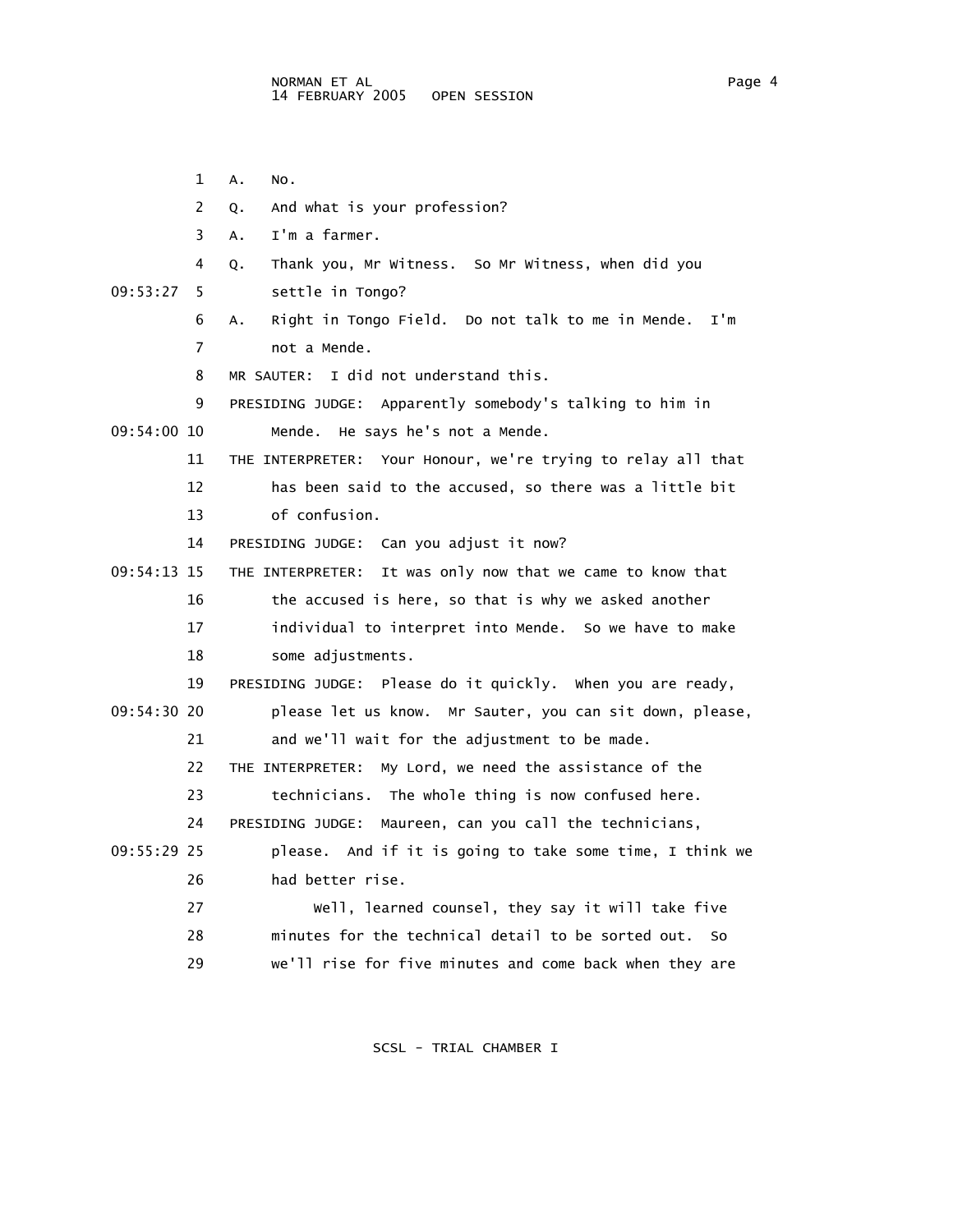1 A. No.

2 Q. And what is your profession?

3 A. I'm a farmer.

4 Q. Thank you, Mr Witness. So Mr Witness, when did you

09:53:27 5 settle in Tongo?

6 A. Right in Tongo Field. Do not talk to me in Mende. I'm

7 not a Mende.

8 MR SAUTER: I did not understand this.

9 PRESIDING JUDGE: Apparently somebody's talking to him in

09:54:00 10 Mende. He says he's not a Mende.

11 THE INTERPRETER: Your Honour, we're trying to relay all that

12 has been said to the accused, so there was a little bit

13 of confusion.

14 PRESIDING JUDGE: Can you adjust it now?

09:54:13 15 THE INTERPRETER: It was only now that we came to know that

16 the accused is here, so that is why we asked another

17 individual to interpret into Mende. So we have to make

18 some adjustments.

19 PRESIDING JUDGE: Please do it quickly. When you are ready,

09:54:30 20 please let us know. Mr Sauter, you can sit down, please,

21 and we'll wait for the adjustment to be made.

22 THE INTERPRETER: My Lord, we need the assistance of the

23 technicians. The whole thing is now confused here.

24 PRESIDING JUDGE: Maureen, can you call the technicians,

09:55:29 25 please. And if it is going to take some time, I think we

26 had better rise.

27 Well, learned counsel, they say it will take five

28 minutes for the technical detail to be sorted out. So

29 we'll rise for five minutes and come back when they are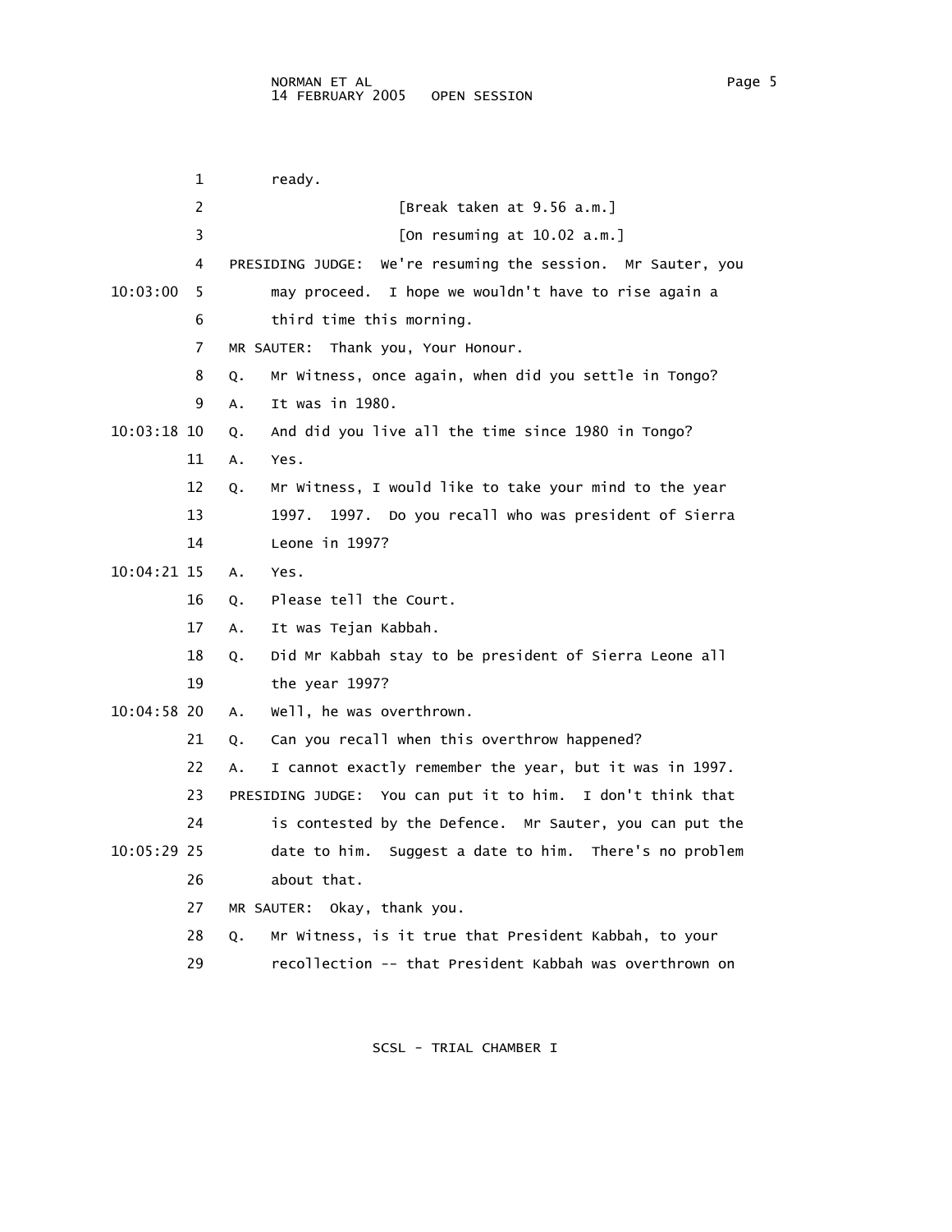ready.

[Break taken at 9.56 a.m.]

[On resuming at 10.02 a.m.]

PRESIDING JUDGE: We're resuming the session. Mr Sauter, you may proceed. I hope we wouldn't have to rise again a third time this morning.

MR SAUTER: Thank you, Your Honour.

Q. Mr Witness, once again, when did you settle in Tongo?

A. It was in 1980.

Q. And did you live all the time since 1980 in Tongo?

A. Yes.

Q. Mr Witness, I would like to take your mind to the year 1997. 1997. Do you recall who was president of Sierra Leone in 1997?

A. Yes.

Q. Please tell the Court.

A. It was Tejan Kabbah.

Q. Did Mr Kabbah stay to be president of Sierra Leone all the year 1997?

A. Well, he was overthrown.

Q. Can you recall when this overthrow happened?

A. I cannot exactly remember the year, but it was in 1997.

PRESIDING JUDGE: You can put it to him. I don't think that is contested by the Defence. Mr Sauter, you can put the date to him. Suggest a date to him. There's no problem about that.

MR SAUTER: Okay, thank you.

Q. Mr Witness, is it true that President Kabbah, to your recollection -- that President Kabbah was overthrown on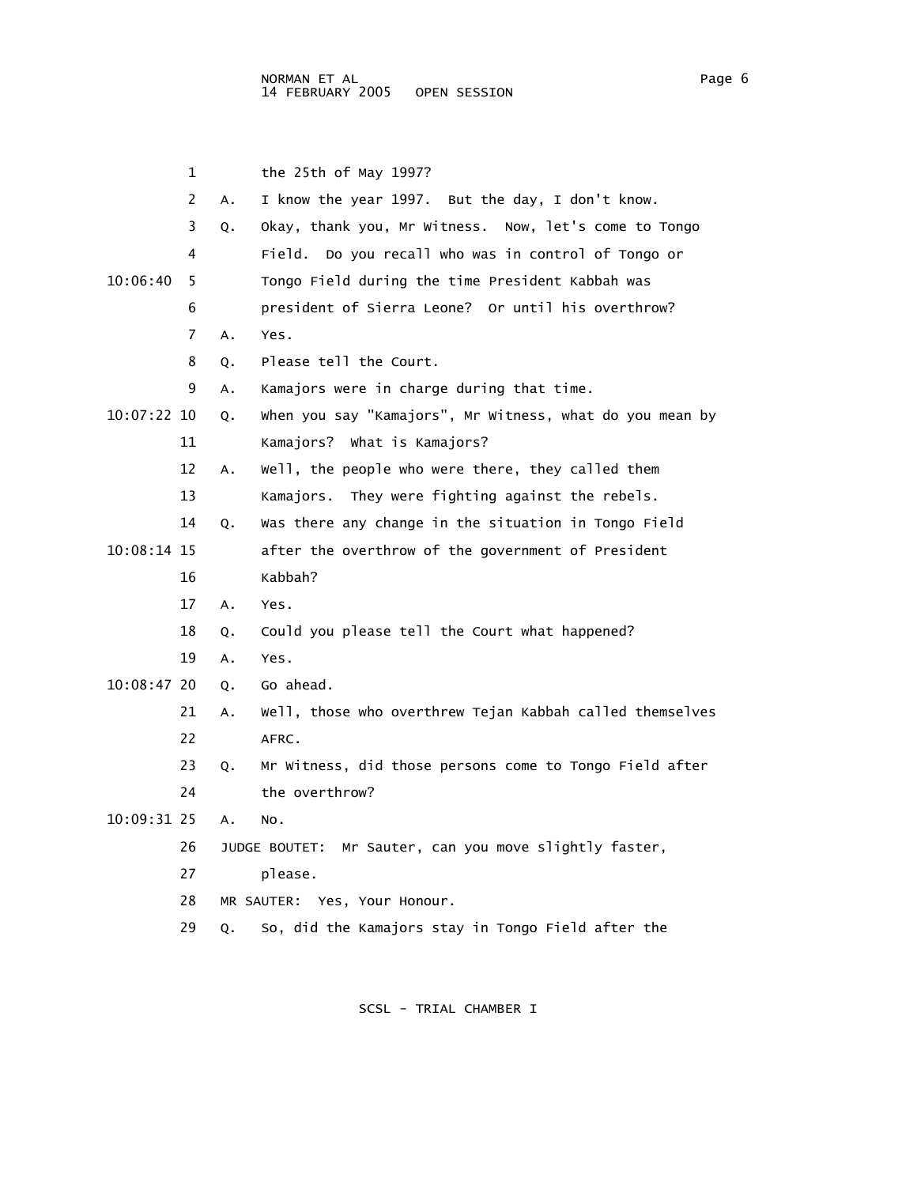1 the 25th of May 1997?

2 A. I know the year 1997. But the day, I don't know.

3 Q. Okay, thank you, Mr Witness. Now, let's come to Tongo

4 Field. Do you recall who was in control of Tongo or

10:06:40 5 Tongo Field during the time President Kabbah was

6 president of Sierra Leone? Or until his overthrow?

7 A. Yes.

8 Q. Please tell the Court.

9 A. Kamajors were in charge during that time.

10:07:22 10 Q. When you say "Kamajors", Mr Witness, what do you mean by

11 Kamajors? What is Kamajors?

12 A. Well, the people who were there, they called them

13 Kamajors. They were fighting against the rebels.

14 Q. Was there any change in the situation in Tongo Field

10:08:14 15 after the overthrow of the government of President

16 Kabbah?

17 A. Yes.

18 Q. Could you please tell the Court what happened?

19 A. Yes.

10:08:47 20 Q. Go ahead.

21 A. Well, those who overthrew Tejan Kabbah called themselves

22 AFRC.

23 Q. Mr Witness, did those persons come to Tongo Field after

24 the overthrow?

10:09:31 25 A. No.

26 JUDGE BOUTET: Mr Sauter, can you move slightly faster,

27 please.

28 MR SAUTER: Yes, Your Honour.

29 Q. So, did the Kamajors stay in Tongo Field after the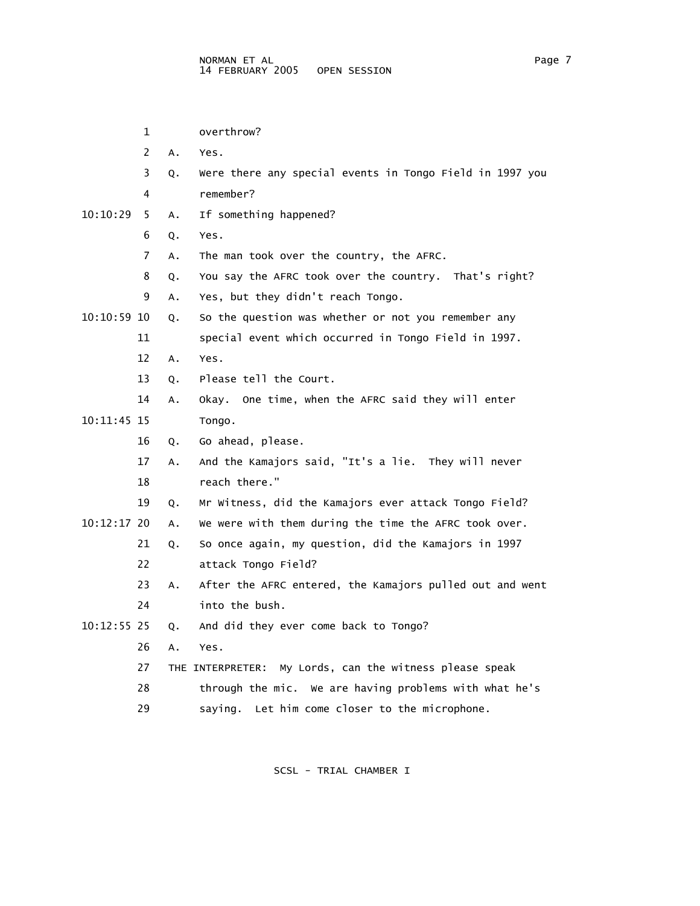1 overthrow?

2 A. Yes.

3 Q. Were there any special events in Tongo Field in 1997 you

4 remember?

10:10:29 5 A. If something happened?

6 Q. Yes.

7 A. The man took over the country, the AFRC.

8 Q. You say the AFRC took over the country. That's right?

9 A. Yes, but they didn't reach Tongo.

10:10:59 10 Q. So the question was whether or not you remember any

11 special event which occurred in Tongo Field in 1997.

12 A. Yes.

13 Q. Please tell the Court.

14 A. Okay. One time, when the AFRC said they will enter

10:11:45 15 Tongo.

16 Q. Go ahead, please.

17 A. And the Kamajors said, "It's a lie. They will never

18 reach there."

19 Q. Mr Witness, did the Kamajors ever attack Tongo Field?

10:12:17 20 A. We were with them during the time the AFRC took over.

21 Q. So once again, my question, did the Kamajors in 1997

22 attack Tongo Field?

23 A. After the AFRC entered, the Kamajors pulled out and went

24 into the bush.

10:12:55 25 Q. And did they ever come back to Tongo?

26 A. Yes.

27 THE INTERPRETER: My Lords, can the witness please speak

28 through the mic. We are having problems with what he's

29 saying. Let him come closer to the microphone.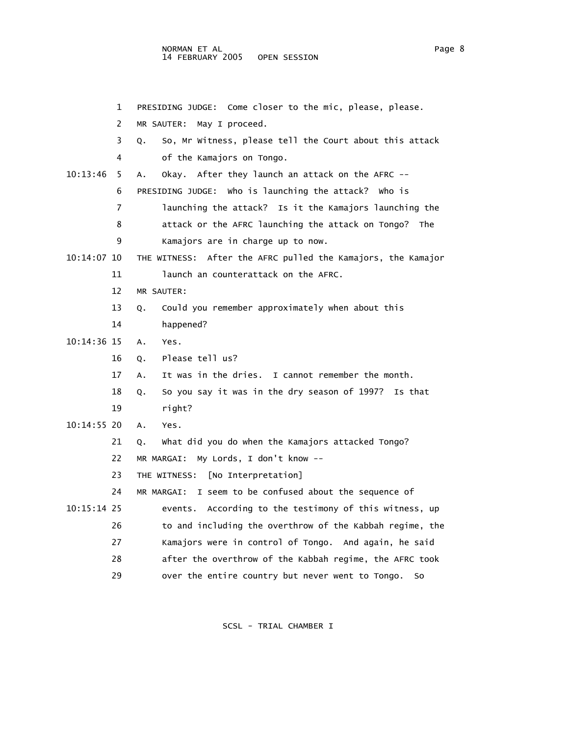PRESIDING JUDGE: Come closer to the mic, please, please.

MR SAUTER: May I proceed.

Q. So, Mr Witness, please tell the Court about this attack of the Kamajors on Tongo.

A. Okay. After they launch an attack on the AFRC --

PRESIDING JUDGE: Who is launching the attack? Who is launching the attack? Is it the Kamajors launching the attack or the AFRC launching the attack on Tongo? The Kamajors are in charge up to now.

THE WITNESS: After the AFRC pulled the Kamajors, the Kamajor launch an counterattack on the AFRC.

MR SAUTER:

Q. Could you remember approximately when about this happened?

A. Yes.

Q. Please tell us?

A. It was in the dries. I cannot remember the month.

Q. So you say it was in the dry season of 1997? Is that right?

A. Yes.

Q. What did you do when the Kamajors attacked Tongo?

MR MARGAI: My Lords, I don't know --

THE WITNESS: [No Interpretation]

MR MARGAI: I seem to be confused about the sequence of events. According to the testimony of this witness, up to and including the overthrow of the Kabbah regime, the Kamajors were in control of Tongo. And again, he said after the overthrow of the Kabbah regime, the AFRC took over the entire country but never went to Tongo. So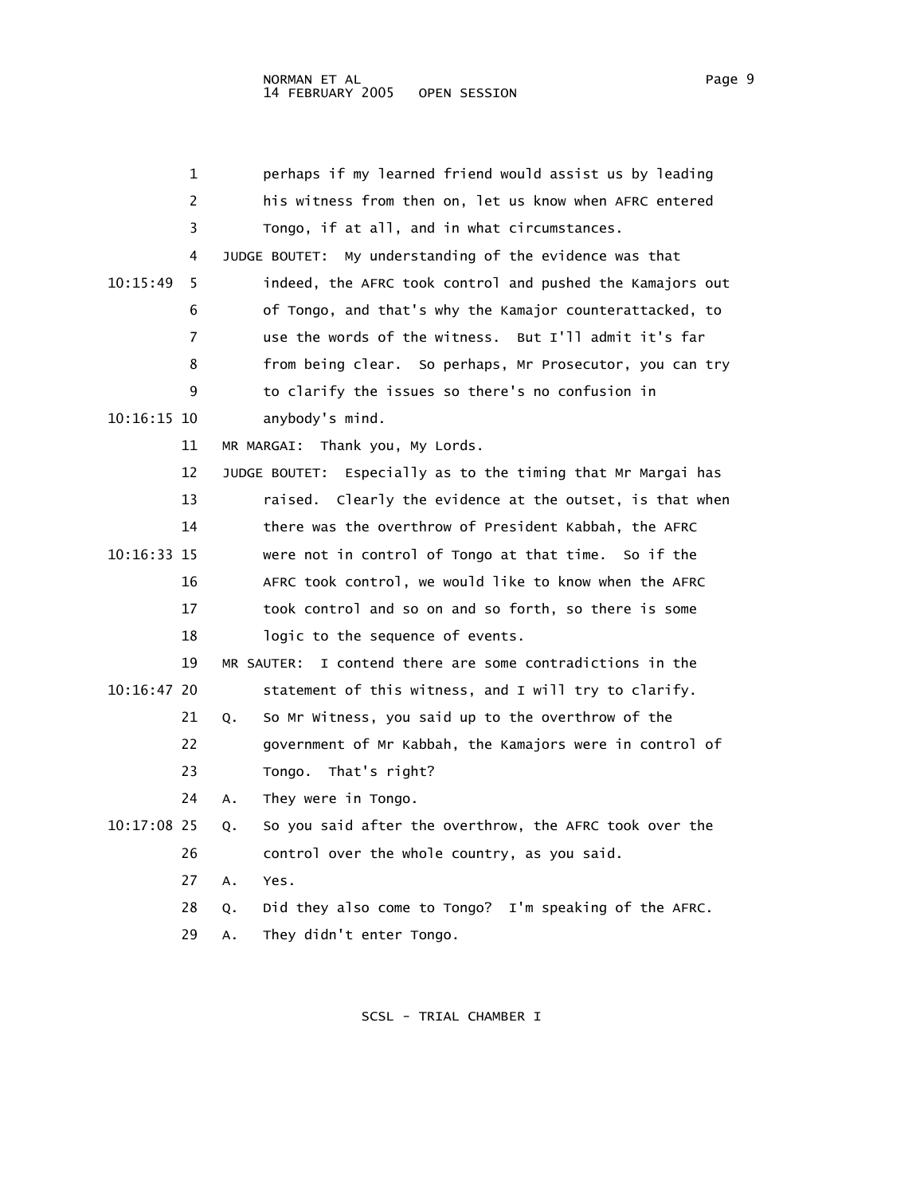perhaps if my learned friend would assist us by leading his witness from then on, let us know when AFRC entered Tongo, if at all, and in what circumstances.

JUDGE BOUTET: My understanding of the evidence was that indeed, the AFRC took control and pushed the Kamajors out of Tongo, and that's why the Kamajor counterattacked, to use the words of the witness. But I'll admit it's far from being clear. So perhaps, Mr Prosecutor, you can try to clarify the issues so there's no confusion in anybody's mind.

MR MARGAI: Thank you, My Lords.

JUDGE BOUTET: Especially as to the timing that Mr Margai has raised. Clearly the evidence at the outset, is that when there was the overthrow of President Kabbah, the AFRC were not in control of Tongo at that time. So if the AFRC took control, we would like to know when the AFRC took control and so on and so forth, so there is some logic to the sequence of events.

MR SAUTER: I contend there are some contradictions in the statement of this witness, and I will try to clarify.

Q. So Mr Witness, you said up to the overthrow of the government of Mr Kabbah, the Kamajors were in control of Tongo. That's right?

A. They were in Tongo.

Q. So you said after the overthrow, the AFRC took over the control over the whole country, as you said.

A. Yes.

Q. Did they also come to Tongo? I'm speaking of the AFRC.

A. They didn't enter Tongo.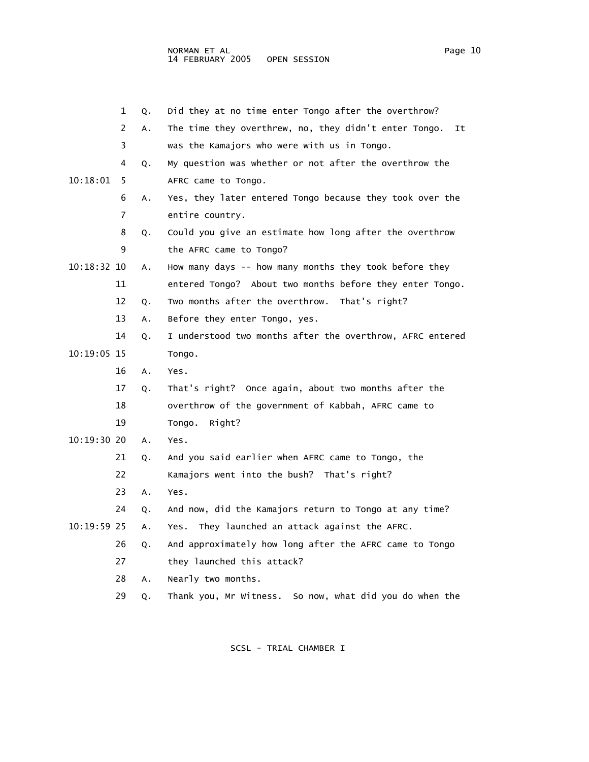Q. Did they at no time enter Tongo after the overthrow?

A. The time they overthrew, no, they didn't enter Tongo. It was the Kamajors who were with us in Tongo.

Q. My question was whether or not after the overthrow the AFRC came to Tongo.

A. Yes, they later entered Tongo because they took over the entire country.

Q. Could you give an estimate how long after the overthrow the AFRC came to Tongo?

A. How many days -- how many months they took before they entered Tongo? About two months before they enter Tongo.

Q. Two months after the overthrow. That's right?

A. Before they enter Tongo, yes.

Q. I understood two months after the overthrow, AFRC entered Tongo.

A. Yes.

Q. That's right? Once again, about two months after the overthrow of the government of Kabbah, AFRC came to Tongo. Right?

A. Yes.

Q. And you said earlier when AFRC came to Tongo, the Kamajors went into the bush? That's right?

A. Yes.

Q. And now, did the Kamajors return to Tongo at any time?

A. Yes. They launched an attack against the AFRC.

Q. And approximately how long after the AFRC came to Tongo they launched this attack?

A. Nearly two months.

Q. Thank you, Mr Witness. So now, what did you do when the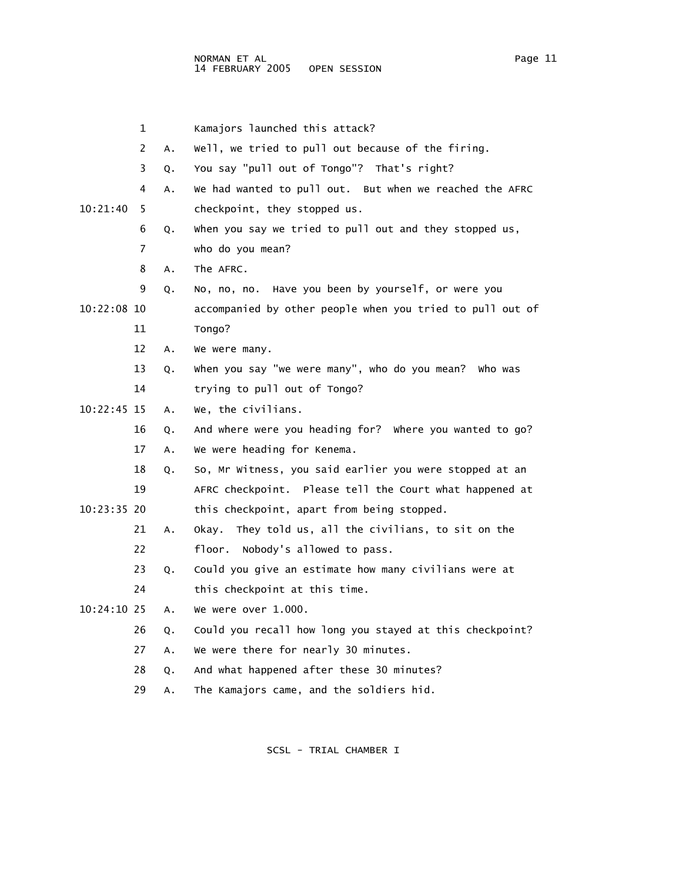1 Kamajors launched this attack?

2 A. Well, we tried to pull out because of the firing.

3 Q. You say "pull out of Tongo"? That's right?

4 A. We had wanted to pull out. But when we reached the AFRC

10:21:40 5 checkpoint, they stopped us.

6 Q. When you say we tried to pull out and they stopped us,

7 who do you mean?

8 A. The AFRC.

9 Q. No, no, no. Have you been by yourself, or were you

10:22:08 10 accompanied by other people when you tried to pull out of

11 Tongo?

12 A. We were many.

13 Q. When you say "we were many", who do you mean? Who was

14 trying to pull out of Tongo?

10:22:45 15 A. We, the civilians.

16 Q. And where were you heading for? Where you wanted to go?

17 A. We were heading for Kenema.

18 Q. So, Mr Witness, you said earlier you were stopped at an

19 AFRC checkpoint. Please tell the Court what happened at

10:23:35 20 this checkpoint, apart from being stopped.

21 A. Okay. They told us, all the civilians, to sit on the

22 floor. Nobody's allowed to pass.

23 Q. Could you give an estimate how many civilians were at

24 this checkpoint at this time.

10:24:10 25 A. We were over 1.000.

26 Q. Could you recall how long you stayed at this checkpoint?

27 A. We were there for nearly 30 minutes.

28 Q. And what happened after these 30 minutes?

29 A. The Kamajors came, and the soldiers hid.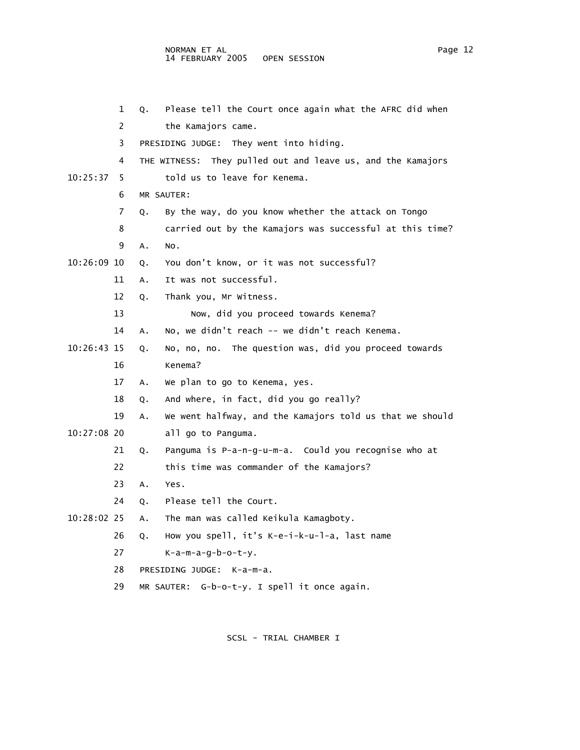1 Q. Please tell the Court once again what the AFRC did when
2 the Kamajors came.
3 PRESIDING JUDGE: They went into hiding.
4 THE WITNESS: They pulled out and leave us, and the Kamajors
10:25:37 5 told us to leave for Kenema.
6 MR SAUTER:
7 Q. By the way, do you know whether the attack on Tongo
8 carried out by the Kamajors was successful at this time?
9 A. No.
10:26:09 10 Q. You don't know, or it was not successful?
11 A. It was not successful.
12 Q. Thank you, Mr Witness.
13 Now, did you proceed towards Kenema?
14 A. No, we didn't reach -- we didn't reach Kenema.
10:26:43 15 Q. No, no, no. The question was, did you proceed towards
16 Kenema?
17 A. We plan to go to Kenema, yes.
18 Q. And where, in fact, did you go really?
19 A. We went halfway, and the Kamajors told us that we should
10:27:08 20 all go to Panguma.
21 Q. Panguma is P-a-n-g-u-m-a. Could you recognise who at
22 this time was commander of the Kamajors?
23 A. Yes.
24 Q. Please tell the Court.
10:28:02 25 A. The man was called Keikula Kamagboty.
26 Q. How you spell, it's K-e-i-k-u-l-a, last name
27 K-a-m-a-g-b-o-t-y.
28 PRESIDING JUDGE: K-a-m-a.
29 MR SAUTER: G-b-o-t-y. I spell it once again.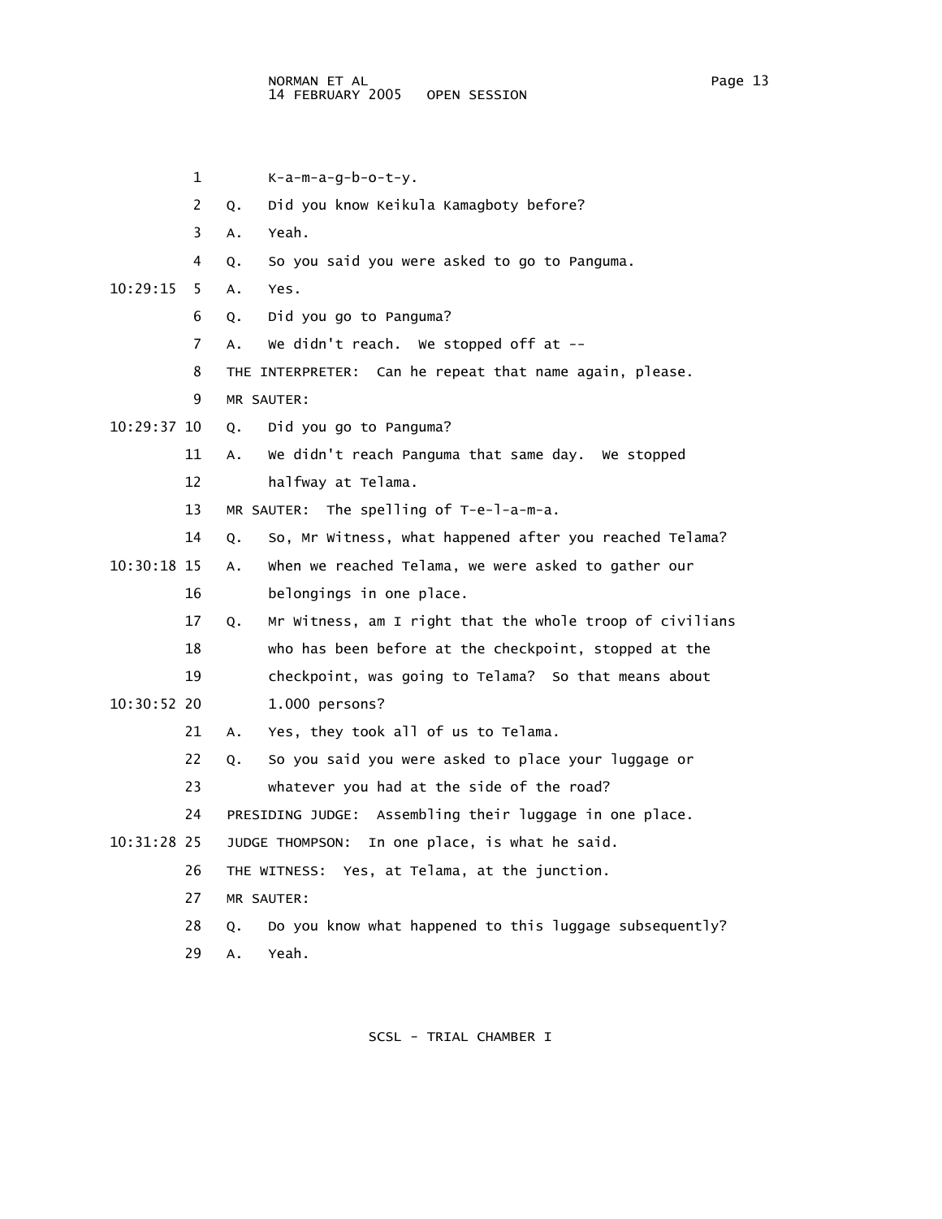1 K-a-m-a-g-b-o-t-y.

2 Q. Did you know Keikula Kamagboty before?

3 A. Yeah.

4 Q. So you said you were asked to go to Panguma.

10:29:15 5 A. Yes.

6 Q. Did you go to Panguma?

7 A. We didn't reach. We stopped off at --

8 THE INTERPRETER: Can he repeat that name again, please.

9 MR SAUTER:

10:29:37 10 Q. Did you go to Panguma?

11 A. We didn't reach Panguma that same day. We stopped

12 halfway at Telama.

13 MR SAUTER: The spelling of T-e-l-a-m-a.

14 Q. So, Mr Witness, what happened after you reached Telama?

10:30:18 15 A. When we reached Telama, we were asked to gather our

16 belongings in one place.

17 Q. Mr Witness, am I right that the whole troop of civilians

18 who has been before at the checkpoint, stopped at the

19 checkpoint, was going to Telama? So that means about

10:30:52 20 1.000 persons?

21 A. Yes, they took all of us to Telama.

22 Q. So you said you were asked to place your luggage or

23 whatever you had at the side of the road?

24 PRESIDING JUDGE: Assembling their luggage in one place.

10:31:28 25 JUDGE THOMPSON: In one place, is what he said.

26 THE WITNESS: Yes, at Telama, at the junction.

27 MR SAUTER:

28 Q. Do you know what happened to this luggage subsequently?

29 A. Yeah.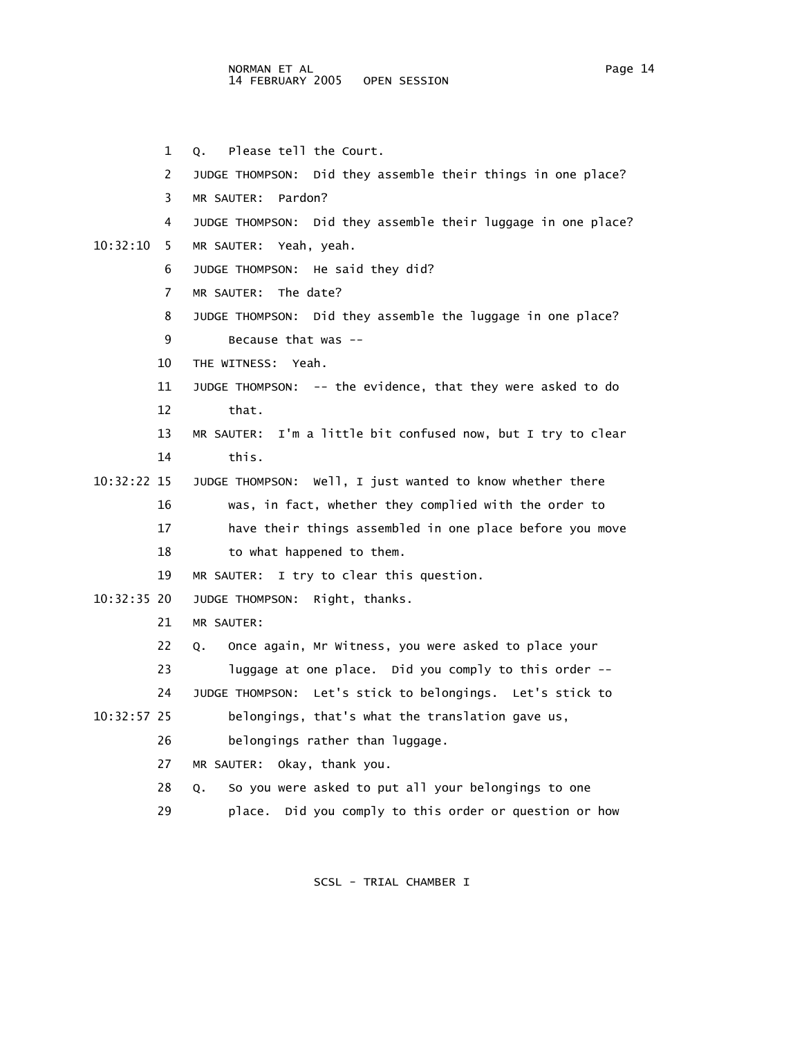Q. Please tell the Court.

JUDGE THOMPSON: Did they assemble their things in one place?

MR SAUTER: Pardon?

JUDGE THOMPSON: Did they assemble their luggage in one place?

MR SAUTER: Yeah, yeah.

JUDGE THOMPSON: He said they did?

MR SAUTER: The date?

JUDGE THOMPSON: Did they assemble the luggage in one place? Because that was --

THE WITNESS: Yeah.

JUDGE THOMPSON: -- the evidence, that they were asked to do that.

MR SAUTER: I'm a little bit confused now, but I try to clear this.

JUDGE THOMPSON: Well, I just wanted to know whether there was, in fact, whether they complied with the order to have their things assembled in one place before you move to what happened to them.

MR SAUTER: I try to clear this question.

JUDGE THOMPSON: Right, thanks.

MR SAUTER:

Q. Once again, Mr Witness, you were asked to place your luggage at one place. Did you comply to this order --

JUDGE THOMPSON: Let's stick to belongings. Let's stick to belongings, that's what the translation gave us, belongings rather than luggage.

MR SAUTER: Okay, thank you.

Q. So you were asked to put all your belongings to one place. Did you comply to this order or question or how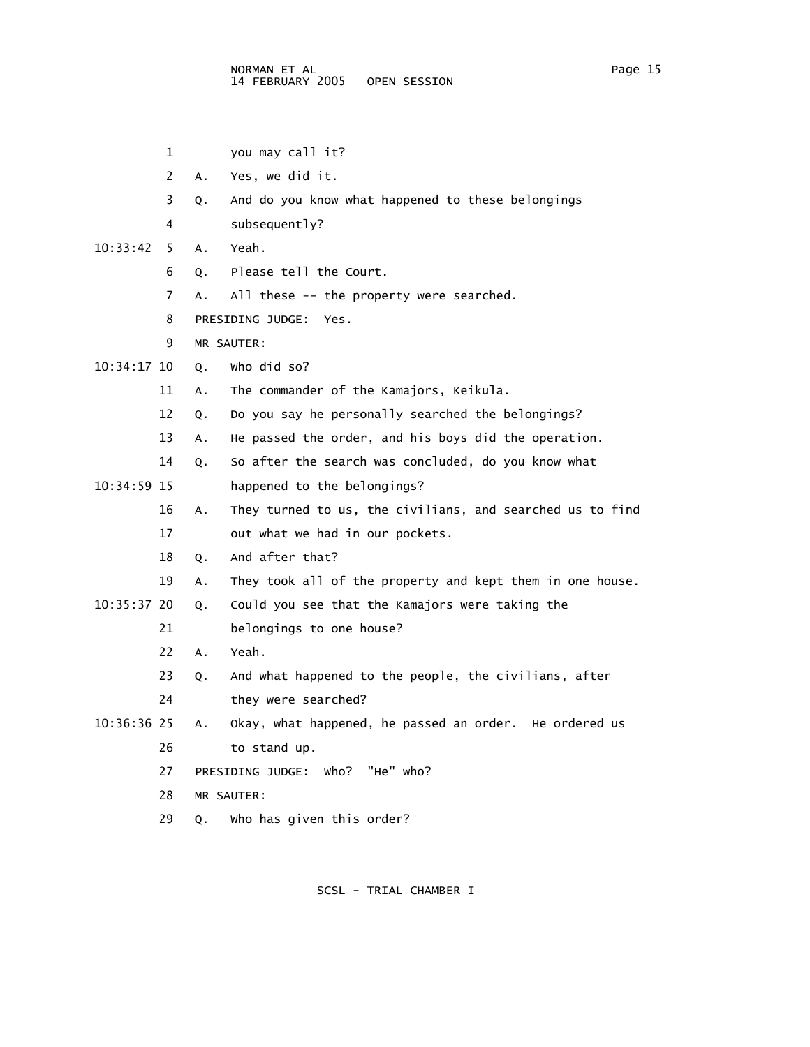1 you may call it?

2 A. Yes, we did it.

3 Q. And do you know what happened to these belongings

4 subsequently?

10:33:42 5 A. Yeah.

6 Q. Please tell the Court.

7 A. All these -- the property were searched.

8 PRESIDING JUDGE: Yes.

9 MR SAUTER:

10:34:17 10 Q. Who did so?

11 A. The commander of the Kamajors, Keikula.

12 Q. Do you say he personally searched the belongings?

13 A. He passed the order, and his boys did the operation.

14 Q. So after the search was concluded, do you know what

10:34:59 15 happened to the belongings?

16 A. They turned to us, the civilians, and searched us to find

17 out what we had in our pockets.

18 Q. And after that?

19 A. They took all of the property and kept them in one house.

10:35:37 20 Q. Could you see that the Kamajors were taking the

21 belongings to one house?

22 A. Yeah.

23 Q. And what happened to the people, the civilians, after

24 they were searched?

10:36:36 25 A. Okay, what happened, he passed an order. He ordered us

26 to stand up.

27 PRESIDING JUDGE: Who? "He" who?

28 MR SAUTER:

29 Q. Who has given this order?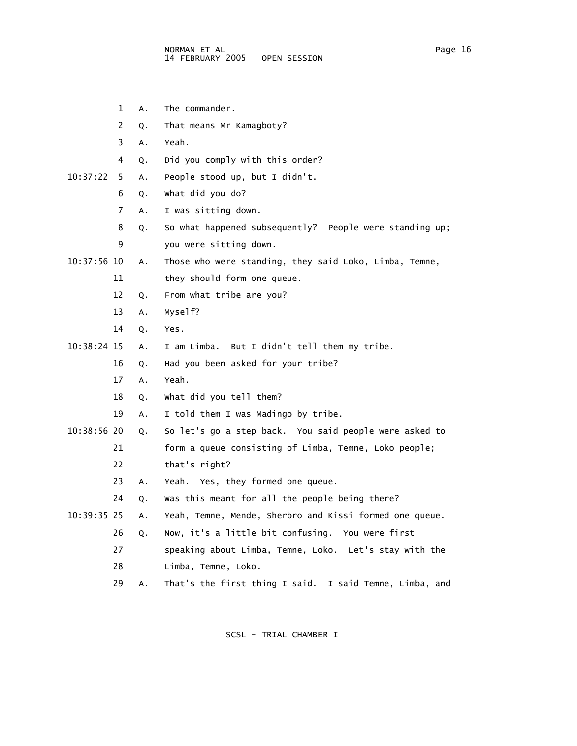1 A. The commander.

2 Q. That means Mr Kamagboty?

3 A. Yeah.

4 Q. Did you comply with this order?

10:37:22 5 A. People stood up, but I didn't.

6 Q. What did you do?

7 A. I was sitting down.

8 Q. So what happened subsequently? People were standing up;

9 you were sitting down.

10:37:56 10 A. Those who were standing, they said Loko, Limba, Temne,

11 they should form one queue.

12 Q. From what tribe are you?

13 A. Myself?

14 Q. Yes.

10:38:24 15 A. I am Limba. But I didn't tell them my tribe.

16 Q. Had you been asked for your tribe?

17 A. Yeah.

18 Q. What did you tell them?

19 A. I told them I was Madingo by tribe.

10:38:56 20 Q. So let's go a step back. You said people were asked to

21 form a queue consisting of Limba, Temne, Loko people;

22 that's right?

23 A. Yeah. Yes, they formed one queue.

24 Q. Was this meant for all the people being there?

10:39:35 25 A. Yeah, Temne, Mende, Sherbro and Kissi formed one queue.

26 Q. Now, it's a little bit confusing. You were first

27 speaking about Limba, Temne, Loko. Let's stay with the

28 Limba, Temne, Loko.

29 A. That's the first thing I said. I said Temne, Limba, and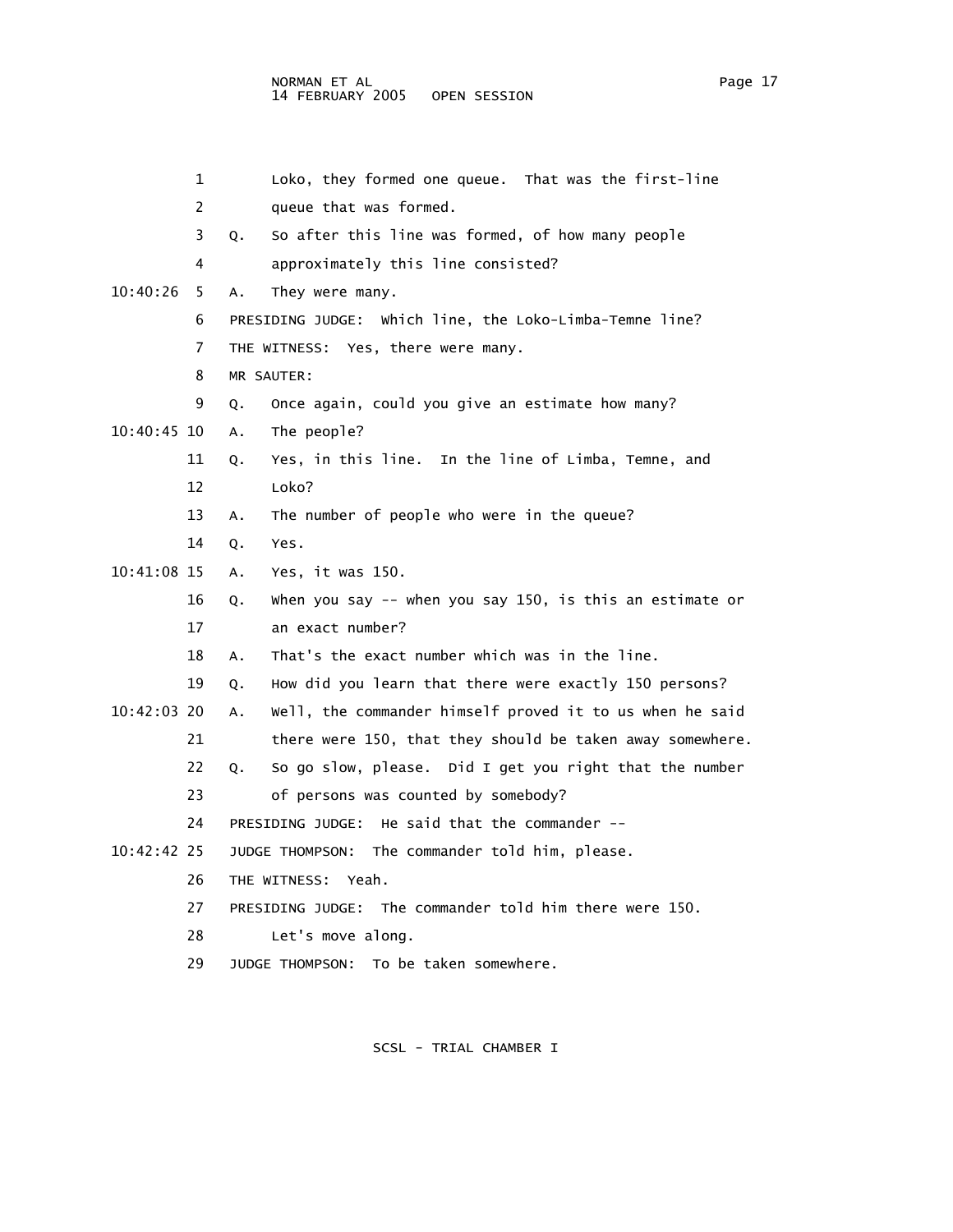1 Loko, they formed one queue. That was the first-line
2 queue that was formed.
3 Q. So after this line was formed, of how many people
4 approximately this line consisted?
10:40:26 5 A. They were many.
6 PRESIDING JUDGE: Which line, the Loko-Limba-Temne line?
7 THE WITNESS: Yes, there were many.
8 MR SAUTER:
9 Q. Once again, could you give an estimate how many?
10:40:45 10 A. The people?
11 Q. Yes, in this line. In the line of Limba, Temne, and
12 Loko?
13 A. The number of people who were in the queue?
14 Q. Yes.
10:41:08 15 A. Yes, it was 150.
16 Q. When you say -- when you say 150, is this an estimate or
17 an exact number?
18 A. That's the exact number which was in the line.
19 Q. How did you learn that there were exactly 150 persons?
10:42:03 20 A. Well, the commander himself proved it to us when he said
21 there were 150, that they should be taken away somewhere.
22 Q. So go slow, please. Did I get you right that the number
23 of persons was counted by somebody?
24 PRESIDING JUDGE: He said that the commander --
10:42:42 25 JUDGE THOMPSON: The commander told him, please.
26 THE WITNESS: Yeah.
27 PRESIDING JUDGE: The commander told him there were 150.
28 Let's move along.
29 JUDGE THOMPSON: To be taken somewhere.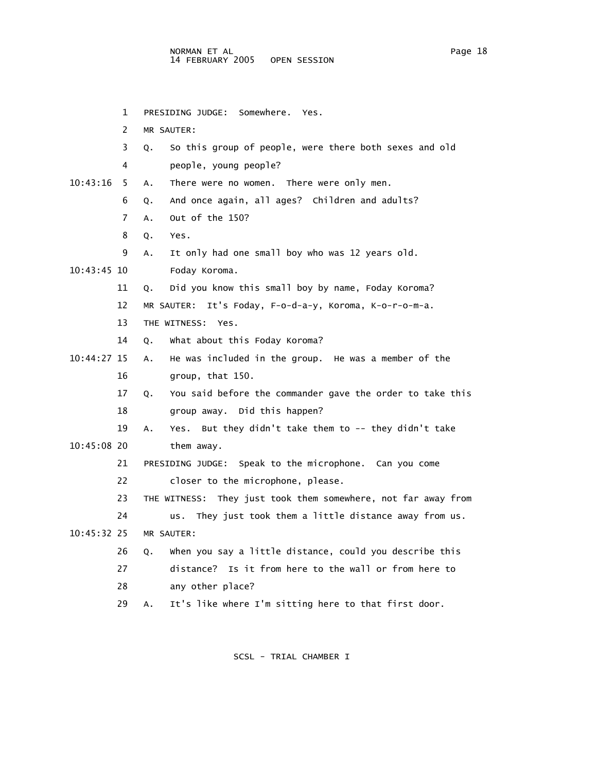1 PRESIDING JUDGE: Somewhere. Yes.

2 MR SAUTER:

3 Q. So this group of people, were there both sexes and old

4 people, young people?

10:43:16 5 A. There were no women. There were only men.

6 Q. And once again, all ages? Children and adults?

7 A. Out of the 150?

8 Q. Yes.

9 A. It only had one small boy who was 12 years old.

10:43:45 10 Foday Koroma.

11 Q. Did you know this small boy by name, Foday Koroma?

12 MR SAUTER: It's Foday, F-o-d-a-y, Koroma, K-o-r-o-m-a.

13 THE WITNESS: Yes.

14 Q. What about this Foday Koroma?

10:44:27 15 A. He was included in the group. He was a member of the

16 group, that 150.

17 Q. You said before the commander gave the order to take this

18 group away. Did this happen?

19 A. Yes. But they didn't take them to -- they didn't take

10:45:08 20 them away.

21 PRESIDING JUDGE: Speak to the microphone. Can you come

22 closer to the microphone, please.

23 THE WITNESS: They just took them somewhere, not far away from

24 us. They just took them a little distance away from us.

10:45:32 25 MR SAUTER:

26 Q. When you say a little distance, could you describe this

27 distance? Is it from here to the wall or from here to

28 any other place?

29 A. It's like where I'm sitting here to that first door.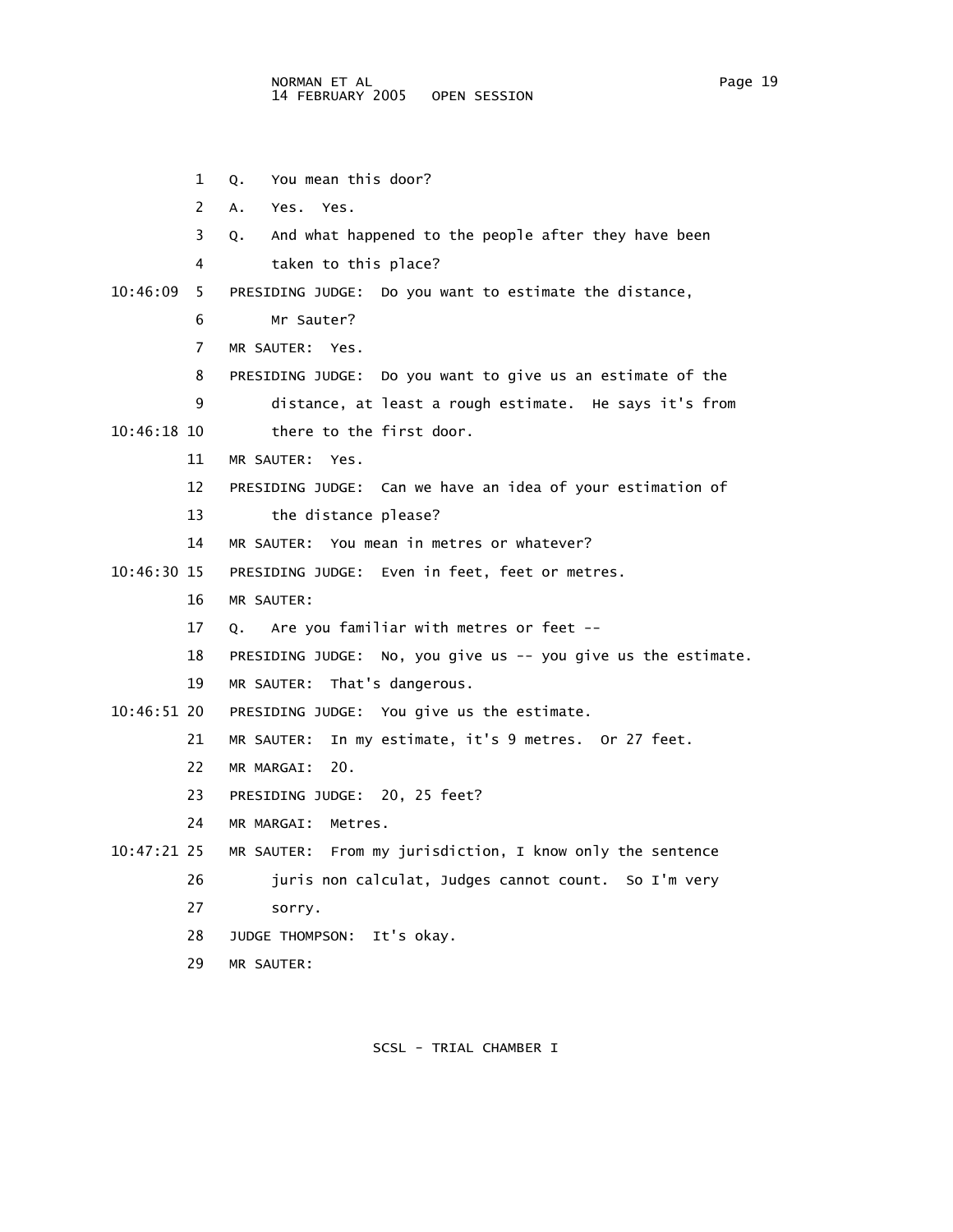Q. You mean this door?

A. Yes. Yes.

Q. And what happened to the people after they have been taken to this place?

PRESIDING JUDGE: Do you want to estimate the distance, Mr Sauter?

MR SAUTER: Yes.

PRESIDING JUDGE: Do you want to give us an estimate of the distance, at least a rough estimate. He says it's from there to the first door.

MR SAUTER: Yes.

PRESIDING JUDGE: Can we have an idea of your estimation of the distance please?

MR SAUTER: You mean in metres or whatever?

PRESIDING JUDGE: Even in feet, feet or metres.

MR SAUTER:

Q. Are you familiar with metres or feet --

PRESIDING JUDGE: No, you give us -- you give us the estimate.

MR SAUTER: That's dangerous.

PRESIDING JUDGE: You give us the estimate.

MR SAUTER: In my estimate, it's 9 metres. Or 27 feet.

MR MARGAI: 20.

PRESIDING JUDGE: 20, 25 feet?

MR MARGAI: Metres.

MR SAUTER: From my jurisdiction, I know only the sentence juris non calculat, Judges cannot count. So I'm very sorry.

JUDGE THOMPSON: It's okay.

MR SAUTER: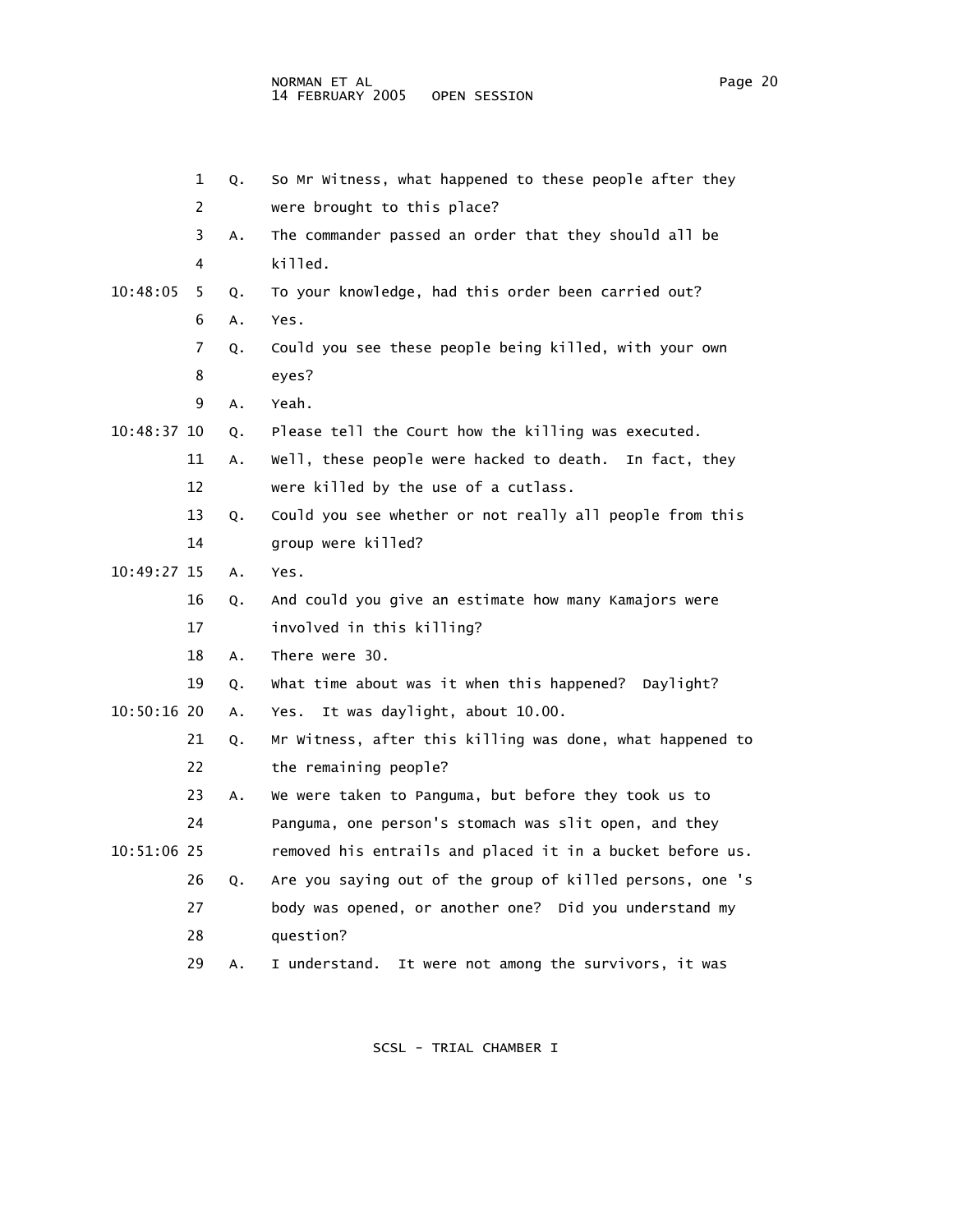1 Q. So Mr Witness, what happened to these people after they
2 were brought to this place?
3 A. The commander passed an order that they should all be
4 killed.
10:48:05 5 Q. To your knowledge, had this order been carried out?
6 A. Yes.
7 Q. Could you see these people being killed, with your own
8 eyes?
9 A. Yeah.
10:48:37 10 Q. Please tell the Court how the killing was executed.
11 A. Well, these people were hacked to death. In fact, they
12 were killed by the use of a cutlass.
13 Q. Could you see whether or not really all people from this
14 group were killed?
10:49:27 15 A. Yes.
16 Q. And could you give an estimate how many Kamajors were
17 involved in this killing?
18 A. There were 30.
19 Q. What time about was it when this happened? Daylight?
10:50:16 20 A. Yes. It was daylight, about 10.00.
21 Q. Mr Witness, after this killing was done, what happened to
22 the remaining people?
23 A. We were taken to Panguma, but before they took us to
24 Panguma, one person's stomach was slit open, and they
10:51:06 25 removed his entrails and placed it in a bucket before us.
26 Q. Are you saying out of the group of killed persons, one 's
27 body was opened, or another one? Did you understand my
28 question?
29 A. I understand. It were not among the survivors, it was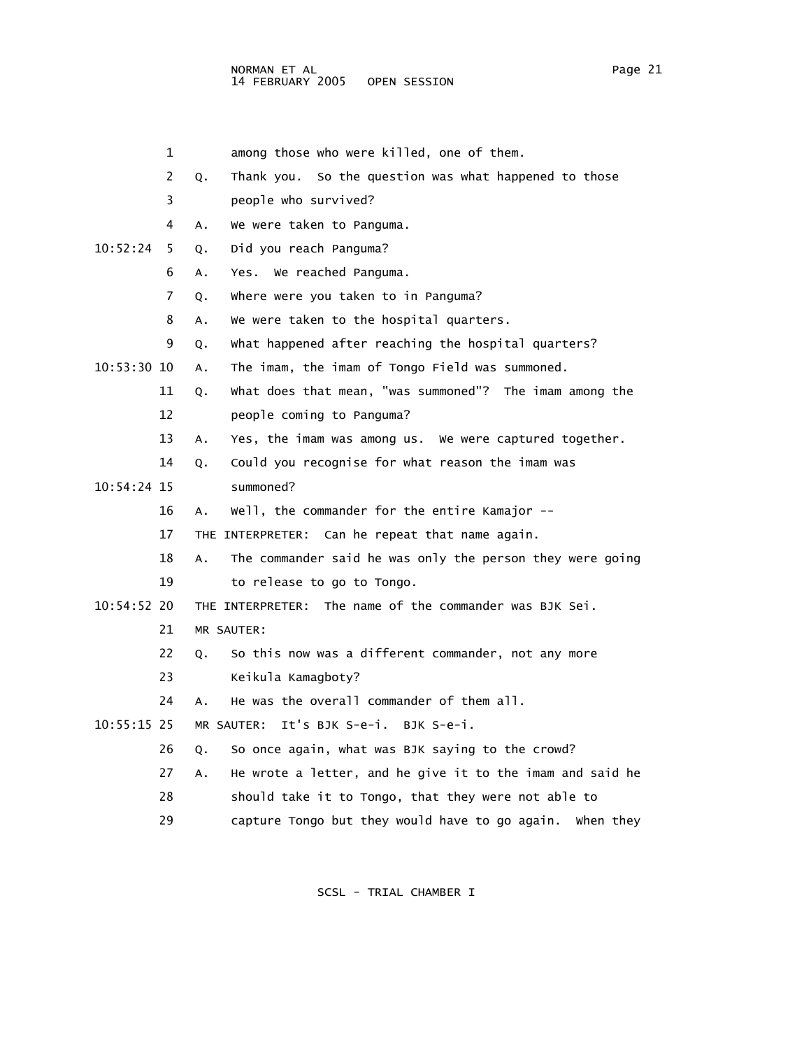among those who were killed, one of them.

Q. Thank you. So the question was what happened to those people who survived?

A. We were taken to Panguma.

Q. Did you reach Panguma?

A. Yes. We reached Panguma.

Q. Where were you taken to in Panguma?

A. We were taken to the hospital quarters.

Q. What happened after reaching the hospital quarters?

A. The imam, the imam of Tongo Field was summoned.

Q. What does that mean, "was summoned"? The imam among the people coming to Panguma?

A. Yes, the imam was among us. We were captured together.

Q. Could you recognise for what reason the imam was summoned?

A. Well, the commander for the entire Kamajor --

THE INTERPRETER: Can he repeat that name again.

A. The commander said he was only the person they were going to release to go to Tongo.

THE INTERPRETER: The name of the commander was BJK Sei.

MR SAUTER:

Q. So this now was a different commander, not any more Keikula Kamagboty?

A. He was the overall commander of them all.

MR SAUTER: It's BJK S-e-i. BJK S-e-i.

Q. So once again, what was BJK saying to the crowd?

A. He wrote a letter, and he give it to the imam and said he should take it to Tongo, that they were not able to capture Tongo but they would have to go again. When they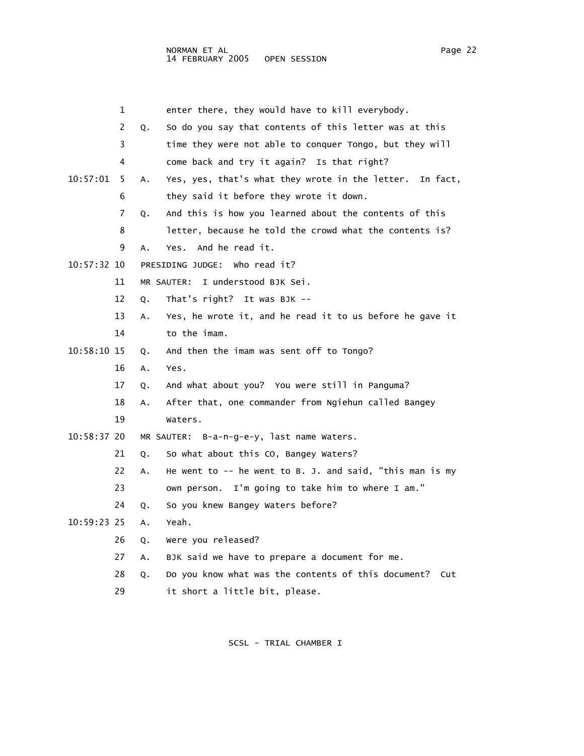1 enter there, they would have to kill everybody.

2 Q. So do you say that contents of this letter was at this

3 time they were not able to conquer Tongo, but they will

4 come back and try it again? Is that right?

10:57:01 5 A. Yes, yes, that's what they wrote in the letter. In fact,

6 they said it before they wrote it down.

7 Q. And this is how you learned about the contents of this

8 letter, because he told the crowd what the contents is?

9 A. Yes. And he read it.

10:57:32 10 PRESIDING JUDGE: Who read it?

11 MR SAUTER: I understood BJK Sei.

12 Q. That's right? It was BJK --

13 A. Yes, he wrote it, and he read it to us before he gave it

14 to the imam.

10:58:10 15 Q. And then the imam was sent off to Tongo?

16 A. Yes.

17 Q. And what about you? You were still in Panguma?

18 A. After that, one commander from Ngiehun called Bangey

19 Waters.

10:58:37 20 MR SAUTER: B-a-n-g-e-y, last name Waters.

21 Q. So what about this CO, Bangey Waters?

22 A. He went to -- he went to B. J. and said, "this man is my

23 own person. I'm going to take him to where I am."

24 Q. So you knew Bangey Waters before?

10:59:23 25 A. Yeah.

26 Q. Were you released?

27 A. BJK said we have to prepare a document for me.

28 Q. Do you know what was the contents of this document? Cut

29 it short a little bit, please.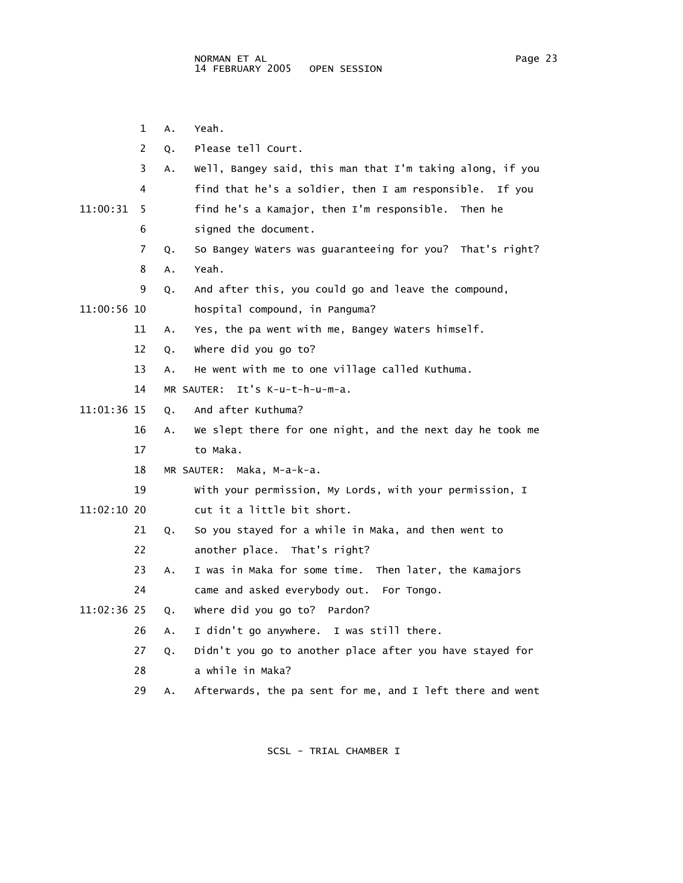1 A. Yeah.

2 Q. Please tell Court.

3 A. Well, Bangey said, this man that I'm taking along, if you

4 find that he's a soldier, then I am responsible. If you

11:00:31 5 find he's a Kamajor, then I'm responsible. Then he

6 signed the document.

7 Q. So Bangey Waters was guaranteeing for you? That's right?

8 A. Yeah.

9 Q. And after this, you could go and leave the compound,

11:00:56 10 hospital compound, in Panguma?

11 A. Yes, the pa went with me, Bangey Waters himself.

12 Q. Where did you go to?

13 A. He went with me to one village called Kuthuma.

14 MR SAUTER: It's K-u-t-h-u-m-a.

11:01:36 15 Q. And after Kuthuma?

16 A. We slept there for one night, and the next day he took me

17 to Maka.

18 MR SAUTER: Maka, M-a-k-a.

19 With your permission, My Lords, with your permission, I

11:02:10 20 cut it a little bit short.

21 Q. So you stayed for a while in Maka, and then went to

22 another place. That's right?

23 A. I was in Maka for some time. Then later, the Kamajors

24 came and asked everybody out. For Tongo.

11:02:36 25 Q. Where did you go to? Pardon?

26 A. I didn't go anywhere. I was still there.

27 Q. Didn't you go to another place after you have stayed for

28 a while in Maka?

29 A. Afterwards, the pa sent for me, and I left there and went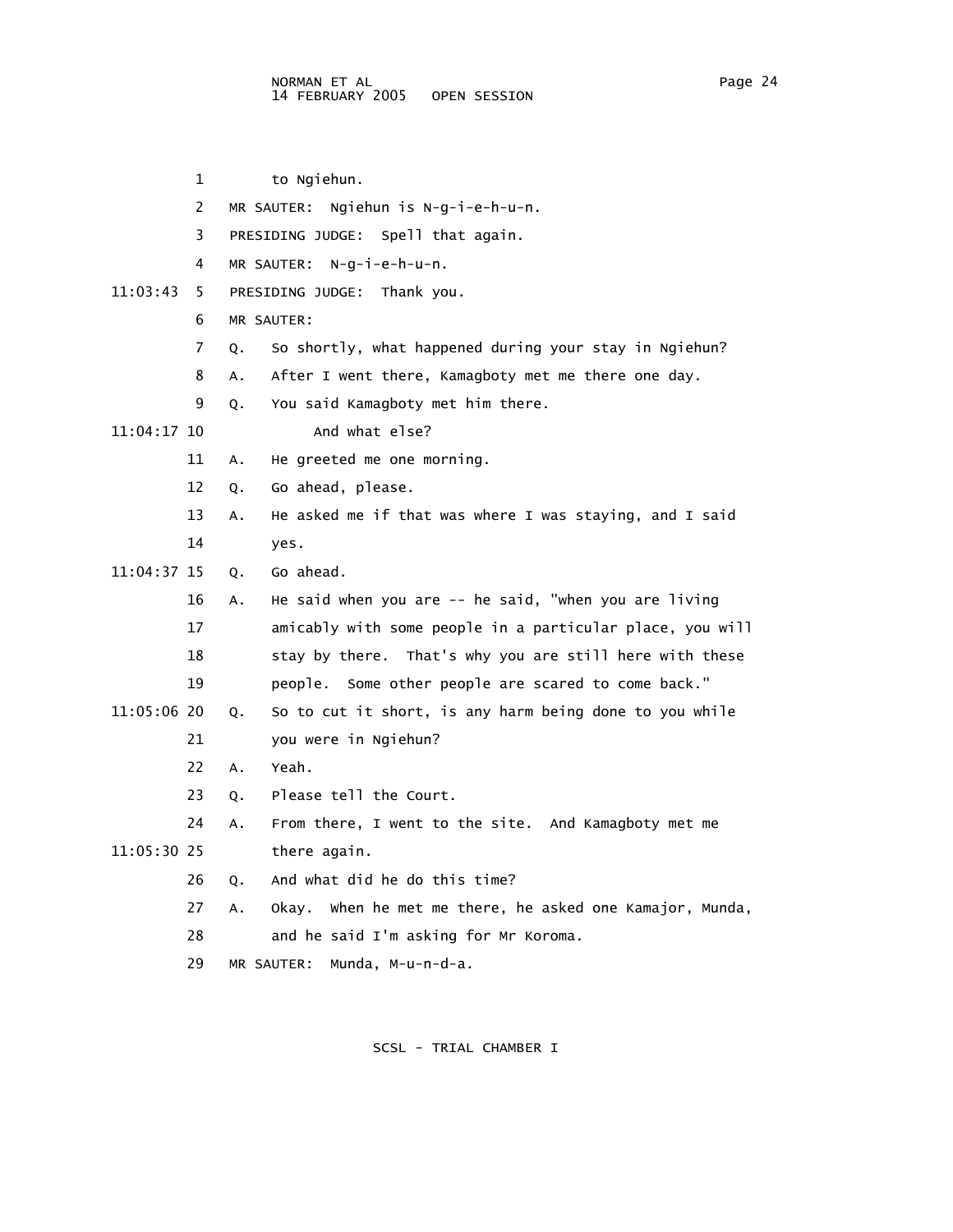1 to Ngiehun.

2 MR SAUTER: Ngiehun is N-g-i-e-h-u-n.

3 PRESIDING JUDGE: Spell that again.

4 MR SAUTER: N-g-i-e-h-u-n.

11:03:43 5 PRESIDING JUDGE: Thank you.

6 MR SAUTER:

7 Q. So shortly, what happened during your stay in Ngiehun?

8 A. After I went there, Kamagboty met me there one day.

9 Q. You said Kamagboty met him there.

11:04:17 10 And what else?

11 A. He greeted me one morning.

12 Q. Go ahead, please.

13 A. He asked me if that was where I was staying, and I said

14 yes.

11:04:37 15 Q. Go ahead.

16 A. He said when you are -- he said, "when you are living

17 amicably with some people in a particular place, you will

18 stay by there. That's why you are still here with these

19 people. Some other people are scared to come back."

11:05:06 20 Q. So to cut it short, is any harm being done to you while

21 you were in Ngiehun?

22 A. Yeah.

23 Q. Please tell the Court.

24 A. From there, I went to the site. And Kamagboty met me

11:05:30 25 there again.

26 Q. And what did he do this time?

27 A. Okay. When he met me there, he asked one Kamajor, Munda,

28 and he said I'm asking for Mr Koroma.

29 MR SAUTER: Munda, M-u-n-d-a.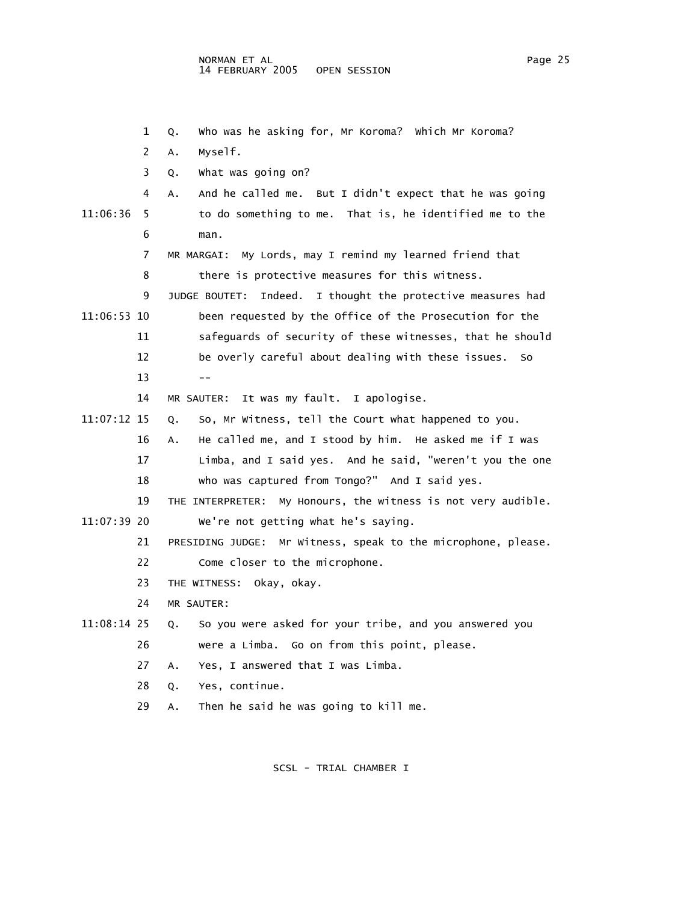1 Q. Who was he asking for, Mr Koroma? Which Mr Koroma?

2 A. Myself.

3 Q. What was going on?

4 A. And he called me. But I didn't expect that he was going

11:06:36 5 to do something to me. That is, he identified me to the

6 man.

7 MR MARGAI: My Lords, may I remind my learned friend that

8 there is protective measures for this witness.

9 JUDGE BOUTET: Indeed. I thought the protective measures had

11:06:53 10 been requested by the Office of the Prosecution for the

11 safeguards of security of these witnesses, that he should

12 be overly careful about dealing with these issues. So

13 --

14 MR SAUTER: It was my fault. I apologise.

11:07:12 15 Q. So, Mr Witness, tell the Court what happened to you.

16 A. He called me, and I stood by him. He asked me if I was

17 Limba, and I said yes. And he said, "weren't you the one

18 who was captured from Tongo?" And I said yes.

19 THE INTERPRETER: My Honours, the witness is not very audible.

11:07:39 20 We're not getting what he's saying.

21 PRESIDING JUDGE: Mr Witness, speak to the microphone, please.

22 Come closer to the microphone.

23 THE WITNESS: Okay, okay.

24 MR SAUTER:

11:08:14 25 Q. So you were asked for your tribe, and you answered you

26 were a Limba. Go on from this point, please.

27 A. Yes, I answered that I was Limba.

28 Q. Yes, continue.

29 A. Then he said he was going to kill me.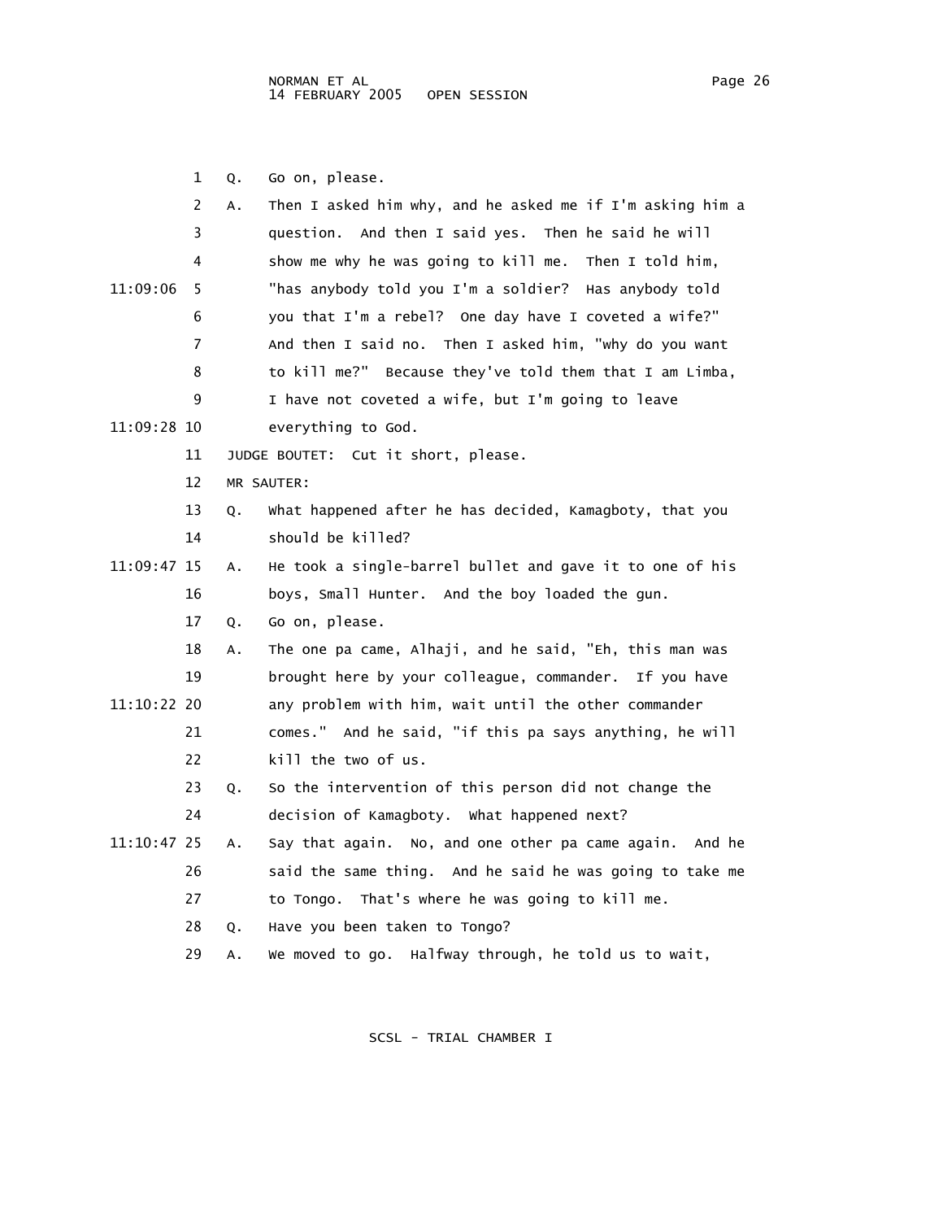Q. Go on, please.

A. Then I asked him why, and he asked me if I'm asking him a question. And then I said yes. Then he said he will show me why he was going to kill me. Then I told him, "has anybody told you I'm a soldier? Has anybody told you that I'm a rebel? One day have I coveted a wife?" And then I said no. Then I asked him, "why do you want to kill me?" Because they've told them that I am Limba, I have not coveted a wife, but I'm going to leave everything to God.

JUDGE BOUTET: Cut it short, please.

MR SAUTER:

Q. What happened after he has decided, Kamagboty, that you should be killed?

A. He took a single-barrel bullet and gave it to one of his boys, Small Hunter. And the boy loaded the gun.

Q. Go on, please.

A. The one pa came, Alhaji, and he said, "Eh, this man was brought here by your colleague, commander. If you have any problem with him, wait until the other commander comes." And he said, "if this pa says anything, he will kill the two of us.

Q. So the intervention of this person did not change the decision of Kamagboty. What happened next?

A. Say that again. No, and one other pa came again. And he said the same thing. And he said he was going to take me to Tongo. That's where he was going to kill me.

Q. Have you been taken to Tongo?

A. We moved to go. Halfway through, he told us to wait,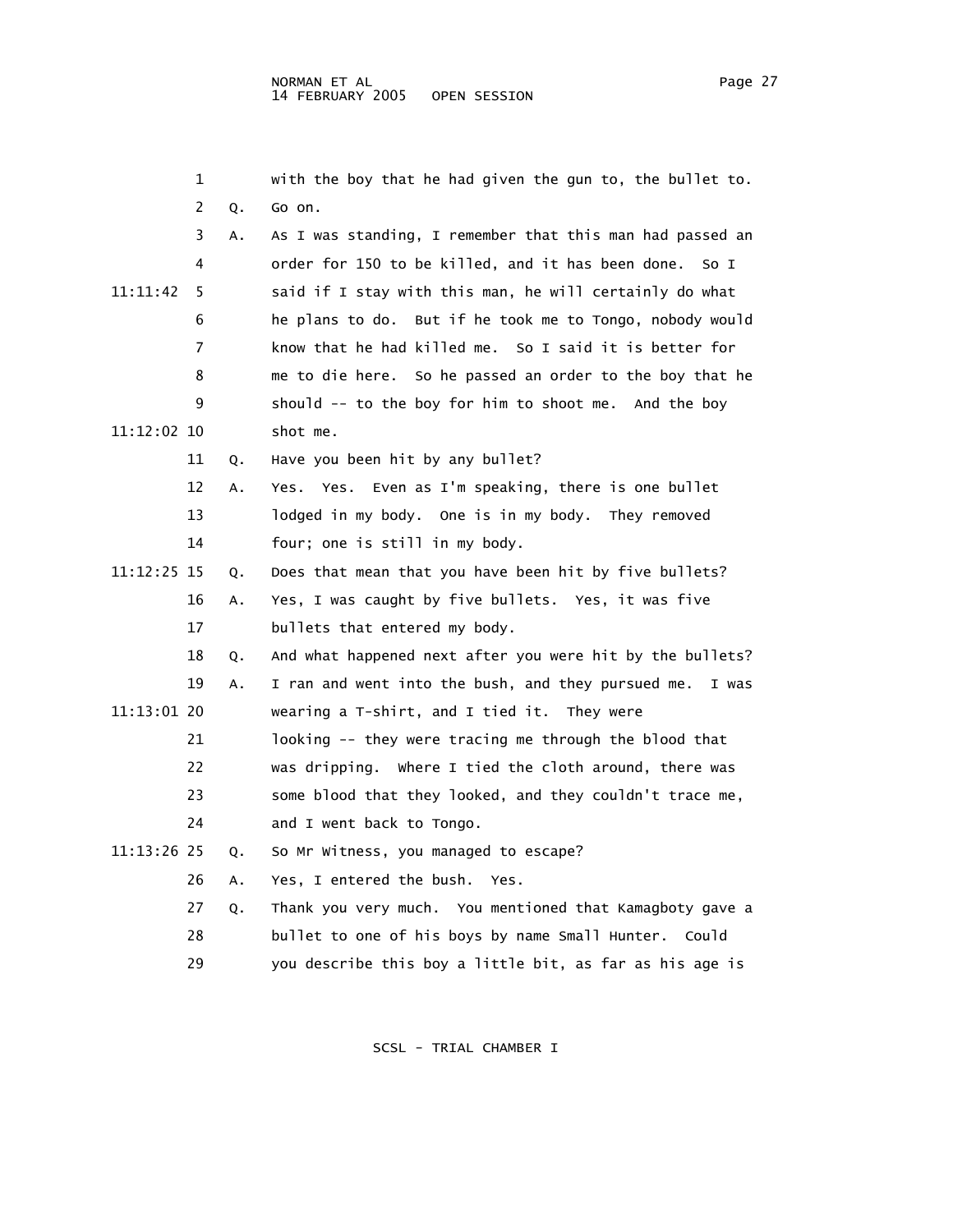with the boy that he had given the gun to, the bullet to.

Q. Go on.

A. As I was standing, I remember that this man had passed an order for 150 to be killed, and it has been done. So I said if I stay with this man, he will certainly do what he plans to do. But if he took me to Tongo, nobody would know that he had killed me. So I said it is better for me to die here. So he passed an order to the boy that he should -- to the boy for him to shoot me. And the boy shot me.

Q. Have you been hit by any bullet?

A. Yes. Yes. Even as I'm speaking, there is one bullet lodged in my body. One is in my body. They removed four; one is still in my body.

Q. Does that mean that you have been hit by five bullets?

A. Yes, I was caught by five bullets. Yes, it was five bullets that entered my body.

Q. And what happened next after you were hit by the bullets?

A. I ran and went into the bush, and they pursued me. I was wearing a T-shirt, and I tied it. They were looking -- they were tracing me through the blood that was dripping. Where I tied the cloth around, there was some blood that they looked, and they couldn't trace me, and I went back to Tongo.

Q. So Mr Witness, you managed to escape?

A. Yes, I entered the bush. Yes.

Q. Thank you very much. You mentioned that Kamagboty gave a bullet to one of his boys by name Small Hunter. Could you describe this boy a little bit, as far as his age is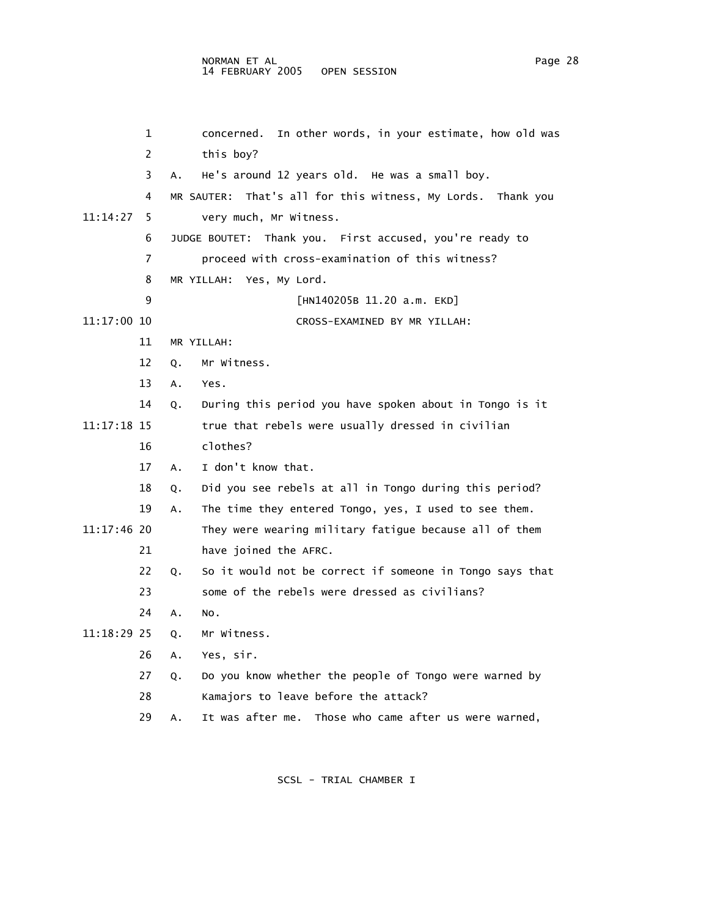concerned. In other words, in your estimate, how old was this boy?

A. He's around 12 years old. He was a small boy.

MR SAUTER: That's all for this witness, My Lords. Thank you very much, Mr Witness.

JUDGE BOUTET: Thank you. First accused, you're ready to proceed with cross-examination of this witness?

MR YILLAH: Yes, My Lord.

[HN140205B 11.20 a.m. EKD]

CROSS-EXAMINED BY MR YILLAH:

MR YILLAH:

Q. Mr Witness.

A. Yes.

Q. During this period you have spoken about in Tongo is it true that rebels were usually dressed in civilian clothes?

A. I don't know that.

Q. Did you see rebels at all in Tongo during this period?

A. The time they entered Tongo, yes, I used to see them. They were wearing military fatigue because all of them have joined the AFRC.

Q. So it would not be correct if someone in Tongo says that some of the rebels were dressed as civilians?

A. No.

Q. Mr Witness.

A. Yes, sir.

Q. Do you know whether the people of Tongo were warned by Kamajors to leave before the attack?

A. It was after me. Those who came after us were warned,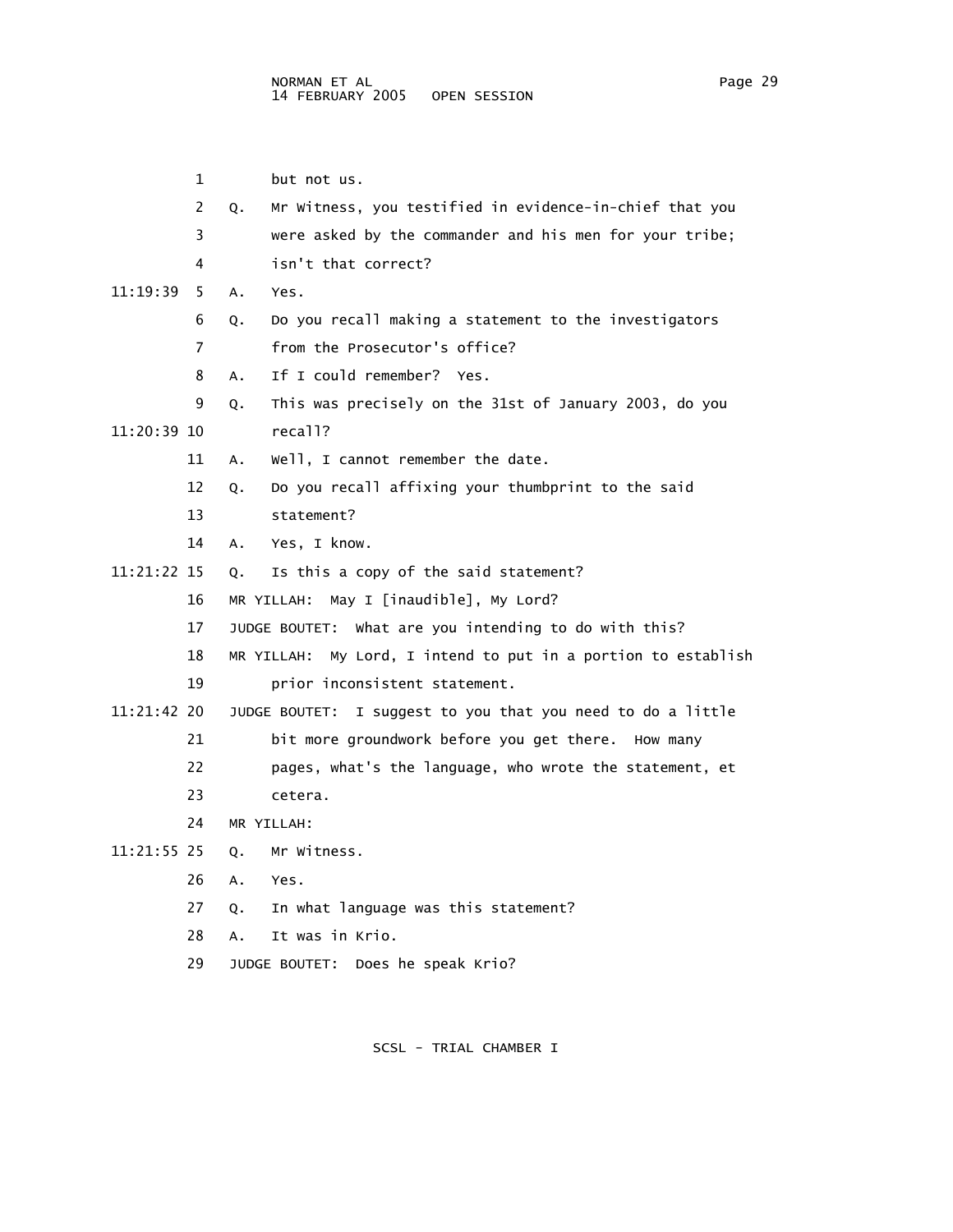1 but not us.

2 Q. Mr Witness, you testified in evidence-in-chief that you

3 were asked by the commander and his men for your tribe;

4 isn't that correct?

11:19:39 5 A. Yes.

6 Q. Do you recall making a statement to the investigators

7 from the Prosecutor's office?

8 A. If I could remember? Yes.

9 Q. This was precisely on the 31st of January 2003, do you

11:20:39 10 recall?

11 A. Well, I cannot remember the date.

12 Q. Do you recall affixing your thumbprint to the said

13 statement?

14 A. Yes, I know.

11:21:22 15 Q. Is this a copy of the said statement?

16 MR YILLAH: May I [inaudible], My Lord?

17 JUDGE BOUTET: What are you intending to do with this?

18 MR YILLAH: My Lord, I intend to put in a portion to establish

19 prior inconsistent statement.

11:21:42 20 JUDGE BOUTET: I suggest to you that you need to do a little

21 bit more groundwork before you get there. How many

22 pages, what's the language, who wrote the statement, et

23 cetera.

24 MR YILLAH:

11:21:55 25 Q. Mr Witness.

26 A. Yes.

27 Q. In what language was this statement?

28 A. It was in Krio.

29 JUDGE BOUTET: Does he speak Krio?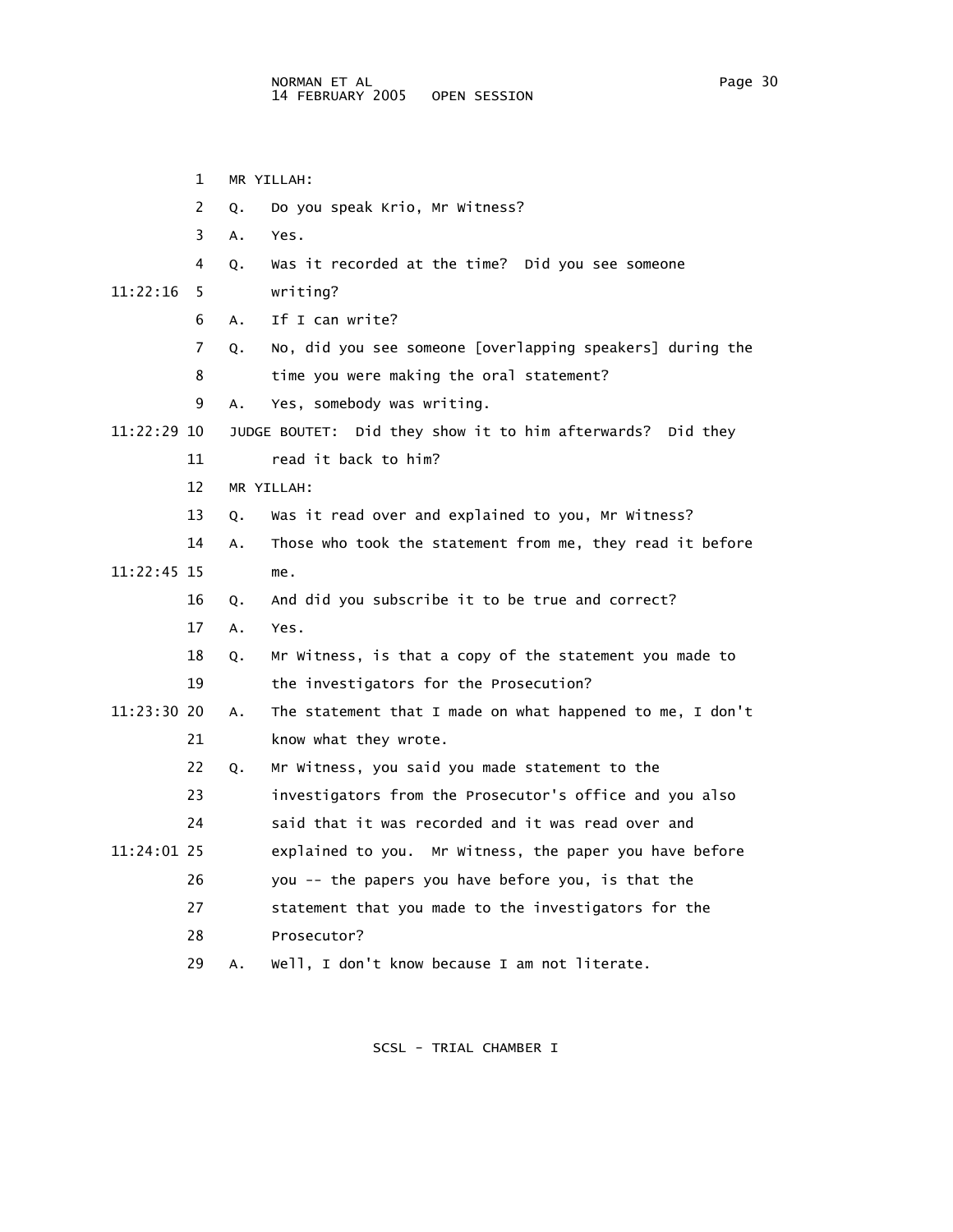MR YILLAH:

Q. Do you speak Krio, Mr Witness?

A. Yes.

Q. Was it recorded at the time? Did you see someone writing?

A. If I can write?

Q. No, did you see someone [overlapping speakers] during the time you were making the oral statement?

A. Yes, somebody was writing.

JUDGE BOUTET: Did they show it to him afterwards? Did they read it back to him?

MR YILLAH:

Q. Was it read over and explained to you, Mr Witness?

A. Those who took the statement from me, they read it before me.

Q. And did you subscribe it to be true and correct?

A. Yes.

Q. Mr Witness, is that a copy of the statement you made to the investigators for the Prosecution?

A. The statement that I made on what happened to me, I don't know what they wrote.

Q. Mr Witness, you said you made statement to the investigators from the Prosecutor's office and you also said that it was recorded and it was read over and explained to you. Mr Witness, the paper you have before you -- the papers you have before you, is that the statement that you made to the investigators for the Prosecutor?

A. Well, I don't know because I am not literate.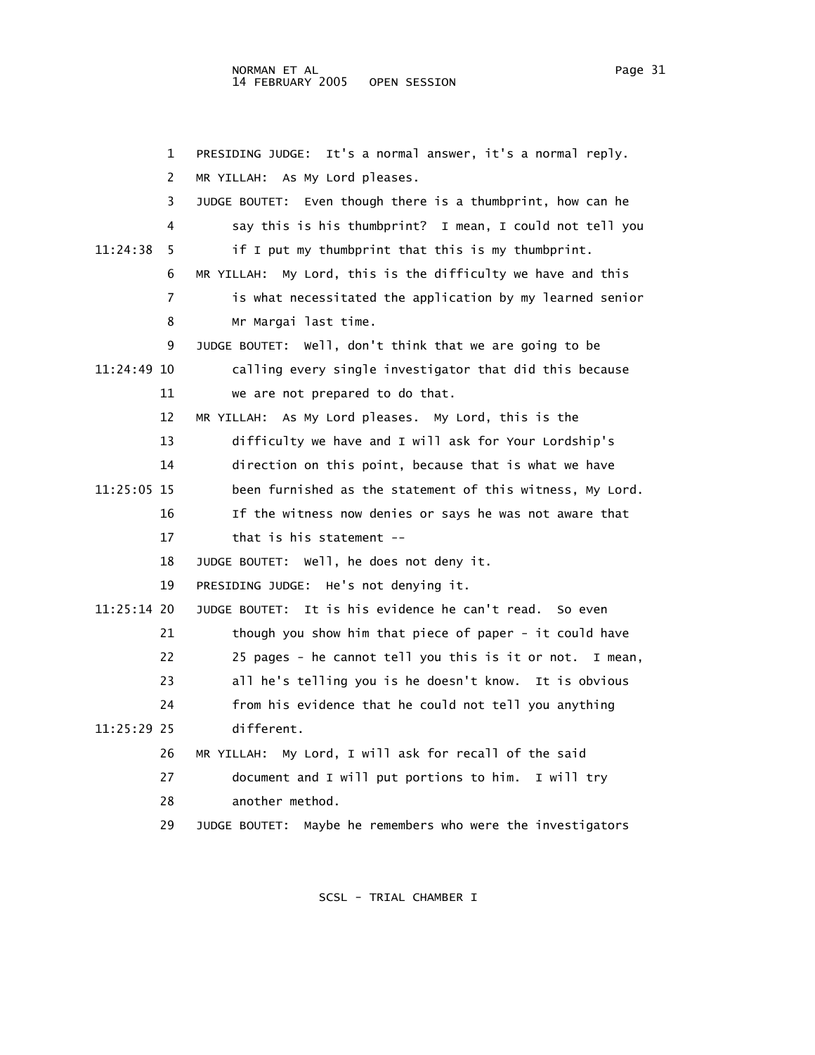1 PRESIDING JUDGE: It's a normal answer, it's a normal reply.

2 MR YILLAH: As My Lord pleases.

3 JUDGE BOUTET: Even though there is a thumbprint, how can he

4 say this is his thumbprint? I mean, I could not tell you

11:24:38 5 if I put my thumbprint that this is my thumbprint.

6 MR YILLAH: My Lord, this is the difficulty we have and this

7 is what necessitated the application by my learned senior

8 Mr Margai last time.

9 JUDGE BOUTET: Well, don't think that we are going to be

11:24:49 10 calling every single investigator that did this because

11 we are not prepared to do that.

12 MR YILLAH: As My Lord pleases. My Lord, this is the

13 difficulty we have and I will ask for Your Lordship's

14 direction on this point, because that is what we have

11:25:05 15 been furnished as the statement of this witness, My Lord.

16 If the witness now denies or says he was not aware that

17 that is his statement --

18 JUDGE BOUTET: Well, he does not deny it.

19 PRESIDING JUDGE: He's not denying it.

11:25:14 20 JUDGE BOUTET: It is his evidence he can't read. So even

21 though you show him that piece of paper - it could have

22 25 pages - he cannot tell you this is it or not. I mean,

23 all he's telling you is he doesn't know. It is obvious

24 from his evidence that he could not tell you anything

11:25:29 25 different.

26 MR YILLAH: My Lord, I will ask for recall of the said

27 document and I will put portions to him. I will try

28 another method.

29 JUDGE BOUTET: Maybe he remembers who were the investigators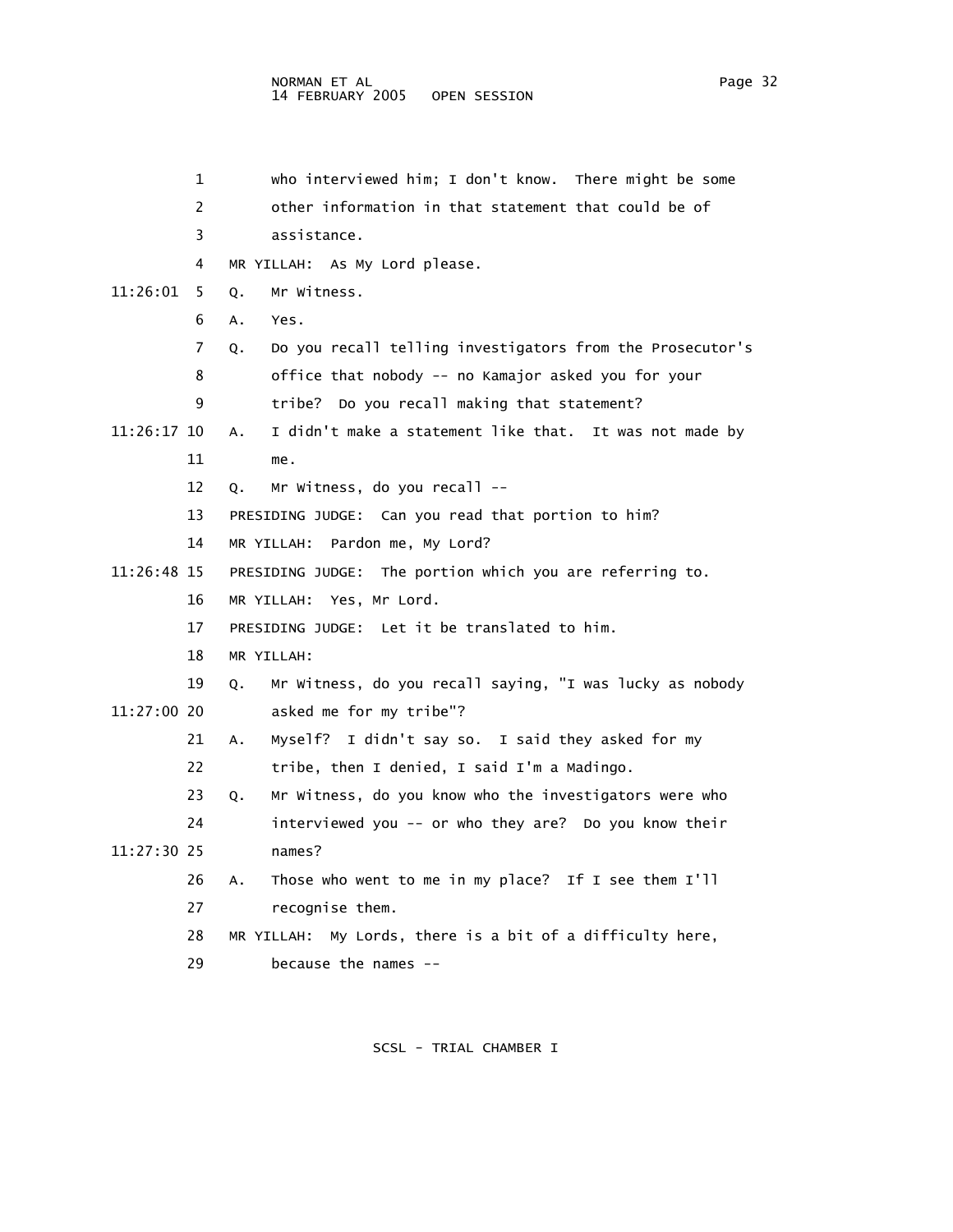who interviewed him; I don't know. There might be some other information in that statement that could be of assistance.

MR YILLAH: As My Lord please.

Q. Mr Witness.

A. Yes.

Q. Do you recall telling investigators from the Prosecutor's office that nobody -- no Kamajor asked you for your tribe? Do you recall making that statement?

A. I didn't make a statement like that. It was not made by me.

Q. Mr Witness, do you recall --

PRESIDING JUDGE: Can you read that portion to him?

MR YILLAH: Pardon me, My Lord?

PRESIDING JUDGE: The portion which you are referring to.

MR YILLAH: Yes, Mr Lord.

PRESIDING JUDGE: Let it be translated to him.

MR YILLAH:

Q. Mr Witness, do you recall saying, "I was lucky as nobody asked me for my tribe"?

A. Myself? I didn't say so. I said they asked for my tribe, then I denied, I said I'm a Madingo.

Q. Mr Witness, do you know who the investigators were who interviewed you -- or who they are? Do you know their names?

A. Those who went to me in my place? If I see them I'll recognise them.

MR YILLAH: My Lords, there is a bit of a difficulty here, because the names --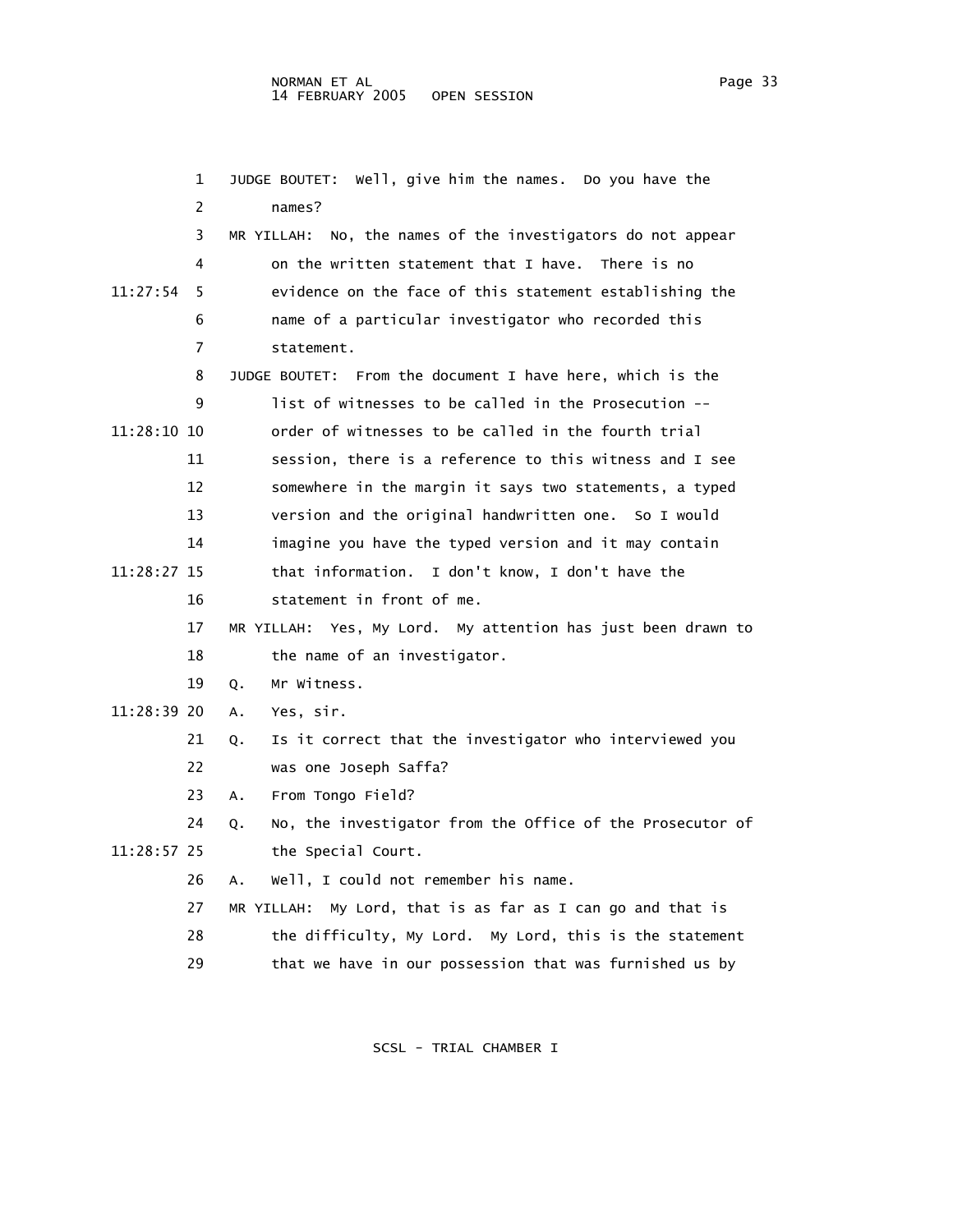JUDGE BOUTET: Well, give him the names. Do you have the names?

MR YILLAH: No, the names of the investigators do not appear on the written statement that I have. There is no evidence on the face of this statement establishing the name of a particular investigator who recorded this statement.

JUDGE BOUTET: From the document I have here, which is the list of witnesses to be called in the Prosecution -- order of witnesses to be called in the fourth trial session, there is a reference to this witness and I see somewhere in the margin it says two statements, a typed version and the original handwritten one. So I would imagine you have the typed version and it may contain that information. I don't know, I don't have the statement in front of me.

MR YILLAH: Yes, My Lord. My attention has just been drawn to the name of an investigator.

Q. Mr Witness.

A. Yes, sir.

Q. Is it correct that the investigator who interviewed you was one Joseph Saffa?

A. From Tongo Field?

Q. No, the investigator from the Office of the Prosecutor of the Special Court.

A. Well, I could not remember his name.

MR YILLAH: My Lord, that is as far as I can go and that is the difficulty, My Lord. My Lord, this is the statement that we have in our possession that was furnished us by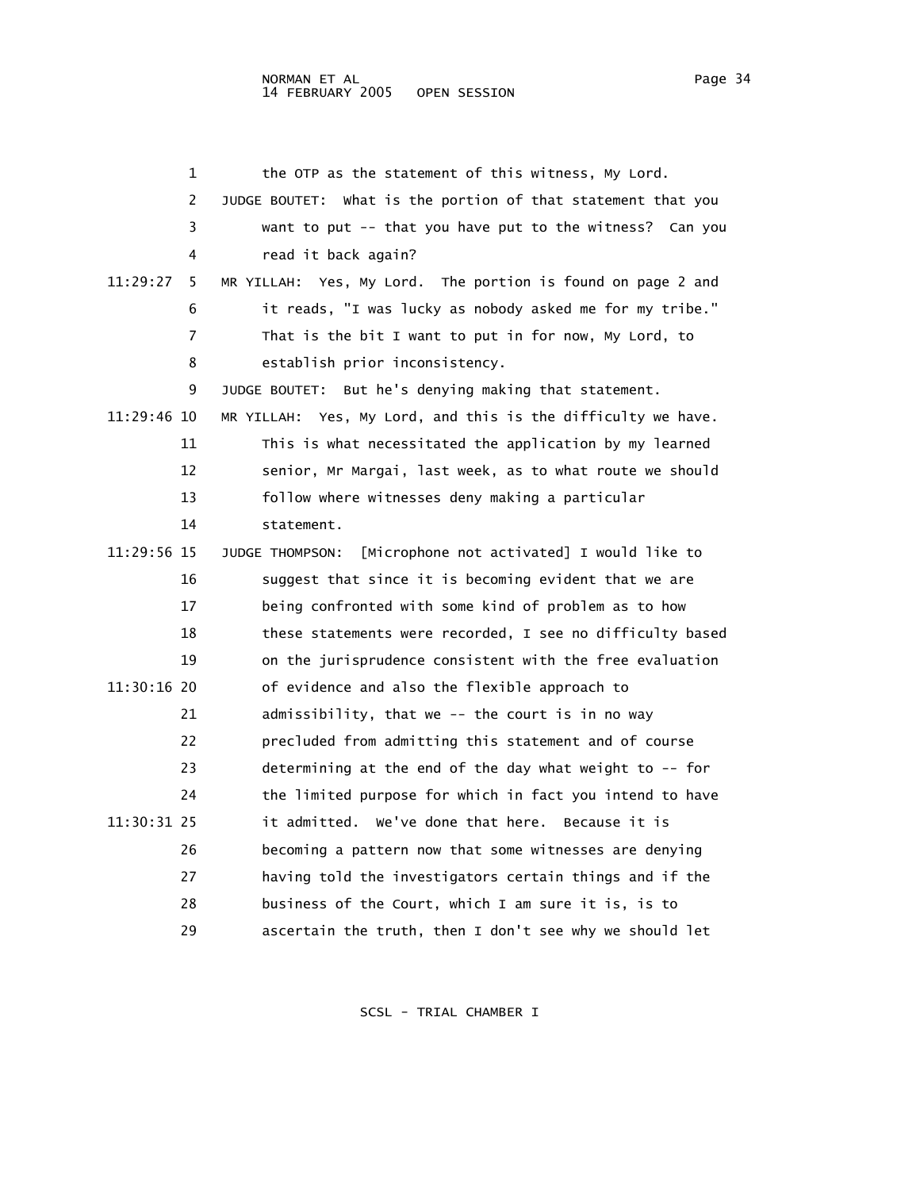the OTP as the statement of this witness, My Lord.

JUDGE BOUTET: What is the portion of that statement that you want to put -- that you have put to the witness? Can you read it back again?

MR YILLAH: Yes, My Lord. The portion is found on page 2 and it reads, "I was lucky as nobody asked me for my tribe." That is the bit I want to put in for now, My Lord, to establish prior inconsistency.

JUDGE BOUTET: But he's denying making that statement.

MR YILLAH: Yes, My Lord, and this is the difficulty we have. This is what necessitated the application by my learned senior, Mr Margai, last week, as to what route we should follow where witnesses deny making a particular statement.

JUDGE THOMPSON: [Microphone not activated] I would like to suggest that since it is becoming evident that we are being confronted with some kind of problem as to how these statements were recorded, I see no difficulty based on the jurisprudence consistent with the free evaluation of evidence and also the flexible approach to admissibility, that we -- the court is in no way precluded from admitting this statement and of course determining at the end of the day what weight to -- for the limited purpose for which in fact you intend to have it admitted. We've done that here. Because it is becoming a pattern now that some witnesses are denying having told the investigators certain things and if the business of the Court, which I am sure it is, is to ascertain the truth, then I don't see why we should let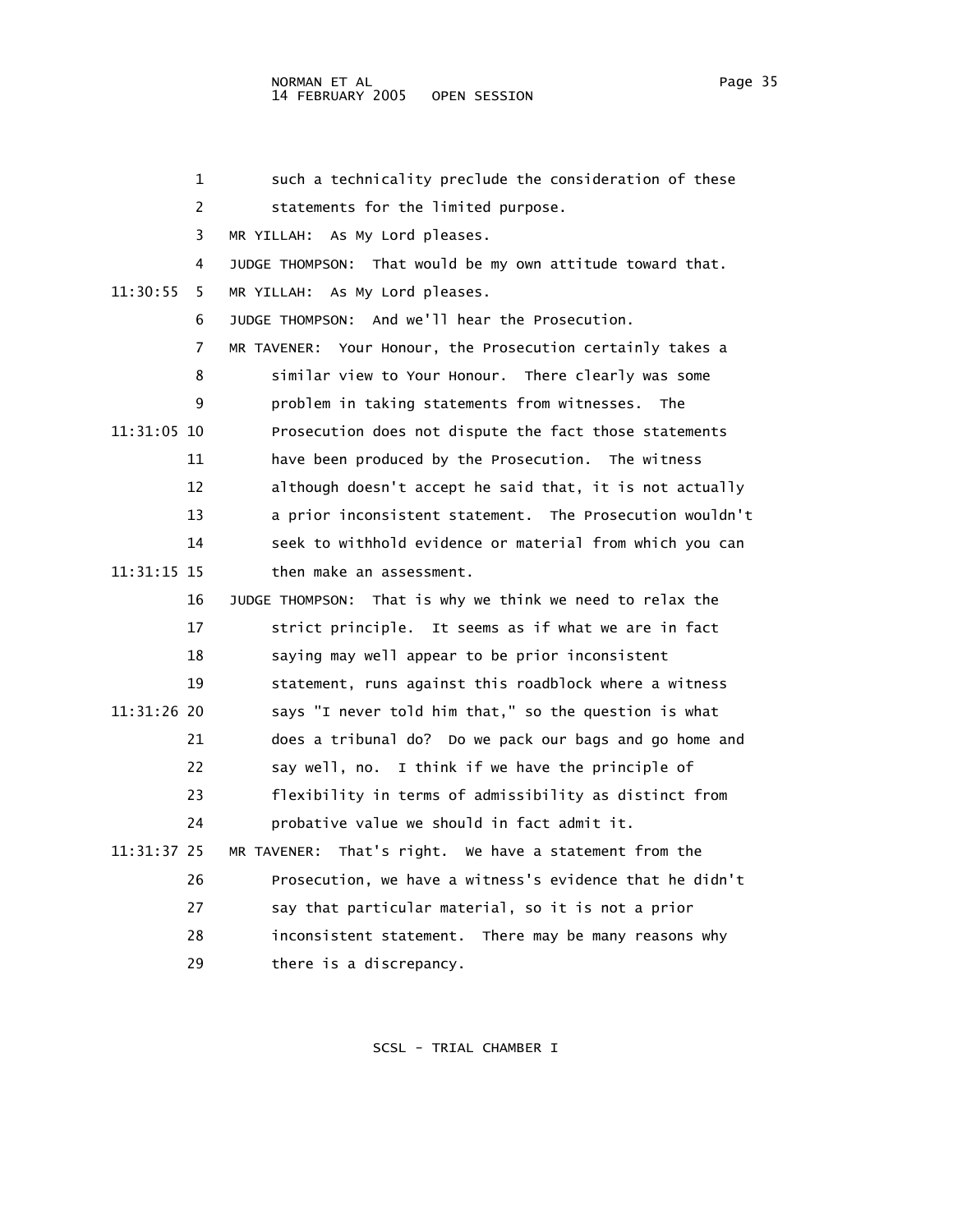such a technicality preclude the consideration of these statements for the limited purpose.

MR YILLAH: As My Lord pleases.

JUDGE THOMPSON: That would be my own attitude toward that.

MR YILLAH: As My Lord pleases.

JUDGE THOMPSON: And we'll hear the Prosecution.

MR TAVENER: Your Honour, the Prosecution certainly takes a similar view to Your Honour. There clearly was some problem in taking statements from witnesses. The Prosecution does not dispute the fact those statements have been produced by the Prosecution. The witness although doesn't accept he said that, it is not actually a prior inconsistent statement. The Prosecution wouldn't seek to withhold evidence or material from which you can then make an assessment.

JUDGE THOMPSON: That is why we think we need to relax the strict principle. It seems as if what we are in fact saying may well appear to be prior inconsistent statement, runs against this roadblock where a witness says "I never told him that," so the question is what does a tribunal do? Do we pack our bags and go home and say well, no. I think if we have the principle of flexibility in terms of admissibility as distinct from probative value we should in fact admit it.

MR TAVENER: That's right. We have a statement from the Prosecution, we have a witness's evidence that he didn't say that particular material, so it is not a prior inconsistent statement. There may be many reasons why there is a discrepancy.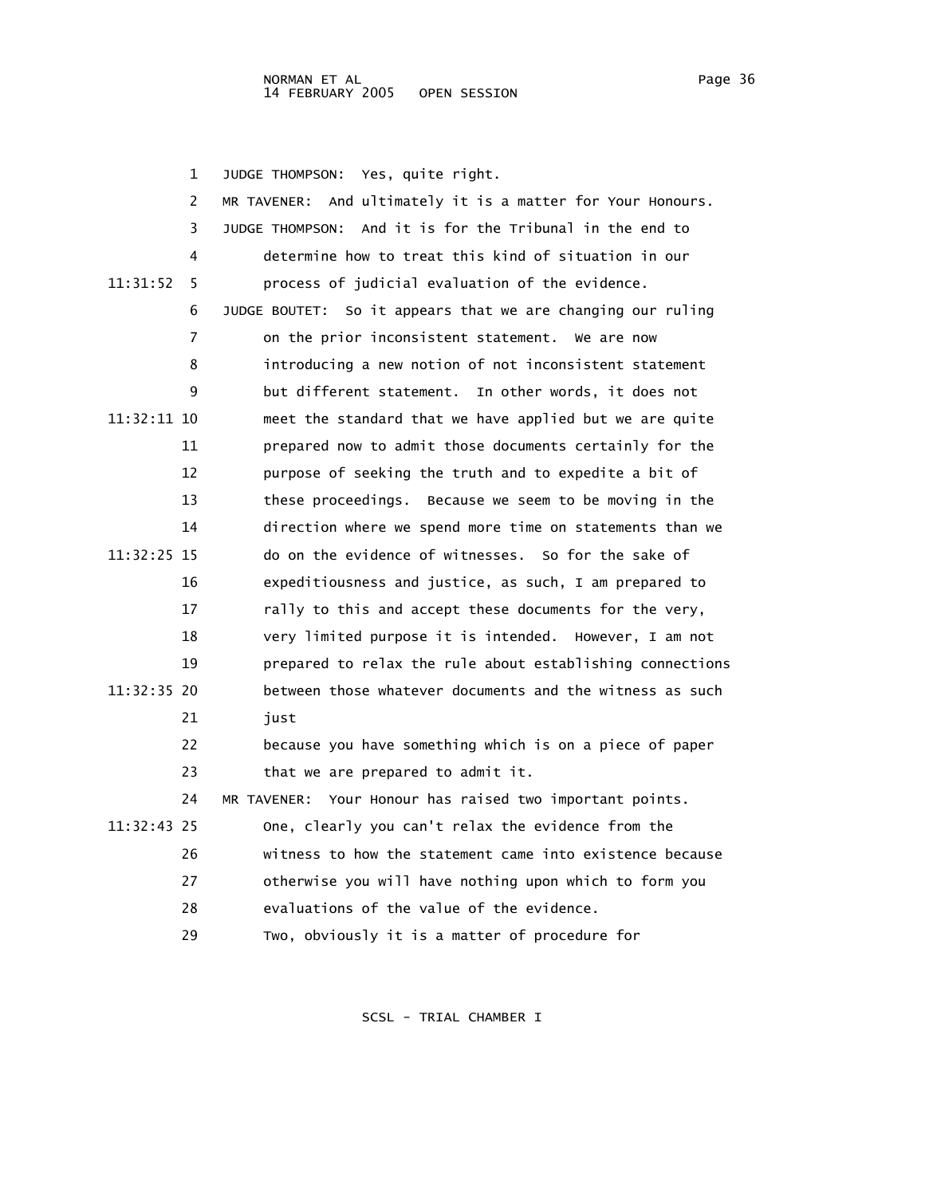JUDGE THOMPSON: Yes, quite right.

MR TAVENER: And ultimately it is a matter for Your Honours.

JUDGE THOMPSON: And it is for the Tribunal in the end to determine how to treat this kind of situation in our process of judicial evaluation of the evidence.

JUDGE BOUTET: So it appears that we are changing our ruling on the prior inconsistent statement. We are now introducing a new notion of not inconsistent statement but different statement. In other words, it does not meet the standard that we have applied but we are quite prepared now to admit those documents certainly for the purpose of seeking the truth and to expedite a bit of these proceedings. Because we seem to be moving in the direction where we spend more time on statements than we do on the evidence of witnesses. So for the sake of expeditiousness and justice, as such, I am prepared to rally to this and accept these documents for the very, very limited purpose it is intended. However, I am not prepared to relax the rule about establishing connections between those whatever documents and the witness as such just because you have something which is on a piece of paper that we are prepared to admit it.

MR TAVENER: Your Honour has raised two important points. One, clearly you can't relax the evidence from the witness to how the statement came into existence because otherwise you will have nothing upon which to form you evaluations of the value of the evidence.

Two, obviously it is a matter of procedure for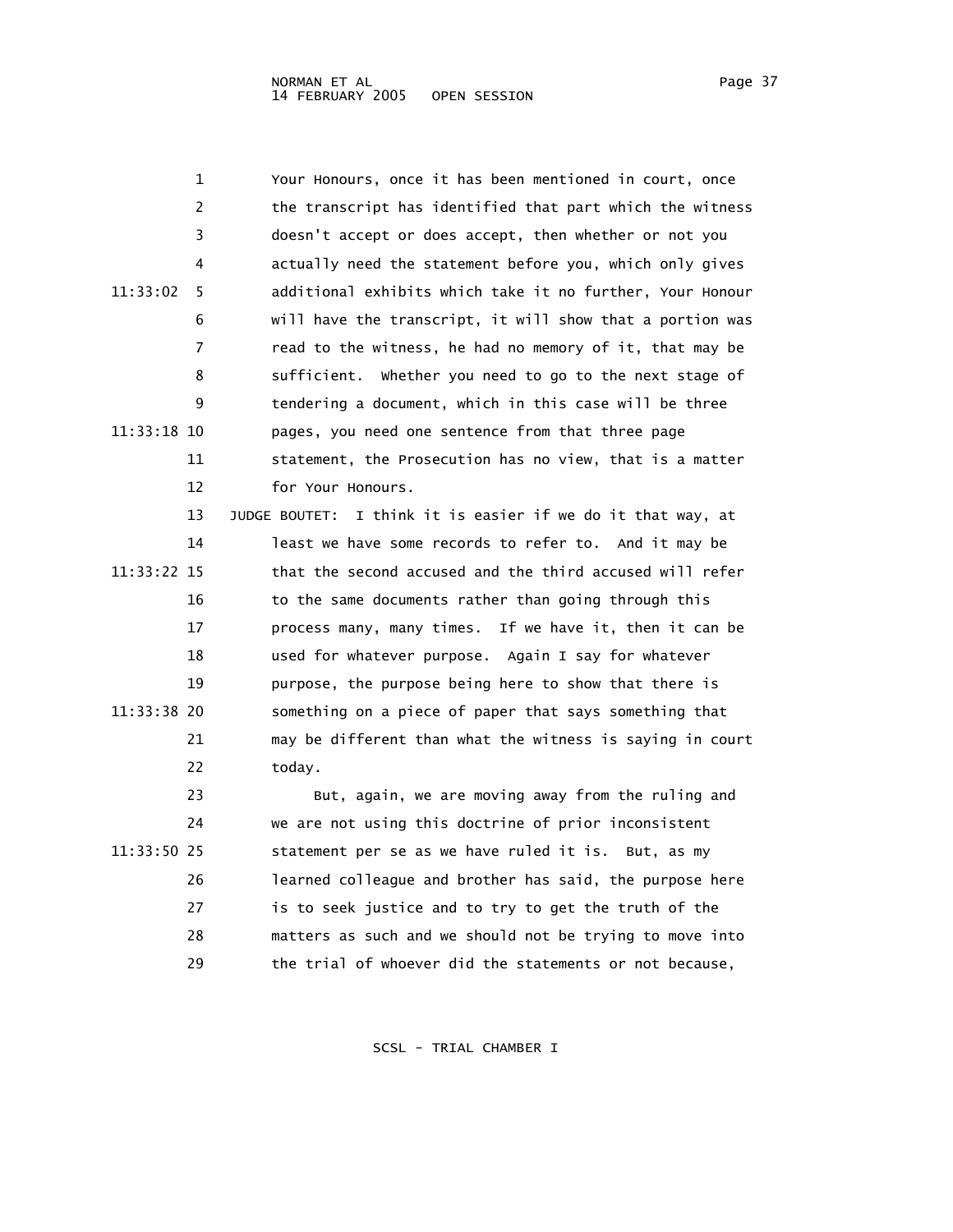Your Honours, once it has been mentioned in court, once the transcript has identified that part which the witness doesn't accept or does accept, then whether or not you actually need the statement before you, which only gives additional exhibits which take it no further, Your Honour will have the transcript, it will show that a portion was read to the witness, he had no memory of it, that may be sufficient. Whether you need to go to the next stage of tendering a document, which in this case will be three pages, you need one sentence from that three page statement, the Prosecution has no view, that is a matter for Your Honours.

JUDGE BOUTET: I think it is easier if we do it that way, at least we have some records to refer to. And it may be that the second accused and the third accused will refer to the same documents rather than going through this process many, many times. If we have it, then it can be used for whatever purpose. Again I say for whatever purpose, the purpose being here to show that there is something on a piece of paper that says something that may be different than what the witness is saying in court today.

But, again, we are moving away from the ruling and we are not using this doctrine of prior inconsistent statement per se as we have ruled it is. But, as my learned colleague and brother has said, the purpose here is to seek justice and to try to get the truth of the matters as such and we should not be trying to move into the trial of whoever did the statements or not because,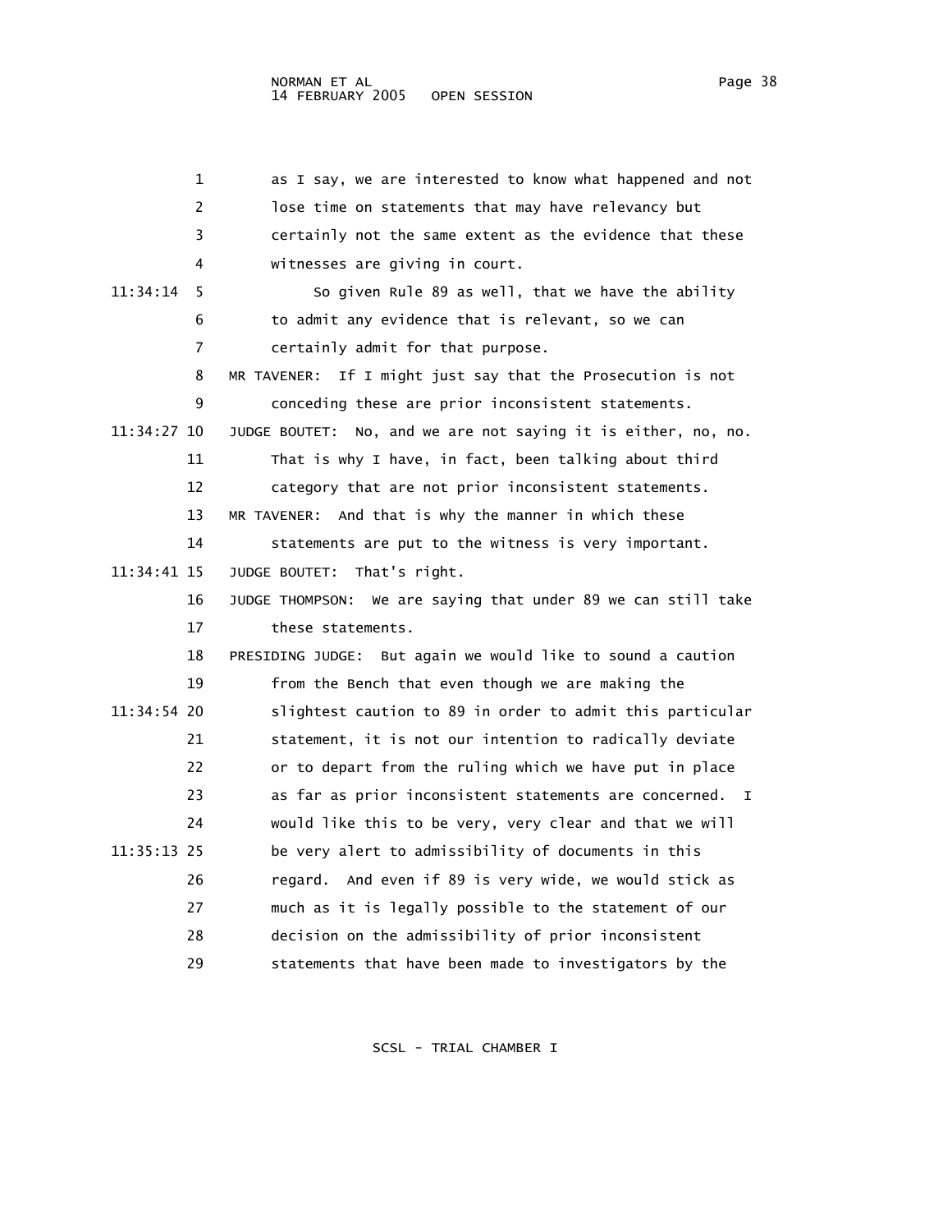as I say, we are interested to know what happened and not lose time on statements that may have relevancy but certainly not the same extent as the evidence that these witnesses are giving in court.

So given Rule 89 as well, that we have the ability to admit any evidence that is relevant, so we can certainly admit for that purpose.

MR TAVENER: If I might just say that the Prosecution is not conceding these are prior inconsistent statements.

JUDGE BOUTET: No, and we are not saying it is either, no, no. That is why I have, in fact, been talking about third category that are not prior inconsistent statements.

MR TAVENER: And that is why the manner in which these statements are put to the witness is very important.

JUDGE BOUTET: That's right.

JUDGE THOMPSON: We are saying that under 89 we can still take these statements.

PRESIDING JUDGE: But again we would like to sound a caution from the Bench that even though we are making the slightest caution to 89 in order to admit this particular statement, it is not our intention to radically deviate or to depart from the ruling which we have put in place as far as prior inconsistent statements are concerned. I would like this to be very, very clear and that we will be very alert to admissibility of documents in this regard. And even if 89 is very wide, we would stick as much as it is legally possible to the statement of our decision on the admissibility of prior inconsistent statements that have been made to investigators by the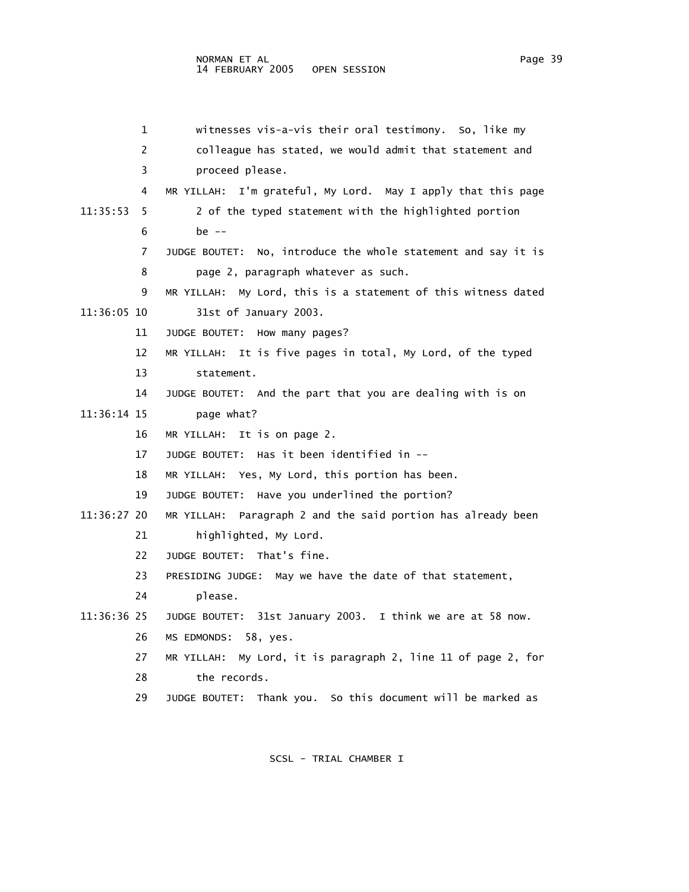witnesses vis-a-vis their oral testimony. So, like my colleague has stated, we would admit that statement and proceed please.

MR YILLAH: I'm grateful, My Lord. May I apply that this page 2 of the typed statement with the highlighted portion be --

JUDGE BOUTET: No, introduce the whole statement and say it is page 2, paragraph whatever as such.

MR YILLAH: My Lord, this is a statement of this witness dated 31st of January 2003.

JUDGE BOUTET: How many pages?

MR YILLAH: It is five pages in total, My Lord, of the typed statement.

JUDGE BOUTET: And the part that you are dealing with is on page what?

MR YILLAH: It is on page 2.

JUDGE BOUTET: Has it been identified in --

MR YILLAH: Yes, My Lord, this portion has been.

JUDGE BOUTET: Have you underlined the portion?

MR YILLAH: Paragraph 2 and the said portion has already been highlighted, My Lord.

JUDGE BOUTET: That's fine.

PRESIDING JUDGE: May we have the date of that statement, please.

JUDGE BOUTET: 31st January 2003. I think we are at 58 now.

MS EDMONDS: 58, yes.

MR YILLAH: My Lord, it is paragraph 2, line 11 of page 2, for the records.

JUDGE BOUTET: Thank you. So this document will be marked as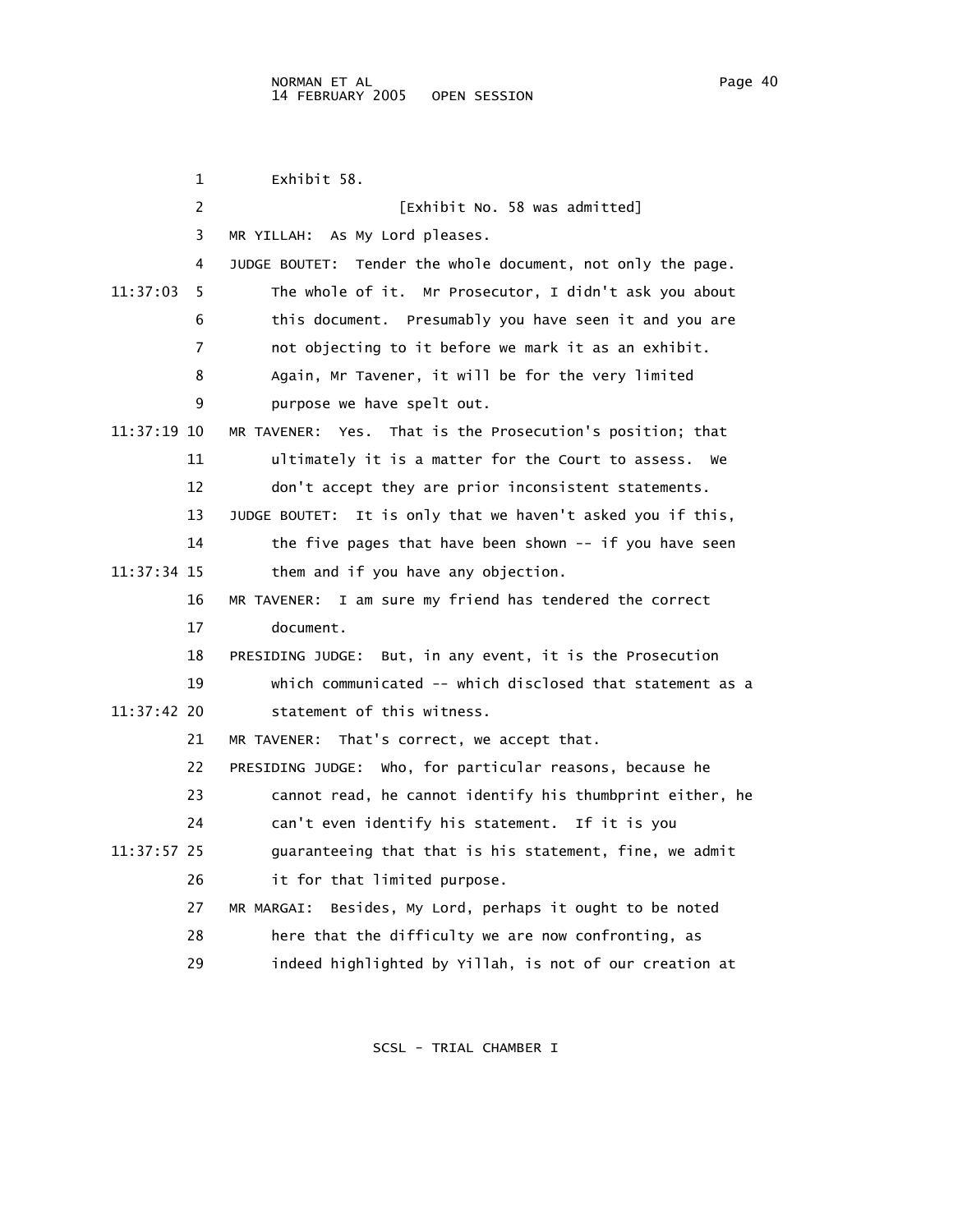Exhibit 58.

[Exhibit No. 58 was admitted]

MR YILLAH: As My Lord pleases.

JUDGE BOUTET: Tender the whole document, not only the page. The whole of it. Mr Prosecutor, I didn't ask you about this document. Presumably you have seen it and you are not objecting to it before we mark it as an exhibit. Again, Mr Tavener, it will be for the very limited purpose we have spelt out.

MR TAVENER: Yes. That is the Prosecution's position; that ultimately it is a matter for the Court to assess. We don't accept they are prior inconsistent statements.

JUDGE BOUTET: It is only that we haven't asked you if this, the five pages that have been shown -- if you have seen them and if you have any objection.

MR TAVENER: I am sure my friend has tendered the correct document.

PRESIDING JUDGE: But, in any event, it is the Prosecution which communicated -- which disclosed that statement as a statement of this witness.

MR TAVENER: That's correct, we accept that.

PRESIDING JUDGE: Who, for particular reasons, because he cannot read, he cannot identify his thumbprint either, he can't even identify his statement. If it is you guaranteeing that that is his statement, fine, we admit it for that limited purpose.

MR MARGAI: Besides, My Lord, perhaps it ought to be noted here that the difficulty we are now confronting, as indeed highlighted by Yillah, is not of our creation at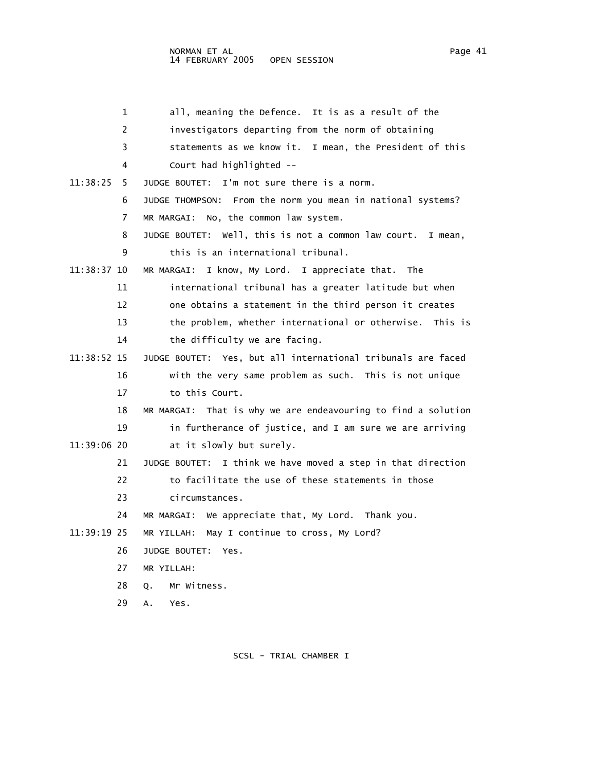1 all, meaning the Defence. It is as a result of the
2 investigators departing from the norm of obtaining
3 statements as we know it. I mean, the President of this
4 Court had highlighted --

11:38:25 5 JUDGE BOUTET: I'm not sure there is a norm.
6 JUDGE THOMPSON: From the norm you mean in national systems?
7 MR MARGAI: No, the common law system.
8 JUDGE BOUTET: Well, this is not a common law court. I mean,
9 this is an international tribunal.

11:38:37 10 MR MARGAI: I know, My Lord. I appreciate that. The
11 international tribunal has a greater latitude but when
12 one obtains a statement in the third person it creates
13 the problem, whether international or otherwise. This is
14 the difficulty we are facing.

11:38:52 15 JUDGE BOUTET: Yes, but all international tribunals are faced
16 with the very same problem as such. This is not unique
17 to this Court.
18 MR MARGAI: That is why we are endeavouring to find a solution
19 in furtherance of justice, and I am sure we are arriving

11:39:06 20 at it slowly but surely.
21 JUDGE BOUTET: I think we have moved a step in that direction
22 to facilitate the use of these statements in those
23 circumstances.
24 MR MARGAI: We appreciate that, My Lord. Thank you.

11:39:19 25 MR YILLAH: May I continue to cross, My Lord?
26 JUDGE BOUTET: Yes.
27 MR YILLAH:
28 Q. Mr Witness.
29 A. Yes.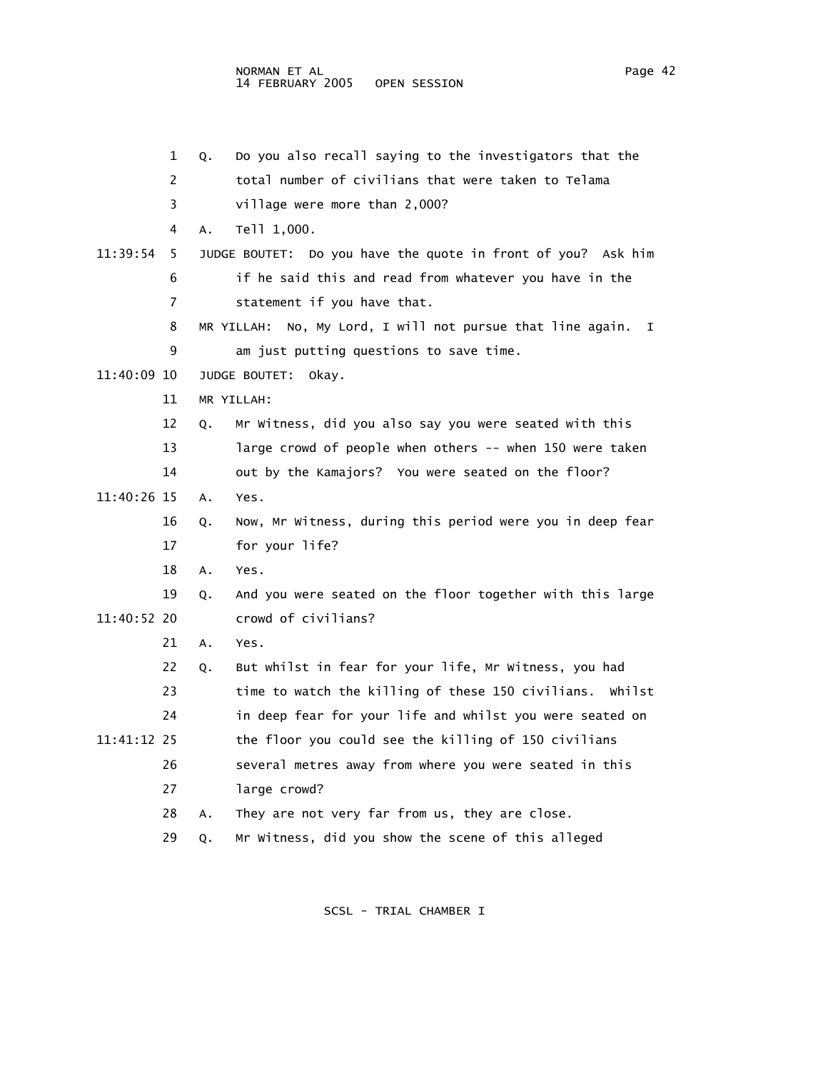1 Q. Do you also recall saying to the investigators that the
2 total number of civilians that were taken to Telama
3 village were more than 2,000?
4 A. Tell 1,000.
11:39:54 5 JUDGE BOUTET: Do you have the quote in front of you? Ask him
6 if he said this and read from whatever you have in the
7 statement if you have that.
8 MR YILLAH: No, My Lord, I will not pursue that line again. I
9 am just putting questions to save time.
11:40:09 10 JUDGE BOUTET: Okay.
11 MR YILLAH:
12 Q. Mr Witness, did you also say you were seated with this
13 large crowd of people when others -- when 150 were taken
14 out by the Kamajors? You were seated on the floor?
11:40:26 15 A. Yes.
16 Q. Now, Mr Witness, during this period were you in deep fear
17 for your life?
18 A. Yes.
19 Q. And you were seated on the floor together with this large
11:40:52 20 crowd of civilians?
21 A. Yes.
22 Q. But whilst in fear for your life, Mr Witness, you had
23 time to watch the killing of these 150 civilians. Whilst
24 in deep fear for your life and whilst you were seated on
11:41:12 25 the floor you could see the killing of 150 civilians
26 several metres away from where you were seated in this
27 large crowd?
28 A. They are not very far from us, they are close.
29 Q. Mr Witness, did you show the scene of this alleged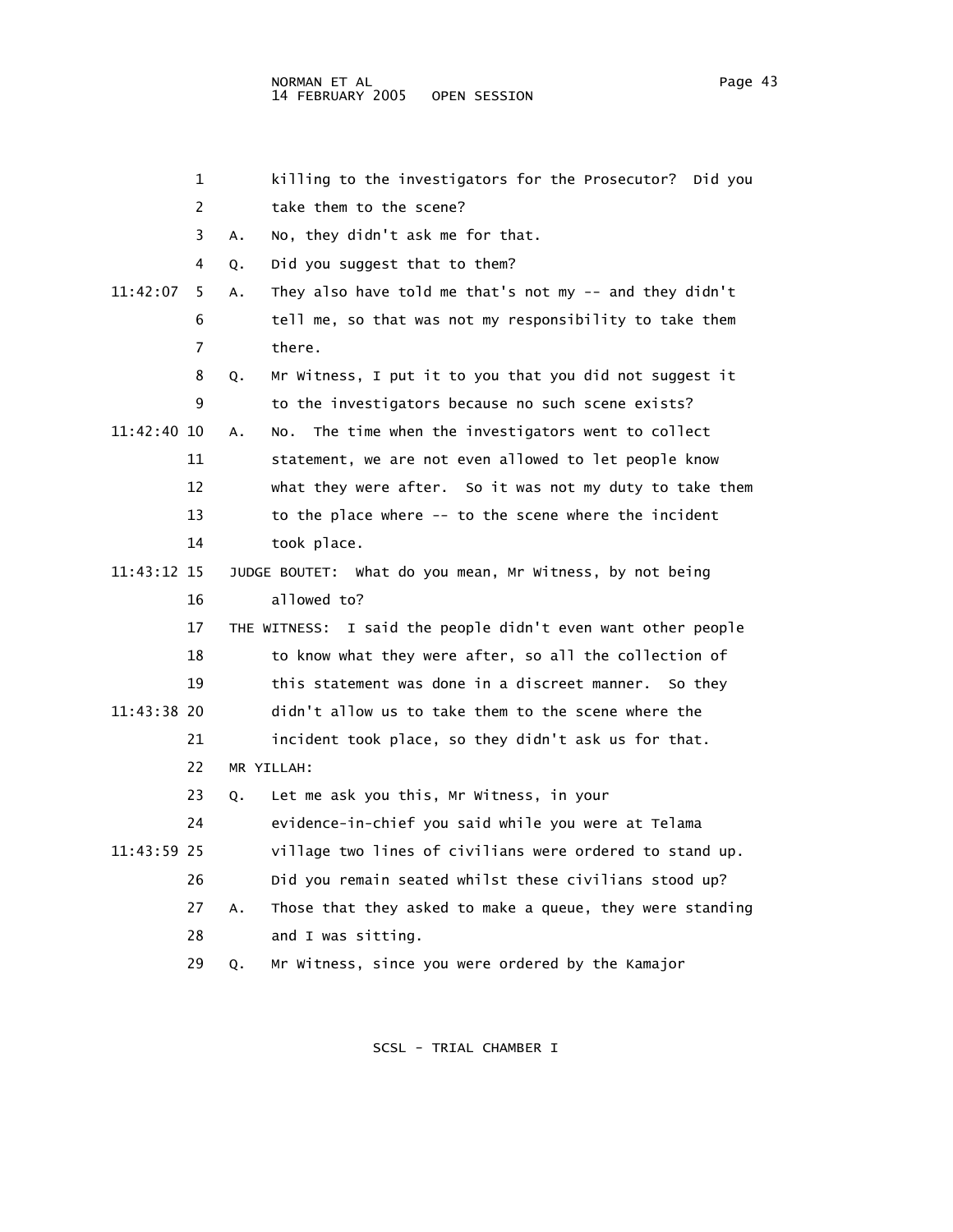1 killing to the investigators for the Prosecutor? Did you
2 take them to the scene?
3 A. No, they didn't ask me for that.
4 Q. Did you suggest that to them?
11:42:07 5 A. They also have told me that's not my -- and they didn't
6 tell me, so that was not my responsibility to take them
7 there.
8 Q. Mr Witness, I put it to you that you did not suggest it
9 to the investigators because no such scene exists?
11:42:40 10 A. No. The time when the investigators went to collect
11 statement, we are not even allowed to let people know
12 what they were after. So it was not my duty to take them
13 to the place where -- to the scene where the incident
14 took place.
11:43:12 15 JUDGE BOUTET: What do you mean, Mr Witness, by not being
16 allowed to?
17 THE WITNESS: I said the people didn't even want other people
18 to know what they were after, so all the collection of
19 this statement was done in a discreet manner. So they
11:43:38 20 didn't allow us to take them to the scene where the
21 incident took place, so they didn't ask us for that.
22 MR YILLAH:
23 Q. Let me ask you this, Mr Witness, in your
24 evidence-in-chief you said while you were at Telama
11:43:59 25 village two lines of civilians were ordered to stand up.
26 Did you remain seated whilst these civilians stood up?
27 A. Those that they asked to make a queue, they were standing
28 and I was sitting.
29 Q. Mr Witness, since you were ordered by the Kamajor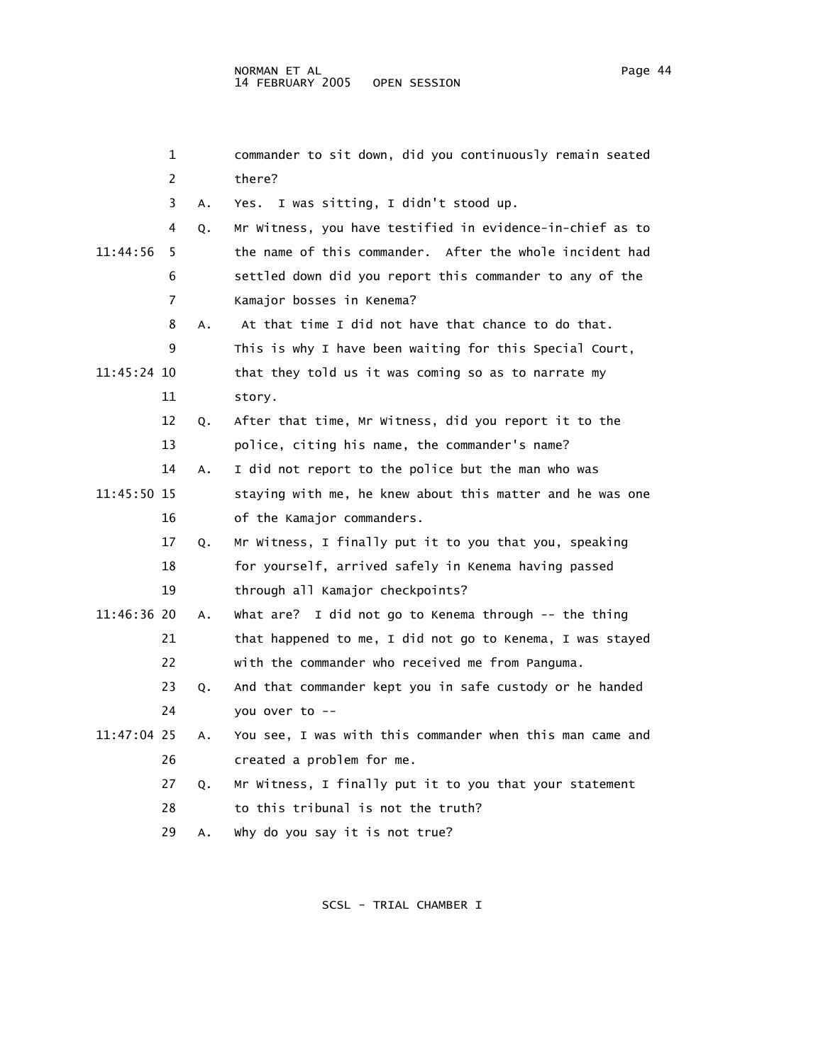1 commander to sit down, did you continuously remain seated
2 there?
3 A. Yes. I was sitting, I didn't stood up.
4 Q. Mr Witness, you have testified in evidence-in-chief as to
11:44:56 5 the name of this commander. After the whole incident had
6 settled down did you report this commander to any of the
7 Kamajor bosses in Kenema?
8 A. At that time I did not have that chance to do that.
9 This is why I have been waiting for this Special Court,
11:45:24 10 that they told us it was coming so as to narrate my
11 story.
12 Q. After that time, Mr Witness, did you report it to the
13 police, citing his name, the commander's name?
14 A. I did not report to the police but the man who was
11:45:50 15 staying with me, he knew about this matter and he was one
16 of the Kamajor commanders.
17 Q. Mr Witness, I finally put it to you that you, speaking
18 for yourself, arrived safely in Kenema having passed
19 through all Kamajor checkpoints?
11:46:36 20 A. What are? I did not go to Kenema through -- the thing
21 that happened to me, I did not go to Kenema, I was stayed
22 with the commander who received me from Panguma.
23 Q. And that commander kept you in safe custody or he handed
24 you over to --
11:47:04 25 A. You see, I was with this commander when this man came and
26 created a problem for me.
27 Q. Mr Witness, I finally put it to you that your statement
28 to this tribunal is not the truth?
29 A. Why do you say it is not true?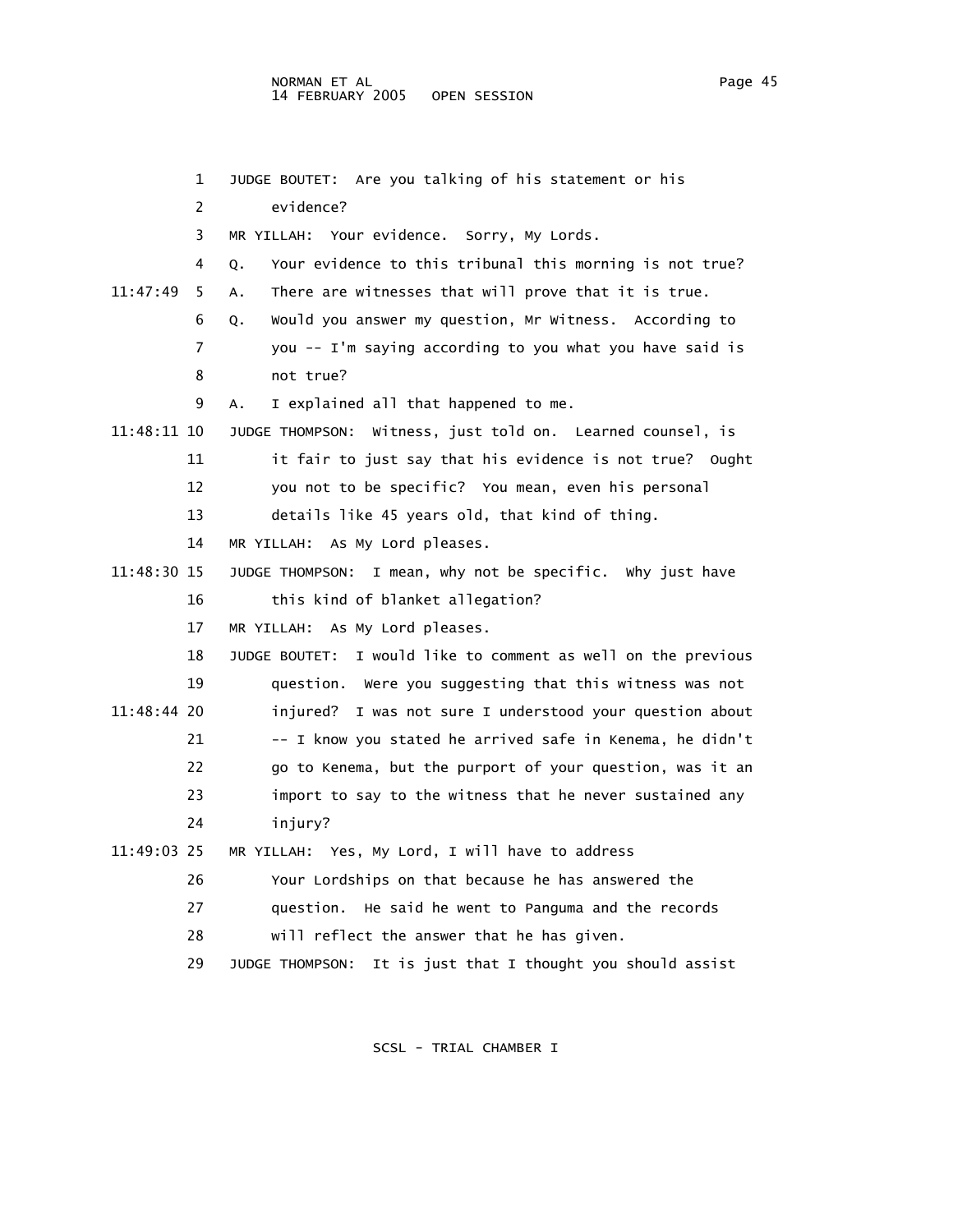1 JUDGE BOUTET: Are you talking of his statement or his
2 evidence?
3 MR YILLAH: Your evidence. Sorry, My Lords.
4 Q. Your evidence to this tribunal this morning is not true?
11:47:49 5 A. There are witnesses that will prove that it is true.
6 Q. Would you answer my question, Mr Witness. According to
7 you -- I'm saying according to you what you have said is
8 not true?
9 A. I explained all that happened to me.
11:48:11 10 JUDGE THOMPSON: Witness, just told on. Learned counsel, is
11 it fair to just say that his evidence is not true? Ought
12 you not to be specific? You mean, even his personal
13 details like 45 years old, that kind of thing.
14 MR YILLAH: As My Lord pleases.
11:48:30 15 JUDGE THOMPSON: I mean, why not be specific. Why just have
16 this kind of blanket allegation?
17 MR YILLAH: As My Lord pleases.
18 JUDGE BOUTET: I would like to comment as well on the previous
19 question. Were you suggesting that this witness was not
11:48:44 20 injured? I was not sure I understood your question about
21 -- I know you stated he arrived safe in Kenema, he didn't
22 go to Kenema, but the purport of your question, was it an
23 import to say to the witness that he never sustained any
24 injury?
11:49:03 25 MR YILLAH: Yes, My Lord, I will have to address
26 Your Lordships on that because he has answered the
27 question. He said he went to Panguma and the records
28 will reflect the answer that he has given.
29 JUDGE THOMPSON: It is just that I thought you should assist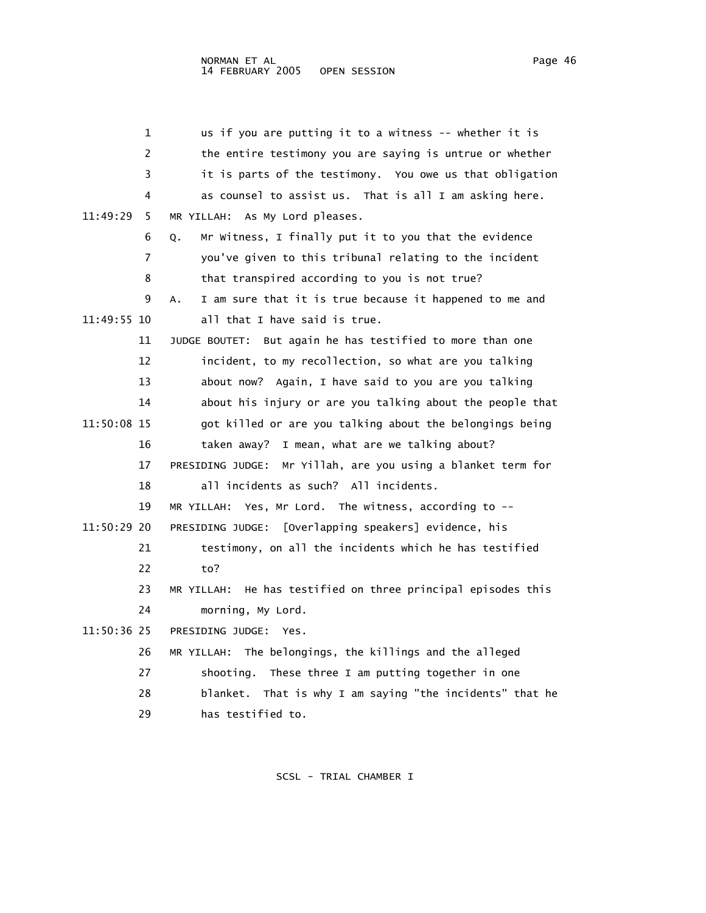us if you are putting it to a witness -- whether it is the entire testimony you are saying is untrue or whether it is parts of the testimony. You owe us that obligation as counsel to assist us. That is all I am asking here.

MR YILLAH: As My Lord pleases.

Q. Mr Witness, I finally put it to you that the evidence you've given to this tribunal relating to the incident that transpired according to you is not true?

A. I am sure that it is true because it happened to me and all that I have said is true.

JUDGE BOUTET: But again he has testified to more than one incident, to my recollection, so what are you talking about now? Again, I have said to you are you talking about his injury or are you talking about the people that got killed or are you talking about the belongings being taken away? I mean, what are we talking about?

PRESIDING JUDGE: Mr Yillah, are you using a blanket term for all incidents as such? All incidents.

MR YILLAH: Yes, Mr Lord. The witness, according to --

PRESIDING JUDGE: [Overlapping speakers] evidence, his testimony, on all the incidents which he has testified to?

MR YILLAH: He has testified on three principal episodes this morning, My Lord.

PRESIDING JUDGE: Yes.

MR YILLAH: The belongings, the killings and the alleged shooting. These three I am putting together in one blanket. That is why I am saying "the incidents" that he has testified to.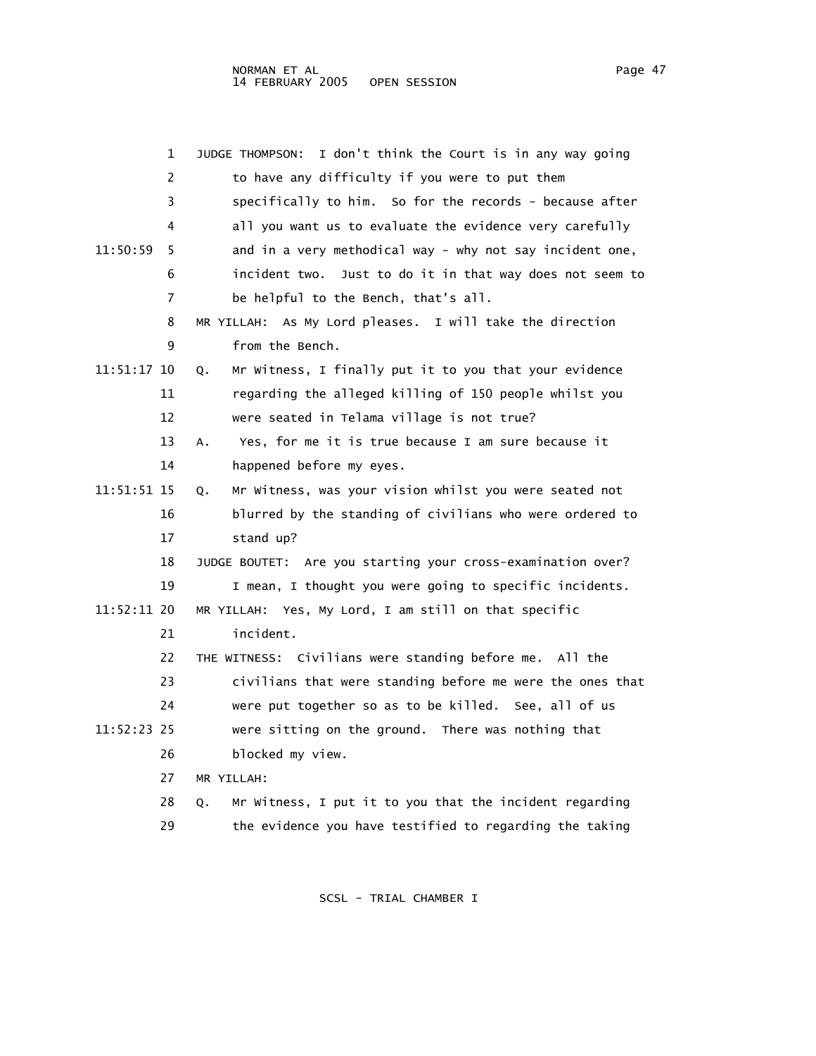JUDGE THOMPSON: I don't think the Court is in any way going to have any difficulty if you were to put them specifically to him. So for the records - because after all you want us to evaluate the evidence very carefully and in a very methodical way - why not say incident one, incident two. Just to do it in that way does not seem to be helpful to the Bench, that's all.

MR YILLAH: As My Lord pleases. I will take the direction from the Bench.

Q. Mr Witness, I finally put it to you that your evidence regarding the alleged killing of 150 people whilst you were seated in Telama village is not true?

A. Yes, for me it is true because I am sure because it happened before my eyes.

Q. Mr Witness, was your vision whilst you were seated not blurred by the standing of civilians who were ordered to stand up?

JUDGE BOUTET: Are you starting your cross-examination over? I mean, I thought you were going to specific incidents.

MR YILLAH: Yes, My Lord, I am still on that specific incident.

THE WITNESS: Civilians were standing before me. All the civilians that were standing before me were the ones that were put together so as to be killed. See, all of us were sitting on the ground. There was nothing that blocked my view.

MR YILLAH:

Q. Mr Witness, I put it to you that the incident regarding the evidence you have testified to regarding the taking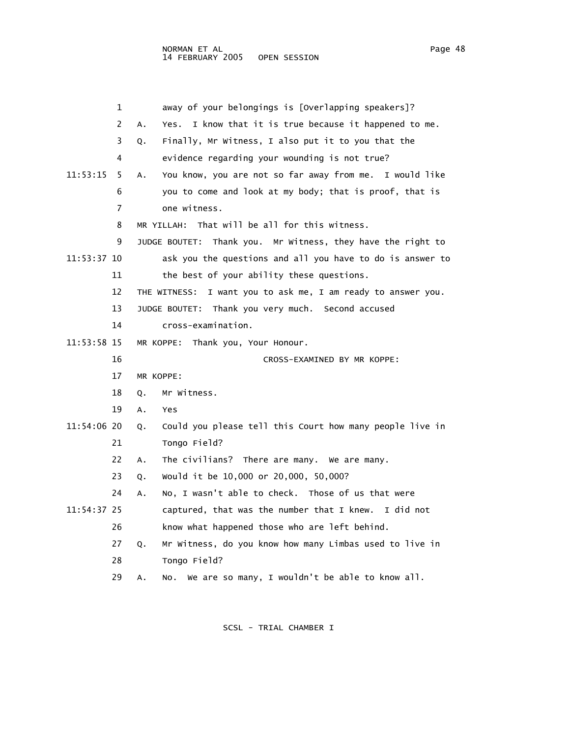1 away of your belongings is [Overlapping speakers]?

2 A. Yes. I know that it is true because it happened to me.

3 Q. Finally, Mr Witness, I also put it to you that the

4 evidence regarding your wounding is not true?

11:53:15 5 A. You know, you are not so far away from me. I would like

6 you to come and look at my body; that is proof, that is

7 one witness.

8 MR YILLAH: That will be all for this witness.

9 JUDGE BOUTET: Thank you. Mr Witness, they have the right to

11:53:37 10 ask you the questions and all you have to do is answer to

11 the best of your ability these questions.

12 THE WITNESS: I want you to ask me, I am ready to answer you.

13 JUDGE BOUTET: Thank you very much. Second accused

14 cross-examination.

11:53:58 15 MR KOPPE: Thank you, Your Honour.

16 CROSS-EXAMINED BY MR KOPPE:

17 MR KOPPE:

18 Q. Mr Witness.

19 A. Yes

11:54:06 20 Q. Could you please tell this Court how many people live in

21 Tongo Field?

22 A. The civilians? There are many. We are many.

23 Q. Would it be 10,000 or 20,000, 50,000?

24 A. No, I wasn't able to check. Those of us that were

11:54:37 25 captured, that was the number that I knew. I did not

26 know what happened those who are left behind.

27 Q. Mr Witness, do you know how many Limbas used to live in

28 Tongo Field?

29 A. No. We are so many, I wouldn't be able to know all.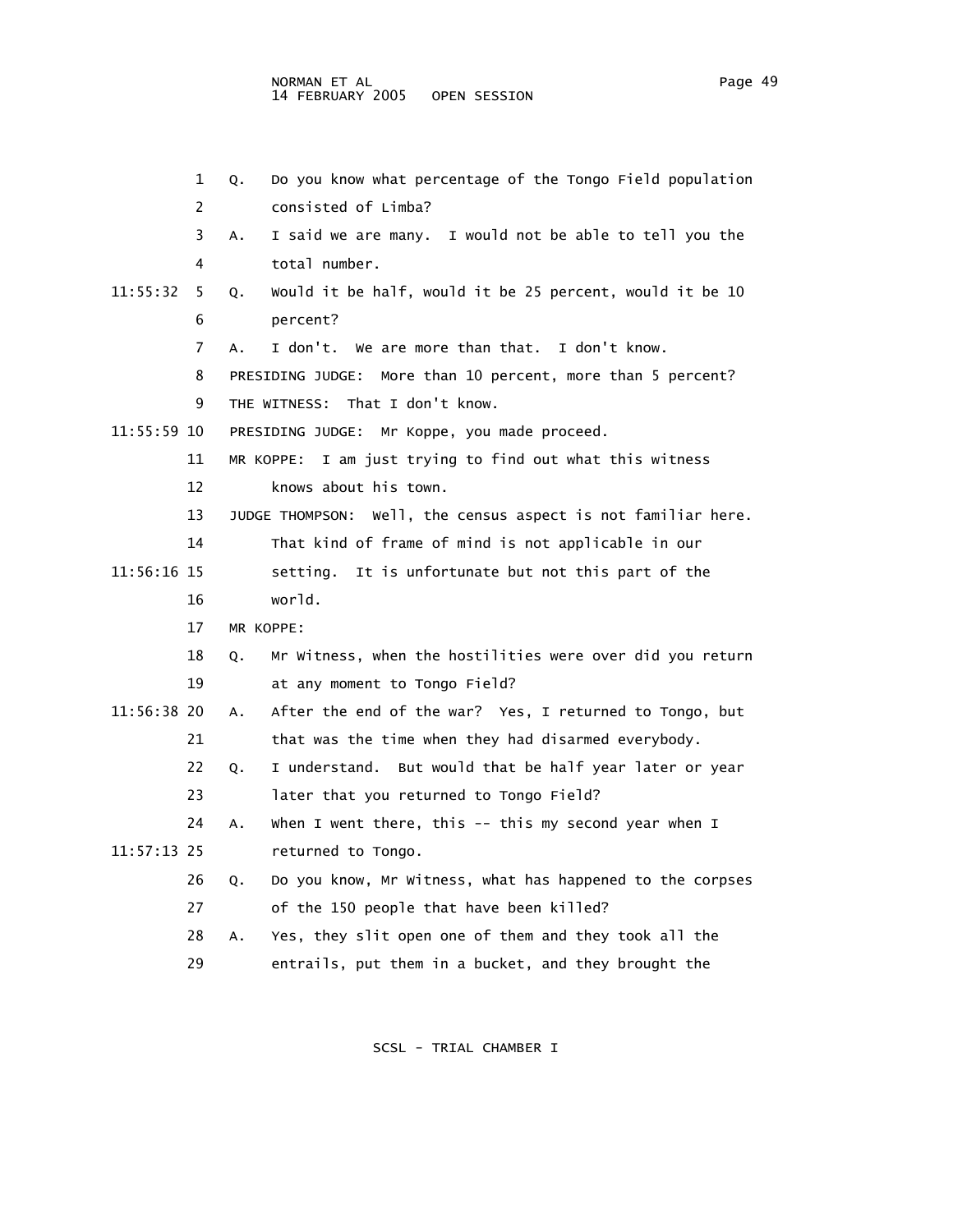Q. Do you know what percentage of the Tongo Field population consisted of Limba?

A. I said we are many. I would not be able to tell you the total number.

Q. Would it be half, would it be 25 percent, would it be 10 percent?

A. I don't. We are more than that. I don't know.

PRESIDING JUDGE: More than 10 percent, more than 5 percent?

THE WITNESS: That I don't know.

PRESIDING JUDGE: Mr Koppe, you made proceed.

MR KOPPE: I am just trying to find out what this witness knows about his town.

JUDGE THOMPSON: Well, the census aspect is not familiar here. That kind of frame of mind is not applicable in our setting. It is unfortunate but not this part of the world.

MR KOPPE:

Q. Mr Witness, when the hostilities were over did you return at any moment to Tongo Field?

A. After the end of the war? Yes, I returned to Tongo, but that was the time when they had disarmed everybody.

Q. I understand. But would that be half year later or year later that you returned to Tongo Field?

A. When I went there, this -- this my second year when I returned to Tongo.

Q. Do you know, Mr Witness, what has happened to the corpses of the 150 people that have been killed?

A. Yes, they slit open one of them and they took all the entrails, put them in a bucket, and they brought the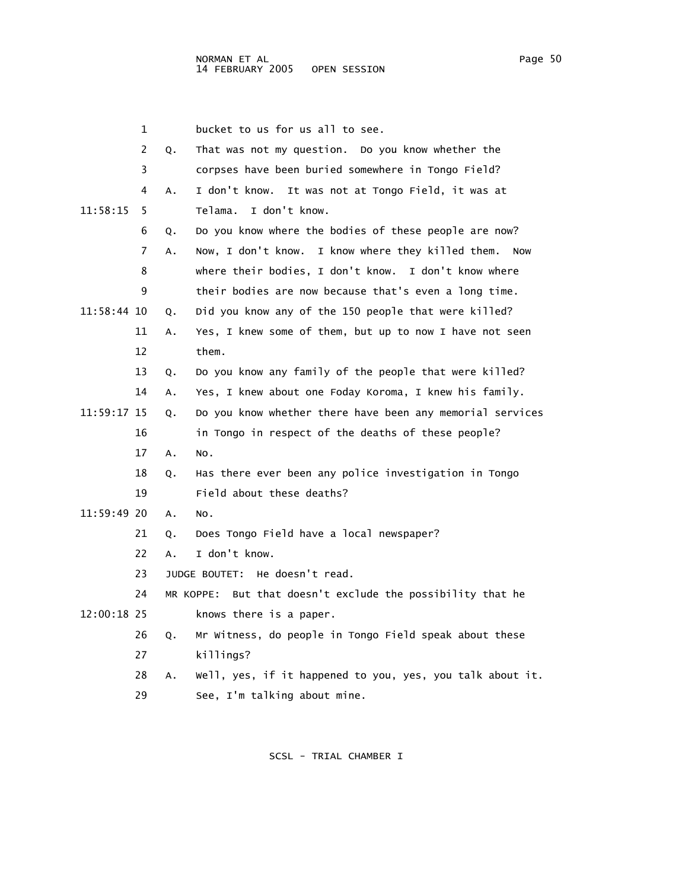bucket to us for us all to see.

Q. That was not my question. Do you know whether the corpses have been buried somewhere in Tongo Field?

A. I don't know. It was not at Tongo Field, it was at Telama. I don't know.

Q. Do you know where the bodies of these people are now?

A. Now, I don't know. I know where they killed them. Now where their bodies, I don't know. I don't know where their bodies are now because that's even a long time.

Q. Did you know any of the 150 people that were killed?

A. Yes, I knew some of them, but up to now I have not seen them.

Q. Do you know any family of the people that were killed?

A. Yes, I knew about one Foday Koroma, I knew his family.

Q. Do you know whether there have been any memorial services in Tongo in respect of the deaths of these people?

A. No.

Q. Has there ever been any police investigation in Tongo Field about these deaths?

A. No.

Q. Does Tongo Field have a local newspaper?

A. I don't know.

JUDGE BOUTET: He doesn't read.

MR KOPPE: But that doesn't exclude the possibility that he knows there is a paper.

Q. Mr Witness, do people in Tongo Field speak about these killings?

A. Well, yes, if it happened to you, yes, you talk about it. See, I'm talking about mine.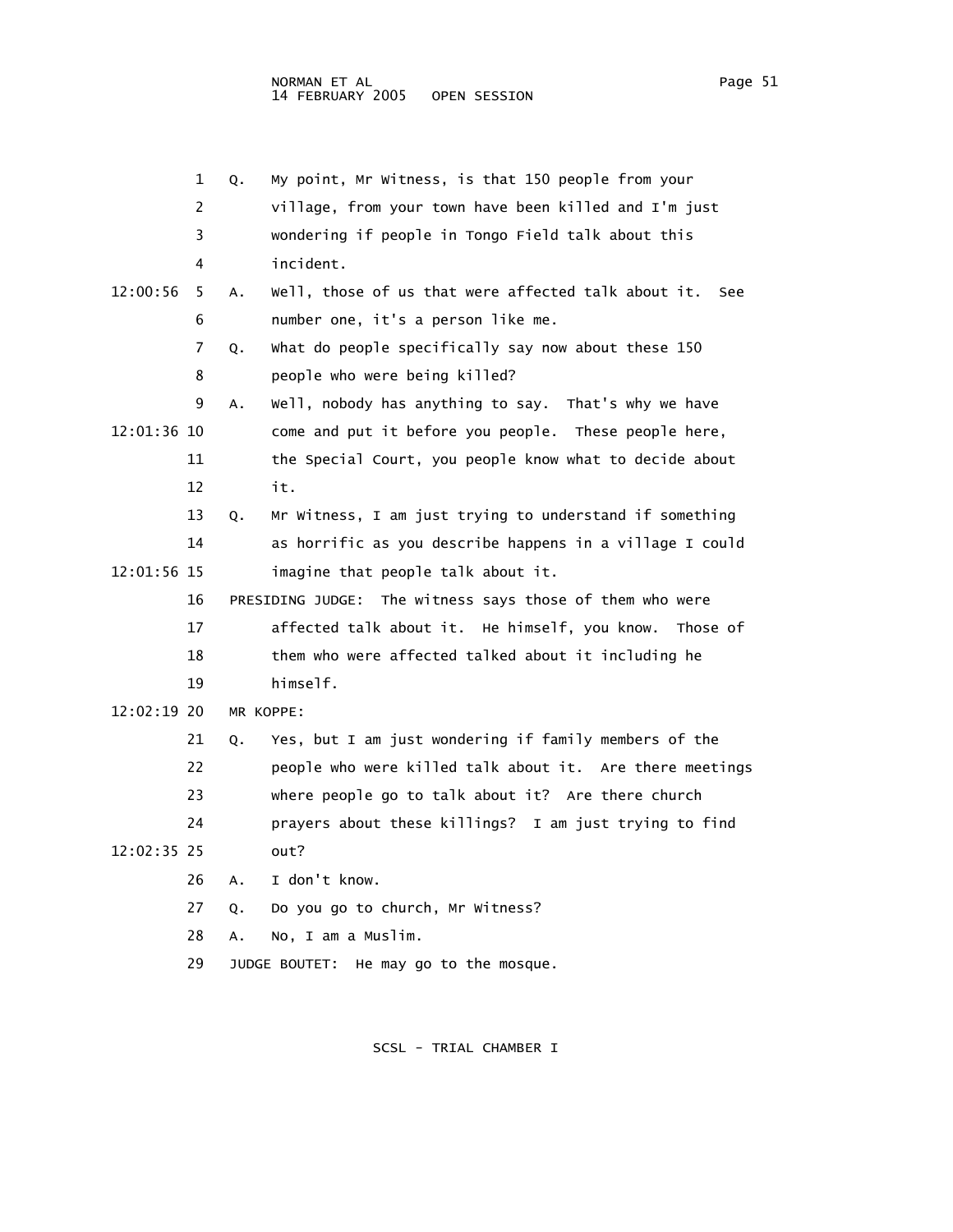Q. My point, Mr Witness, is that 150 people from your village, from your town have been killed and I'm just wondering if people in Tongo Field talk about this incident.

A. Well, those of us that were affected talk about it. See number one, it's a person like me.

Q. What do people specifically say now about these 150 people who were being killed?

A. Well, nobody has anything to say. That's why we have come and put it before you people. These people here, the Special Court, you people know what to decide about it.

Q. Mr Witness, I am just trying to understand if something as horrific as you describe happens in a village I could imagine that people talk about it.

PRESIDING JUDGE: The witness says those of them who were affected talk about it. He himself, you know. Those of them who were affected talked about it including he himself.

MR KOPPE:

Q. Yes, but I am just wondering if family members of the people who were killed talk about it. Are there meetings where people go to talk about it? Are there church prayers about these killings? I am just trying to find out?

A. I don't know.

Q. Do you go to church, Mr Witness?

A. No, I am a Muslim.

JUDGE BOUTET: He may go to the mosque.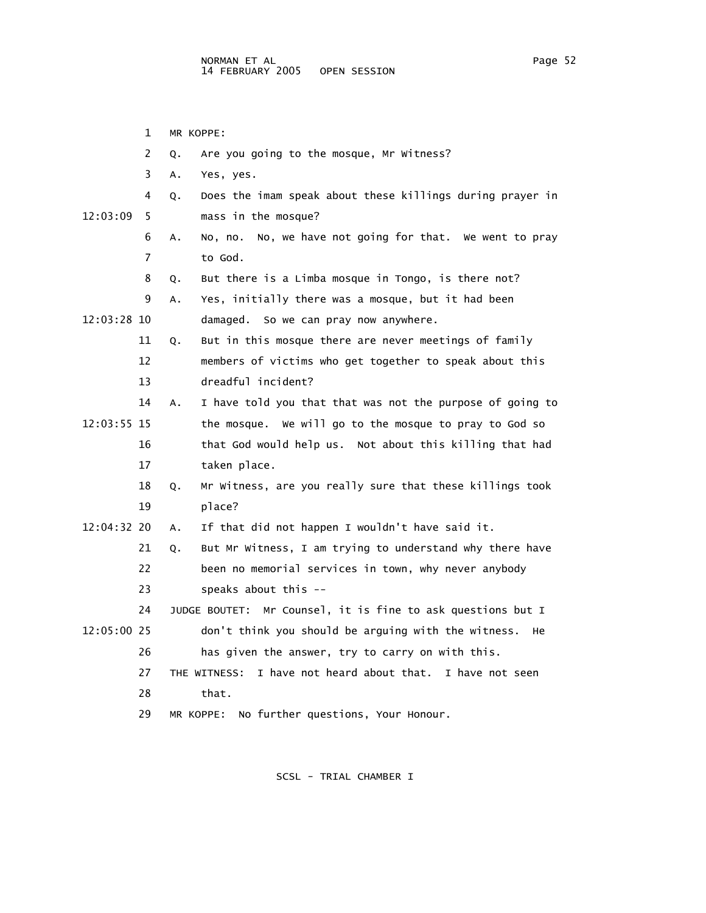MR KOPPE:

Q. Are you going to the mosque, Mr Witness?

A. Yes, yes.

Q. Does the imam speak about these killings during prayer in mass in the mosque?

A. No, no. No, we have not going for that. We went to pray to God.

Q. But there is a Limba mosque in Tongo, is there not?

A. Yes, initially there was a mosque, but it had been damaged. So we can pray now anywhere.

Q. But in this mosque there are never meetings of family members of victims who get together to speak about this dreadful incident?

A. I have told you that that was not the purpose of going to the mosque. We will go to the mosque to pray to God so that God would help us. Not about this killing that had taken place.

Q. Mr Witness, are you really sure that these killings took place?

A. If that did not happen I wouldn't have said it.

Q. But Mr Witness, I am trying to understand why there have been no memorial services in town, why never anybody speaks about this --

JUDGE BOUTET: Mr Counsel, it is fine to ask questions but I don't think you should be arguing with the witness. He has given the answer, try to carry on with this.

THE WITNESS: I have not heard about that. I have not seen that.

MR KOPPE: No further questions, Your Honour.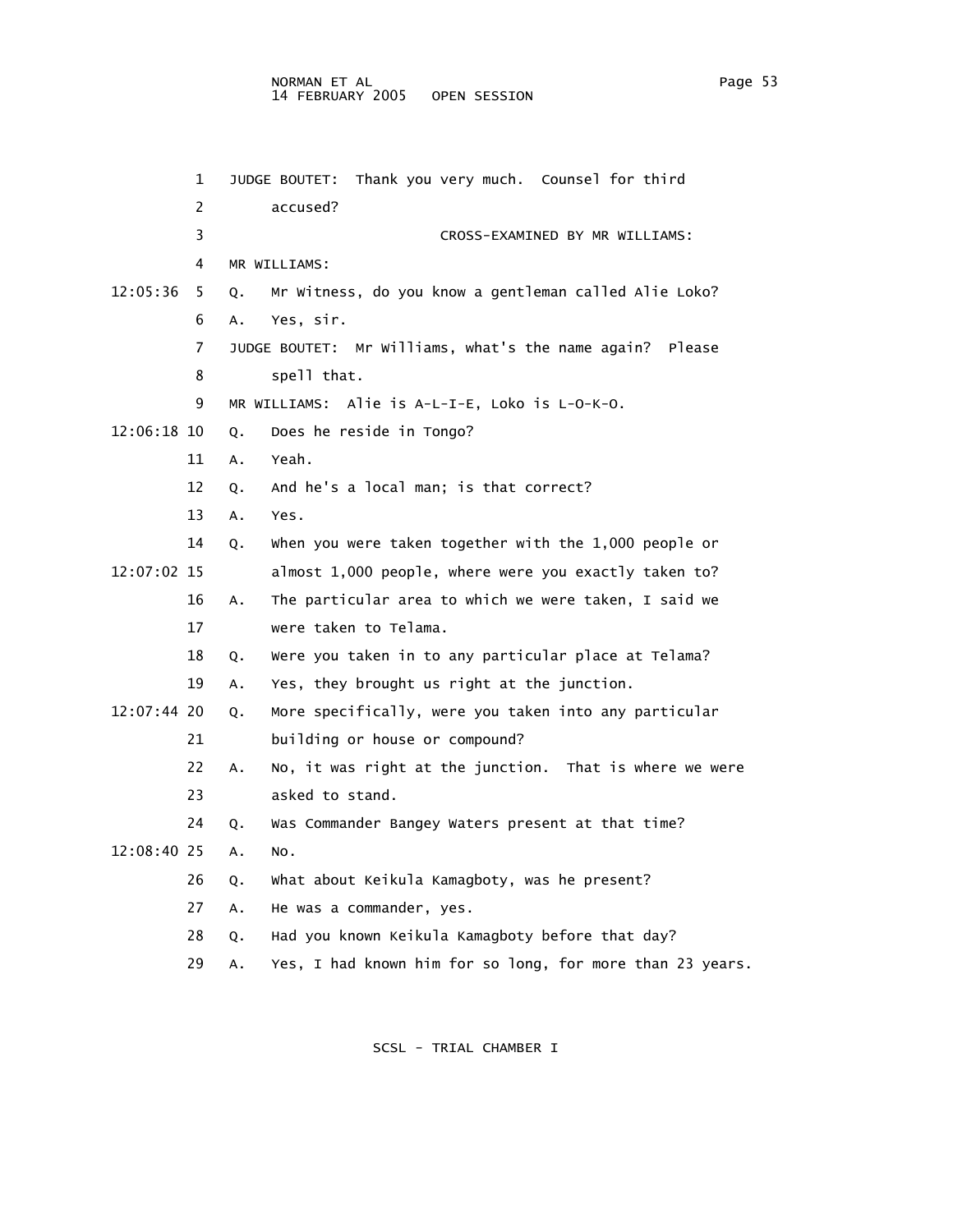JUDGE BOUTET: Thank you very much. Counsel for third accused?

CROSS-EXAMINED BY MR WILLIAMS:

MR WILLIAMS:

Q. Mr Witness, do you know a gentleman called Alie Loko?

A. Yes, sir.

JUDGE BOUTET: Mr Williams, what's the name again? Please spell that.

MR WILLIAMS: Alie is A-L-I-E, Loko is L-O-K-O.

Q. Does he reside in Tongo?

A. Yeah.

Q. And he's a local man; is that correct?

A. Yes.

Q. When you were taken together with the 1,000 people or almost 1,000 people, where were you exactly taken to?

A. The particular area to which we were taken, I said we were taken to Telama.

Q. Were you taken in to any particular place at Telama?

A. Yes, they brought us right at the junction.

Q. More specifically, were you taken into any particular building or house or compound?

A. No, it was right at the junction. That is where we were asked to stand.

Q. Was Commander Bangey Waters present at that time?

A. No.

Q. What about Keikula Kamagboty, was he present?

A. He was a commander, yes.

Q. Had you known Keikula Kamagboty before that day?

A. Yes, I had known him for so long, for more than 23 years.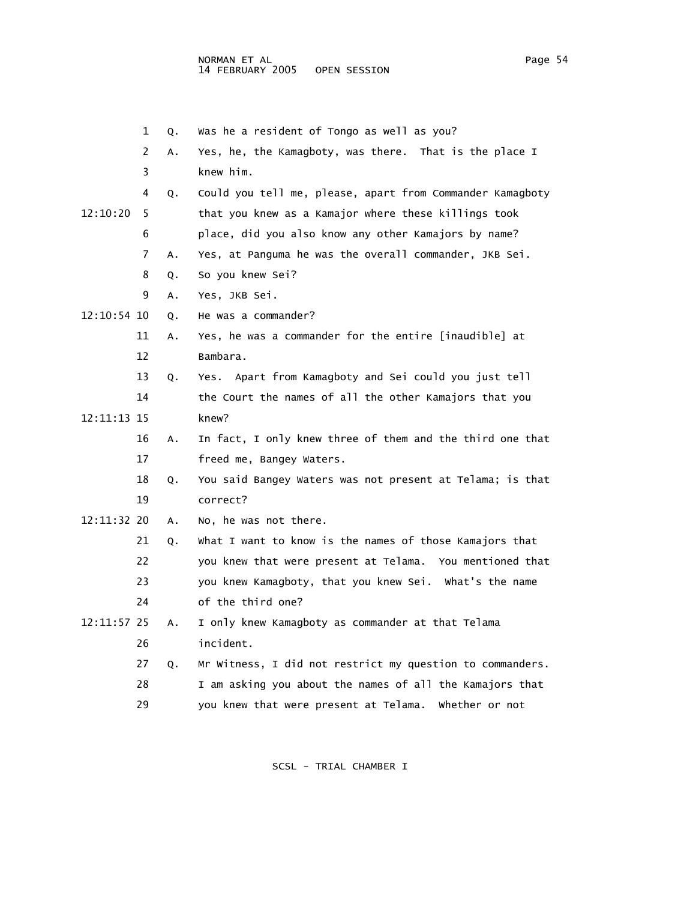1 Q. Was he a resident of Tongo as well as you?

2 A. Yes, he, the Kamagboty, was there. That is the place I

3 knew him.

4 Q. Could you tell me, please, apart from Commander Kamagboty

12:10:20 5 that you knew as a Kamajor where these killings took

6 place, did you also know any other Kamajors by name?

7 A. Yes, at Panguma he was the overall commander, JKB Sei.

8 Q. So you knew Sei?

9 A. Yes, JKB Sei.

12:10:54 10 Q. He was a commander?

11 A. Yes, he was a commander for the entire [inaudible] at

12 Bambara.

13 Q. Yes. Apart from Kamagboty and Sei could you just tell

14 the Court the names of all the other Kamajors that you

12:11:13 15 knew?

16 A. In fact, I only knew three of them and the third one that

17 freed me, Bangey Waters.

18 Q. You said Bangey Waters was not present at Telama; is that

19 correct?

12:11:32 20 A. No, he was not there.

21 Q. What I want to know is the names of those Kamajors that

22 you knew that were present at Telama. You mentioned that

23 you knew Kamagboty, that you knew Sei. What's the name

24 of the third one?

12:11:57 25 A. I only knew Kamagboty as commander at that Telama

26 incident.

27 Q. Mr Witness, I did not restrict my question to commanders.

28 I am asking you about the names of all the Kamajors that

29 you knew that were present at Telama. Whether or not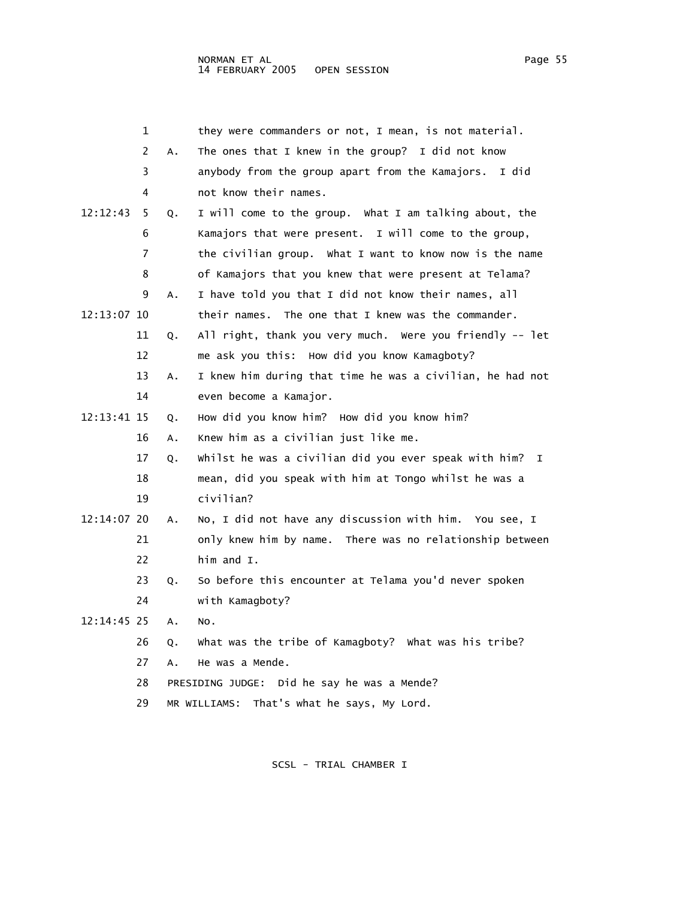1 they were commanders or not, I mean, is not material.

2 A. The ones that I knew in the group? I did not know

3 anybody from the group apart from the Kamajors. I did

4 not know their names.

12:12:43 5 Q. I will come to the group. What I am talking about, the

6 Kamajors that were present. I will come to the group,

7 the civilian group. What I want to know now is the name

8 of Kamajors that you knew that were present at Telama?

9 A. I have told you that I did not know their names, all

12:13:07 10 their names. The one that I knew was the commander.

11 Q. All right, thank you very much. Were you friendly -- let

12 me ask you this: How did you know Kamagboty?

13 A. I knew him during that time he was a civilian, he had not

14 even become a Kamajor.

12:13:41 15 Q. How did you know him? How did you know him?

16 A. Knew him as a civilian just like me.

17 Q. Whilst he was a civilian did you ever speak with him? I

18 mean, did you speak with him at Tongo whilst he was a

19 civilian?

12:14:07 20 A. No, I did not have any discussion with him. You see, I

21 only knew him by name. There was no relationship between

22 him and I.

23 Q. So before this encounter at Telama you'd never spoken

24 with Kamagboty?

12:14:45 25 A. No.

26 Q. What was the tribe of Kamagboty? What was his tribe?

27 A. He was a Mende.

28 PRESIDING JUDGE: Did he say he was a Mende?

29 MR WILLIAMS: That's what he says, My Lord.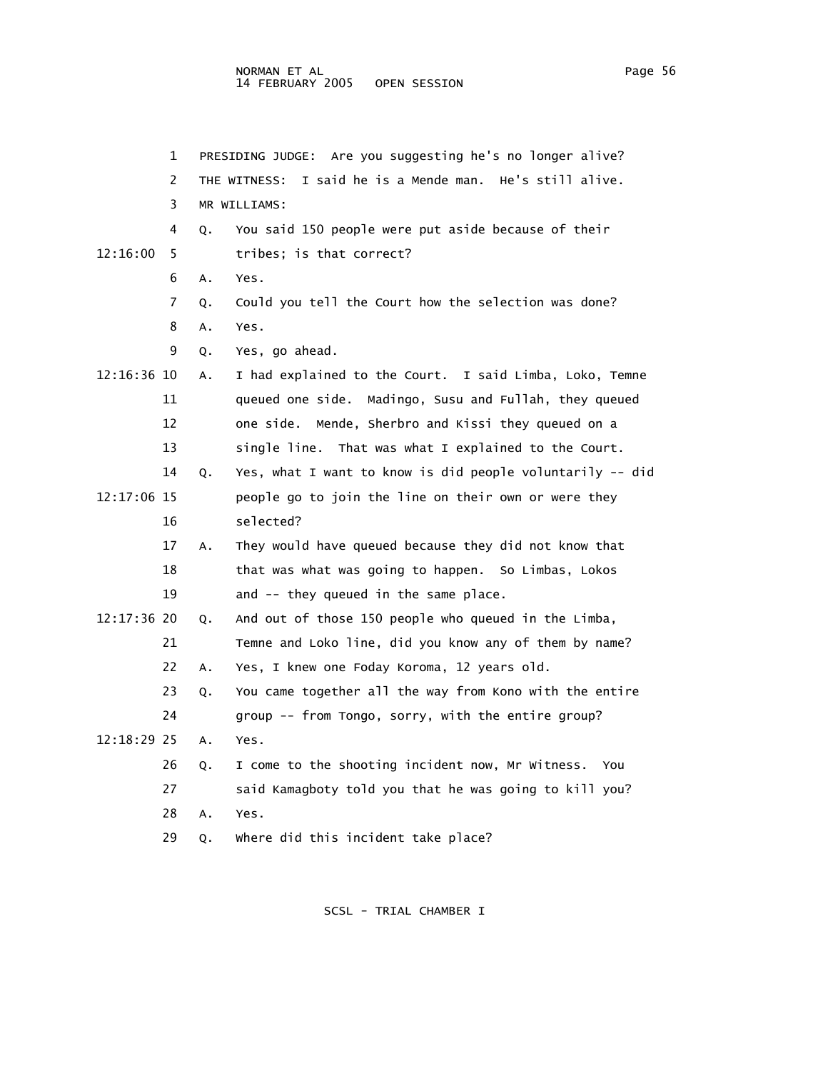PRESIDING JUDGE: Are you suggesting he's no longer alive?

THE WITNESS: I said he is a Mende man. He's still alive.

MR WILLIAMS:

Q. You said 150 people were put aside because of their tribes; is that correct?

A. Yes.

Q. Could you tell the Court how the selection was done?

A. Yes.

Q. Yes, go ahead.

A. I had explained to the Court. I said Limba, Loko, Temne queued one side. Madingo, Susu and Fullah, they queued one side. Mende, Sherbro and Kissi they queued on a single line. That was what I explained to the Court.

Q. Yes, what I want to know is did people voluntarily -- did people go to join the line on their own or were they selected?

A. They would have queued because they did not know that that was what was going to happen. So Limbas, Lokos and -- they queued in the same place.

Q. And out of those 150 people who queued in the Limba, Temne and Loko line, did you know any of them by name?

A. Yes, I knew one Foday Koroma, 12 years old.

Q. You came together all the way from Kono with the entire group -- from Tongo, sorry, with the entire group?

A. Yes.

Q. I come to the shooting incident now, Mr Witness. You said Kamagboty told you that he was going to kill you?

A. Yes.

Q. Where did this incident take place?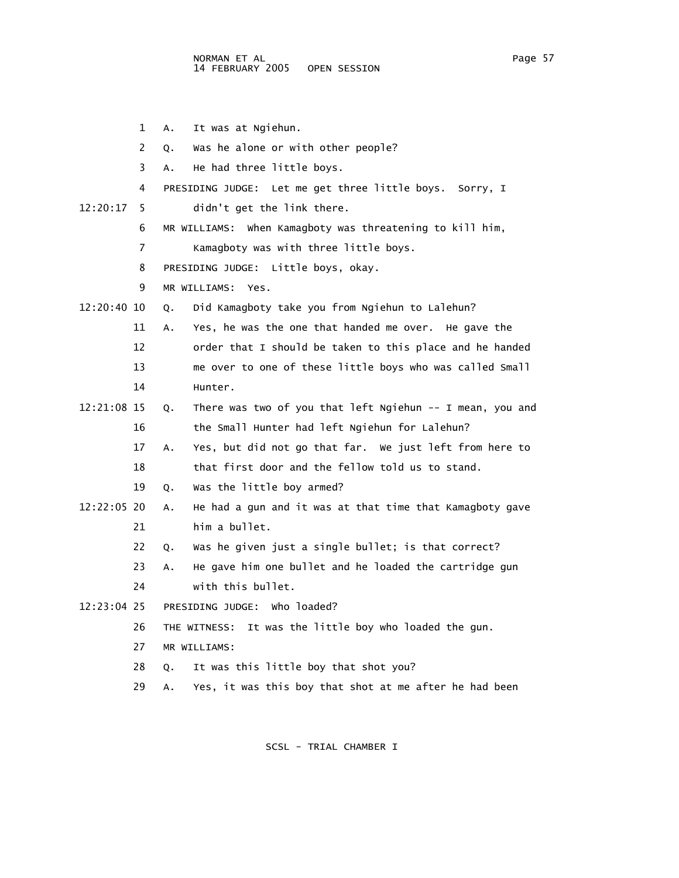1 A. It was at Ngiehun.

2 Q. Was he alone or with other people?

3 A. He had three little boys.

4 PRESIDING JUDGE: Let me get three little boys. Sorry, I

12:20:17 5 didn't get the link there.

6 MR WILLIAMS: When Kamagboty was threatening to kill him,

7 Kamagboty was with three little boys.

8 PRESIDING JUDGE: Little boys, okay.

9 MR WILLIAMS: Yes.

12:20:40 10 Q. Did Kamagboty take you from Ngiehun to Lalehun?

11 A. Yes, he was the one that handed me over. He gave the

12 order that I should be taken to this place and he handed

13 me over to one of these little boys who was called Small

14 Hunter.

12:21:08 15 Q. There was two of you that left Ngiehun -- I mean, you and

16 the Small Hunter had left Ngiehun for Lalehun?

17 A. Yes, but did not go that far. We just left from here to

18 that first door and the fellow told us to stand.

19 Q. Was the little boy armed?

12:22:05 20 A. He had a gun and it was at that time that Kamagboty gave

21 him a bullet.

22 Q. Was he given just a single bullet; is that correct?

23 A. He gave him one bullet and he loaded the cartridge gun

24 with this bullet.

12:23:04 25 PRESIDING JUDGE: Who loaded?

26 THE WITNESS: It was the little boy who loaded the gun.

27 MR WILLIAMS:

28 Q. It was this little boy that shot you?

29 A. Yes, it was this boy that shot at me after he had been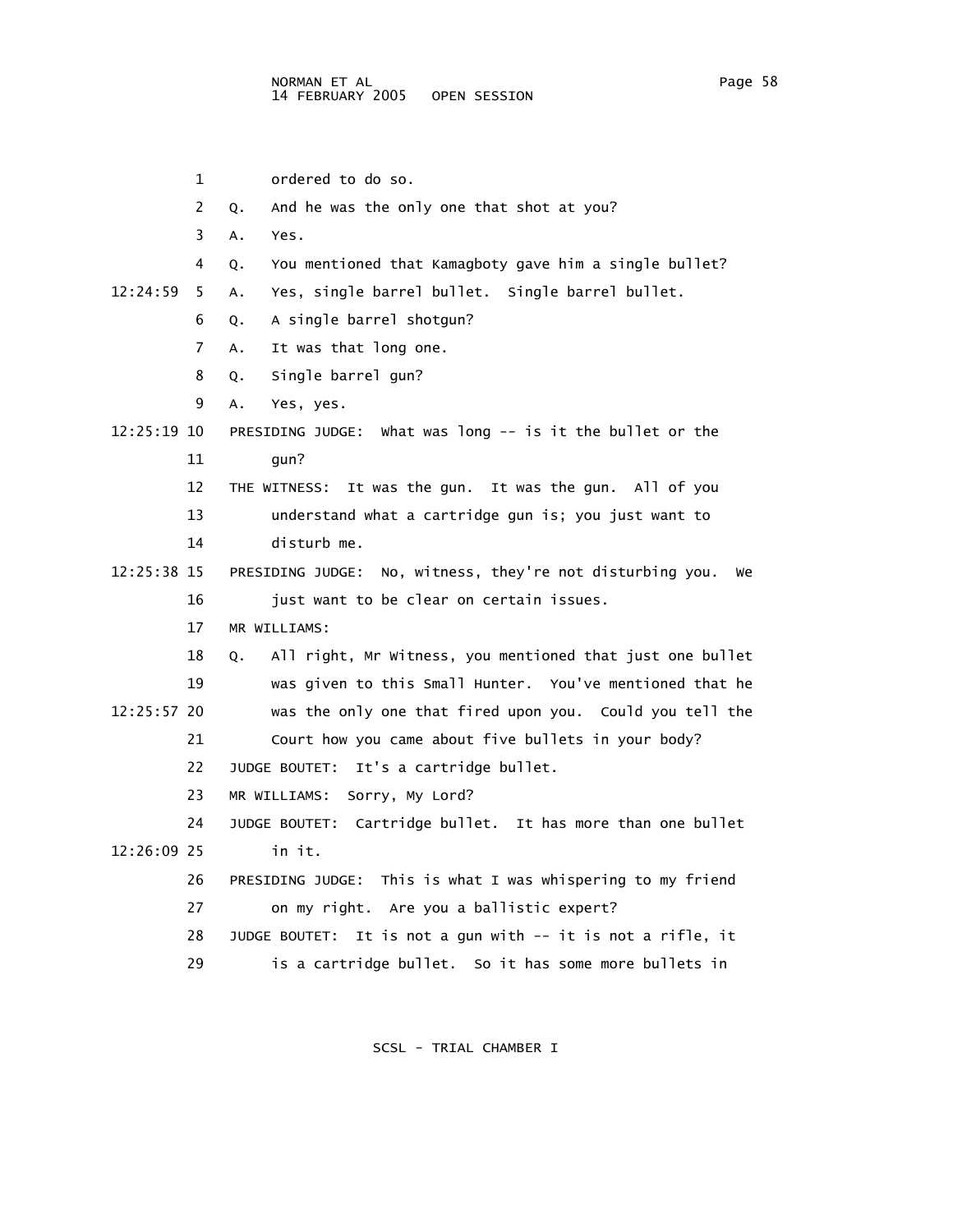1 ordered to do so.

2 Q. And he was the only one that shot at you?

3 A. Yes.

4 Q. You mentioned that Kamagboty gave him a single bullet?

12:24:59 5 A. Yes, single barrel bullet. Single barrel bullet.

6 Q. A single barrel shotgun?

7 A. It was that long one.

8 Q. Single barrel gun?

9 A. Yes, yes.

12:25:19 10 PRESIDING JUDGE: What was long -- is it the bullet or the

11 gun?

12 THE WITNESS: It was the gun. It was the gun. All of you

13 understand what a cartridge gun is; you just want to

14 disturb me.

12:25:38 15 PRESIDING JUDGE: No, witness, they're not disturbing you. We

16 just want to be clear on certain issues.

17 MR WILLIAMS:

18 Q. All right, Mr Witness, you mentioned that just one bullet

19 was given to this Small Hunter. You've mentioned that he

12:25:57 20 was the only one that fired upon you. Could you tell the

21 Court how you came about five bullets in your body?

22 JUDGE BOUTET: It's a cartridge bullet.

23 MR WILLIAMS: Sorry, My Lord?

24 JUDGE BOUTET: Cartridge bullet. It has more than one bullet

12:26:09 25 in it.

26 PRESIDING JUDGE: This is what I was whispering to my friend

27 on my right. Are you a ballistic expert?

28 JUDGE BOUTET: It is not a gun with -- it is not a rifle, it

29 is a cartridge bullet. So it has some more bullets in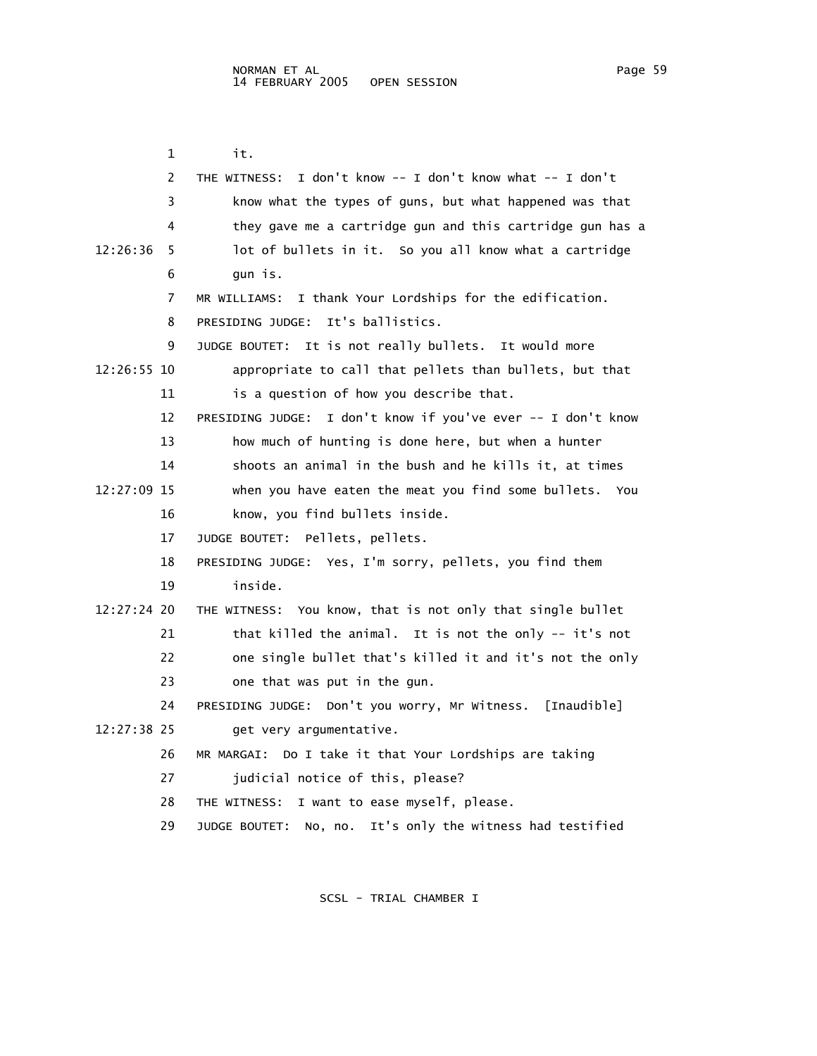it.

THE WITNESS: I don't know -- I don't know what -- I don't know what the types of guns, but what happened was that they gave me a cartridge gun and this cartridge gun has a lot of bullets in it. So you all know what a cartridge gun is.

MR WILLIAMS: I thank Your Lordships for the edification.

PRESIDING JUDGE: It's ballistics.

JUDGE BOUTET: It is not really bullets. It would more appropriate to call that pellets than bullets, but that is a question of how you describe that.

PRESIDING JUDGE: I don't know if you've ever -- I don't know how much of hunting is done here, but when a hunter shoots an animal in the bush and he kills it, at times when you have eaten the meat you find some bullets. You know, you find bullets inside.

JUDGE BOUTET: Pellets, pellets.

PRESIDING JUDGE: Yes, I'm sorry, pellets, you find them inside.

THE WITNESS: You know, that is not only that single bullet that killed the animal. It is not the only -- it's not one single bullet that's killed it and it's not the only one that was put in the gun.

PRESIDING JUDGE: Don't you worry, Mr Witness. [Inaudible] get very argumentative.

MR MARGAI: Do I take it that Your Lordships are taking judicial notice of this, please?

THE WITNESS: I want to ease myself, please.

JUDGE BOUTET: No, no. It's only the witness had testified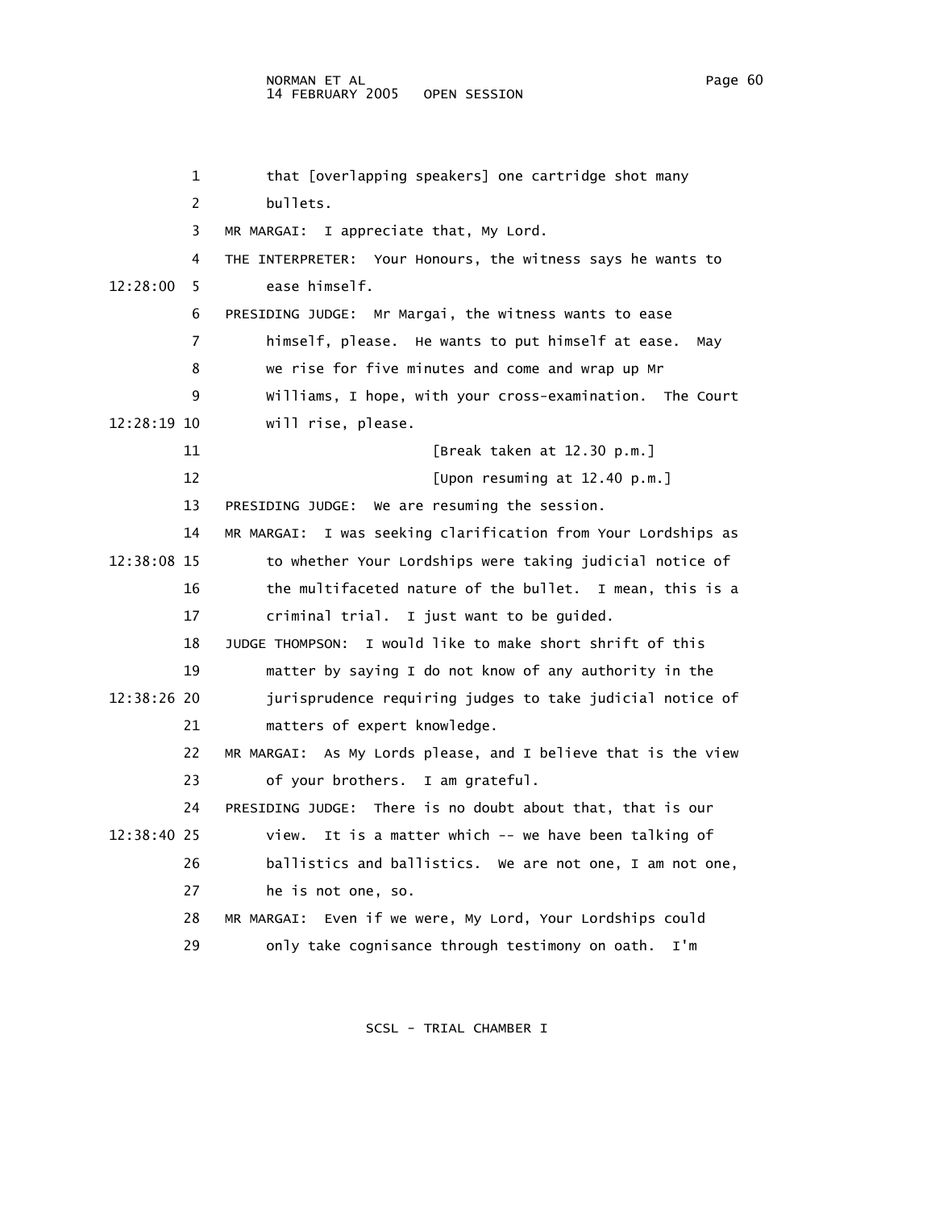that [overlapping speakers] one cartridge shot many bullets.

MR MARGAI: I appreciate that, My Lord.

THE INTERPRETER: Your Honours, the witness says he wants to ease himself.

PRESIDING JUDGE: Mr Margai, the witness wants to ease himself, please. He wants to put himself at ease. May we rise for five minutes and come and wrap up Mr Williams, I hope, with your cross-examination. The Court will rise, please.

[Break taken at 12.30 p.m.]

[Upon resuming at 12.40 p.m.]

PRESIDING JUDGE: We are resuming the session.

MR MARGAI: I was seeking clarification from Your Lordships as to whether Your Lordships were taking judicial notice of the multifaceted nature of the bullet. I mean, this is a criminal trial. I just want to be guided.

JUDGE THOMPSON: I would like to make short shrift of this matter by saying I do not know of any authority in the jurisprudence requiring judges to take judicial notice of matters of expert knowledge.

MR MARGAI: As My Lords please, and I believe that is the view of your brothers. I am grateful.

PRESIDING JUDGE: There is no doubt about that, that is our view. It is a matter which -- we have been talking of ballistics and ballistics. We are not one, I am not one, he is not one, so.

MR MARGAI: Even if we were, My Lord, Your Lordships could only take cognisance through testimony on oath. I'm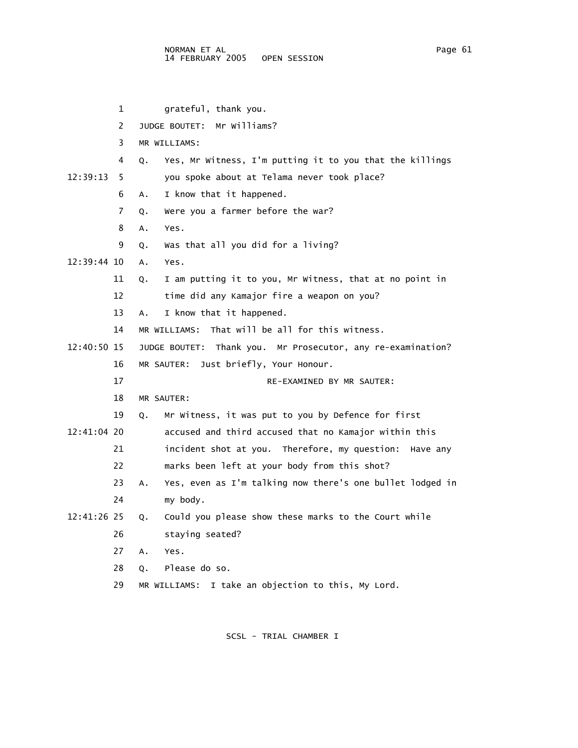1 grateful, thank you.

2 JUDGE BOUTET: Mr Williams?

3 MR WILLIAMS:

4 Q. Yes, Mr Witness, I'm putting it to you that the killings

12:39:13 5 you spoke about at Telama never took place?

6 A. I know that it happened.

7 Q. Were you a farmer before the war?

8 A. Yes.

9 Q. Was that all you did for a living?

12:39:44 10 A. Yes.

11 Q. I am putting it to you, Mr Witness, that at no point in

12 time did any Kamajor fire a weapon on you?

13 A. I know that it happened.

14 MR WILLIAMS: That will be all for this witness.

12:40:50 15 JUDGE BOUTET: Thank you. Mr Prosecutor, any re-examination?

16 MR SAUTER: Just briefly, Your Honour.

17 RE-EXAMINED BY MR SAUTER:

18 MR SAUTER:

19 Q. Mr Witness, it was put to you by Defence for first

12:41:04 20 accused and third accused that no Kamajor within this

21 incident shot at you. Therefore, my question: Have any

22 marks been left at your body from this shot?

23 A. Yes, even as I'm talking now there's one bullet lodged in

24 my body.

12:41:26 25 Q. Could you please show these marks to the Court while

26 staying seated?

27 A. Yes.

28 Q. Please do so.

29 MR WILLIAMS: I take an objection to this, My Lord.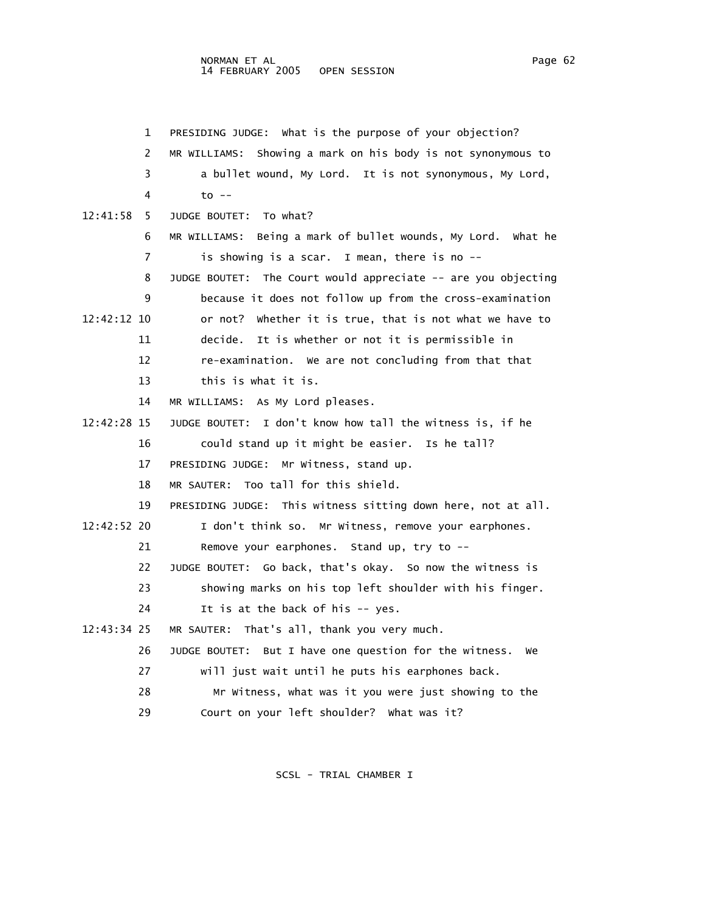1 PRESIDING JUDGE: What is the purpose of your objection?

2 MR WILLIAMS: Showing a mark on his body is not synonymous to

3 a bullet wound, My Lord. It is not synonymous, My Lord,

4 to --

12:41:58 5 JUDGE BOUTET: To what?

6 MR WILLIAMS: Being a mark of bullet wounds, My Lord. What he

7 is showing is a scar. I mean, there is no --

8 JUDGE BOUTET: The Court would appreciate -- are you objecting

9 because it does not follow up from the cross-examination

12:42:12 10 or not? Whether it is true, that is not what we have to

11 decide. It is whether or not it is permissible in

12 re-examination. We are not concluding from that that

13 this is what it is.

14 MR WILLIAMS: As My Lord pleases.

12:42:28 15 JUDGE BOUTET: I don't know how tall the witness is, if he

16 could stand up it might be easier. Is he tall?

17 PRESIDING JUDGE: Mr Witness, stand up.

18 MR SAUTER: Too tall for this shield.

19 PRESIDING JUDGE: This witness sitting down here, not at all.

12:42:52 20 I don't think so. Mr Witness, remove your earphones.

21 Remove your earphones. Stand up, try to --

22 JUDGE BOUTET: Go back, that's okay. So now the witness is

23 showing marks on his top left shoulder with his finger.

24 It is at the back of his -- yes.

12:43:34 25 MR SAUTER: That's all, thank you very much.

26 JUDGE BOUTET: But I have one question for the witness. We

27 will just wait until he puts his earphones back.

28 Mr Witness, what was it you were just showing to the

29 Court on your left shoulder? What was it?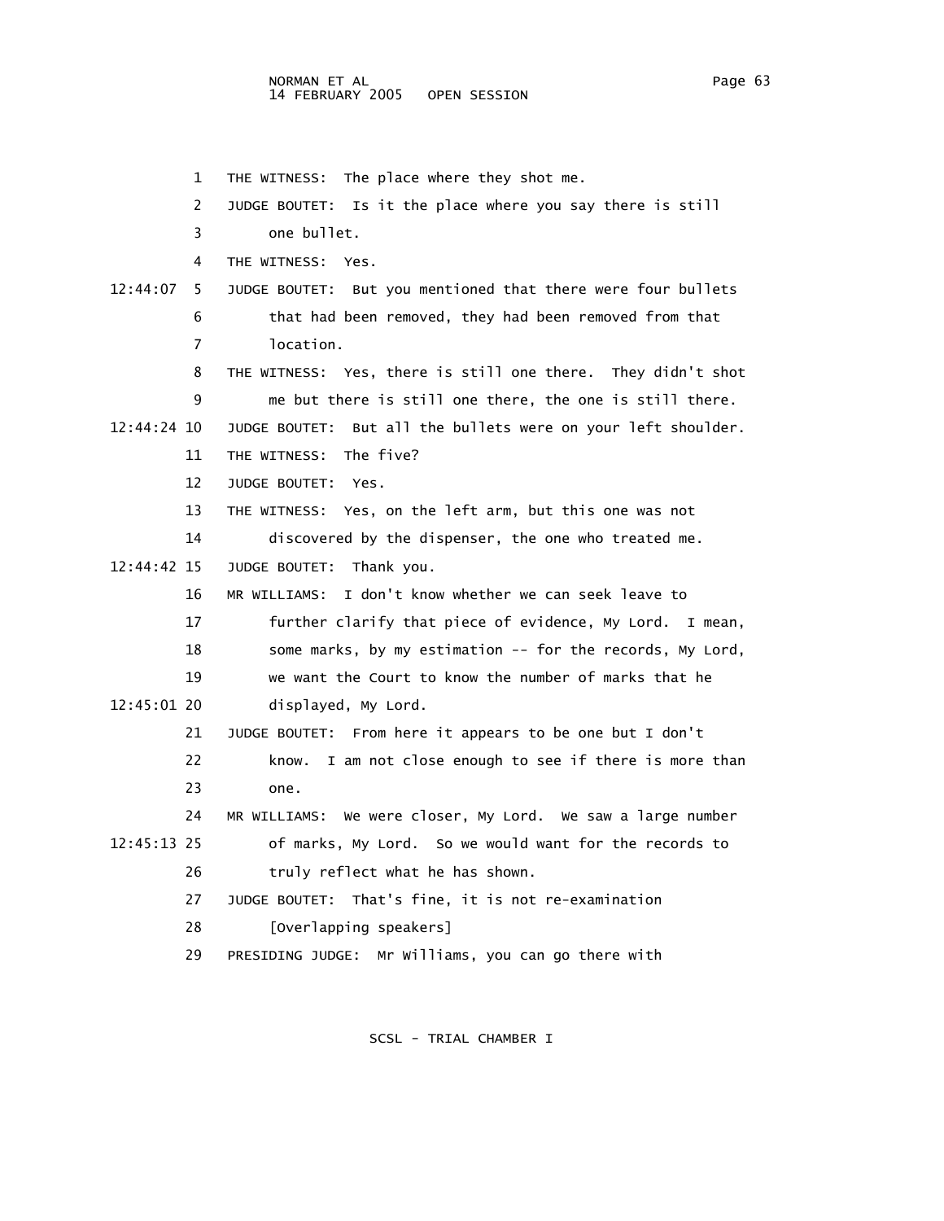1 THE WITNESS: The place where they shot me.

2 JUDGE BOUTET: Is it the place where you say there is still

3 one bullet.

4 THE WITNESS: Yes.

12:44:07 5 JUDGE BOUTET: But you mentioned that there were four bullets

6 that had been removed, they had been removed from that

7 location.

8 THE WITNESS: Yes, there is still one there. They didn't shot

9 me but there is still one there, the one is still there.

12:44:24 10 JUDGE BOUTET: But all the bullets were on your left shoulder.

11 THE WITNESS: The five?

12 JUDGE BOUTET: Yes.

13 THE WITNESS: Yes, on the left arm, but this one was not

14 discovered by the dispenser, the one who treated me.

12:44:42 15 JUDGE BOUTET: Thank you.

16 MR WILLIAMS: I don't know whether we can seek leave to

17 further clarify that piece of evidence, My Lord. I mean,

18 some marks, by my estimation -- for the records, My Lord,

19 we want the Court to know the number of marks that he

12:45:01 20 displayed, My Lord.

21 JUDGE BOUTET: From here it appears to be one but I don't

22 know. I am not close enough to see if there is more than

23 one.

24 MR WILLIAMS: We were closer, My Lord. We saw a large number

12:45:13 25 of marks, My Lord. So we would want for the records to

26 truly reflect what he has shown.

27 JUDGE BOUTET: That's fine, it is not re-examination

28 [Overlapping speakers]

29 PRESIDING JUDGE: Mr Williams, you can go there with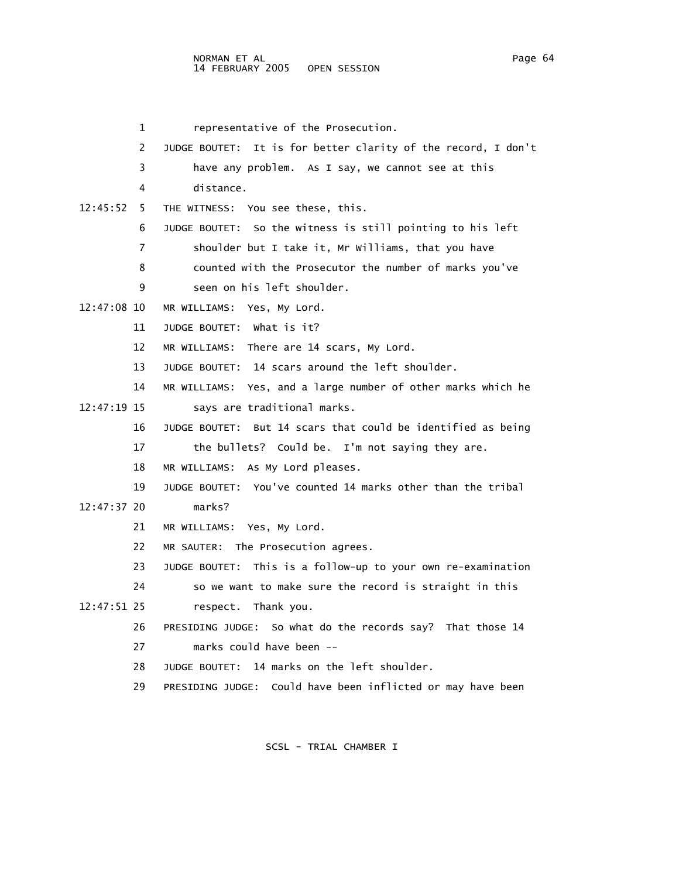representative of the Prosecution.

JUDGE BOUTET: It is for better clarity of the record, I don't have any problem. As I say, we cannot see at this distance.

THE WITNESS: You see these, this.

JUDGE BOUTET: So the witness is still pointing to his left shoulder but I take it, Mr Williams, that you have counted with the Prosecutor the number of marks you've seen on his left shoulder.

MR WILLIAMS: Yes, My Lord.

JUDGE BOUTET: What is it?

MR WILLIAMS: There are 14 scars, My Lord.

JUDGE BOUTET: 14 scars around the left shoulder.

MR WILLIAMS: Yes, and a large number of other marks which he says are traditional marks.

JUDGE BOUTET: But 14 scars that could be identified as being the bullets? Could be. I'm not saying they are.

MR WILLIAMS: As My Lord pleases.

JUDGE BOUTET: You've counted 14 marks other than the tribal marks?

MR WILLIAMS: Yes, My Lord.

MR SAUTER: The Prosecution agrees.

JUDGE BOUTET: This is a follow-up to your own re-examination so we want to make sure the record is straight in this respect. Thank you.

PRESIDING JUDGE: So what do the records say? That those 14 marks could have been --

JUDGE BOUTET: 14 marks on the left shoulder.

PRESIDING JUDGE: Could have been inflicted or may have been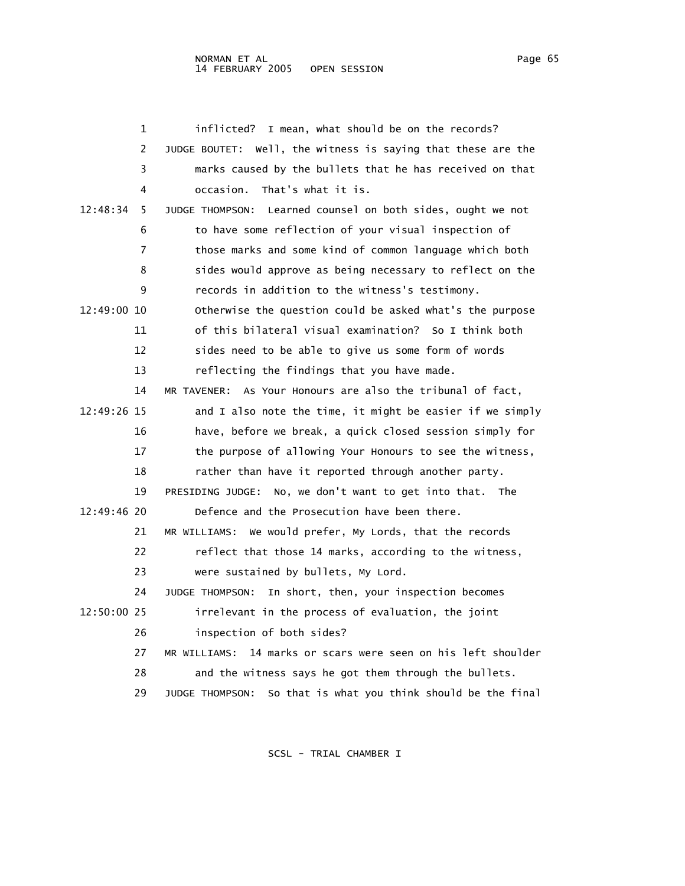inflicted? I mean, what should be on the records?

JUDGE BOUTET: Well, the witness is saying that these are the marks caused by the bullets that he has received on that occasion. That's what it is.

JUDGE THOMPSON: Learned counsel on both sides, ought we not to have some reflection of your visual inspection of those marks and some kind of common language which both sides would approve as being necessary to reflect on the records in addition to the witness's testimony. Otherwise the question could be asked what's the purpose of this bilateral visual examination? So I think both sides need to be able to give us some form of words reflecting the findings that you have made.

MR TAVENER: As Your Honours are also the tribunal of fact, and I also note the time, it might be easier if we simply have, before we break, a quick closed session simply for the purpose of allowing Your Honours to see the witness, rather than have it reported through another party.

PRESIDING JUDGE: No, we don't want to get into that. The Defence and the Prosecution have been there.

MR WILLIAMS: We would prefer, My Lords, that the records reflect that those 14 marks, according to the witness, were sustained by bullets, My Lord.

JUDGE THOMPSON: In short, then, your inspection becomes irrelevant in the process of evaluation, the joint inspection of both sides?

MR WILLIAMS: 14 marks or scars were seen on his left shoulder and the witness says he got them through the bullets.

JUDGE THOMPSON: So that is what you think should be the final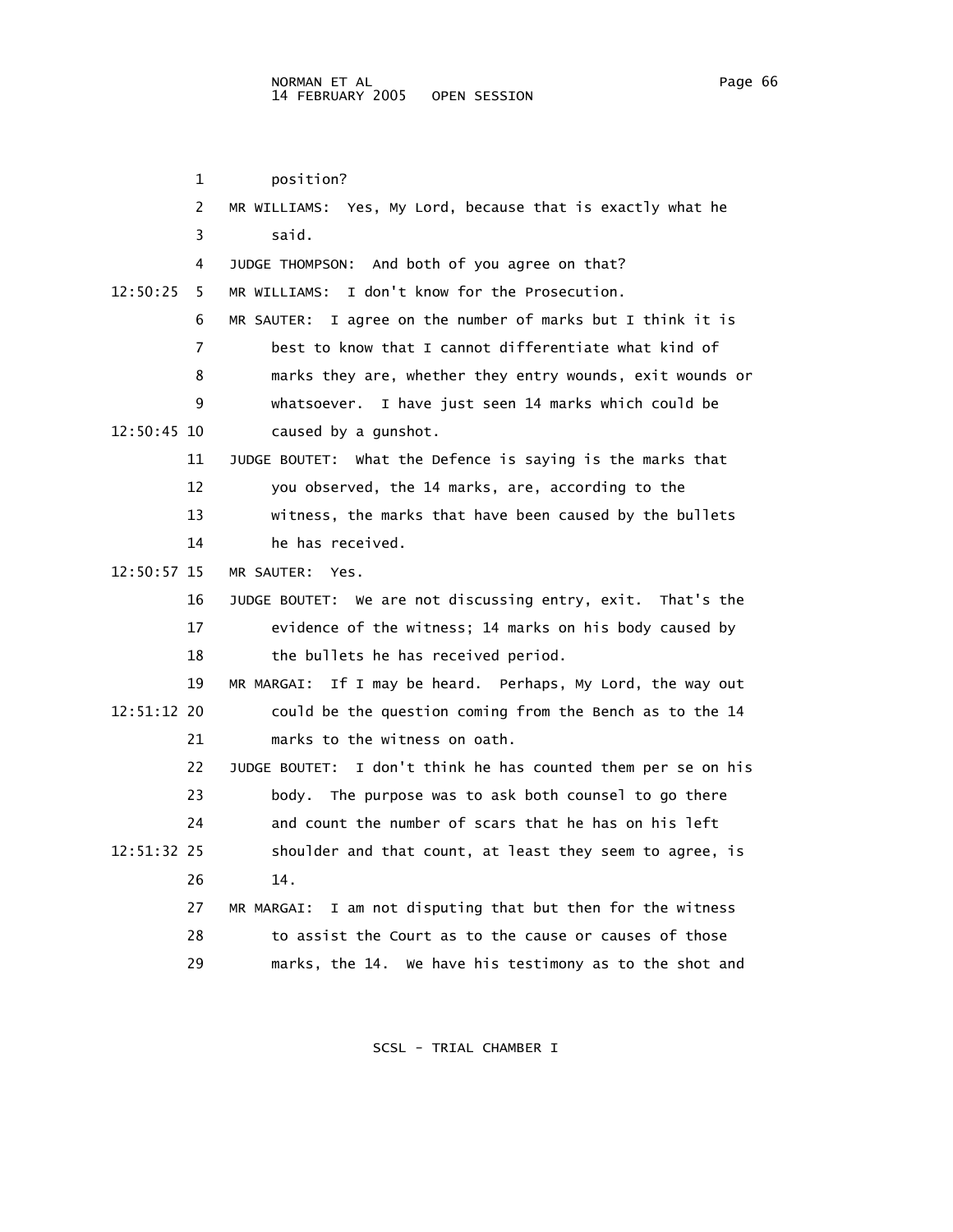1 position?

2 MR WILLIAMS: Yes, My Lord, because that is exactly what he

3 said.

4 JUDGE THOMPSON: And both of you agree on that?

12:50:25 5 MR WILLIAMS: I don't know for the Prosecution.

6 MR SAUTER: I agree on the number of marks but I think it is

7 best to know that I cannot differentiate what kind of

8 marks they are, whether they entry wounds, exit wounds or

9 whatsoever. I have just seen 14 marks which could be

12:50:45 10 caused by a gunshot.

11 JUDGE BOUTET: What the Defence is saying is the marks that

12 you observed, the 14 marks, are, according to the

13 witness, the marks that have been caused by the bullets

14 he has received.

12:50:57 15 MR SAUTER: Yes.

16 JUDGE BOUTET: We are not discussing entry, exit. That's the

17 evidence of the witness; 14 marks on his body caused by

18 the bullets he has received period.

19 MR MARGAI: If I may be heard. Perhaps, My Lord, the way out

12:51:12 20 could be the question coming from the Bench as to the 14

21 marks to the witness on oath.

22 JUDGE BOUTET: I don't think he has counted them per se on his

23 body. The purpose was to ask both counsel to go there

24 and count the number of scars that he has on his left

12:51:32 25 shoulder and that count, at least they seem to agree, is

26 14.

27 MR MARGAI: I am not disputing that but then for the witness

28 to assist the Court as to the cause or causes of those

29 marks, the 14. We have his testimony as to the shot and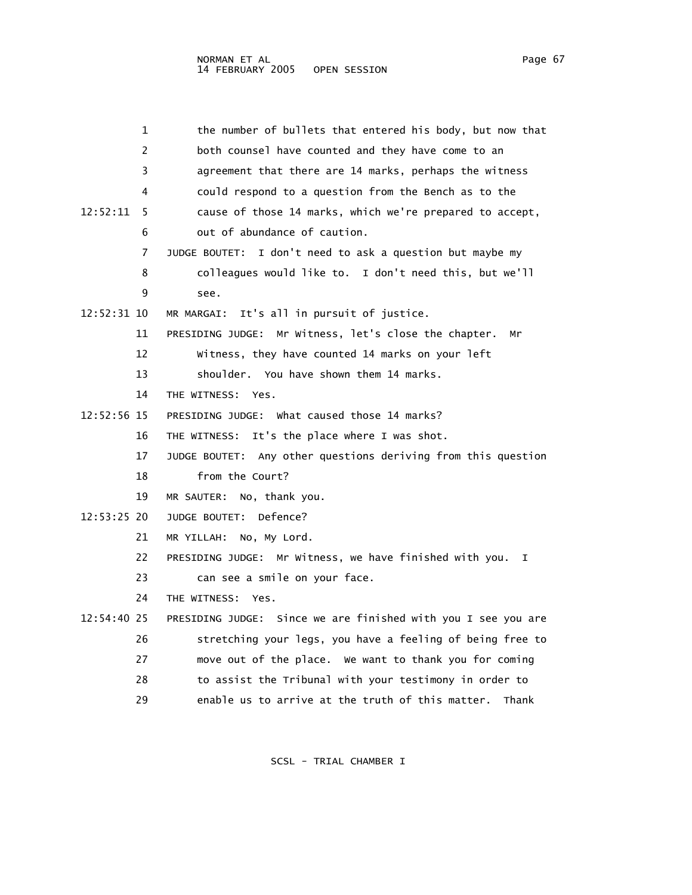1 the number of bullets that entered his body, but now that
2 both counsel have counted and they have come to an
3 agreement that there are 14 marks, perhaps the witness
4 could respond to a question from the Bench as to the
12:52:11 5 cause of those 14 marks, which we're prepared to accept,
6 out of abundance of caution.
7 JUDGE BOUTET: I don't need to ask a question but maybe my
8 colleagues would like to. I don't need this, but we'll
9 see.
12:52:31 10 MR MARGAI: It's all in pursuit of justice.
11 PRESIDING JUDGE: Mr Witness, let's close the chapter. Mr
12 Witness, they have counted 14 marks on your left
13 shoulder. You have shown them 14 marks.
14 THE WITNESS: Yes.
12:52:56 15 PRESIDING JUDGE: What caused those 14 marks?
16 THE WITNESS: It's the place where I was shot.
17 JUDGE BOUTET: Any other questions deriving from this question
18 from the Court?
19 MR SAUTER: No, thank you.
12:53:25 20 JUDGE BOUTET: Defence?
21 MR YILLAH: No, My Lord.
22 PRESIDING JUDGE: Mr Witness, we have finished with you. I
23 can see a smile on your face.
24 THE WITNESS: Yes.
12:54:40 25 PRESIDING JUDGE: Since we are finished with you I see you are
26 stretching your legs, you have a feeling of being free to
27 move out of the place. We want to thank you for coming
28 to assist the Tribunal with your testimony in order to
29 enable us to arrive at the truth of this matter. Thank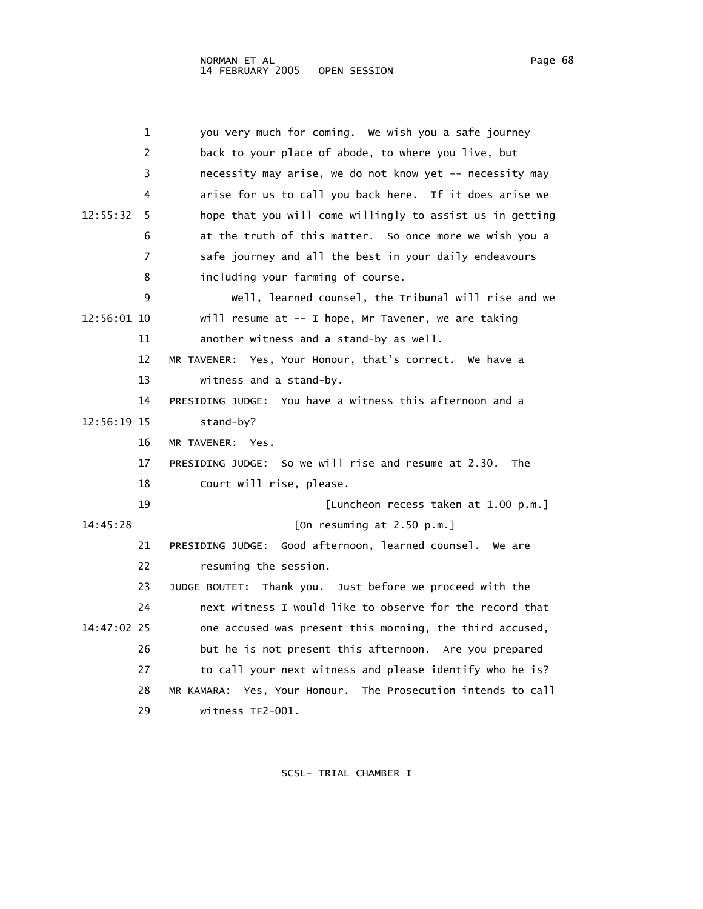you very much for coming. We wish you a safe journey back to your place of abode, to where you live, but necessity may arise, we do not know yet -- necessity may arise for us to call you back here. If it does arise we hope that you will come willingly to assist us in getting at the truth of this matter. So once more we wish you a safe journey and all the best in your daily endeavours including your farming of course.

Well, learned counsel, the Tribunal will rise and we will resume at -- I hope, Mr Tavener, we are taking another witness and a stand-by as well.

MR TAVENER: Yes, Your Honour, that's correct. We have a witness and a stand-by.

PRESIDING JUDGE: You have a witness this afternoon and a stand-by?

MR TAVENER: Yes.

PRESIDING JUDGE: So we will rise and resume at 2.30. The Court will rise, please.

[Luncheon recess taken at 1.00 p.m.]

[On resuming at 2.50 p.m.]

PRESIDING JUDGE: Good afternoon, learned counsel. We are resuming the session.

JUDGE BOUTET: Thank you. Just before we proceed with the next witness I would like to observe for the record that one accused was present this morning, the third accused, but he is not present this afternoon. Are you prepared to call your next witness and please identify who he is?

MR KAMARA: Yes, Your Honour. The Prosecution intends to call witness TF2-001.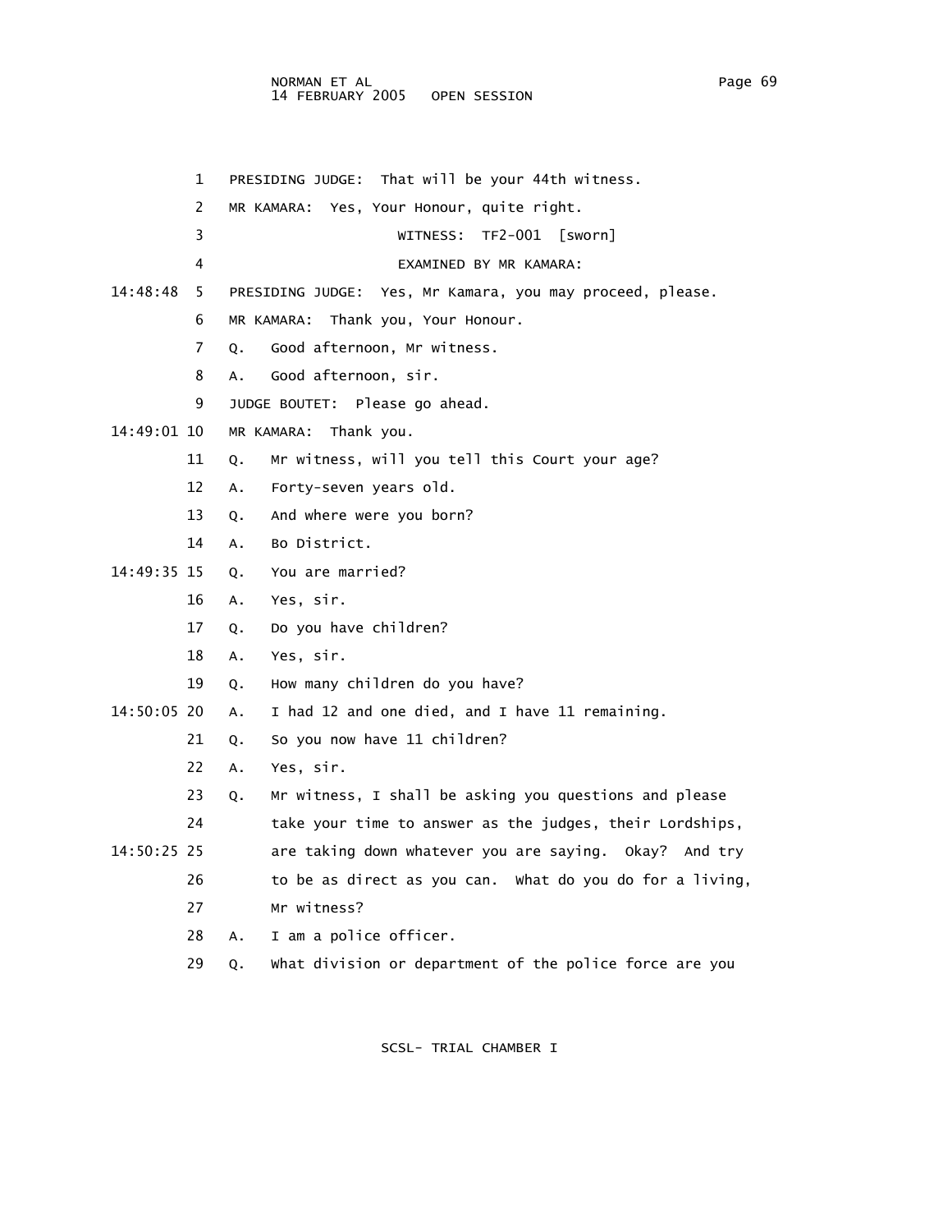PRESIDING JUDGE: That will be your 44th witness.

MR KAMARA: Yes, Your Honour, quite right.

WITNESS: TF2-001 [sworn]

EXAMINED BY MR KAMARA:

PRESIDING JUDGE: Yes, Mr Kamara, you may proceed, please.

MR KAMARA: Thank you, Your Honour.

Q. Good afternoon, Mr witness.

A. Good afternoon, sir.

JUDGE BOUTET: Please go ahead.

MR KAMARA: Thank you.

Q. Mr witness, will you tell this Court your age?

A. Forty-seven years old.

Q. And where were you born?

A. Bo District.

Q. You are married?

A. Yes, sir.

Q. Do you have children?

A. Yes, sir.

Q. How many children do you have?

A. I had 12 and one died, and I have 11 remaining.

Q. So you now have 11 children?

A. Yes, sir.

Q. Mr witness, I shall be asking you questions and please take your time to answer as the judges, their Lordships, are taking down whatever you are saying. Okay? And try to be as direct as you can. What do you do for a living, Mr witness?

A. I am a police officer.

Q. What division or department of the police force are you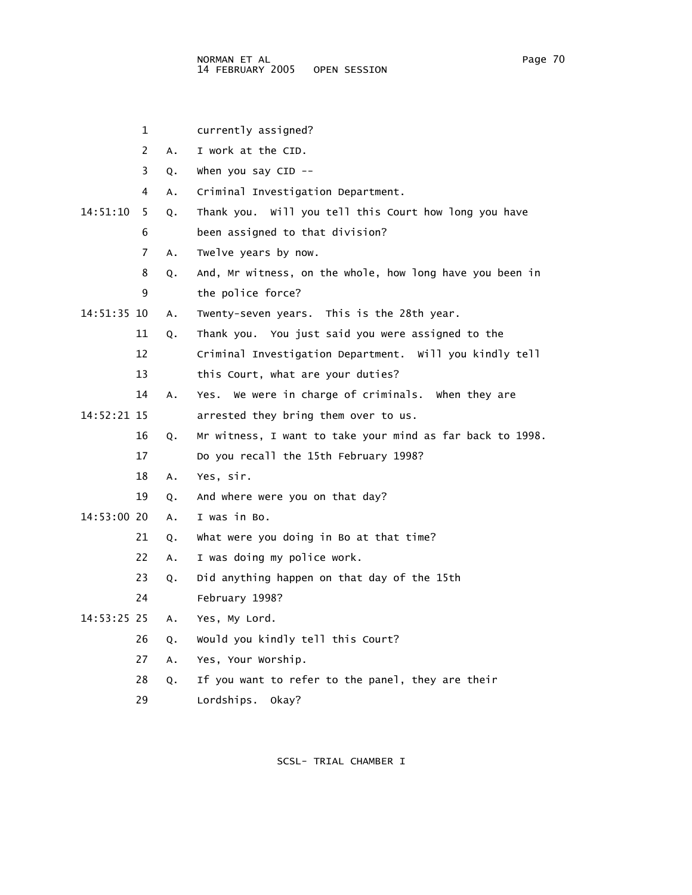currently assigned?

A. I work at the CID.

Q. When you say CID --

A. Criminal Investigation Department.

Q. Thank you. Will you tell this Court how long you have been assigned to that division?

A. Twelve years by now.

Q. And, Mr witness, on the whole, how long have you been in the police force?

A. Twenty-seven years. This is the 28th year.

Q. Thank you. You just said you were assigned to the Criminal Investigation Department. Will you kindly tell this Court, what are your duties?

A. Yes. We were in charge of criminals. When they are arrested they bring them over to us.

Q. Mr witness, I want to take your mind as far back to 1998. Do you recall the 15th February 1998?

A. Yes, sir.

Q. And where were you on that day?

A. I was in Bo.

Q. What were you doing in Bo at that time?

A. I was doing my police work.

Q. Did anything happen on that day of the 15th February 1998?

A. Yes, My Lord.

Q. Would you kindly tell this Court?

A. Yes, Your Worship.

Q. If you want to refer to the panel, they are their Lordships. Okay?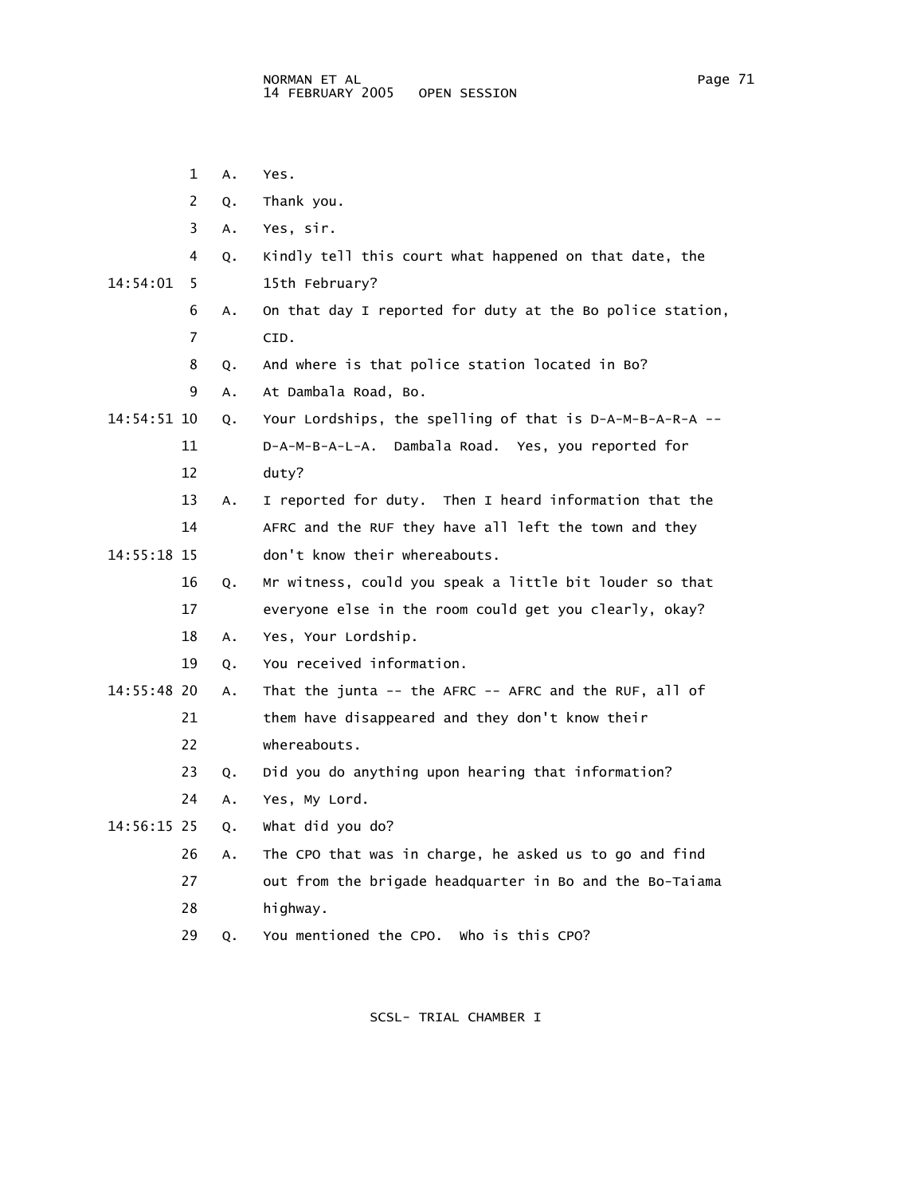1 A. Yes.

2 Q. Thank you.

3 A. Yes, sir.

4 Q. Kindly tell this court what happened on that date, the

14:54:01 5 15th February?

6 A. On that day I reported for duty at the Bo police station,

7 CID.

8 Q. And where is that police station located in Bo?

9 A. At Dambala Road, Bo.

14:54:51 10 Q. Your Lordships, the spelling of that is D-A-M-B-A-R-A --

11 D-A-M-B-A-L-A. Dambala Road. Yes, you reported for

12 duty?

13 A. I reported for duty. Then I heard information that the

14 AFRC and the RUF they have all left the town and they

14:55:18 15 don't know their whereabouts.

16 Q. Mr witness, could you speak a little bit louder so that

17 everyone else in the room could get you clearly, okay?

18 A. Yes, Your Lordship.

19 Q. You received information.

14:55:48 20 A. That the junta -- the AFRC -- AFRC and the RUF, all of

21 them have disappeared and they don't know their

22 whereabouts.

23 Q. Did you do anything upon hearing that information?

24 A. Yes, My Lord.

14:56:15 25 Q. What did you do?

26 A. The CPO that was in charge, he asked us to go and find

27 out from the brigade headquarter in Bo and the Bo-Taiama

28 highway.

29 Q. You mentioned the CPO. Who is this CPO?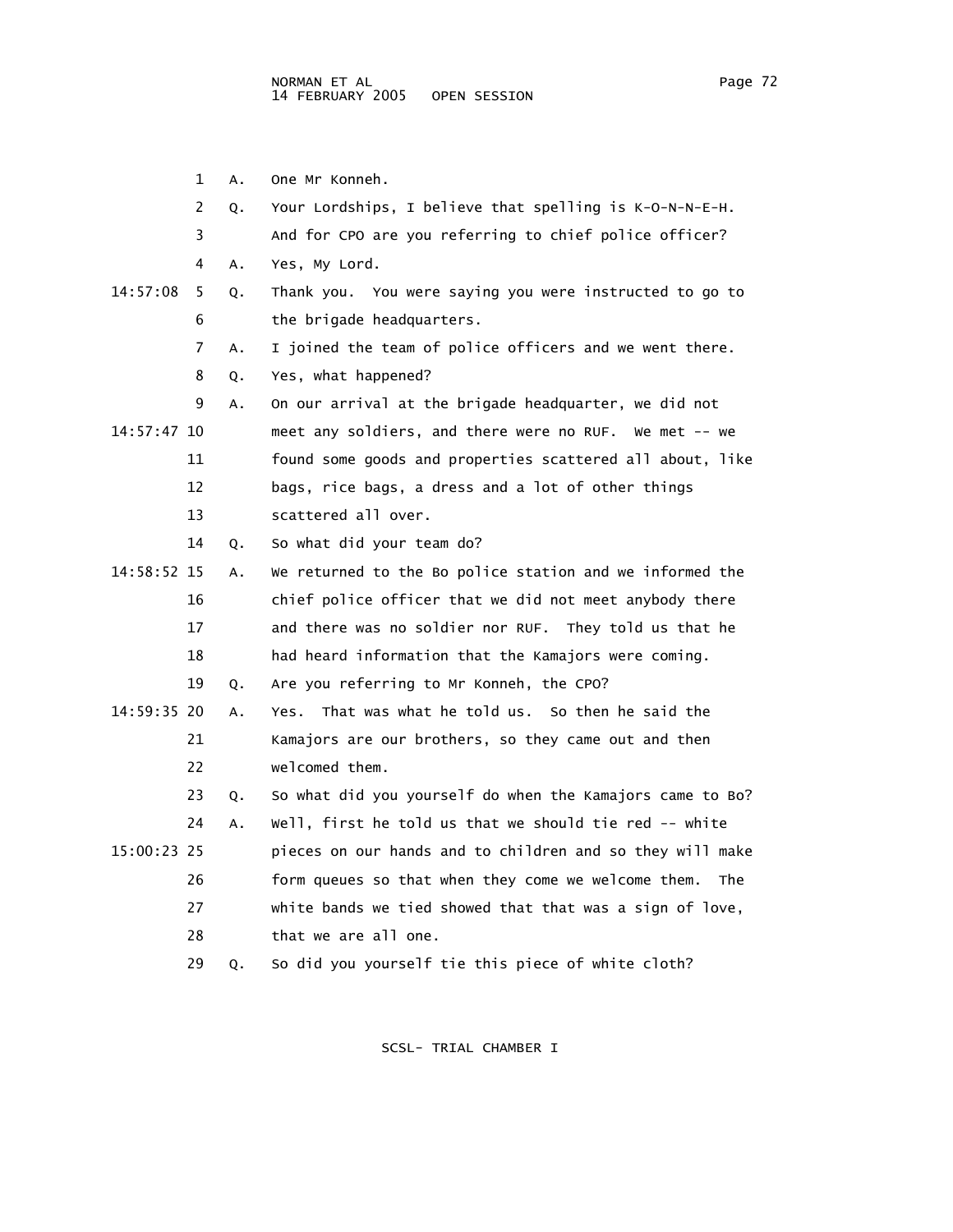1 A. One Mr Konneh.

2 Q. Your Lordships, I believe that spelling is K-O-N-N-E-H.

3 And for CPO are you referring to chief police officer?

4 A. Yes, My Lord.

14:57:08 5 Q. Thank you. You were saying you were instructed to go to

6 the brigade headquarters.

7 A. I joined the team of police officers and we went there.

8 Q. Yes, what happened?

9 A. On our arrival at the brigade headquarter, we did not

14:57:47 10 meet any soldiers, and there were no RUF. We met -- we

11 found some goods and properties scattered all about, like

12 bags, rice bags, a dress and a lot of other things

13 scattered all over.

14 Q. So what did your team do?

14:58:52 15 A. We returned to the Bo police station and we informed the

16 chief police officer that we did not meet anybody there

17 and there was no soldier nor RUF. They told us that he

18 had heard information that the Kamajors were coming.

19 Q. Are you referring to Mr Konneh, the CPO?

14:59:35 20 A. Yes. That was what he told us. So then he said the

21 Kamajors are our brothers, so they came out and then

22 welcomed them.

23 Q. So what did you yourself do when the Kamajors came to Bo?

24 A. Well, first he told us that we should tie red -- white

15:00:23 25 pieces on our hands and to children and so they will make

26 form queues so that when they come we welcome them. The

27 white bands we tied showed that that was a sign of love,

28 that we are all one.

29 Q. So did you yourself tie this piece of white cloth?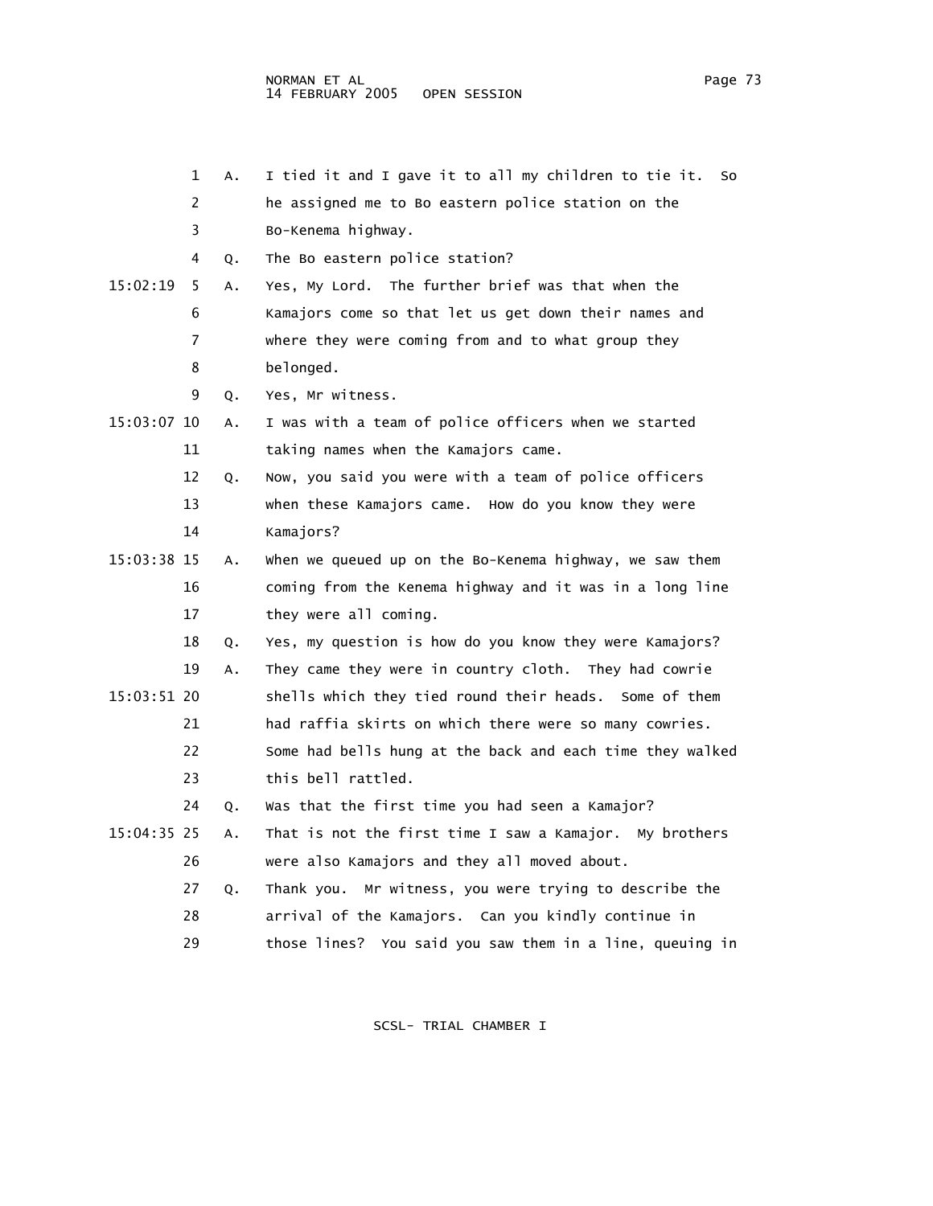1 A. I tied it and I gave it to all my children to tie it. So
2 he assigned me to Bo eastern police station on the
3 Bo-Kenema highway.
4 Q. The Bo eastern police station?
15:02:19 5 A. Yes, My Lord. The further brief was that when the
6 Kamajors come so that let us get down their names and
7 where they were coming from and to what group they
8 belonged.
9 Q. Yes, Mr witness.
15:03:07 10 A. I was with a team of police officers when we started
11 taking names when the Kamajors came.
12 Q. Now, you said you were with a team of police officers
13 when these Kamajors came. How do you know they were
14 Kamajors?
15:03:38 15 A. When we queued up on the Bo-Kenema highway, we saw them
16 coming from the Kenema highway and it was in a long line
17 they were all coming.
18 Q. Yes, my question is how do you know they were Kamajors?
19 A. They came they were in country cloth. They had cowrie
15:03:51 20 shells which they tied round their heads. Some of them
21 had raffia skirts on which there were so many cowries.
22 Some had bells hung at the back and each time they walked
23 this bell rattled.
24 Q. Was that the first time you had seen a Kamajor?
15:04:35 25 A. That is not the first time I saw a Kamajor. My brothers
26 were also Kamajors and they all moved about.
27 Q. Thank you. Mr witness, you were trying to describe the
28 arrival of the Kamajors. Can you kindly continue in
29 those lines? You said you saw them in a line, queuing in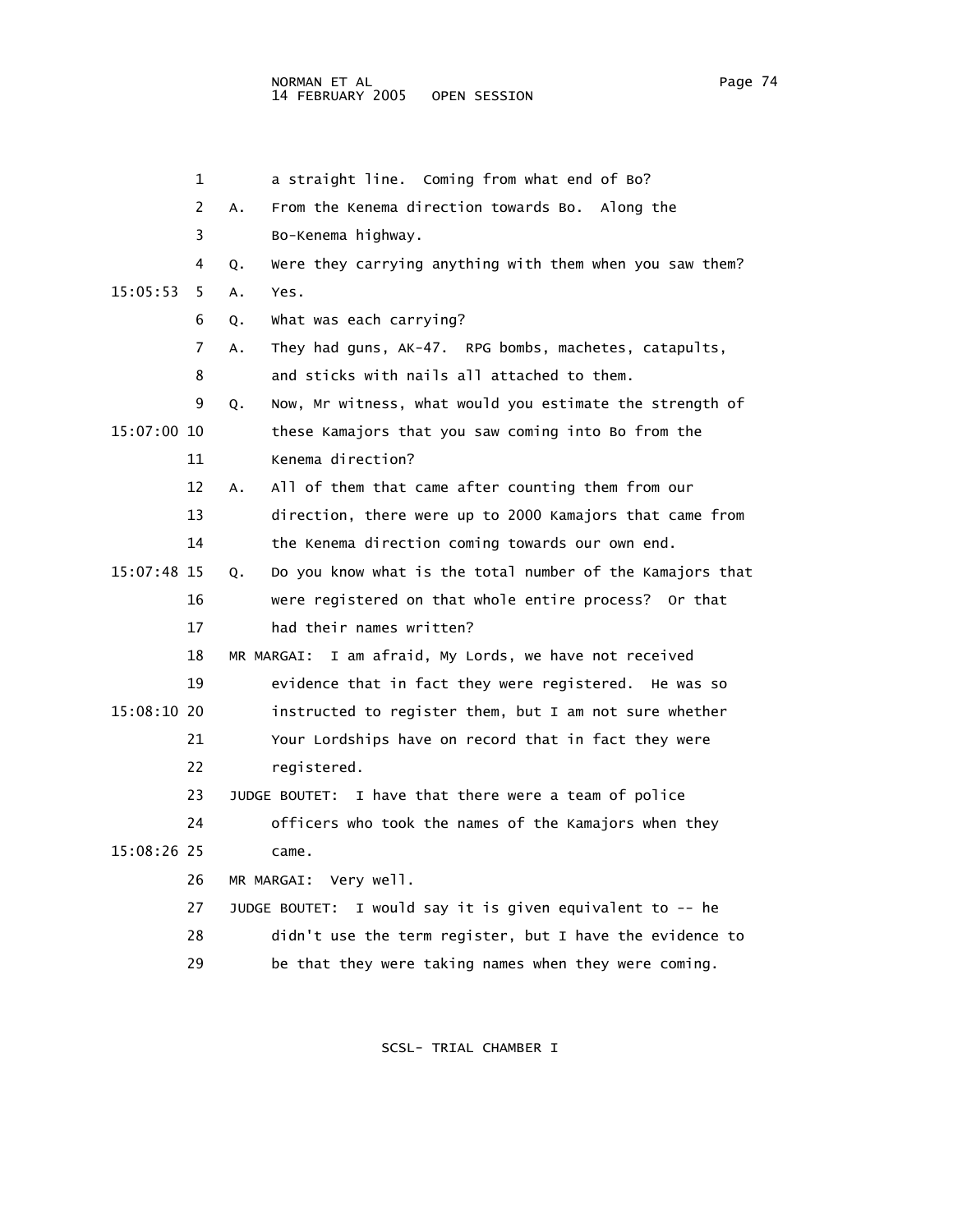a straight line. Coming from what end of Bo?

A. From the Kenema direction towards Bo. Along the Bo-Kenema highway.

Q. Were they carrying anything with them when you saw them?

15:05:53 A. Yes.

Q. What was each carrying?

A. They had guns, AK-47. RPG bombs, machetes, catapults, and sticks with nails all attached to them.

Q. Now, Mr witness, what would you estimate the strength of

15:07:00 these Kamajors that you saw coming into Bo from the Kenema direction?

A. All of them that came after counting them from our direction, there were up to 2000 Kamajors that came from the Kenema direction coming towards our own end.

15:07:48 Q. Do you know what is the total number of the Kamajors that were registered on that whole entire process? Or that had their names written?

MR MARGAI: I am afraid, My Lords, we have not received evidence that in fact they were registered. He was so

15:08:10 instructed to register them, but I am not sure whether Your Lordships have on record that in fact they were registered.

JUDGE BOUTET: I have that there were a team of police officers who took the names of the Kamajors when they

15:08:26 came.

MR MARGAI: Very well.

JUDGE BOUTET: I would say it is given equivalent to -- he didn't use the term register, but I have the evidence to be that they were taking names when they were coming.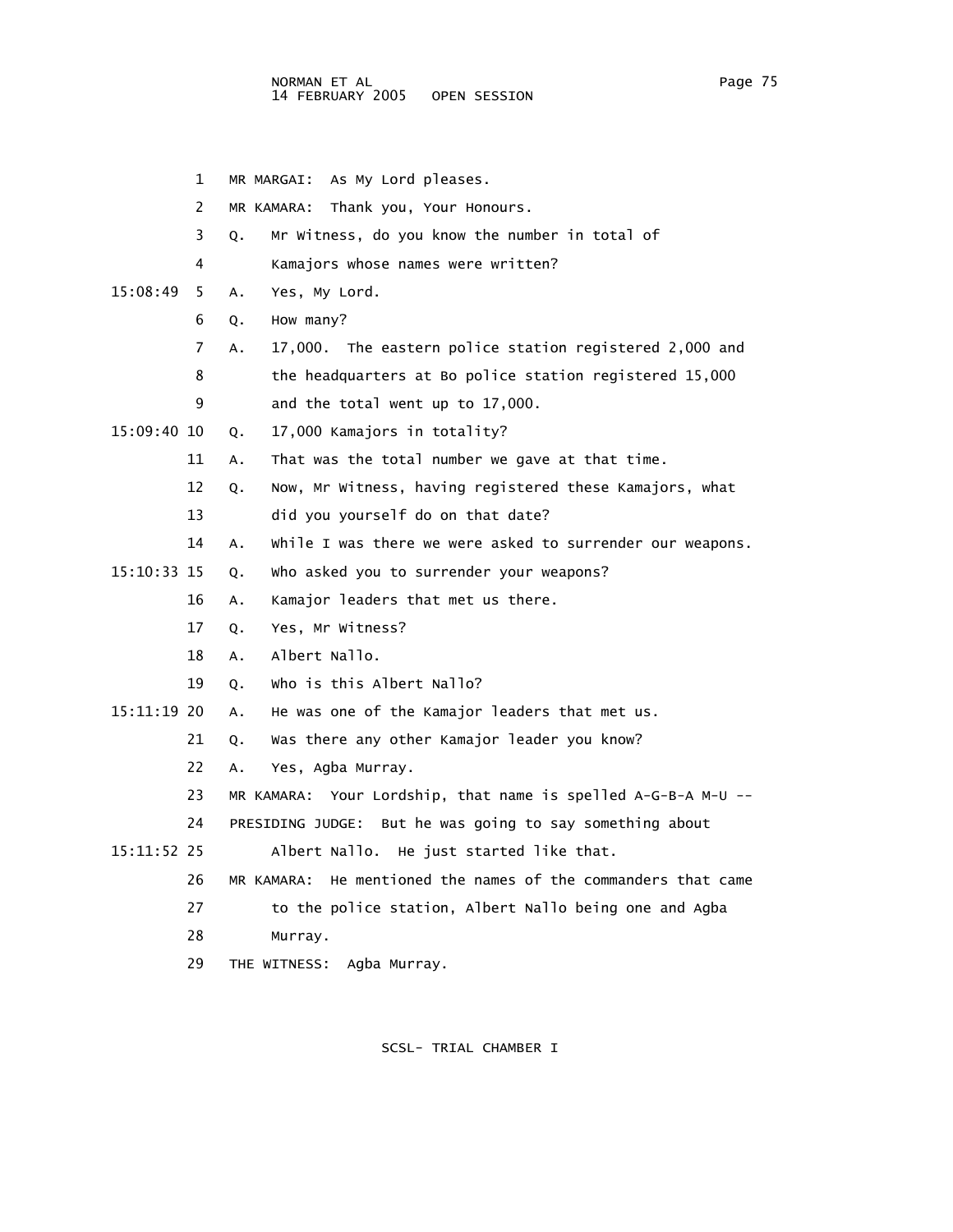MR MARGAI: As My Lord pleases.

MR KAMARA: Thank you, Your Honours.

Q. Mr Witness, do you know the number in total of Kamajors whose names were written?

A. Yes, My Lord.

Q. How many?

A. 17,000. The eastern police station registered 2,000 and the headquarters at Bo police station registered 15,000 and the total went up to 17,000.

Q. 17,000 Kamajors in totality?

A. That was the total number we gave at that time.

Q. Now, Mr Witness, having registered these Kamajors, what did you yourself do on that date?

A. While I was there we were asked to surrender our weapons.

Q. Who asked you to surrender your weapons?

A. Kamajor leaders that met us there.

Q. Yes, Mr Witness?

A. Albert Nallo.

Q. Who is this Albert Nallo?

A. He was one of the Kamajor leaders that met us.

Q. Was there any other Kamajor leader you know?

A. Yes, Agba Murray.

MR KAMARA: Your Lordship, that name is spelled A-G-B-A M-U --

PRESIDING JUDGE: But he was going to say something about Albert Nallo. He just started like that.

MR KAMARA: He mentioned the names of the commanders that came to the police station, Albert Nallo being one and Agba Murray.

THE WITNESS: Agba Murray.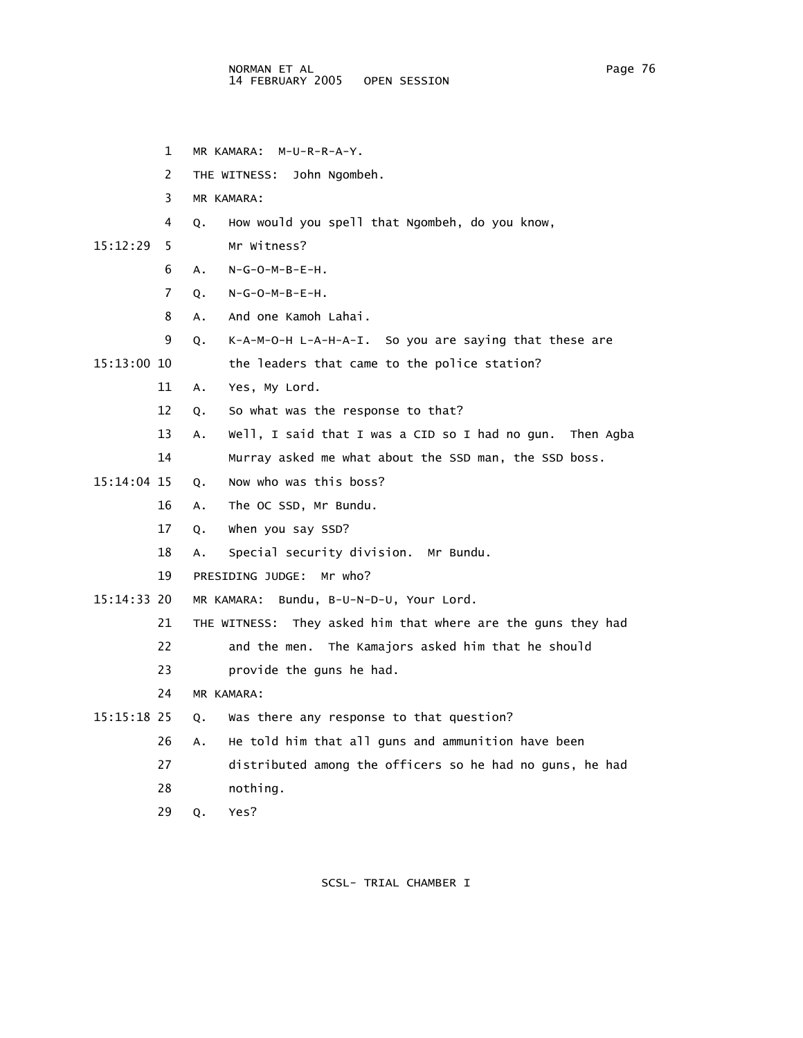MR KAMARA: M-U-R-R-A-Y.

THE WITNESS: John Ngombeh.

MR KAMARA:

Q. How would you spell that Ngombeh, do you know, Mr Witness?

A. N-G-O-M-B-E-H.

Q. N-G-O-M-B-E-H.

A. And one Kamoh Lahai.

Q. K-A-M-O-H L-A-H-A-I. So you are saying that these are the leaders that came to the police station?

A. Yes, My Lord.

Q. So what was the response to that?

A. Well, I said that I was a CID so I had no gun. Then Agba Murray asked me what about the SSD man, the SSD boss.

Q. Now who was this boss?

A. The OC SSD, Mr Bundu.

Q. When you say SSD?

A. Special security division. Mr Bundu.

PRESIDING JUDGE: Mr who?

MR KAMARA: Bundu, B-U-N-D-U, Your Lord.

THE WITNESS: They asked him that where are the guns they had and the men. The Kamajors asked him that he should provide the guns he had.

MR KAMARA:

Q. Was there any response to that question?

A. He told him that all guns and ammunition have been distributed among the officers so he had no guns, he had nothing.

Q. Yes?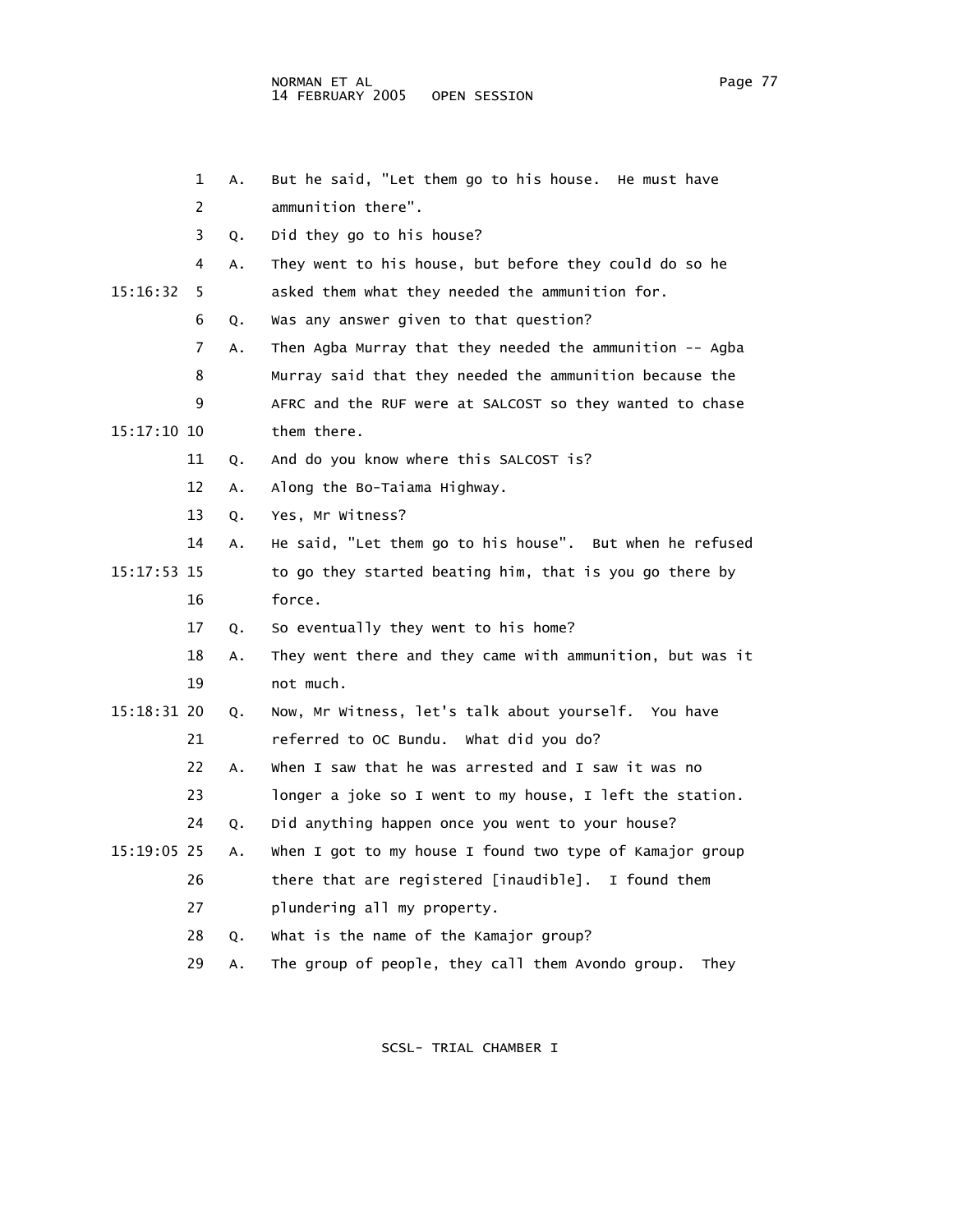1 A. But he said, "Let them go to his house. He must have
2 ammunition there".
3 Q. Did they go to his house?
4 A. They went to his house, but before they could do so he
15:16:32 5 asked them what they needed the ammunition for.
6 Q. Was any answer given to that question?
7 A. Then Agba Murray that they needed the ammunition -- Agba
8 Murray said that they needed the ammunition because the
9 AFRC and the RUF were at SALCOST so they wanted to chase
15:17:10 10 them there.
11 Q. And do you know where this SALCOST is?
12 A. Along the Bo-Taiama Highway.
13 Q. Yes, Mr Witness?
14 A. He said, "Let them go to his house". But when he refused
15:17:53 15 to go they started beating him, that is you go there by
16 force.
17 Q. So eventually they went to his home?
18 A. They went there and they came with ammunition, but was it
19 not much.
15:18:31 20 Q. Now, Mr Witness, let's talk about yourself. You have
21 referred to OC Bundu. What did you do?
22 A. When I saw that he was arrested and I saw it was no
23 longer a joke so I went to my house, I left the station.
24 Q. Did anything happen once you went to your house?
15:19:05 25 A. When I got to my house I found two type of Kamajor group
26 there that are registered [inaudible]. I found them
27 plundering all my property.
28 Q. What is the name of the Kamajor group?
29 A. The group of people, they call them Avondo group. They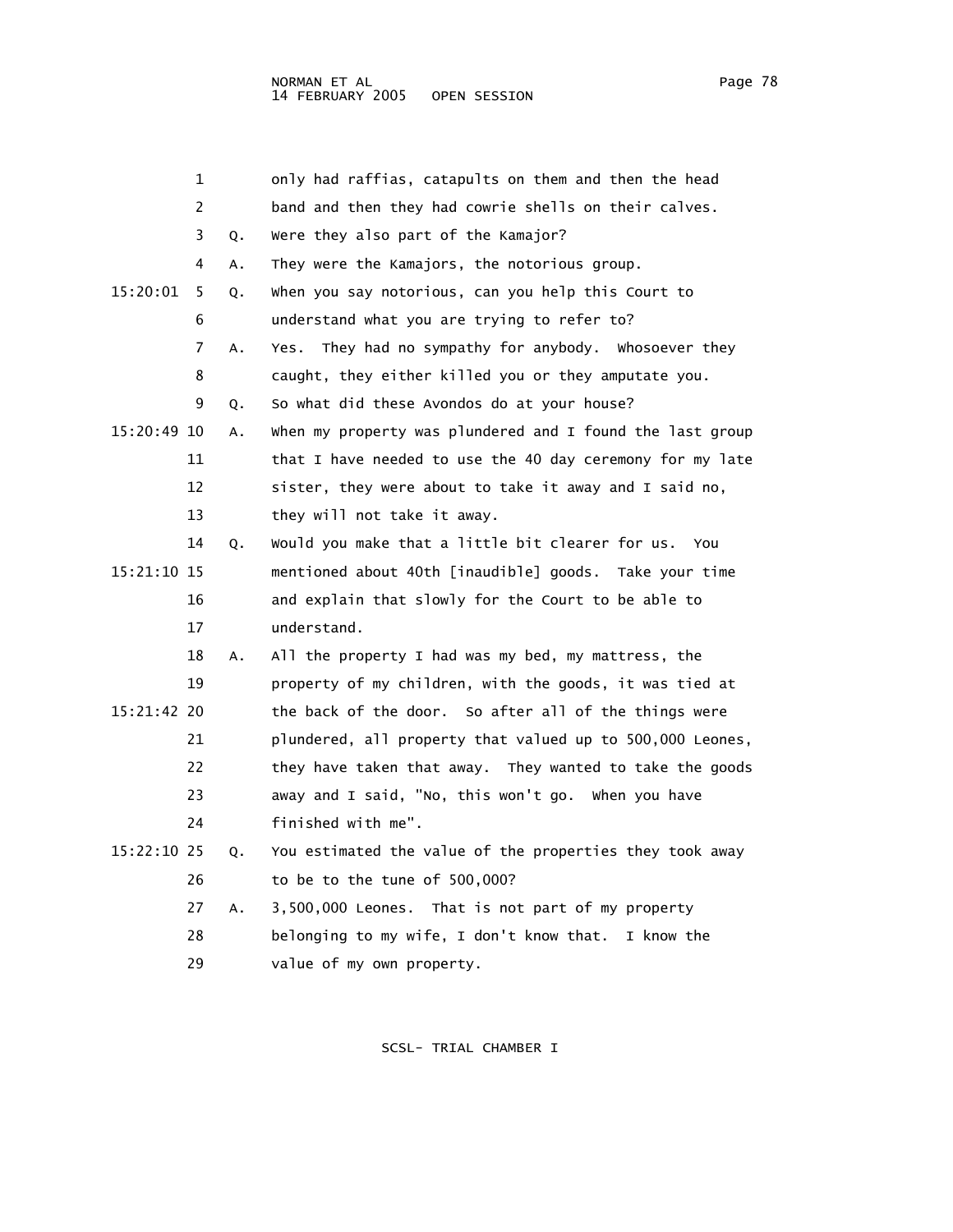1 only had raffias, catapults on them and then the head
2 band and then they had cowrie shells on their calves.
3 Q. Were they also part of the Kamajor?
4 A. They were the Kamajors, the notorious group.
15:20:01 5 Q. When you say notorious, can you help this Court to
6 understand what you are trying to refer to?
7 A. Yes. They had no sympathy for anybody. Whosoever they
8 caught, they either killed you or they amputate you.
9 Q. So what did these Avondos do at your house?
15:20:49 10 A. When my property was plundered and I found the last group
11 that I have needed to use the 40 day ceremony for my late
12 sister, they were about to take it away and I said no,
13 they will not take it away.
14 Q. Would you make that a little bit clearer for us. You
15:21:10 15 mentioned about 40th [inaudible] goods. Take your time
16 and explain that slowly for the Court to be able to
17 understand.
18 A. All the property I had was my bed, my mattress, the
19 property of my children, with the goods, it was tied at
15:21:42 20 the back of the door. So after all of the things were
21 plundered, all property that valued up to 500,000 Leones,
22 they have taken that away. They wanted to take the goods
23 away and I said, "No, this won't go. When you have
24 finished with me".
15:22:10 25 Q. You estimated the value of the properties they took away
26 to be to the tune of 500,000?
27 A. 3,500,000 Leones. That is not part of my property
28 belonging to my wife, I don't know that. I know the
29 value of my own property.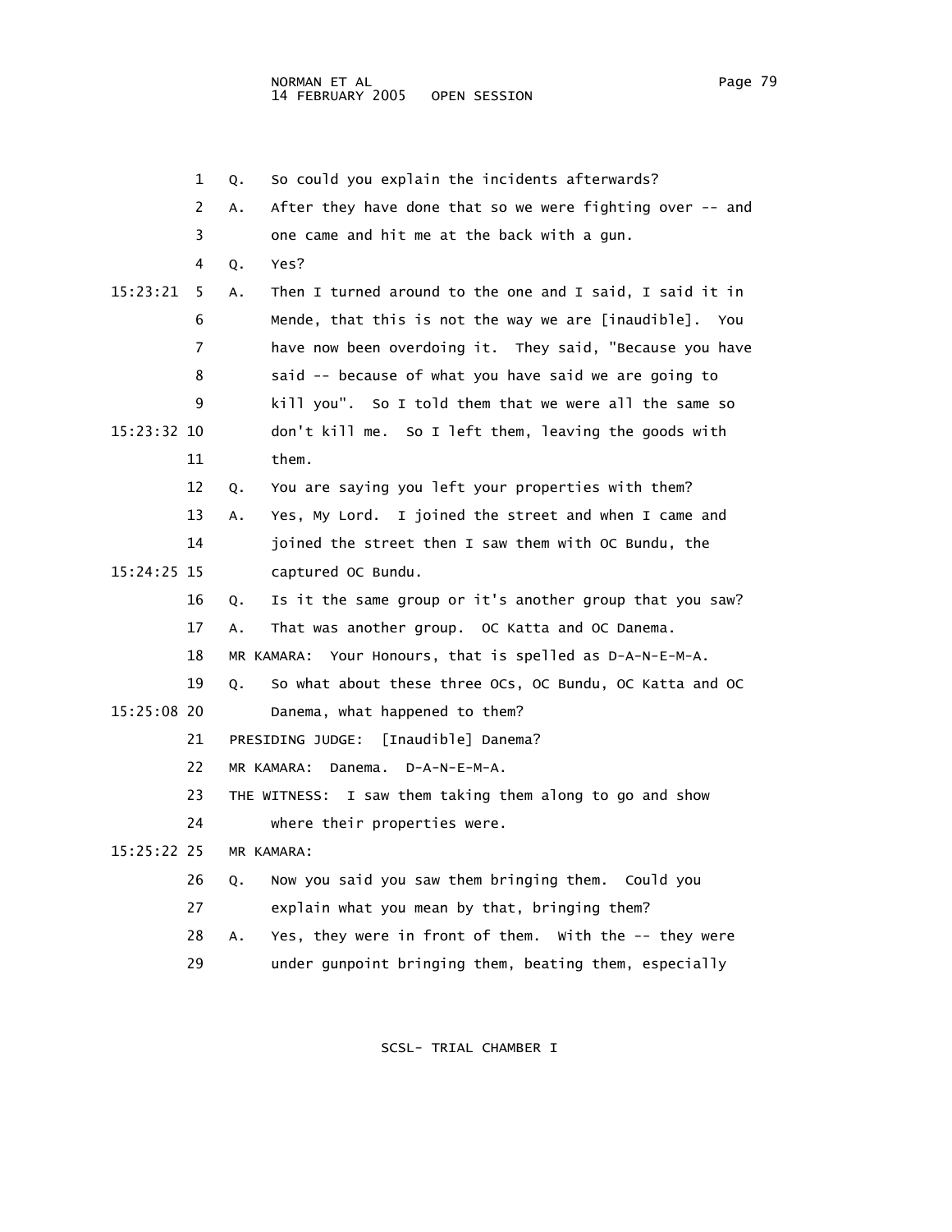1 Q. So could you explain the incidents afterwards?

2 A. After they have done that so we were fighting over -- and

3 one came and hit me at the back with a gun.

4 Q. Yes?

15:23:21 5 A. Then I turned around to the one and I said, I said it in

6 Mende, that this is not the way we are [inaudible]. You

7 have now been overdoing it. They said, "Because you have

8 said -- because of what you have said we are going to

9 kill you". So I told them that we were all the same so

15:23:32 10 don't kill me. So I left them, leaving the goods with

11 them.

12 Q. You are saying you left your properties with them?

13 A. Yes, My Lord. I joined the street and when I came and

14 joined the street then I saw them with OC Bundu, the

15:24:25 15 captured OC Bundu.

16 Q. Is it the same group or it's another group that you saw?

17 A. That was another group. OC Katta and OC Danema.

18 MR KAMARA: Your Honours, that is spelled as D-A-N-E-M-A.

19 Q. So what about these three OCs, OC Bundu, OC Katta and OC

15:25:08 20 Danema, what happened to them?

21 PRESIDING JUDGE: [Inaudible] Danema?

22 MR KAMARA: Danema. D-A-N-E-M-A.

23 THE WITNESS: I saw them taking them along to go and show

24 where their properties were.

15:25:22 25 MR KAMARA:

26 Q. Now you said you saw them bringing them. Could you

27 explain what you mean by that, bringing them?

28 A. Yes, they were in front of them. With the -- they were

29 under gunpoint bringing them, beating them, especially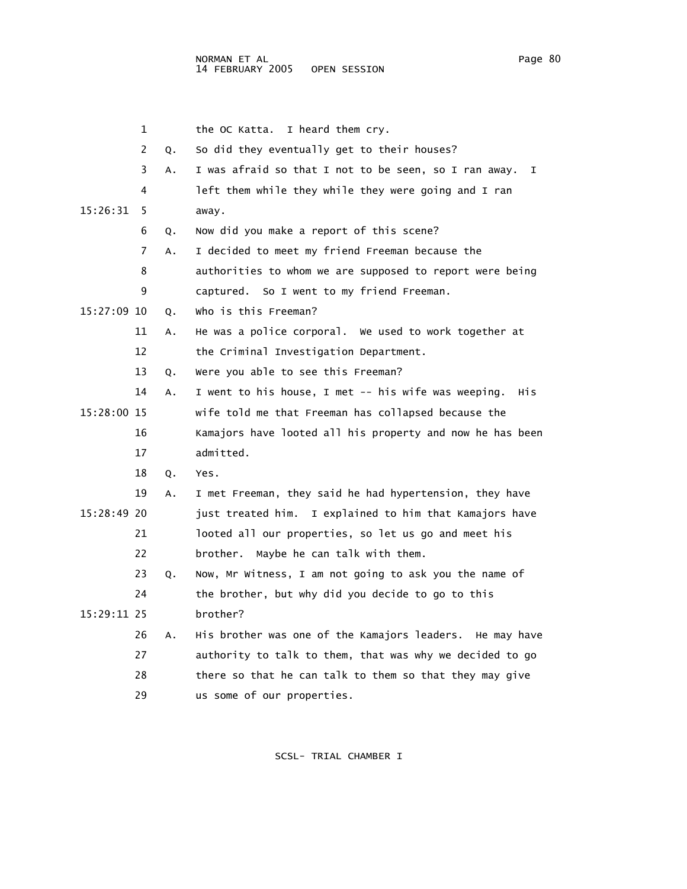1 the OC Katta. I heard them cry.

2 Q. So did they eventually get to their houses?

3 A. I was afraid so that I not to be seen, so I ran away. I

4 left them while they while they were going and I ran

15:26:31 5 away.

6 Q. Now did you make a report of this scene?

7 A. I decided to meet my friend Freeman because the

8 authorities to whom we are supposed to report were being

9 captured. So I went to my friend Freeman.

15:27:09 10 Q. Who is this Freeman?

11 A. He was a police corporal. We used to work together at

12 the Criminal Investigation Department.

13 Q. Were you able to see this Freeman?

14 A. I went to his house, I met -- his wife was weeping. His

15:28:00 15 wife told me that Freeman has collapsed because the

16 Kamajors have looted all his property and now he has been

17 admitted.

18 Q. Yes.

19 A. I met Freeman, they said he had hypertension, they have

15:28:49 20 just treated him. I explained to him that Kamajors have

21 looted all our properties, so let us go and meet his

22 brother. Maybe he can talk with them.

23 Q. Now, Mr Witness, I am not going to ask you the name of

24 the brother, but why did you decide to go to this

15:29:11 25 brother?

26 A. His brother was one of the Kamajors leaders. He may have

27 authority to talk to them, that was why we decided to go

28 there so that he can talk to them so that they may give

29 us some of our properties.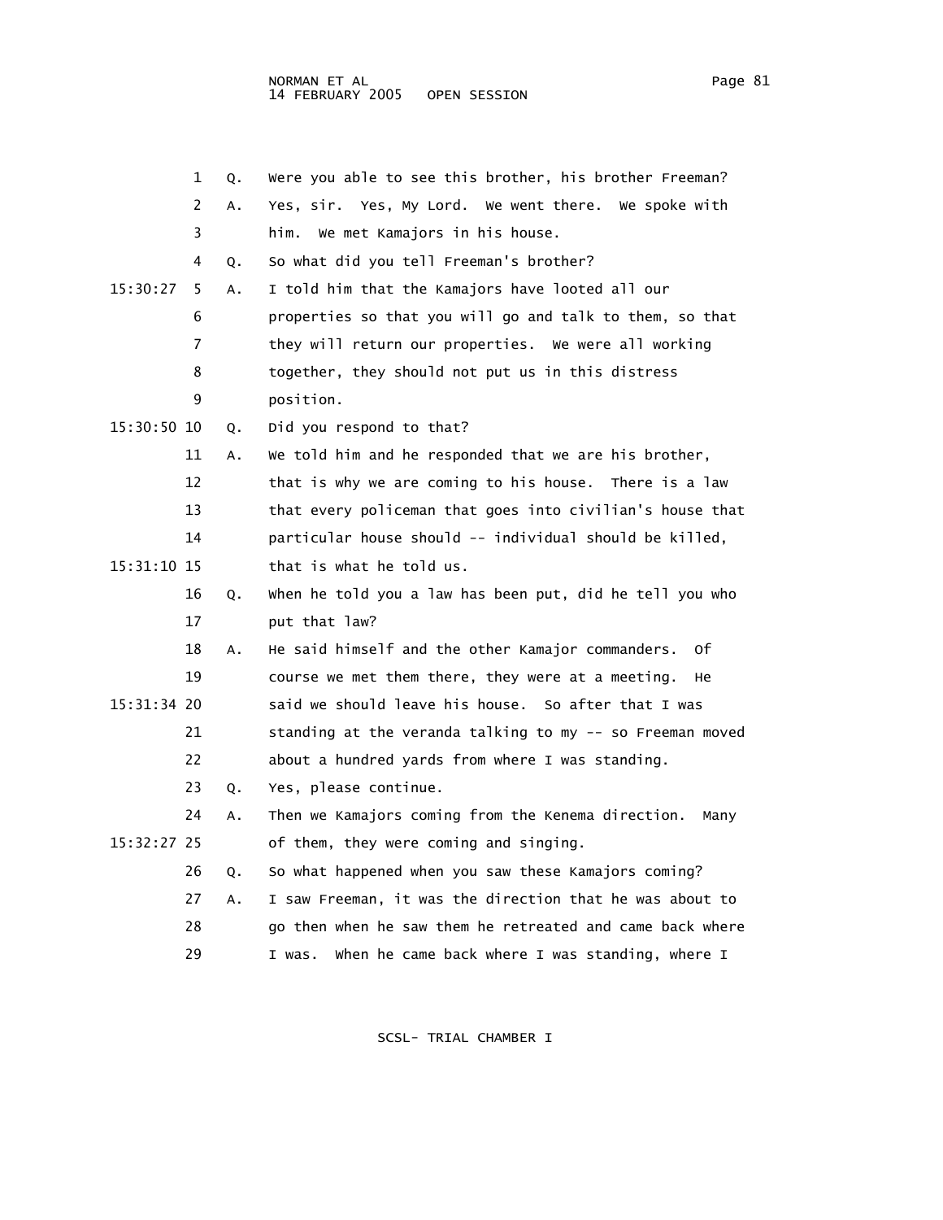Q. Were you able to see this brother, his brother Freeman?

A. Yes, sir. Yes, My Lord. We went there. We spoke with him. We met Kamajors in his house.

Q. So what did you tell Freeman's brother?

A. I told him that the Kamajors have looted all our properties so that you will go and talk to them, so that they will return our properties. We were all working together, they should not put us in this distress position.

Q. Did you respond to that?

A. We told him and he responded that we are his brother, that is why we are coming to his house. There is a law that every policeman that goes into civilian's house that particular house should -- individual should be killed, that is what he told us.

Q. When he told you a law has been put, did he tell you who put that law?

A. He said himself and the other Kamajor commanders. Of course we met them there, they were at a meeting. He said we should leave his house. So after that I was standing at the veranda talking to my -- so Freeman moved about a hundred yards from where I was standing.

Q. Yes, please continue.

A. Then we Kamajors coming from the Kenema direction. Many of them, they were coming and singing.

Q. So what happened when you saw these Kamajors coming?

A. I saw Freeman, it was the direction that he was about to go then when he saw them he retreated and came back where I was. When he came back where I was standing, where I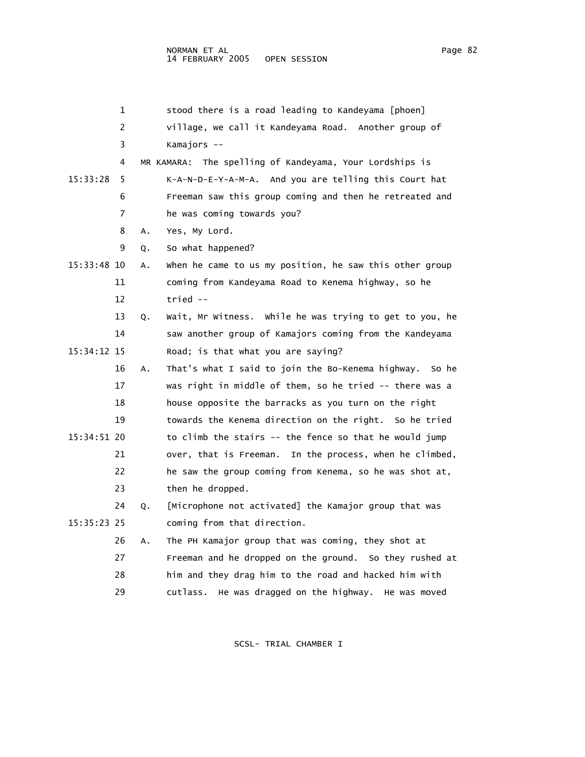1 stood there is a road leading to Kandeyama [phoen]
2 village, we call it Kandeyama Road. Another group of
3 Kamajors --
4 MR KAMARA: The spelling of Kandeyama, Your Lordships is
15:33:28 5 K-A-N-D-E-Y-A-M-A. And you are telling this Court hat
6 Freeman saw this group coming and then he retreated and
7 he was coming towards you?
8 A. Yes, My Lord.
9 Q. So what happened?
15:33:48 10 A. When he came to us my position, he saw this other group
11 coming from Kandeyama Road to Kenema highway, so he
12 tried --
13 Q. Wait, Mr Witness. While he was trying to get to you, he
14 saw another group of Kamajors coming from the Kandeyama
15:34:12 15 Road; is that what you are saying?
16 A. That's what I said to join the Bo-Kenema highway. So he
17 was right in middle of them, so he tried -- there was a
18 house opposite the barracks as you turn on the right
19 towards the Kenema direction on the right. So he tried
15:34:51 20 to climb the stairs -- the fence so that he would jump
21 over, that is Freeman. In the process, when he climbed,
22 he saw the group coming from Kenema, so he was shot at,
23 then he dropped.
24 Q. [Microphone not activated] the Kamajor group that was
15:35:23 25 coming from that direction.
26 A. The PH Kamajor group that was coming, they shot at
27 Freeman and he dropped on the ground. So they rushed at
28 him and they drag him to the road and hacked him with
29 cutlass. He was dragged on the highway. He was moved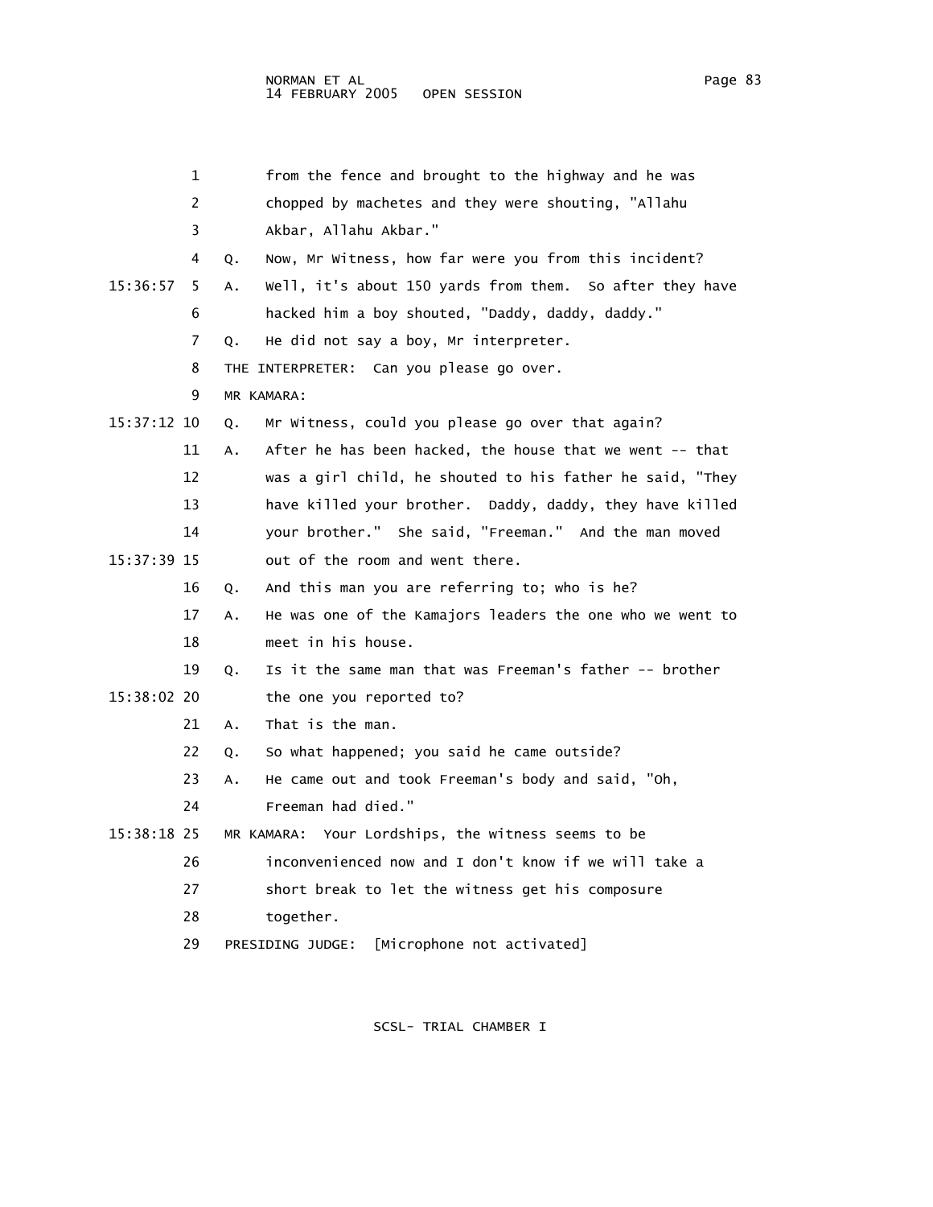1 from the fence and brought to the highway and he was
2 chopped by machetes and they were shouting, "Allahu
3 Akbar, Allahu Akbar."
4 Q. Now, Mr Witness, how far were you from this incident?
15:36:57 5 A. Well, it's about 150 yards from them. So after they have
6 hacked him a boy shouted, "Daddy, daddy, daddy."
7 Q. He did not say a boy, Mr interpreter.
8 THE INTERPRETER: Can you please go over.
9 MR KAMARA:
15:37:12 10 Q. Mr Witness, could you please go over that again?
11 A. After he has been hacked, the house that we went -- that
12 was a girl child, he shouted to his father he said, "They
13 have killed your brother. Daddy, daddy, they have killed
14 your brother." She said, "Freeman." And the man moved
15:37:39 15 out of the room and went there.
16 Q. And this man you are referring to; who is he?
17 A. He was one of the Kamajors leaders the one who we went to
18 meet in his house.
19 Q. Is it the same man that was Freeman's father -- brother
15:38:02 20 the one you reported to?
21 A. That is the man.
22 Q. So what happened; you said he came outside?
23 A. He came out and took Freeman's body and said, "Oh,
24 Freeman had died."
15:38:18 25 MR KAMARA: Your Lordships, the witness seems to be
26 inconvenienced now and I don't know if we will take a
27 short break to let the witness get his composure
28 together.
29 PRESIDING JUDGE: [Microphone not activated]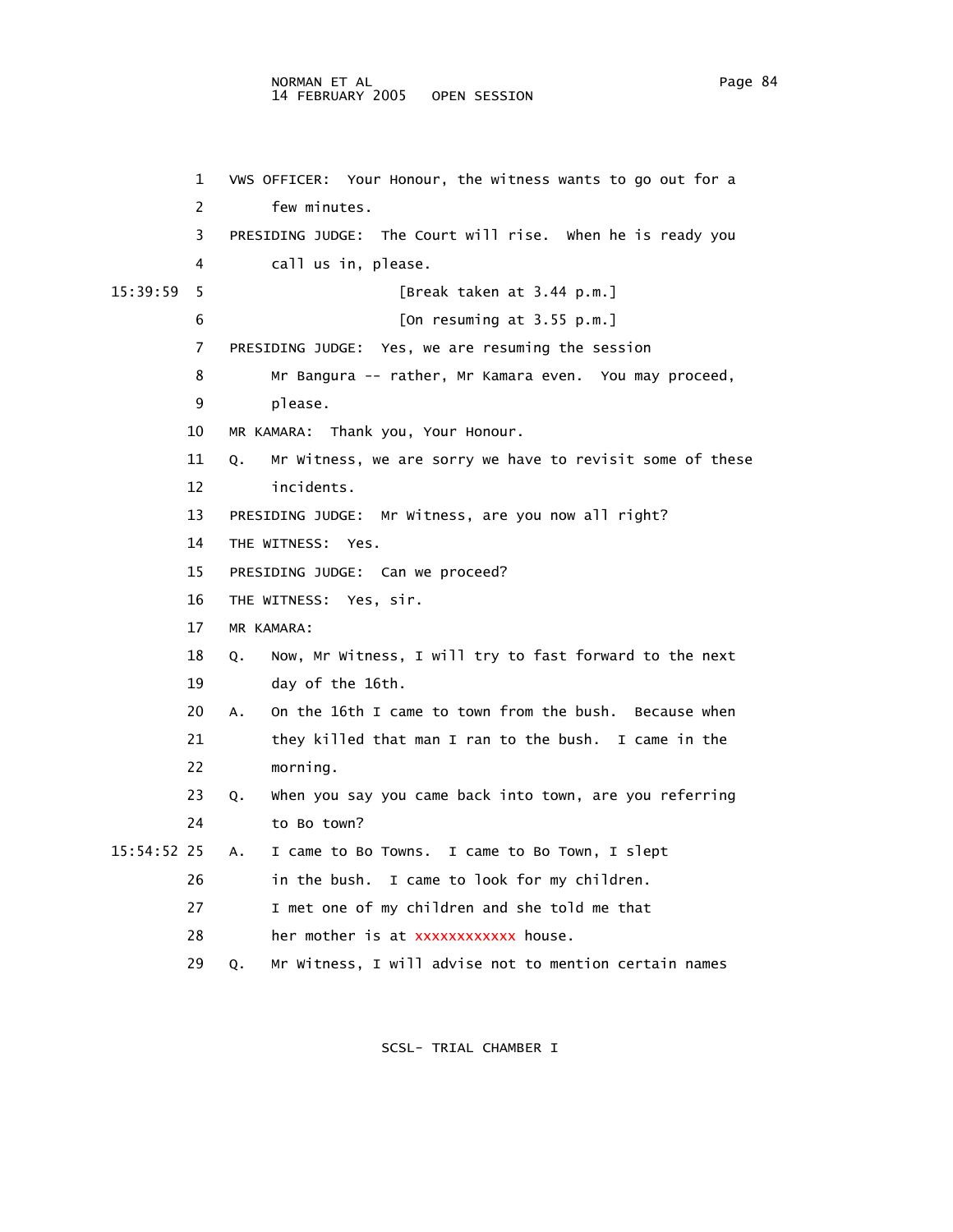1 VWS OFFICER: Your Honour, the witness wants to go out for a few minutes.

3 PRESIDING JUDGE: The Court will rise. When he is ready you call us in, please.

15:39:59 5 [Break taken at 3.44 p.m.]

6 [On resuming at 3.55 p.m.]

7 PRESIDING JUDGE: Yes, we are resuming the session Mr Bangura -- rather, Mr Kamara even. You may proceed, please.

10 MR KAMARA: Thank you, Your Honour.

11 Q. Mr Witness, we are sorry we have to revisit some of these incidents.

13 PRESIDING JUDGE: Mr Witness, are you now all right?

14 THE WITNESS: Yes.

15 PRESIDING JUDGE: Can we proceed?

16 THE WITNESS: Yes, sir.

17 MR KAMARA:

18 Q. Now, Mr Witness, I will try to fast forward to the next day of the 16th.

20 A. On the 16th I came to town from the bush. Because when they killed that man I ran to the bush. I came in the morning.

23 Q. When you say you came back into town, are you referring to Bo town?

15:54:52 25 A. I came to Bo Towns. I came to Bo Town, I slept in the bush. I came to look for my children. I met one of my children and she told me that her mother is at xxxxxxxxxxxx house.

29 Q. Mr Witness, I will advise not to mention certain names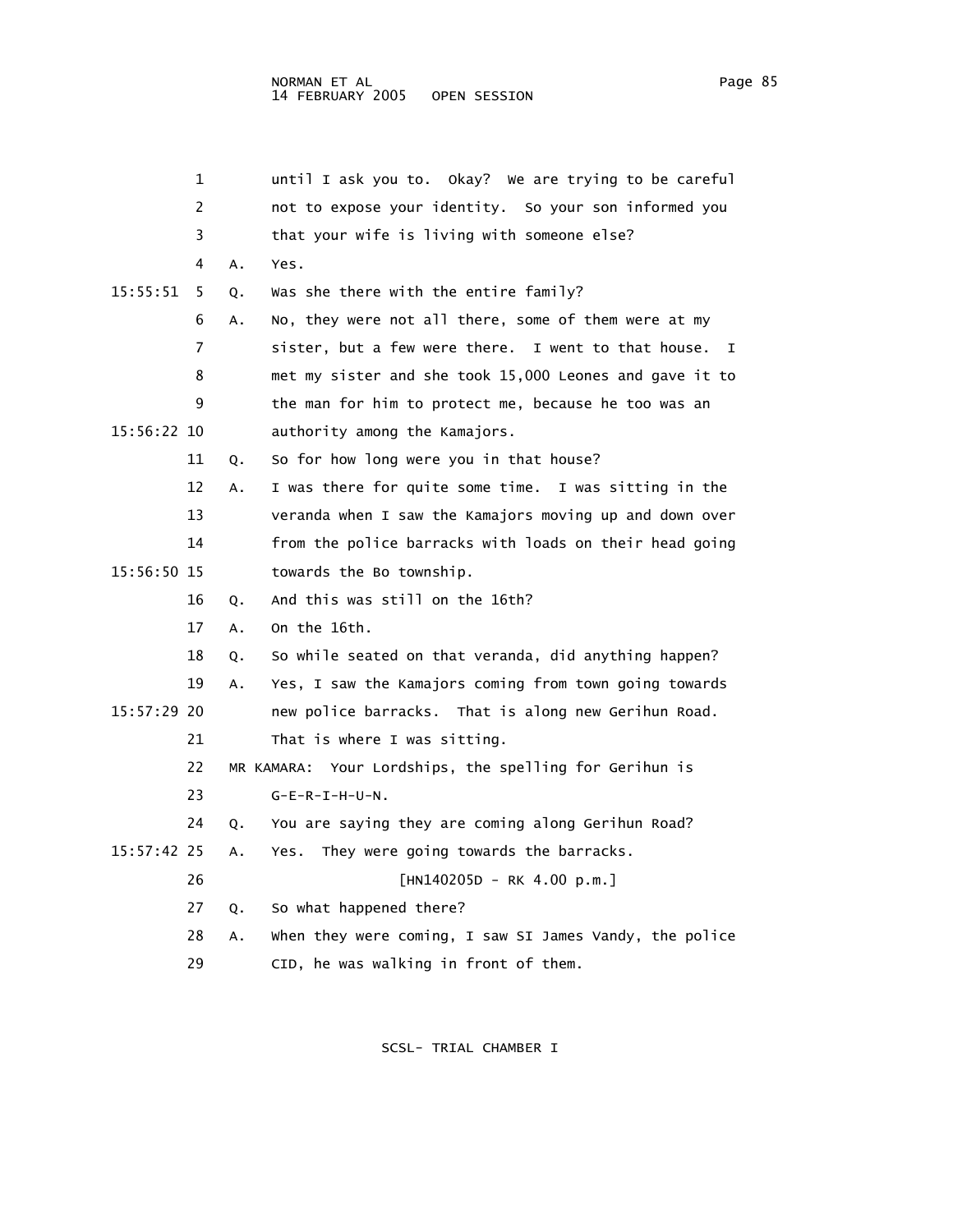1 until I ask you to. Okay? We are trying to be careful
2 not to expose your identity. So your son informed you
3 that your wife is living with someone else?
4 A. Yes.
15:55:51 5 Q. Was she there with the entire family?
6 A. No, they were not all there, some of them were at my
7 sister, but a few were there. I went to that house. I
8 met my sister and she took 15,000 Leones and gave it to
9 the man for him to protect me, because he too was an
15:56:22 10 authority among the Kamajors.
11 Q. So for how long were you in that house?
12 A. I was there for quite some time. I was sitting in the
13 veranda when I saw the Kamajors moving up and down over
14 from the police barracks with loads on their head going
15:56:50 15 towards the Bo township.
16 Q. And this was still on the 16th?
17 A. On the 16th.
18 Q. So while seated on that veranda, did anything happen?
19 A. Yes, I saw the Kamajors coming from town going towards
15:57:29 20 new police barracks. That is along new Gerihun Road.
21 That is where I was sitting.
22 MR KAMARA: Your Lordships, the spelling for Gerihun is
23 G-E-R-I-H-U-N.
24 Q. You are saying they are coming along Gerihun Road?
15:57:42 25 A. Yes. They were going towards the barracks.
26 [HN140205D - RK 4.00 p.m.]
27 Q. So what happened there?
28 A. When they were coming, I saw SI James Vandy, the police
29 CID, he was walking in front of them.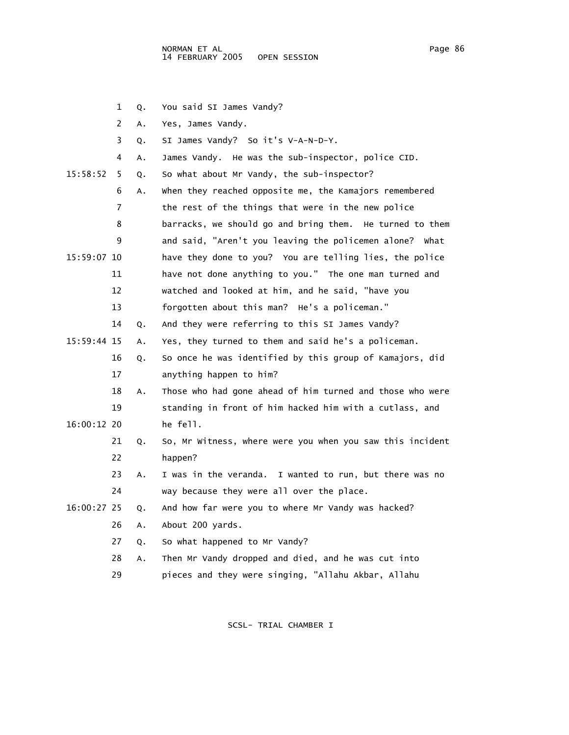1 Q. You said SI James Vandy?

2 A. Yes, James Vandy.

3 Q. SI James Vandy? So it's V-A-N-D-Y.

4 A. James Vandy. He was the sub-inspector, police CID.

15:58:52 5 Q. So what about Mr Vandy, the sub-inspector?

6 A. When they reached opposite me, the Kamajors remembered
7 the rest of the things that were in the new police
8 barracks, we should go and bring them. He turned to them
9 and said, "Aren't you leaving the policemen alone? What
15:59:07 10 have they done to you? You are telling lies, the police
11 have not done anything to you." The one man turned and
12 watched and looked at him, and he said, "have you
13 forgotten about this man? He's a policeman."

14 Q. And they were referring to this SI James Vandy?

15:59:44 15 A. Yes, they turned to them and said he's a policeman.

16 Q. So once he was identified by this group of Kamajors, did
17 anything happen to him?

18 A. Those who had gone ahead of him turned and those who were
19 standing in front of him hacked him with a cutlass, and
16:00:12 20 he fell.

21 Q. So, Mr Witness, where were you when you saw this incident
22 happen?

23 A. I was in the veranda. I wanted to run, but there was no
24 way because they were all over the place.

16:00:27 25 Q. And how far were you to where Mr Vandy was hacked?

26 A. About 200 yards.

27 Q. So what happened to Mr Vandy?

28 A. Then Mr Vandy dropped and died, and he was cut into
29 pieces and they were singing, "Allahu Akbar, Allahu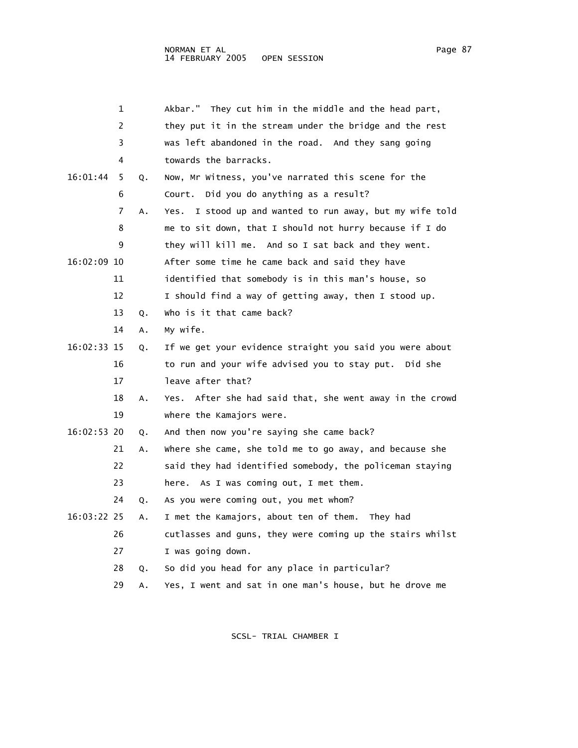1 Akbar." They cut him in the middle and the head part,
2 they put it in the stream under the bridge and the rest
3 was left abandoned in the road. And they sang going
4 towards the barracks.

16:01:44 5 Q. Now, Mr Witness, you've narrated this scene for the
6 Court. Did you do anything as a result?

7 A. Yes. I stood up and wanted to run away, but my wife told
8 me to sit down, that I should not hurry because if I do
9 they will kill me. And so I sat back and they went.

16:02:09 10 After some time he came back and said they have
11 identified that somebody is in this man's house, so
12 I should find a way of getting away, then I stood up.

13 Q. Who is it that came back?

14 A. My wife.

16:02:33 15 Q. If we get your evidence straight you said you were about
16 to run and your wife advised you to stay put. Did she
17 leave after that?

18 A. Yes. After she had said that, she went away in the crowd
19 where the Kamajors were.

16:02:53 20 Q. And then now you're saying she came back?

21 A. Where she came, she told me to go away, and because she
22 said they had identified somebody, the policeman staying
23 here. As I was coming out, I met them.

24 Q. As you were coming out, you met whom?

16:03:22 25 A. I met the Kamajors, about ten of them. They had
26 cutlasses and guns, they were coming up the stairs whilst
27 I was going down.

28 Q. So did you head for any place in particular?

29 A. Yes, I went and sat in one man's house, but he drove me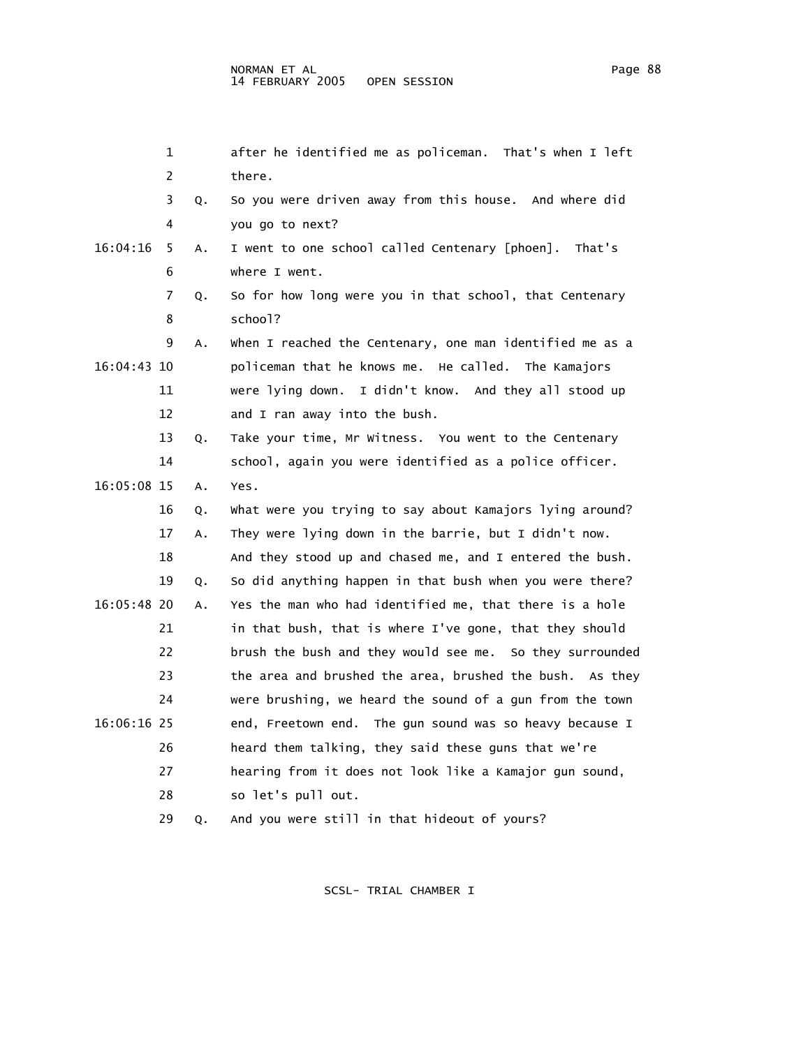1 after he identified me as policeman. That's when I left
2 there.
3 Q. So you were driven away from this house. And where did
4 you go to next?
16:04:16 5 A. I went to one school called Centenary [phoen]. That's
6 where I went.
7 Q. So for how long were you in that school, that Centenary
8 school?
9 A. When I reached the Centenary, one man identified me as a
16:04:43 10 policeman that he knows me. He called. The Kamajors
11 were lying down. I didn't know. And they all stood up
12 and I ran away into the bush.
13 Q. Take your time, Mr Witness. You went to the Centenary
14 school, again you were identified as a police officer.
16:05:08 15 A. Yes.
16 Q. What were you trying to say about Kamajors lying around?
17 A. They were lying down in the barrie, but I didn't now.
18 And they stood up and chased me, and I entered the bush.
19 Q. So did anything happen in that bush when you were there?
16:05:48 20 A. Yes the man who had identified me, that there is a hole
21 in that bush, that is where I've gone, that they should
22 brush the bush and they would see me. So they surrounded
23 the area and brushed the area, brushed the bush. As they
24 were brushing, we heard the sound of a gun from the town
16:06:16 25 end, Freetown end. The gun sound was so heavy because I
26 heard them talking, they said these guns that we're
27 hearing from it does not look like a Kamajor gun sound,
28 so let's pull out.
29 Q. And you were still in that hideout of yours?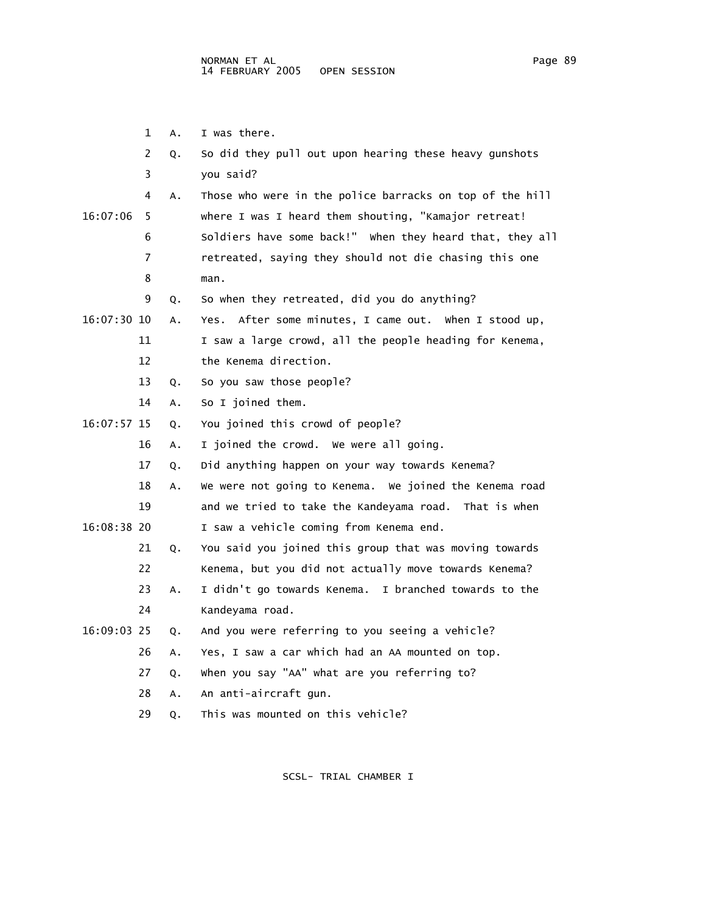A. I was there.

Q. So did they pull out upon hearing these heavy gunshots you said?

A. Those who were in the police barracks on top of the hill where I was I heard them shouting, "Kamajor retreat! Soldiers have some back!" When they heard that, they all retreated, saying they should not die chasing this one man.

Q. So when they retreated, did you do anything?

A. Yes. After some minutes, I came out. When I stood up, I saw a large crowd, all the people heading for Kenema, the Kenema direction.

Q. So you saw those people?

A. So I joined them.

Q. You joined this crowd of people?

A. I joined the crowd. We were all going.

Q. Did anything happen on your way towards Kenema?

A. We were not going to Kenema. We joined the Kenema road and we tried to take the Kandeyama road. That is when I saw a vehicle coming from Kenema end.

Q. You said you joined this group that was moving towards Kenema, but you did not actually move towards Kenema?

A. I didn't go towards Kenema. I branched towards to the Kandeyama road.

Q. And you were referring to you seeing a vehicle?

A. Yes, I saw a car which had an AA mounted on top.

Q. When you say "AA" what are you referring to?

A. An anti-aircraft gun.

Q. This was mounted on this vehicle?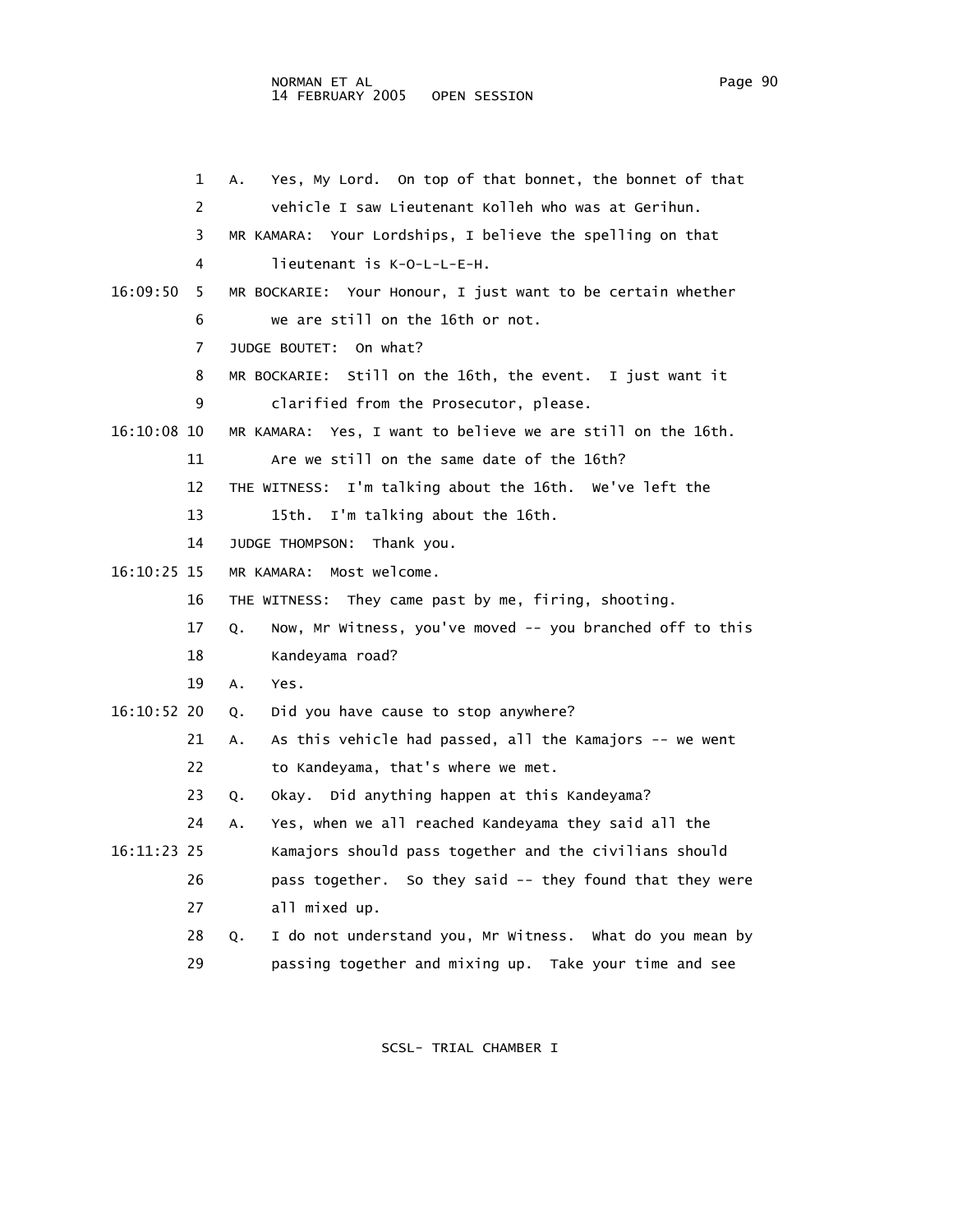1 A. Yes, My Lord. On top of that bonnet, the bonnet of that
2 vehicle I saw Lieutenant Kolleh who was at Gerihun.
3 MR KAMARA: Your Lordships, I believe the spelling on that
4 lieutenant is K-O-L-L-E-H.
16:09:50 5 MR BOCKARIE: Your Honour, I just want to be certain whether
6 we are still on the 16th or not.
7 JUDGE BOUTET: On what?
8 MR BOCKARIE: Still on the 16th, the event. I just want it
9 clarified from the Prosecutor, please.
16:10:08 10 MR KAMARA: Yes, I want to believe we are still on the 16th.
11 Are we still on the same date of the 16th?
12 THE WITNESS: I'm talking about the 16th. We've left the
13 15th. I'm talking about the 16th.
14 JUDGE THOMPSON: Thank you.
16:10:25 15 MR KAMARA: Most welcome.
16 THE WITNESS: They came past by me, firing, shooting.
17 Q. Now, Mr Witness, you've moved -- you branched off to this
18 Kandeyama road?
19 A. Yes.
16:10:52 20 Q. Did you have cause to stop anywhere?
21 A. As this vehicle had passed, all the Kamajors -- we went
22 to Kandeyama, that's where we met.
23 Q. Okay. Did anything happen at this Kandeyama?
24 A. Yes, when we all reached Kandeyama they said all the
16:11:23 25 Kamajors should pass together and the civilians should
26 pass together. So they said -- they found that they were
27 all mixed up.
28 Q. I do not understand you, Mr Witness. What do you mean by
29 passing together and mixing up. Take your time and see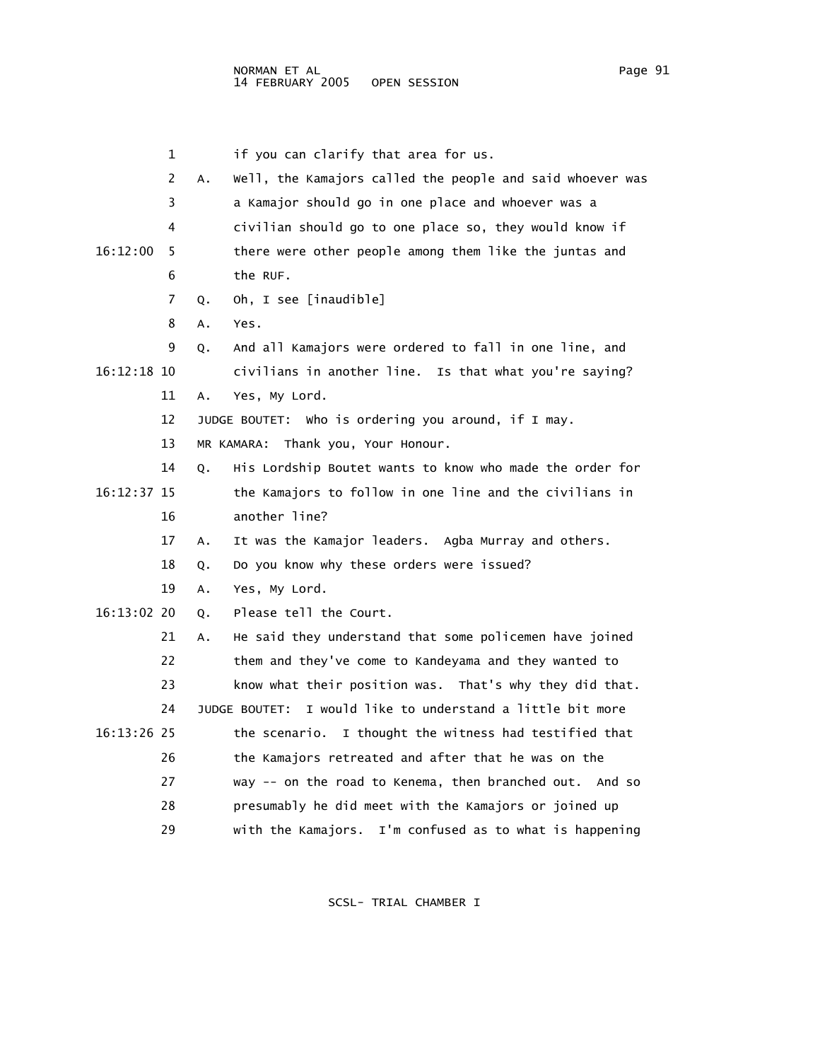1 if you can clarify that area for us.

2 A. Well, the Kamajors called the people and said whoever was

3 a Kamajor should go in one place and whoever was a

4 civilian should go to one place so, they would know if

16:12:00 5 there were other people among them like the juntas and

6 the RUF.

7 Q. Oh, I see [inaudible]

8 A. Yes.

9 Q. And all Kamajors were ordered to fall in one line, and

16:12:18 10 civilians in another line. Is that what you're saying?

11 A. Yes, My Lord.

12 JUDGE BOUTET: Who is ordering you around, if I may.

13 MR KAMARA: Thank you, Your Honour.

14 Q. His Lordship Boutet wants to know who made the order for

16:12:37 15 the Kamajors to follow in one line and the civilians in

16 another line?

17 A. It was the Kamajor leaders. Agba Murray and others.

18 Q. Do you know why these orders were issued?

19 A. Yes, My Lord.

16:13:02 20 Q. Please tell the Court.

21 A. He said they understand that some policemen have joined

22 them and they've come to Kandeyama and they wanted to

23 know what their position was. That's why they did that.

24 JUDGE BOUTET: I would like to understand a little bit more

16:13:26 25 the scenario. I thought the witness had testified that

26 the Kamajors retreated and after that he was on the

27 way -- on the road to Kenema, then branched out. And so

28 presumably he did meet with the Kamajors or joined up

29 with the Kamajors. I'm confused as to what is happening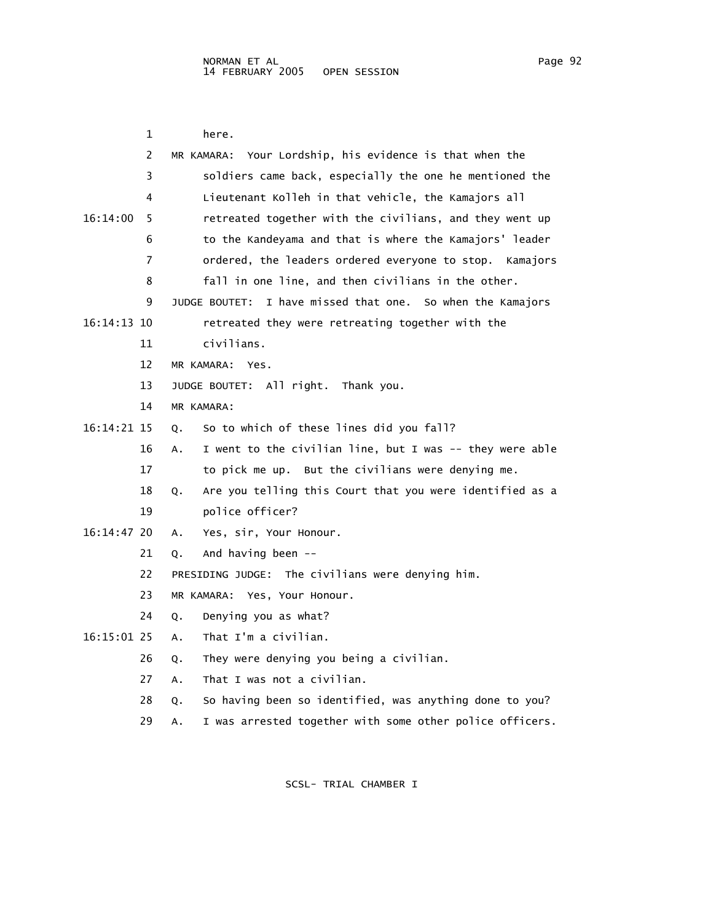here.

MR KAMARA: Your Lordship, his evidence is that when the soldiers came back, especially the one he mentioned the Lieutenant Kolleh in that vehicle, the Kamajors all retreated together with the civilians, and they went up to the Kandeyama and that is where the Kamajors' leader ordered, the leaders ordered everyone to stop. Kamajors fall in one line, and then civilians in the other.

JUDGE BOUTET: I have missed that one. So when the Kamajors retreated they were retreating together with the civilians.

MR KAMARA: Yes.

JUDGE BOUTET: All right. Thank you.

MR KAMARA:

Q. So to which of these lines did you fall?

A. I went to the civilian line, but I was -- they were able to pick me up. But the civilians were denying me.

Q. Are you telling this Court that you were identified as a police officer?

A. Yes, sir, Your Honour.

Q. And having been --

PRESIDING JUDGE: The civilians were denying him.

MR KAMARA: Yes, Your Honour.

Q. Denying you as what?

A. That I'm a civilian.

Q. They were denying you being a civilian.

A. That I was not a civilian.

Q. So having been so identified, was anything done to you?

A. I was arrested together with some other police officers.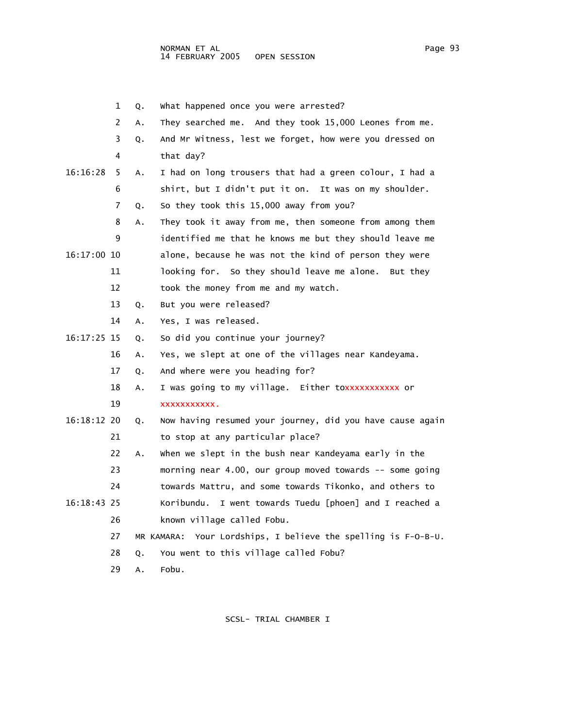1 Q. What happened once you were arrested?

2 A. They searched me. And they took 15,000 Leones from me.

3 Q. And Mr Witness, lest we forget, how were you dressed on

4 that day?

16:16:28 5 A. I had on long trousers that had a green colour, I had a

6 shirt, but I didn't put it on. It was on my shoulder.

7 Q. So they took this 15,000 away from you?

8 A. They took it away from me, then someone from among them

9 identified me that he knows me but they should leave me

16:17:00 10 alone, because he was not the kind of person they were

11 looking for. So they should leave me alone. But they

12 took the money from me and my watch.

13 Q. But you were released?

14 A. Yes, I was released.

16:17:25 15 Q. So did you continue your journey?

16 A. Yes, we slept at one of the villages near Kandeyama.

17 Q. And where were you heading for?

18 A. I was going to my village. Either toxxxxxxxxxxx or

19 xxxxxxxxxxx.

16:18:12 20 Q. Now having resumed your journey, did you have cause again

21 to stop at any particular place?

22 A. When we slept in the bush near Kandeyama early in the

23 morning near 4.00, our group moved towards -- some going

24 towards Mattru, and some towards Tikonko, and others to

16:18:43 25 Koribundu. I went towards Tuedu [phoen] and I reached a

26 known village called Fobu.

27 MR KAMARA: Your Lordships, I believe the spelling is F-O-B-U.

28 Q. You went to this village called Fobu?

29 A. Fobu.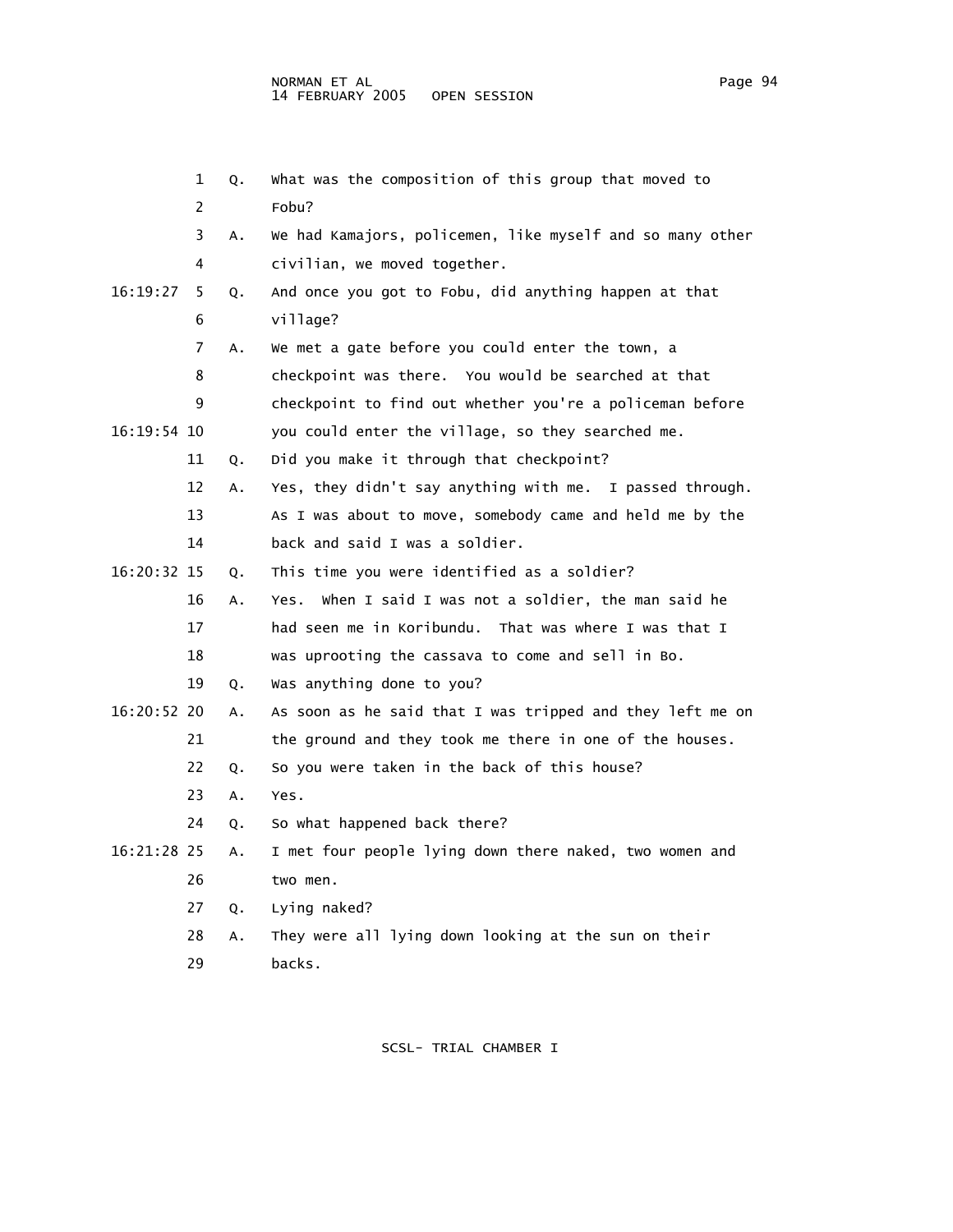1 Q. What was the composition of this group that moved to
2 Fobu?
3 A. We had Kamajors, policemen, like myself and so many other
4 civilian, we moved together.
16:19:27 5 Q. And once you got to Fobu, did anything happen at that
6 village?
7 A. We met a gate before you could enter the town, a
8 checkpoint was there. You would be searched at that
9 checkpoint to find out whether you're a policeman before
16:19:54 10 you could enter the village, so they searched me.
11 Q. Did you make it through that checkpoint?
12 A. Yes, they didn't say anything with me. I passed through.
13 As I was about to move, somebody came and held me by the
14 back and said I was a soldier.
16:20:32 15 Q. This time you were identified as a soldier?
16 A. Yes. When I said I was not a soldier, the man said he
17 had seen me in Koribundu. That was where I was that I
18 was uprooting the cassava to come and sell in Bo.
19 Q. Was anything done to you?
16:20:52 20 A. As soon as he said that I was tripped and they left me on
21 the ground and they took me there in one of the houses.
22 Q. So you were taken in the back of this house?
23 A. Yes.
24 Q. So what happened back there?
16:21:28 25 A. I met four people lying down there naked, two women and
26 two men.
27 Q. Lying naked?
28 A. They were all lying down looking at the sun on their
29 backs.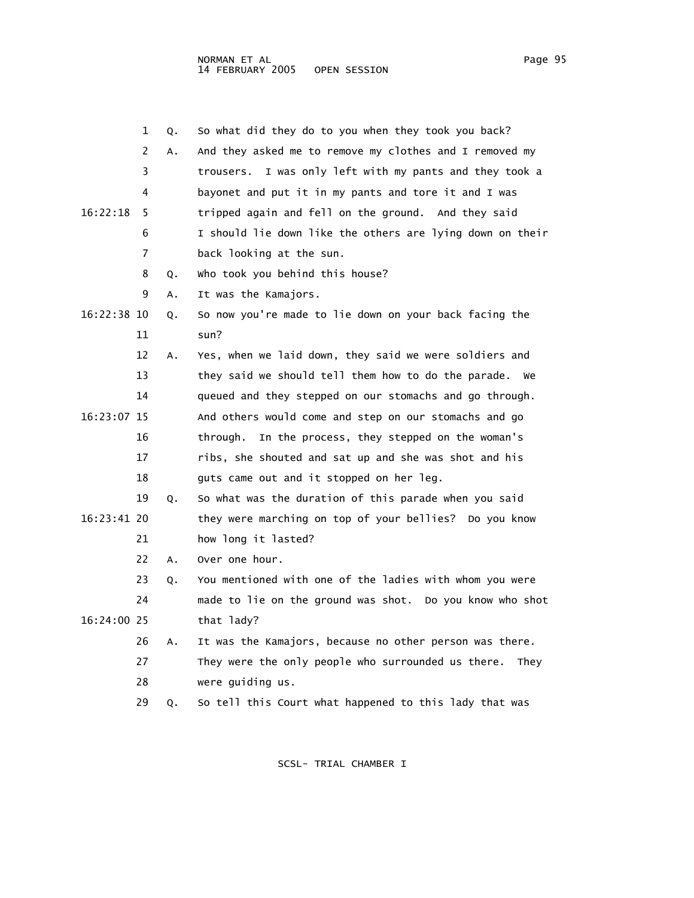1 Q. So what did they do to you when they took you back?

2 A. And they asked me to remove my clothes and I removed my

3 trousers. I was only left with my pants and they took a

4 bayonet and put it in my pants and tore it and I was

16:22:18 5 tripped again and fell on the ground. And they said

6 I should lie down like the others are lying down on their

7 back looking at the sun.

8 Q. Who took you behind this house?

9 A. It was the Kamajors.

16:22:38 10 Q. So now you're made to lie down on your back facing the

11 sun?

12 A. Yes, when we laid down, they said we were soldiers and

13 they said we should tell them how to do the parade. We

14 queued and they stepped on our stomachs and go through.

16:23:07 15 And others would come and step on our stomachs and go

16 through. In the process, they stepped on the woman's

17 ribs, she shouted and sat up and she was shot and his

18 guts came out and it stopped on her leg.

19 Q. So what was the duration of this parade when you said

16:23:41 20 they were marching on top of your bellies? Do you know

21 how long it lasted?

22 A. Over one hour.

23 Q. You mentioned with one of the ladies with whom you were

24 made to lie on the ground was shot. Do you know who shot

16:24:00 25 that lady?

26 A. It was the Kamajors, because no other person was there.

27 They were the only people who surrounded us there. They

28 were guiding us.

29 Q. So tell this Court what happened to this lady that was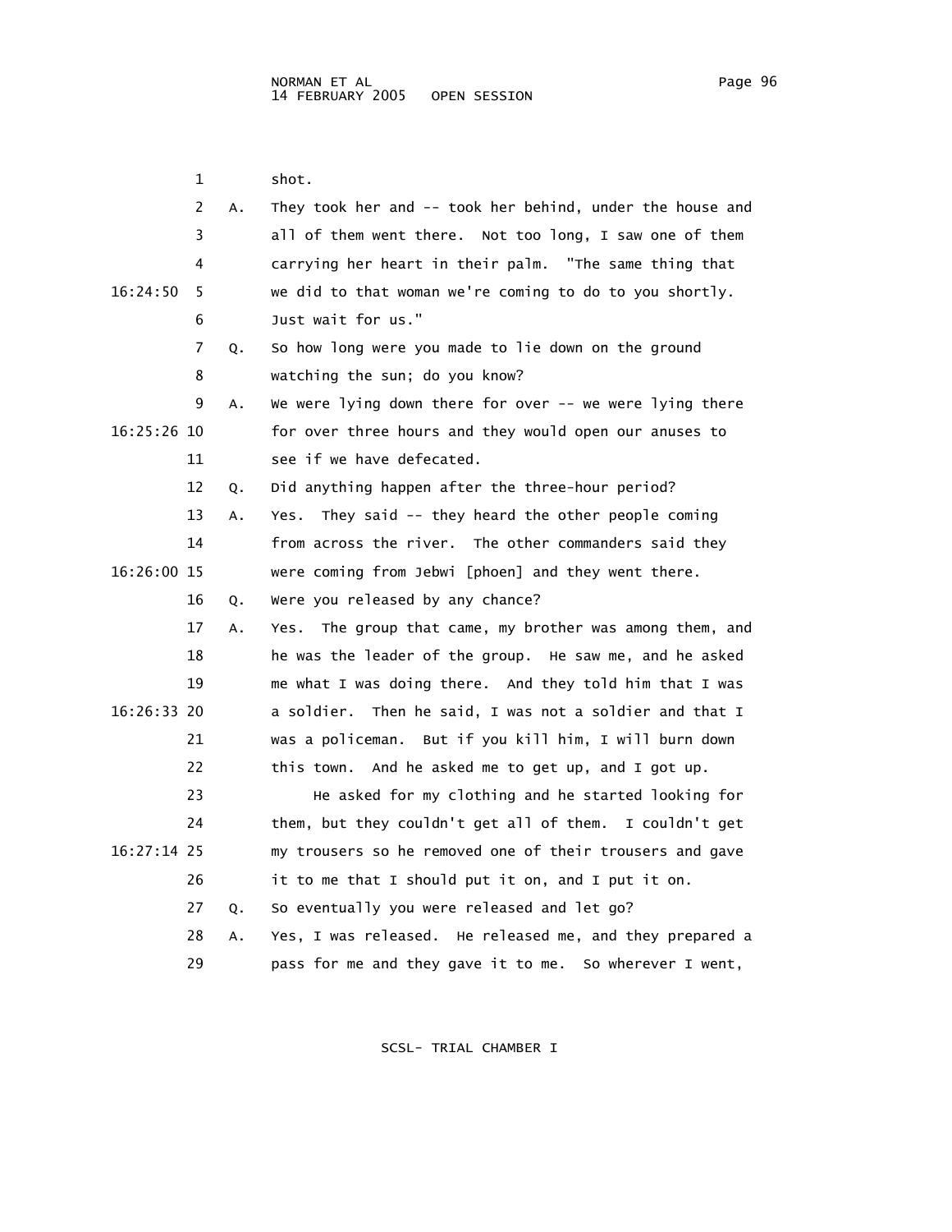shot.

A. They took her and -- took her behind, under the house and all of them went there. Not too long, I saw one of them carrying her heart in their palm. "The same thing that we did to that woman we're coming to do to you shortly. Just wait for us."

Q. So how long were you made to lie down on the ground watching the sun; do you know?

A. We were lying down there for over -- we were lying there for over three hours and they would open our anuses to see if we have defecated.

Q. Did anything happen after the three-hour period?

A. Yes. They said -- they heard the other people coming from across the river. The other commanders said they were coming from Jebwi [phoen] and they went there.

Q. Were you released by any chance?

A. Yes. The group that came, my brother was among them, and he was the leader of the group. He saw me, and he asked me what I was doing there. And they told him that I was a soldier. Then he said, I was not a soldier and that I was a policeman. But if you kill him, I will burn down this town. And he asked me to get up, and I got up.

He asked for my clothing and he started looking for them, but they couldn't get all of them. I couldn't get my trousers so he removed one of their trousers and gave it to me that I should put it on, and I put it on.

Q. So eventually you were released and let go?

A. Yes, I was released. He released me, and they prepared a pass for me and they gave it to me. So wherever I went,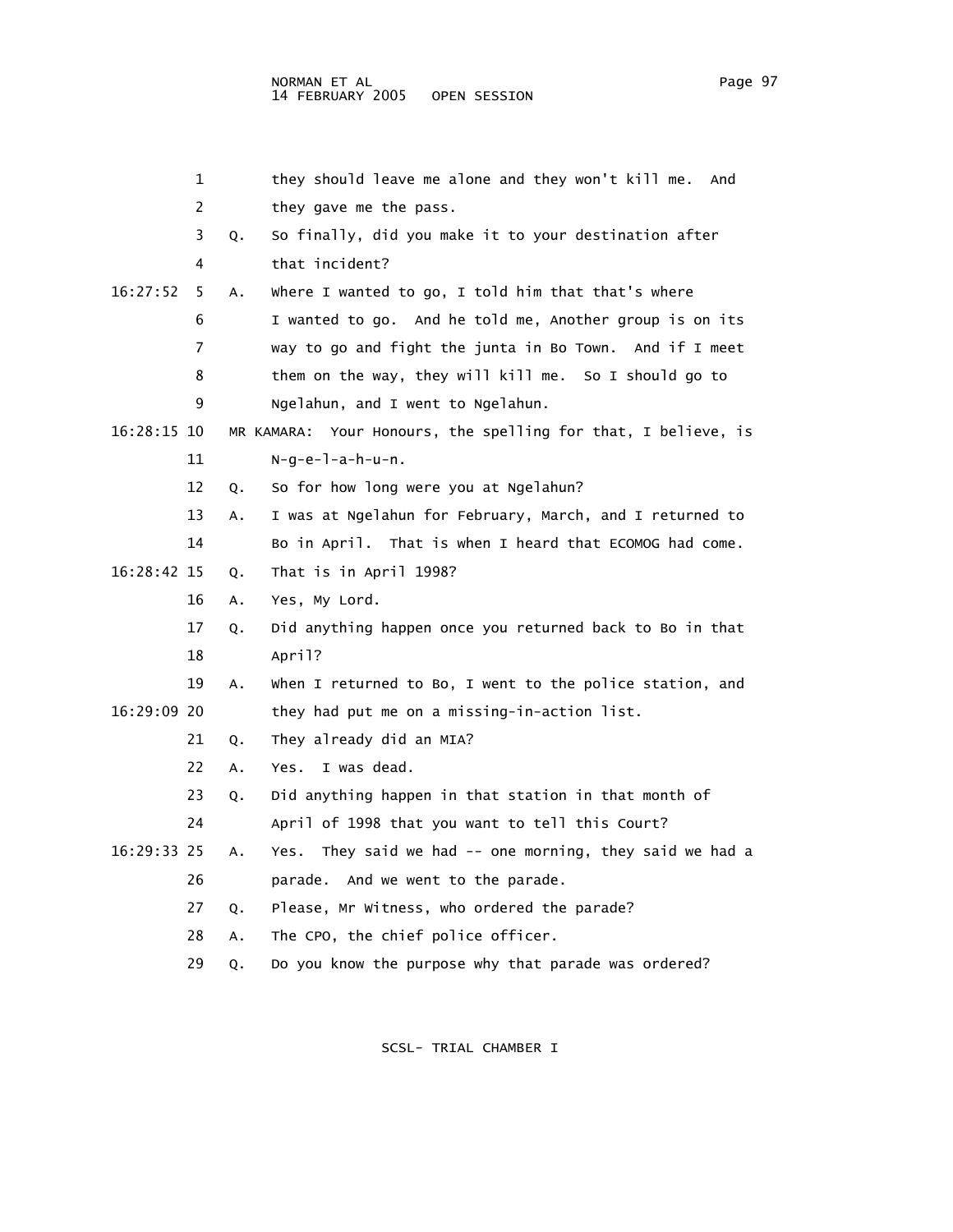1 they should leave me alone and they won't kill me. And
2 they gave me the pass.
3 Q. So finally, did you make it to your destination after
4 that incident?
16:27:52 5 A. Where I wanted to go, I told him that that's where
6 I wanted to go. And he told me, Another group is on its
7 way to go and fight the junta in Bo Town. And if I meet
8 them on the way, they will kill me. So I should go to
9 Ngelahun, and I went to Ngelahun.
16:28:15 10 MR KAMARA: Your Honours, the spelling for that, I believe, is
11 N-g-e-l-a-h-u-n.
12 Q. So for how long were you at Ngelahun?
13 A. I was at Ngelahun for February, March, and I returned to
14 Bo in April. That is when I heard that ECOMOG had come.
16:28:42 15 Q. That is in April 1998?
16 A. Yes, My Lord.
17 Q. Did anything happen once you returned back to Bo in that
18 April?
19 A. When I returned to Bo, I went to the police station, and
16:29:09 20 they had put me on a missing-in-action list.
21 Q. They already did an MIA?
22 A. Yes. I was dead.
23 Q. Did anything happen in that station in that month of
24 April of 1998 that you want to tell this Court?
16:29:33 25 A. Yes. They said we had -- one morning, they said we had a
26 parade. And we went to the parade.
27 Q. Please, Mr Witness, who ordered the parade?
28 A. The CPO, the chief police officer.
29 Q. Do you know the purpose why that parade was ordered?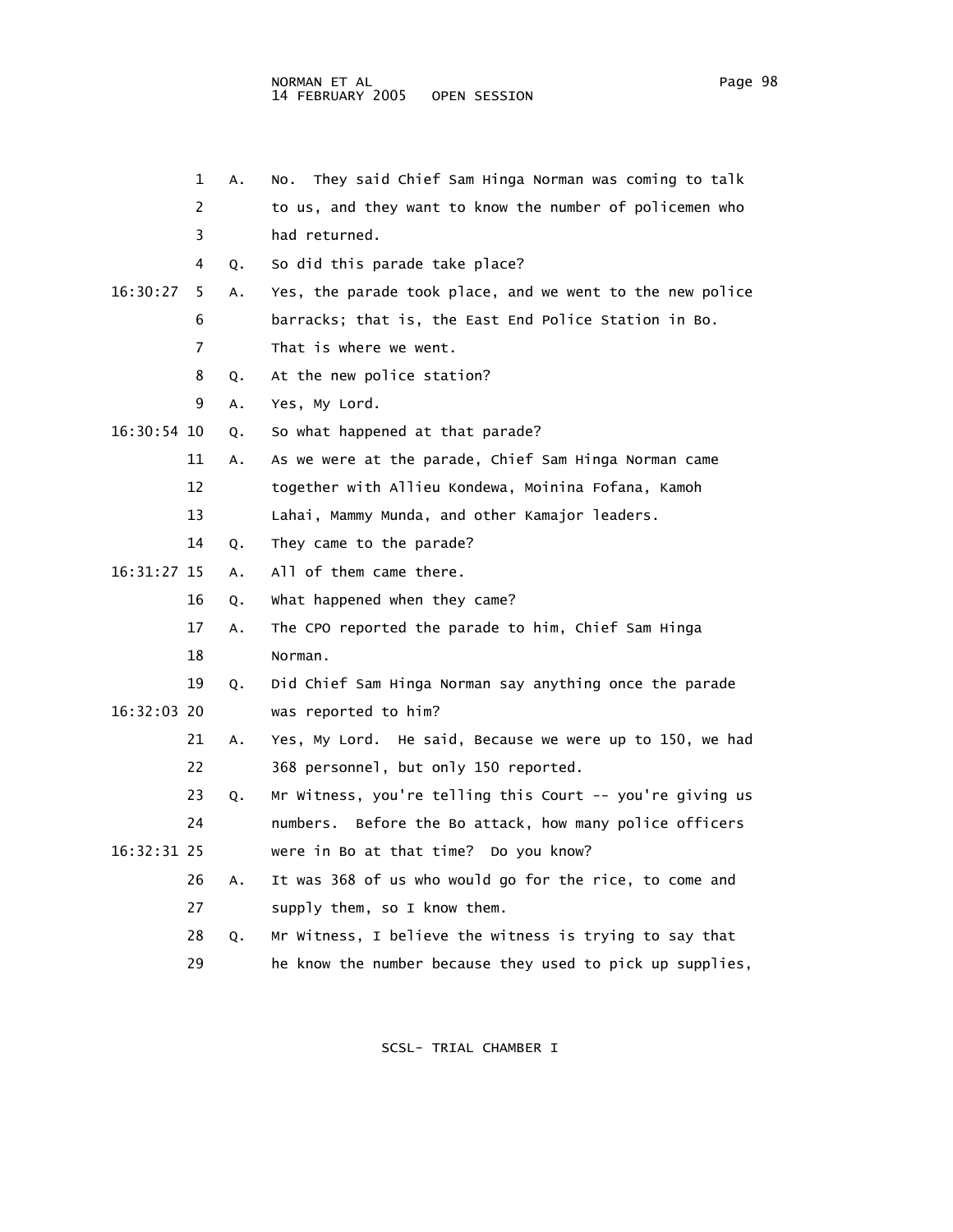1 A. No. They said Chief Sam Hinga Norman was coming to talk
2 to us, and they want to know the number of policemen who
3 had returned.
4 Q. So did this parade take place?
16:30:27 5 A. Yes, the parade took place, and we went to the new police
6 barracks; that is, the East End Police Station in Bo.
7 That is where we went.
8 Q. At the new police station?
9 A. Yes, My Lord.
16:30:54 10 Q. So what happened at that parade?
11 A. As we were at the parade, Chief Sam Hinga Norman came
12 together with Allieu Kondewa, Moinina Fofana, Kamoh
13 Lahai, Mammy Munda, and other Kamajor leaders.
14 Q. They came to the parade?
16:31:27 15 A. All of them came there.
16 Q. What happened when they came?
17 A. The CPO reported the parade to him, Chief Sam Hinga
18 Norman.
19 Q. Did Chief Sam Hinga Norman say anything once the parade
16:32:03 20 was reported to him?
21 A. Yes, My Lord. He said, Because we were up to 150, we had
22 368 personnel, but only 150 reported.
23 Q. Mr Witness, you're telling this Court -- you're giving us
24 numbers. Before the Bo attack, how many police officers
16:32:31 25 were in Bo at that time? Do you know?
26 A. It was 368 of us who would go for the rice, to come and
27 supply them, so I know them.
28 Q. Mr Witness, I believe the witness is trying to say that
29 he know the number because they used to pick up supplies,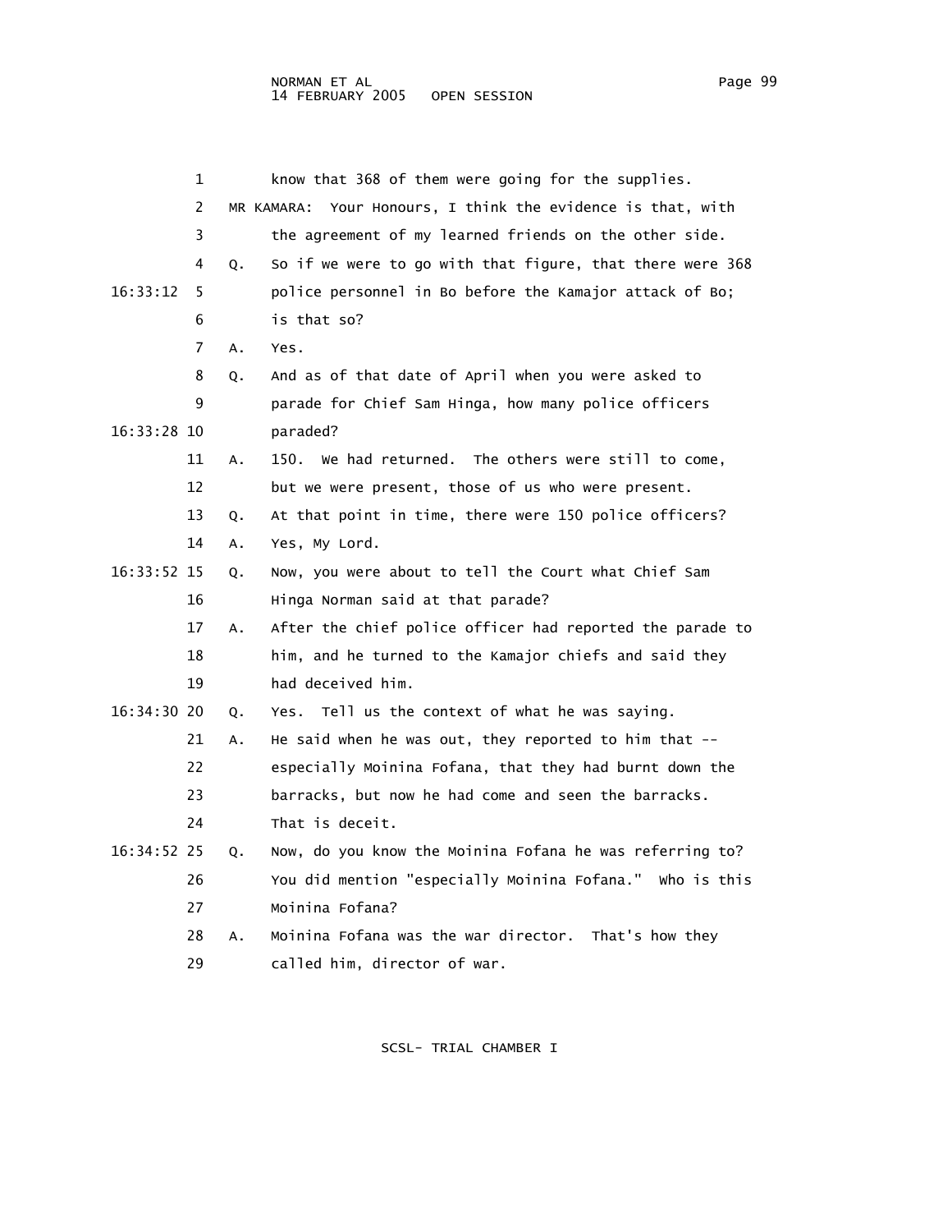know that 368 of them were going for the supplies.

MR KAMARA: Your Honours, I think the evidence is that, with the agreement of my learned friends on the other side.

Q. So if we were to go with that figure, that there were 368 police personnel in Bo before the Kamajor attack of Bo; is that so?

A. Yes.

Q. And as of that date of April when you were asked to parade for Chief Sam Hinga, how many police officers paraded?

A. 150. We had returned. The others were still to come, but we were present, those of us who were present.

Q. At that point in time, there were 150 police officers?

A. Yes, My Lord.

Q. Now, you were about to tell the Court what Chief Sam Hinga Norman said at that parade?

A. After the chief police officer had reported the parade to him, and he turned to the Kamajor chiefs and said they had deceived him.

Q. Yes. Tell us the context of what he was saying.

A. He said when he was out, they reported to him that -- especially Moinina Fofana, that they had burnt down the barracks, but now he had come and seen the barracks. That is deceit.

Q. Now, do you know the Moinina Fofana he was referring to? You did mention "especially Moinina Fofana." Who is this Moinina Fofana?

A. Moinina Fofana was the war director. That's how they called him, director of war.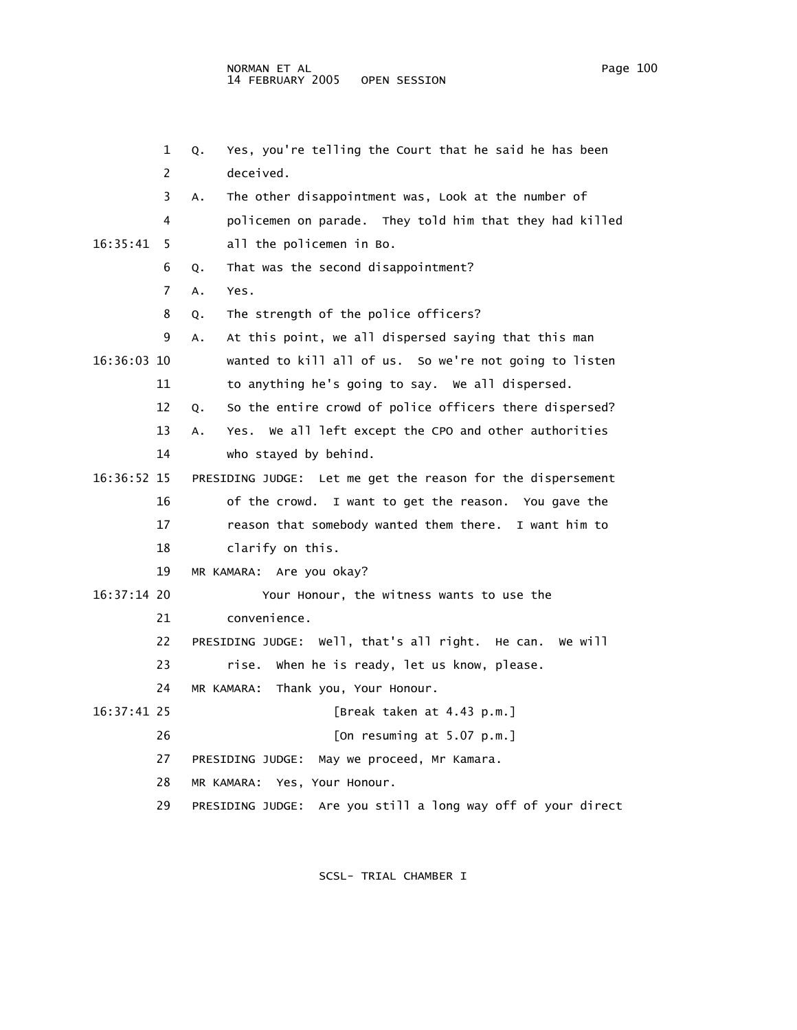1 Q. Yes, you're telling the Court that he said he has been
2 deceived.
3 A. The other disappointment was, Look at the number of
4 policemen on parade. They told him that they had killed
16:35:41 5 all the policemen in Bo.
6 Q. That was the second disappointment?
7 A. Yes.
8 Q. The strength of the police officers?
9 A. At this point, we all dispersed saying that this man
16:36:03 10 wanted to kill all of us. So we're not going to listen
11 to anything he's going to say. We all dispersed.
12 Q. So the entire crowd of police officers there dispersed?
13 A. Yes. We all left except the CPO and other authorities
14 who stayed by behind.
16:36:52 15 PRESIDING JUDGE: Let me get the reason for the dispersement
16 of the crowd. I want to get the reason. You gave the
17 reason that somebody wanted them there. I want him to
18 clarify on this.
19 MR KAMARA: Are you okay?
16:37:14 20 Your Honour, the witness wants to use the
21 convenience.
22 PRESIDING JUDGE: Well, that's all right. He can. We will
23 rise. When he is ready, let us know, please.
24 MR KAMARA: Thank you, Your Honour.
16:37:41 25 [Break taken at 4.43 p.m.]
26 [On resuming at 5.07 p.m.]
27 PRESIDING JUDGE: May we proceed, Mr Kamara.
28 MR KAMARA: Yes, Your Honour.
29 PRESIDING JUDGE: Are you still a long way off of your direct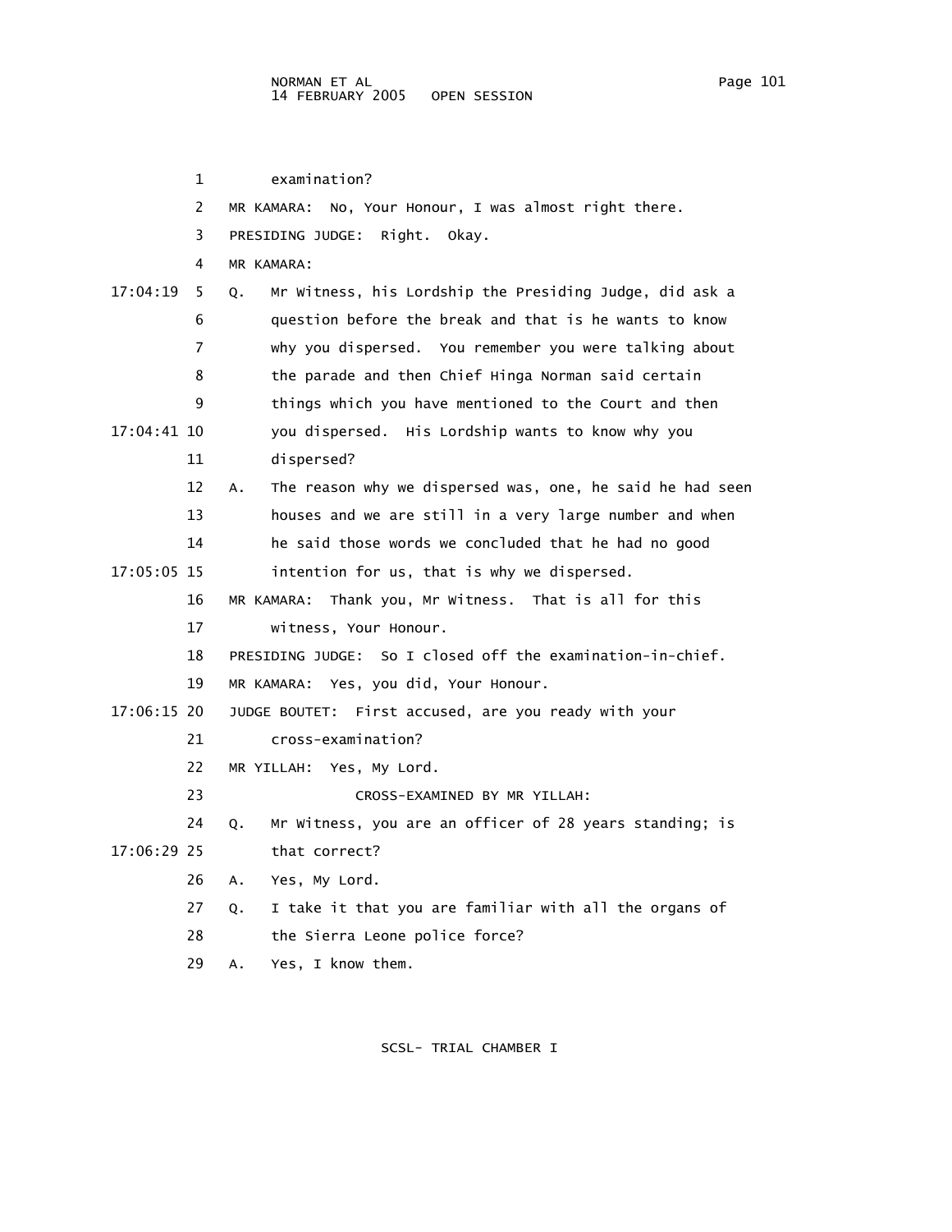examination?

MR KAMARA: No, Your Honour, I was almost right there.

PRESIDING JUDGE: Right. Okay.

MR KAMARA:

Q. Mr Witness, his Lordship the Presiding Judge, did ask a question before the break and that is he wants to know why you dispersed. You remember you were talking about the parade and then Chief Hinga Norman said certain things which you have mentioned to the Court and then you dispersed. His Lordship wants to know why you dispersed?

A. The reason why we dispersed was, one, he said he had seen houses and we are still in a very large number and when he said those words we concluded that he had no good intention for us, that is why we dispersed.

MR KAMARA: Thank you, Mr Witness. That is all for this witness, Your Honour.

PRESIDING JUDGE: So I closed off the examination-in-chief.

MR KAMARA: Yes, you did, Your Honour.

JUDGE BOUTET: First accused, are you ready with your cross-examination?

MR YILLAH: Yes, My Lord.

CROSS-EXAMINED BY MR YILLAH:

Q. Mr Witness, you are an officer of 28 years standing; is that correct?

A. Yes, My Lord.

Q. I take it that you are familiar with all the organs of the Sierra Leone police force?

A. Yes, I know them.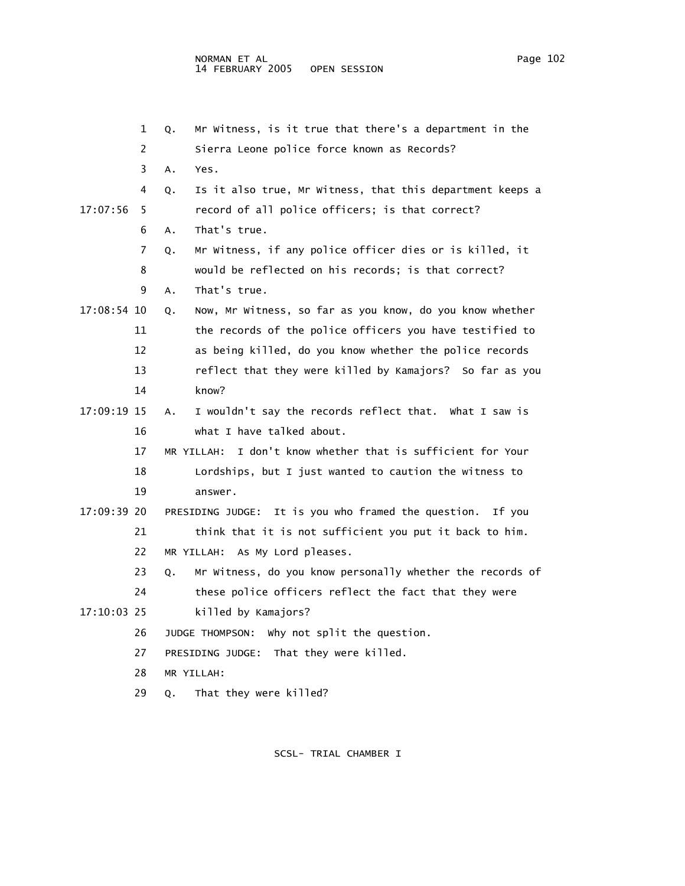1 Q. Mr Witness, is it true that there's a department in the
2 Sierra Leone police force known as Records?
3 A. Yes.
4 Q. Is it also true, Mr Witness, that this department keeps a
17:07:56 5 record of all police officers; is that correct?
6 A. That's true.
7 Q. Mr Witness, if any police officer dies or is killed, it
8 would be reflected on his records; is that correct?
9 A. That's true.
17:08:54 10 Q. Now, Mr Witness, so far as you know, do you know whether
11 the records of the police officers you have testified to
12 as being killed, do you know whether the police records
13 reflect that they were killed by Kamajors? So far as you
14 know?
17:09:19 15 A. I wouldn't say the records reflect that. What I saw is
16 what I have talked about.
17 MR YILLAH: I don't know whether that is sufficient for Your
18 Lordships, but I just wanted to caution the witness to
19 answer.
17:09:39 20 PRESIDING JUDGE: It is you who framed the question. If you
21 think that it is not sufficient you put it back to him.
22 MR YILLAH: As My Lord pleases.
23 Q. Mr Witness, do you know personally whether the records of
24 these police officers reflect the fact that they were
17:10:03 25 killed by Kamajors?
26 JUDGE THOMPSON: Why not split the question.
27 PRESIDING JUDGE: That they were killed.
28 MR YILLAH:
29 Q. That they were killed?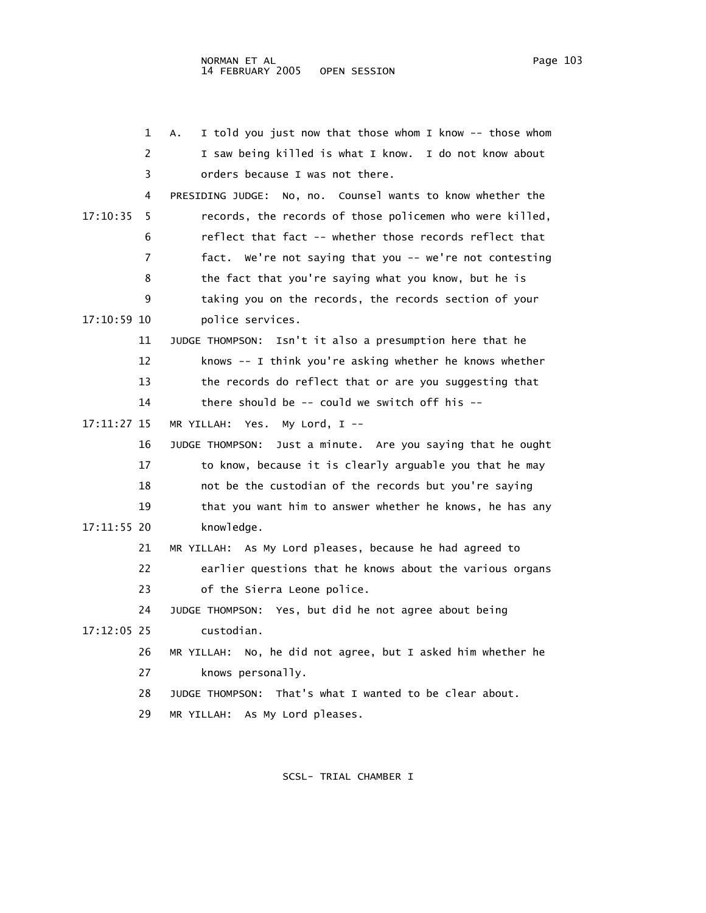1 A. I told you just now that those whom I know -- those whom
2 I saw being killed is what I know. I do not know about
3 orders because I was not there.
4 PRESIDING JUDGE: No, no. Counsel wants to know whether the
17:10:35 5 records, the records of those policemen who were killed,
6 reflect that fact -- whether those records reflect that
7 fact. We're not saying that you -- we're not contesting
8 the fact that you're saying what you know, but he is
9 taking you on the records, the records section of your
17:10:59 10 police services.
11 JUDGE THOMPSON: Isn't it also a presumption here that he
12 knows -- I think you're asking whether he knows whether
13 the records do reflect that or are you suggesting that
14 there should be -- could we switch off his --
17:11:27 15 MR YILLAH: Yes. My Lord, I --
16 JUDGE THOMPSON: Just a minute. Are you saying that he ought
17 to know, because it is clearly arguable you that he may
18 not be the custodian of the records but you're saying
19 that you want him to answer whether he knows, he has any
17:11:55 20 knowledge.
21 MR YILLAH: As My Lord pleases, because he had agreed to
22 earlier questions that he knows about the various organs
23 of the Sierra Leone police.
24 JUDGE THOMPSON: Yes, but did he not agree about being
17:12:05 25 custodian.
26 MR YILLAH: No, he did not agree, but I asked him whether he
27 knows personally.
28 JUDGE THOMPSON: That's what I wanted to be clear about.
29 MR YILLAH: As My Lord pleases.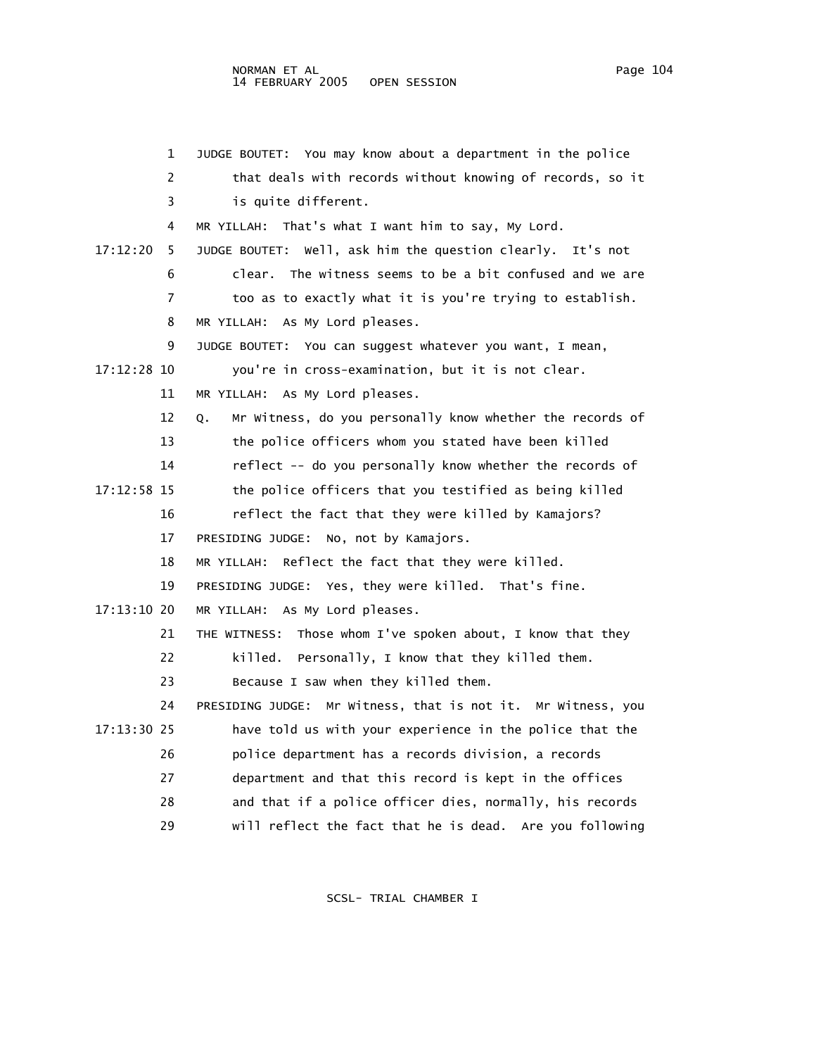JUDGE BOUTET: You may know about a department in the police that deals with records without knowing of records, so it is quite different.

MR YILLAH: That's what I want him to say, My Lord.

JUDGE BOUTET: Well, ask him the question clearly. It's not clear. The witness seems to be a bit confused and we are too as to exactly what it is you're trying to establish.

MR YILLAH: As My Lord pleases.

JUDGE BOUTET: You can suggest whatever you want, I mean, you're in cross-examination, but it is not clear.

MR YILLAH: As My Lord pleases.

Q. Mr Witness, do you personally know whether the records of the police officers whom you stated have been killed reflect -- do you personally know whether the records of the police officers that you testified as being killed reflect the fact that they were killed by Kamajors?

PRESIDING JUDGE: No, not by Kamajors.

MR YILLAH: Reflect the fact that they were killed.

PRESIDING JUDGE: Yes, they were killed. That's fine.

MR YILLAH: As My Lord pleases.

THE WITNESS: Those whom I've spoken about, I know that they killed. Personally, I know that they killed them. Because I saw when they killed them.

PRESIDING JUDGE: Mr Witness, that is not it. Mr Witness, you have told us with your experience in the police that the police department has a records division, a records department and that this record is kept in the offices and that if a police officer dies, normally, his records will reflect the fact that he is dead. Are you following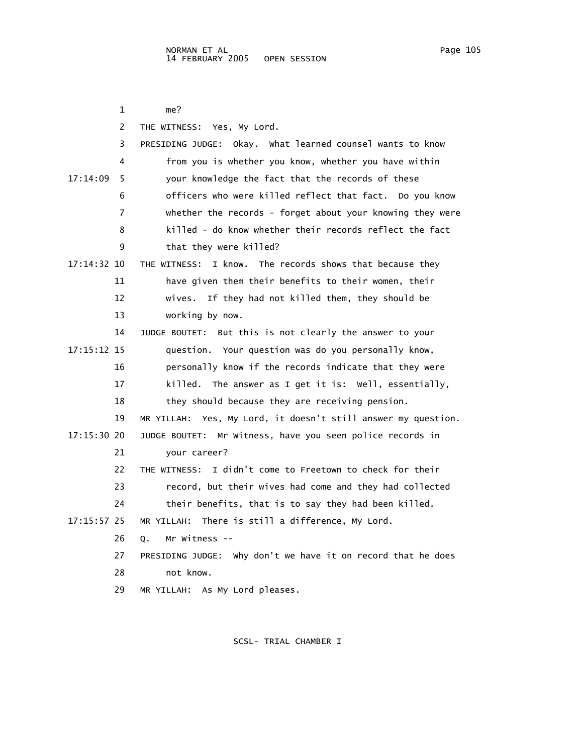me?

THE WITNESS: Yes, My Lord.

PRESIDING JUDGE: Okay. What learned counsel wants to know from you is whether you know, whether you have within your knowledge the fact that the records of these officers who were killed reflect that fact. Do you know whether the records - forget about your knowing they were killed - do know whether their records reflect the fact that they were killed?

THE WITNESS: I know. The records shows that because they have given them their benefits to their women, their wives. If they had not killed them, they should be working by now.

JUDGE BOUTET: But this is not clearly the answer to your question. Your question was do you personally know, personally know if the records indicate that they were killed. The answer as I get it is: Well, essentially, they should because they are receiving pension.

MR YILLAH: Yes, My Lord, it doesn't still answer my question.

JUDGE BOUTET: Mr Witness, have you seen police records in your career?

THE WITNESS: I didn't come to Freetown to check for their record, but their wives had come and they had collected their benefits, that is to say they had been killed.

MR YILLAH: There is still a difference, My Lord.

Q. Mr Witness --

PRESIDING JUDGE: Why don't we have it on record that he does not know.

MR YILLAH: As My Lord pleases.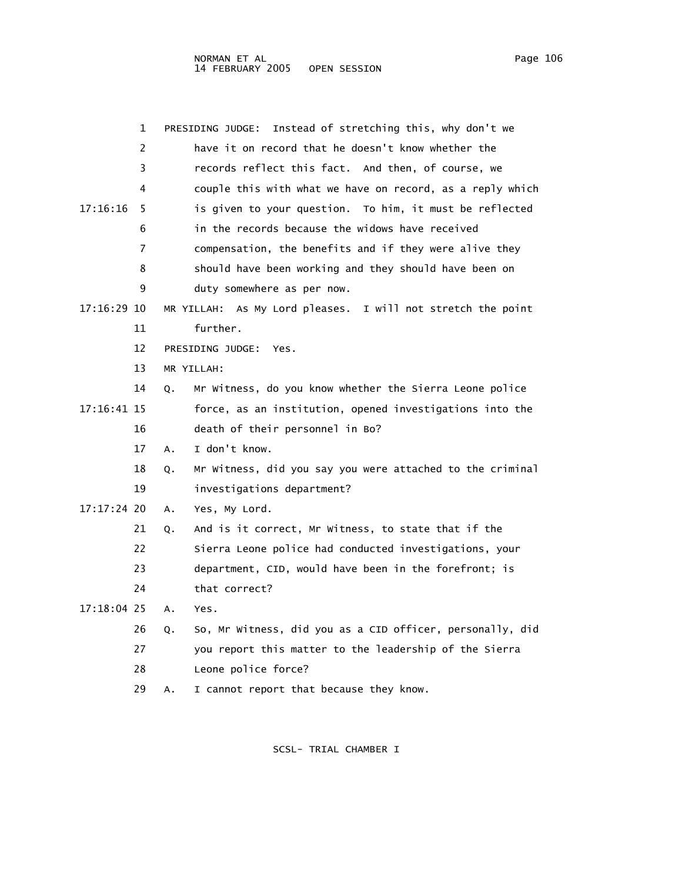1 PRESIDING JUDGE: Instead of stretching this, why don't we
2 have it on record that he doesn't know whether the
3 records reflect this fact. And then, of course, we
4 couple this with what we have on record, as a reply which
17:16:16 5 is given to your question. To him, it must be reflected
6 in the records because the widows have received
7 compensation, the benefits and if they were alive they
8 should have been working and they should have been on
9 duty somewhere as per now.
17:16:29 10 MR YILLAH: As My Lord pleases. I will not stretch the point
11 further.
12 PRESIDING JUDGE: Yes.
13 MR YILLAH:
14 Q. Mr Witness, do you know whether the Sierra Leone police
17:16:41 15 force, as an institution, opened investigations into the
16 death of their personnel in Bo?
17 A. I don't know.
18 Q. Mr Witness, did you say you were attached to the criminal
19 investigations department?
17:17:24 20 A. Yes, My Lord.
21 Q. And is it correct, Mr Witness, to state that if the
22 Sierra Leone police had conducted investigations, your
23 department, CID, would have been in the forefront; is
24 that correct?
17:18:04 25 A. Yes.
26 Q. So, Mr Witness, did you as a CID officer, personally, did
27 you report this matter to the leadership of the Sierra
28 Leone police force?
29 A. I cannot report that because they know.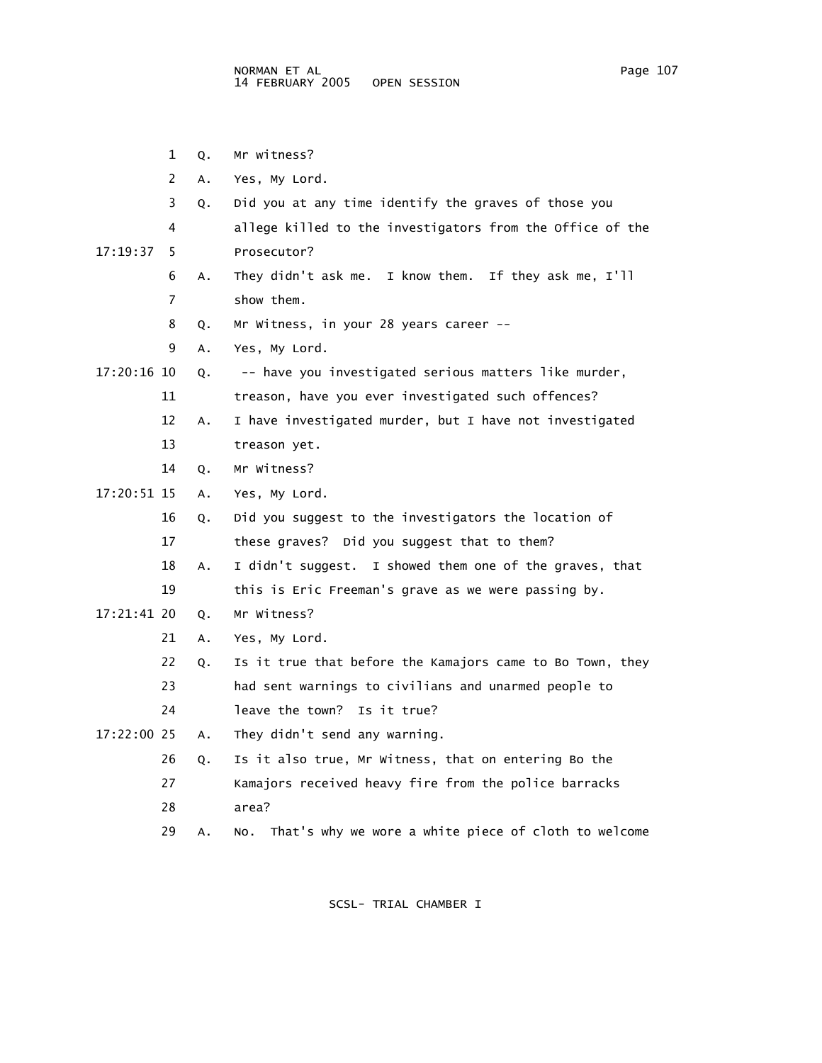1 Q. Mr witness?

2 A. Yes, My Lord.

3 Q. Did you at any time identify the graves of those you

4 allege killed to the investigators from the Office of the

17:19:37 5 Prosecutor?

6 A. They didn't ask me. I know them. If they ask me, I'll

7 show them.

8 Q. Mr Witness, in your 28 years career --

9 A. Yes, My Lord.

17:20:16 10 Q. -- have you investigated serious matters like murder,

11 treason, have you ever investigated such offences?

12 A. I have investigated murder, but I have not investigated

13 treason yet.

14 Q. Mr Witness?

17:20:51 15 A. Yes, My Lord.

16 Q. Did you suggest to the investigators the location of

17 these graves? Did you suggest that to them?

18 A. I didn't suggest. I showed them one of the graves, that

19 this is Eric Freeman's grave as we were passing by.

17:21:41 20 Q. Mr Witness?

21 A. Yes, My Lord.

22 Q. Is it true that before the Kamajors came to Bo Town, they

23 had sent warnings to civilians and unarmed people to

24 leave the town? Is it true?

17:22:00 25 A. They didn't send any warning.

26 Q. Is it also true, Mr Witness, that on entering Bo the

27 Kamajors received heavy fire from the police barracks

28 area?

29 A. No. That's why we wore a white piece of cloth to welcome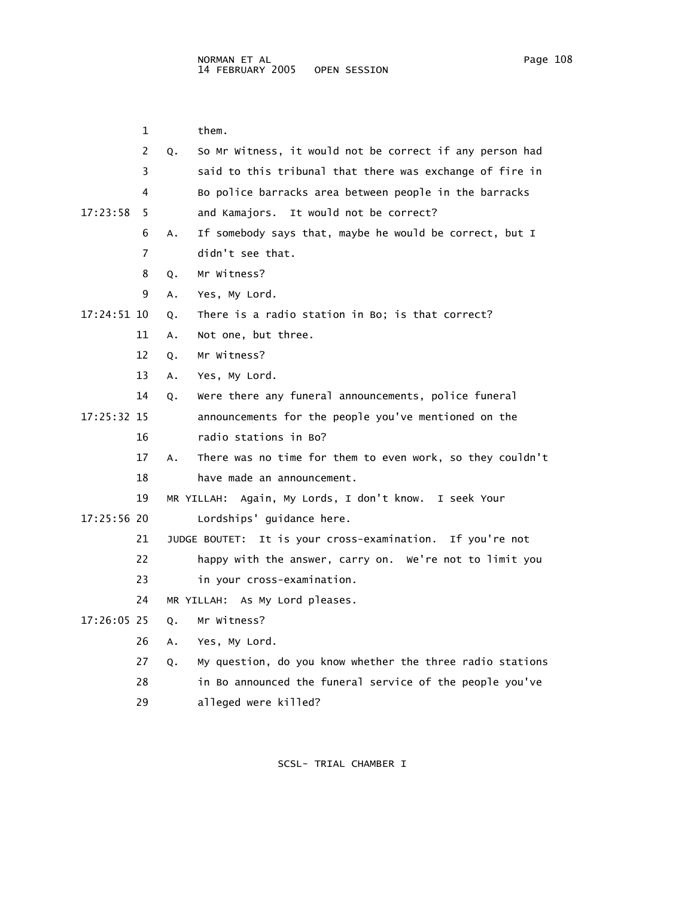1 them.

2 Q. So Mr Witness, it would not be correct if any person had

3 said to this tribunal that there was exchange of fire in

4 Bo police barracks area between people in the barracks

17:23:58 5 and Kamajors. It would not be correct?

6 A. If somebody says that, maybe he would be correct, but I

7 didn't see that.

8 Q. Mr Witness?

9 A. Yes, My Lord.

17:24:51 10 Q. There is a radio station in Bo; is that correct?

11 A. Not one, but three.

12 Q. Mr Witness?

13 A. Yes, My Lord.

14 Q. Were there any funeral announcements, police funeral

17:25:32 15 announcements for the people you've mentioned on the

16 radio stations in Bo?

17 A. There was no time for them to even work, so they couldn't

18 have made an announcement.

19 MR YILLAH: Again, My Lords, I don't know. I seek Your

17:25:56 20 Lordships' guidance here.

21 JUDGE BOUTET: It is your cross-examination. If you're not

22 happy with the answer, carry on. We're not to limit you

23 in your cross-examination.

24 MR YILLAH: As My Lord pleases.

17:26:05 25 Q. Mr Witness?

26 A. Yes, My Lord.

27 Q. My question, do you know whether the three radio stations

28 in Bo announced the funeral service of the people you've

29 alleged were killed?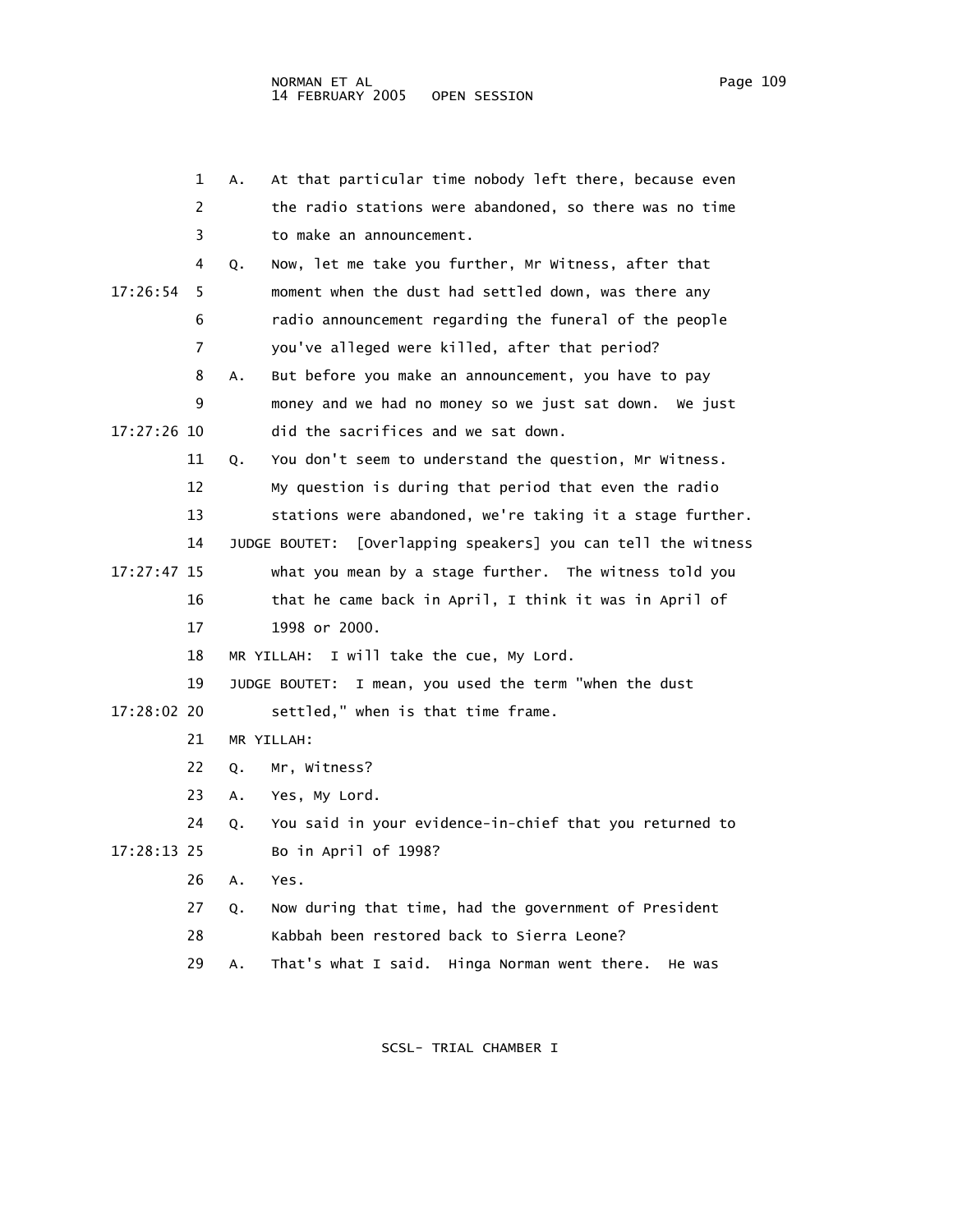1 A. At that particular time nobody left there, because even
2 the radio stations were abandoned, so there was no time
3 to make an announcement.
4 Q. Now, let me take you further, Mr Witness, after that
17:26:54 5 moment when the dust had settled down, was there any
6 radio announcement regarding the funeral of the people
7 you've alleged were killed, after that period?
8 A. But before you make an announcement, you have to pay
9 money and we had no money so we just sat down. We just
17:27:26 10 did the sacrifices and we sat down.
11 Q. You don't seem to understand the question, Mr Witness.
12 My question is during that period that even the radio
13 stations were abandoned, we're taking it a stage further.
14 JUDGE BOUTET: [Overlapping speakers] you can tell the witness
17:27:47 15 what you mean by a stage further. The witness told you
16 that he came back in April, I think it was in April of
17 1998 or 2000.
18 MR YILLAH: I will take the cue, My Lord.
19 JUDGE BOUTET: I mean, you used the term "when the dust
17:28:02 20 settled," when is that time frame.
21 MR YILLAH:
22 Q. Mr, Witness?
23 A. Yes, My Lord.
24 Q. You said in your evidence-in-chief that you returned to
17:28:13 25 Bo in April of 1998?
26 A. Yes.
27 Q. Now during that time, had the government of President
28 Kabbah been restored back to Sierra Leone?
29 A. That's what I said. Hinga Norman went there. He was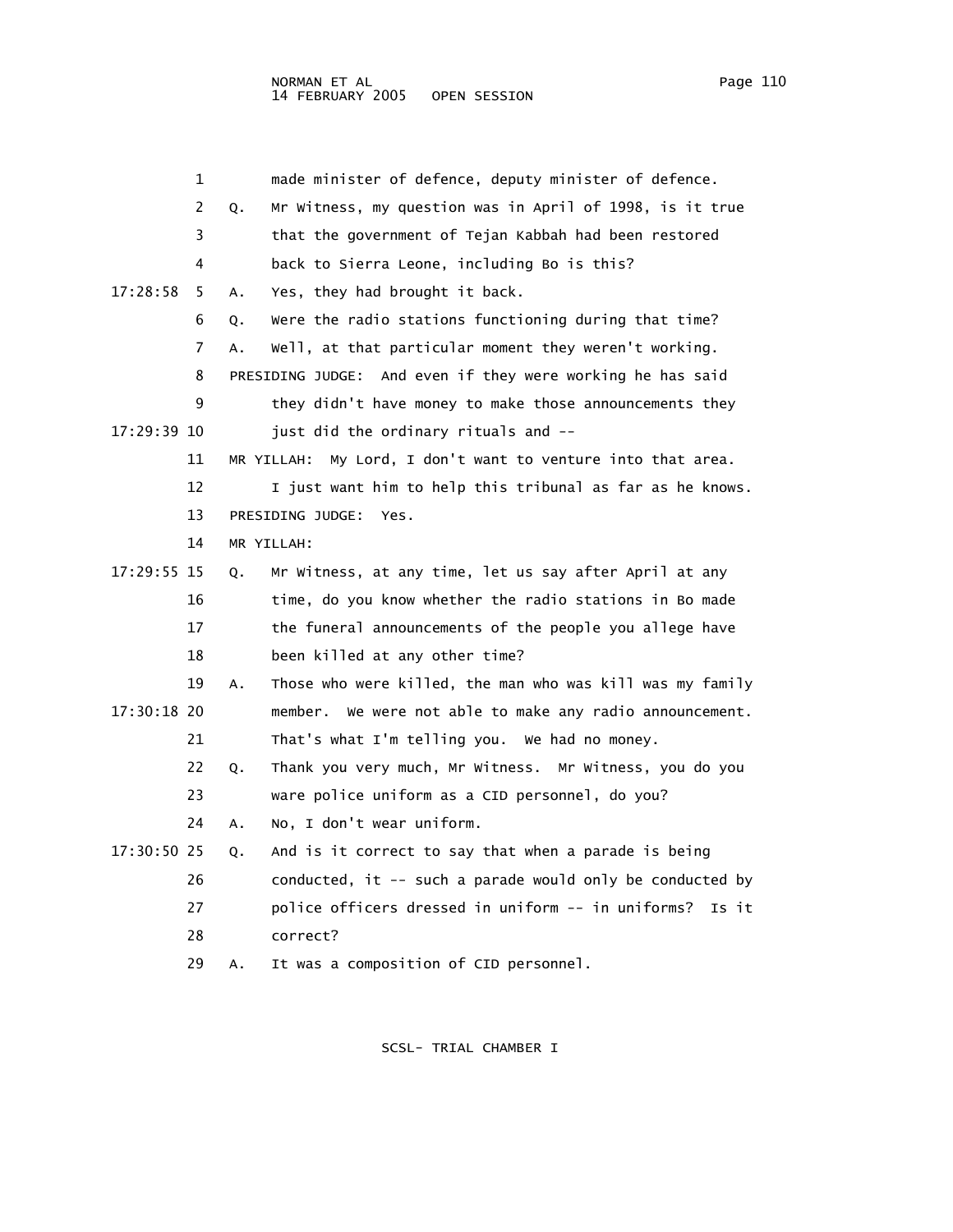made minister of defence, deputy minister of defence.

Q. Mr Witness, my question was in April of 1998, is it true that the government of Tejan Kabbah had been restored back to Sierra Leone, including Bo is this?

A. Yes, they had brought it back.

Q. Were the radio stations functioning during that time?

A. Well, at that particular moment they weren't working.

PRESIDING JUDGE: And even if they were working he has said they didn't have money to make those announcements they just did the ordinary rituals and --

MR YILLAH: My Lord, I don't want to venture into that area. I just want him to help this tribunal as far as he knows.

PRESIDING JUDGE: Yes.

MR YILLAH:

Q. Mr Witness, at any time, let us say after April at any time, do you know whether the radio stations in Bo made the funeral announcements of the people you allege have been killed at any other time?

A. Those who were killed, the man who was kill was my family member. We were not able to make any radio announcement. That's what I'm telling you. We had no money.

Q. Thank you very much, Mr Witness. Mr Witness, you do you ware police uniform as a CID personnel, do you?

A. No, I don't wear uniform.

Q. And is it correct to say that when a parade is being conducted, it -- such a parade would only be conducted by police officers dressed in uniform -- in uniforms? Is it correct?

A. It was a composition of CID personnel.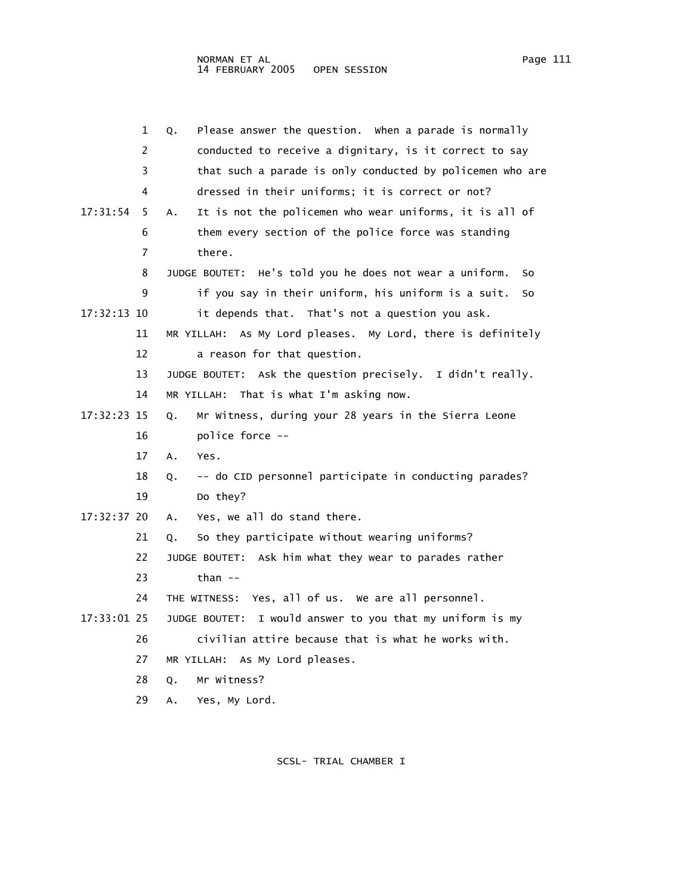1 Q. Please answer the question. When a parade is normally
2 conducted to receive a dignitary, is it correct to say
3 that such a parade is only conducted by policemen who are
4 dressed in their uniforms; it is correct or not?

17:31:54 5 A. It is not the policemen who wear uniforms, it is all of
6 them every section of the police force was standing
7 there.

8 JUDGE BOUTET: He's told you he does not wear a uniform. So
9 if you say in their uniform, his uniform is a suit. So

17:32:13 10 it depends that. That's not a question you ask.

11 MR YILLAH: As My Lord pleases. My Lord, there is definitely
12 a reason for that question.

13 JUDGE BOUTET: Ask the question precisely. I didn't really.

14 MR YILLAH: That is what I'm asking now.

17:32:23 15 Q. Mr Witness, during your 28 years in the Sierra Leone
16 police force --

17 A. Yes.

18 Q. -- do CID personnel participate in conducting parades?
19 Do they?

17:32:37 20 A. Yes, we all do stand there.

21 Q. So they participate without wearing uniforms?

22 JUDGE BOUTET: Ask him what they wear to parades rather
23 than --

24 THE WITNESS: Yes, all of us. We are all personnel.

17:33:01 25 JUDGE BOUTET: I would answer to you that my uniform is my
26 civilian attire because that is what he works with.

27 MR YILLAH: As My Lord pleases.

28 Q. Mr Witness?

29 A. Yes, My Lord.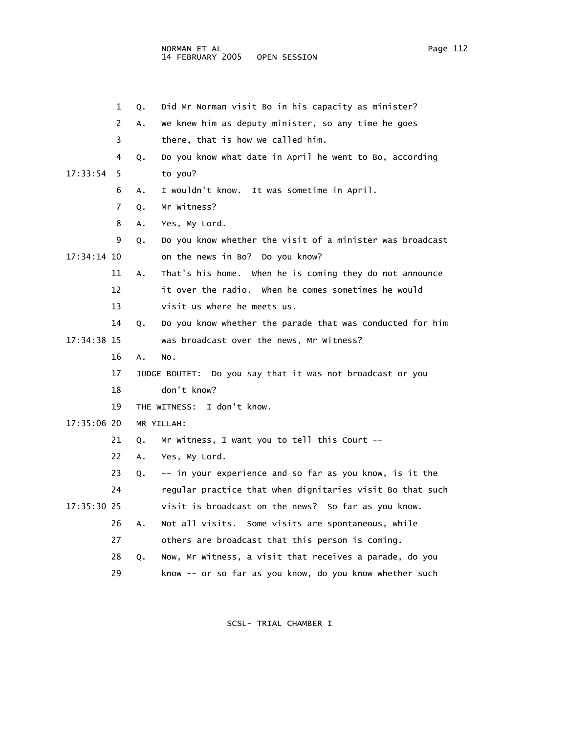1 Q. Did Mr Norman visit Bo in his capacity as minister?

2 A. We knew him as deputy minister, so any time he goes

3 there, that is how we called him.

4 Q. Do you know what date in April he went to Bo, according

17:33:54 5 to you?

6 A. I wouldn't know. It was sometime in April.

7 Q. Mr Witness?

8 A. Yes, My Lord.

9 Q. Do you know whether the visit of a minister was broadcast

17:34:14 10 on the news in Bo? Do you know?

11 A. That's his home. When he is coming they do not announce

12 it over the radio. When he comes sometimes he would

13 visit us where he meets us.

14 Q. Do you know whether the parade that was conducted for him

17:34:38 15 was broadcast over the news, Mr Witness?

16 A. No.

17 JUDGE BOUTET: Do you say that it was not broadcast or you

18 don't know?

19 THE WITNESS: I don't know.

17:35:06 20 MR YILLAH:

21 Q. Mr Witness, I want you to tell this Court --

22 A. Yes, My Lord.

23 Q. -- in your experience and so far as you know, is it the

24 regular practice that when dignitaries visit Bo that such

17:35:30 25 visit is broadcast on the news? So far as you know.

26 A. Not all visits. Some visits are spontaneous, while

27 others are broadcast that this person is coming.

28 Q. Now, Mr Witness, a visit that receives a parade, do you

29 know -- or so far as you know, do you know whether such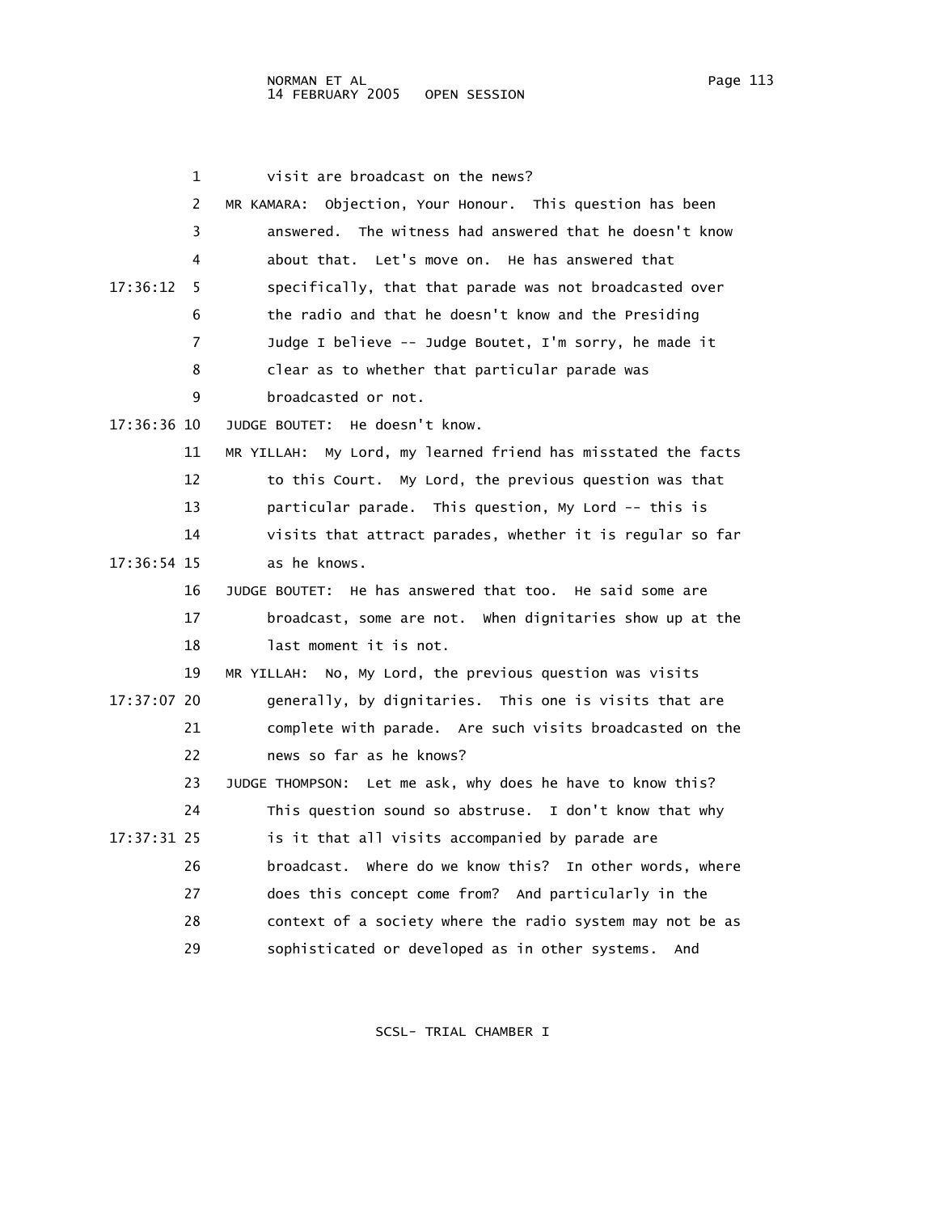visit are broadcast on the news?

MR KAMARA: Objection, Your Honour. This question has been answered. The witness had answered that he doesn't know about that. Let's move on. He has answered that specifically, that that parade was not broadcasted over the radio and that he doesn't know and the Presiding Judge I believe -- Judge Boutet, I'm sorry, he made it clear as to whether that particular parade was broadcasted or not.

JUDGE BOUTET: He doesn't know.

MR YILLAH: My Lord, my learned friend has misstated the facts to this Court. My Lord, the previous question was that particular parade. This question, My Lord -- this is visits that attract parades, whether it is regular so far as he knows.

JUDGE BOUTET: He has answered that too. He said some are broadcast, some are not. When dignitaries show up at the last moment it is not.

MR YILLAH: No, My Lord, the previous question was visits generally, by dignitaries. This one is visits that are complete with parade. Are such visits broadcasted on the news so far as he knows?

JUDGE THOMPSON: Let me ask, why does he have to know this? This question sound so abstruse. I don't know that why is it that all visits accompanied by parade are broadcast. Where do we know this? In other words, where does this concept come from? And particularly in the context of a society where the radio system may not be as sophisticated or developed as in other systems. And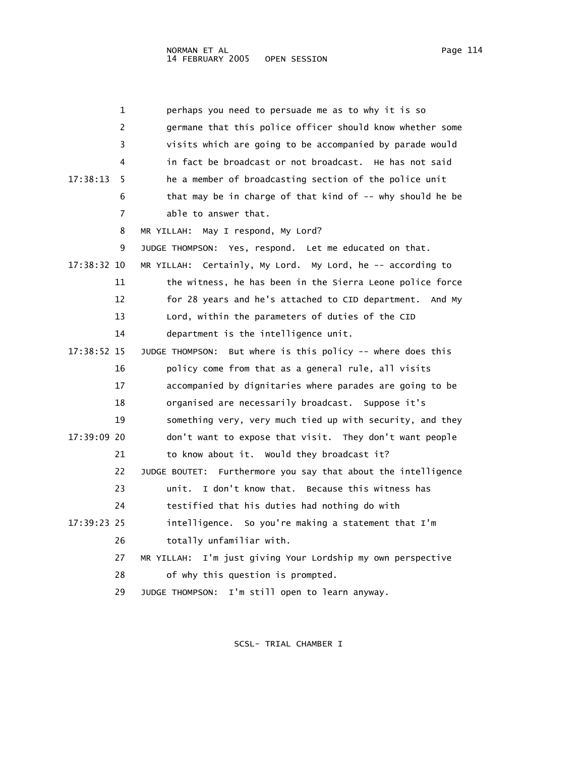perhaps you need to persuade me as to why it is so germane that this police officer should know whether some visits which are going to be accompanied by parade would in fact be broadcast or not broadcast. He has not said he a member of broadcasting section of the police unit that may be in charge of that kind of -- why should he be able to answer that.

MR YILLAH: May I respond, My Lord?

JUDGE THOMPSON: Yes, respond. Let me educated on that.

MR YILLAH: Certainly, My Lord. My Lord, he -- according to the witness, he has been in the Sierra Leone police force for 28 years and he's attached to CID department. And My Lord, within the parameters of duties of the CID department is the intelligence unit.

JUDGE THOMPSON: But where is this policy -- where does this policy come from that as a general rule, all visits accompanied by dignitaries where parades are going to be organised are necessarily broadcast. Suppose it's something very, very much tied up with security, and they don't want to expose that visit. They don't want people to know about it. Would they broadcast it?

JUDGE BOUTET: Furthermore you say that about the intelligence unit. I don't know that. Because this witness has testified that his duties had nothing do with intelligence. So you're making a statement that I'm totally unfamiliar with.

MR YILLAH: I'm just giving Your Lordship my own perspective of why this question is prompted.

JUDGE THOMPSON: I'm still open to learn anyway.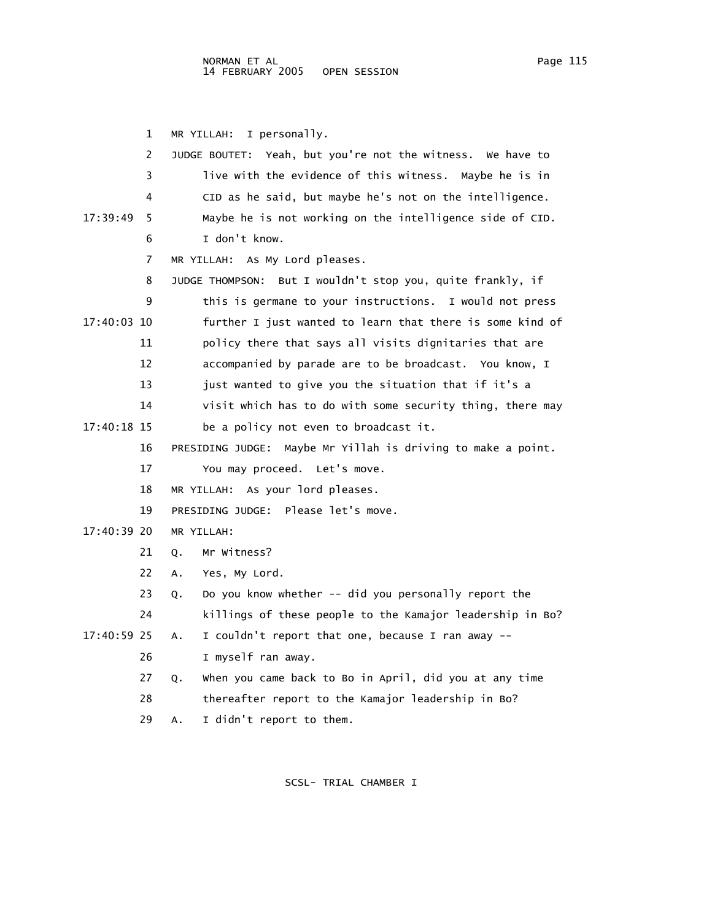MR YILLAH: I personally.

JUDGE BOUTET: Yeah, but you're not the witness. We have to live with the evidence of this witness. Maybe he is in CID as he said, but maybe he's not on the intelligence. Maybe he is not working on the intelligence side of CID. I don't know.

MR YILLAH: As My Lord pleases.

JUDGE THOMPSON: But I wouldn't stop you, quite frankly, if this is germane to your instructions. I would not press further I just wanted to learn that there is some kind of policy there that says all visits dignitaries that are accompanied by parade are to be broadcast. You know, I just wanted to give you the situation that if it's a visit which has to do with some security thing, there may be a policy not even to broadcast it.

PRESIDING JUDGE: Maybe Mr Yillah is driving to make a point. You may proceed. Let's move.

MR YILLAH: As your lord pleases.

PRESIDING JUDGE: Please let's move.

MR YILLAH:

Q. Mr Witness?

A. Yes, My Lord.

Q. Do you know whether -- did you personally report the killings of these people to the Kamajor leadership in Bo?

A. I couldn't report that one, because I ran away -- I myself ran away.

Q. When you came back to Bo in April, did you at any time thereafter report to the Kamajor leadership in Bo?

A. I didn't report to them.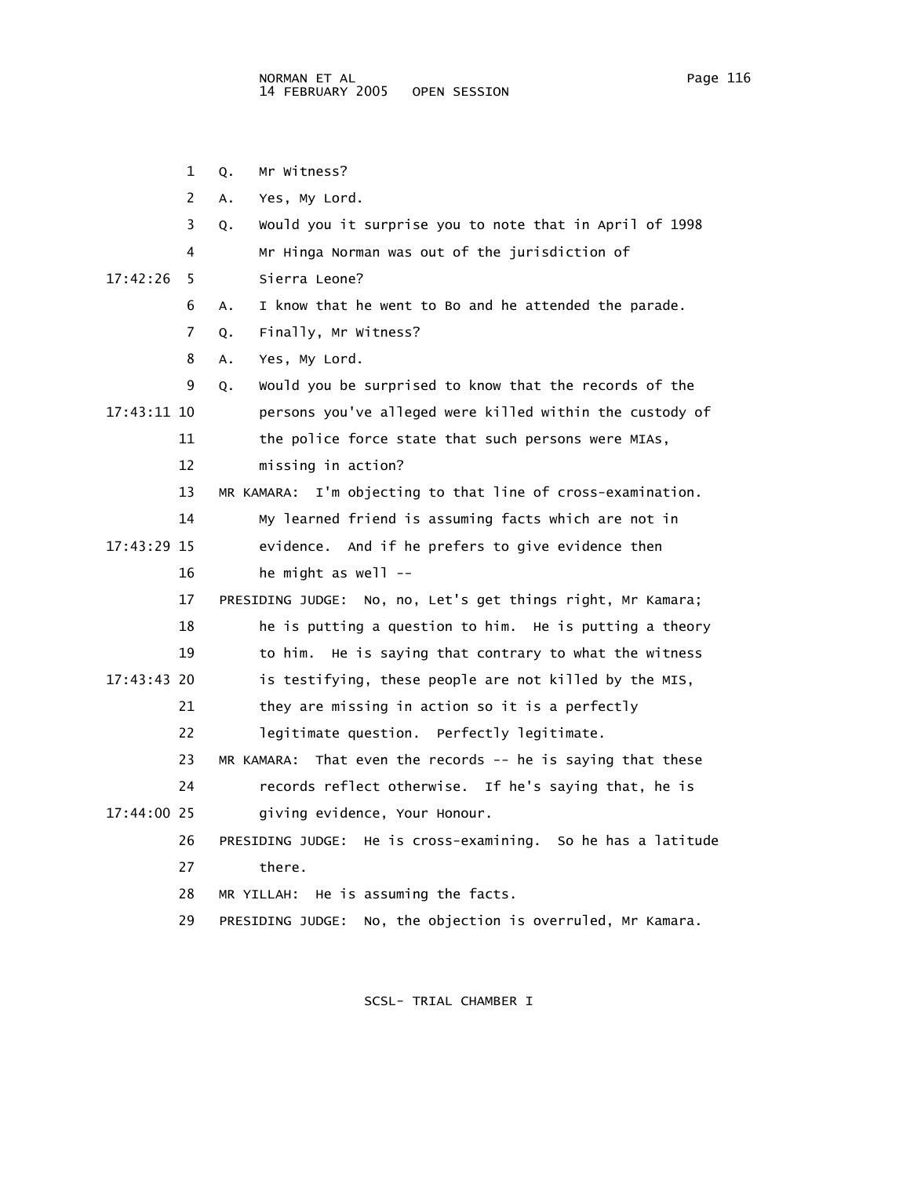1 Q. Mr Witness?

2 A. Yes, My Lord.

3 Q. Would you it surprise you to note that in April of 1998

4 Mr Hinga Norman was out of the jurisdiction of

17:42:26 5 Sierra Leone?

6 A. I know that he went to Bo and he attended the parade.

7 Q. Finally, Mr Witness?

8 A. Yes, My Lord.

9 Q. Would you be surprised to know that the records of the

17:43:11 10 persons you've alleged were killed within the custody of

11 the police force state that such persons were MIAs,

12 missing in action?

13 MR KAMARA: I'm objecting to that line of cross-examination.

14 My learned friend is assuming facts which are not in

17:43:29 15 evidence. And if he prefers to give evidence then

16 he might as well --

17 PRESIDING JUDGE: No, no, Let's get things right, Mr Kamara;

18 he is putting a question to him. He is putting a theory

19 to him. He is saying that contrary to what the witness

17:43:43 20 is testifying, these people are not killed by the MIS,

21 they are missing in action so it is a perfectly

22 legitimate question. Perfectly legitimate.

23 MR KAMARA: That even the records -- he is saying that these

24 records reflect otherwise. If he's saying that, he is

17:44:00 25 giving evidence, Your Honour.

26 PRESIDING JUDGE: He is cross-examining. So he has a latitude

27 there.

28 MR YILLAH: He is assuming the facts.

29 PRESIDING JUDGE: No, the objection is overruled, Mr Kamara.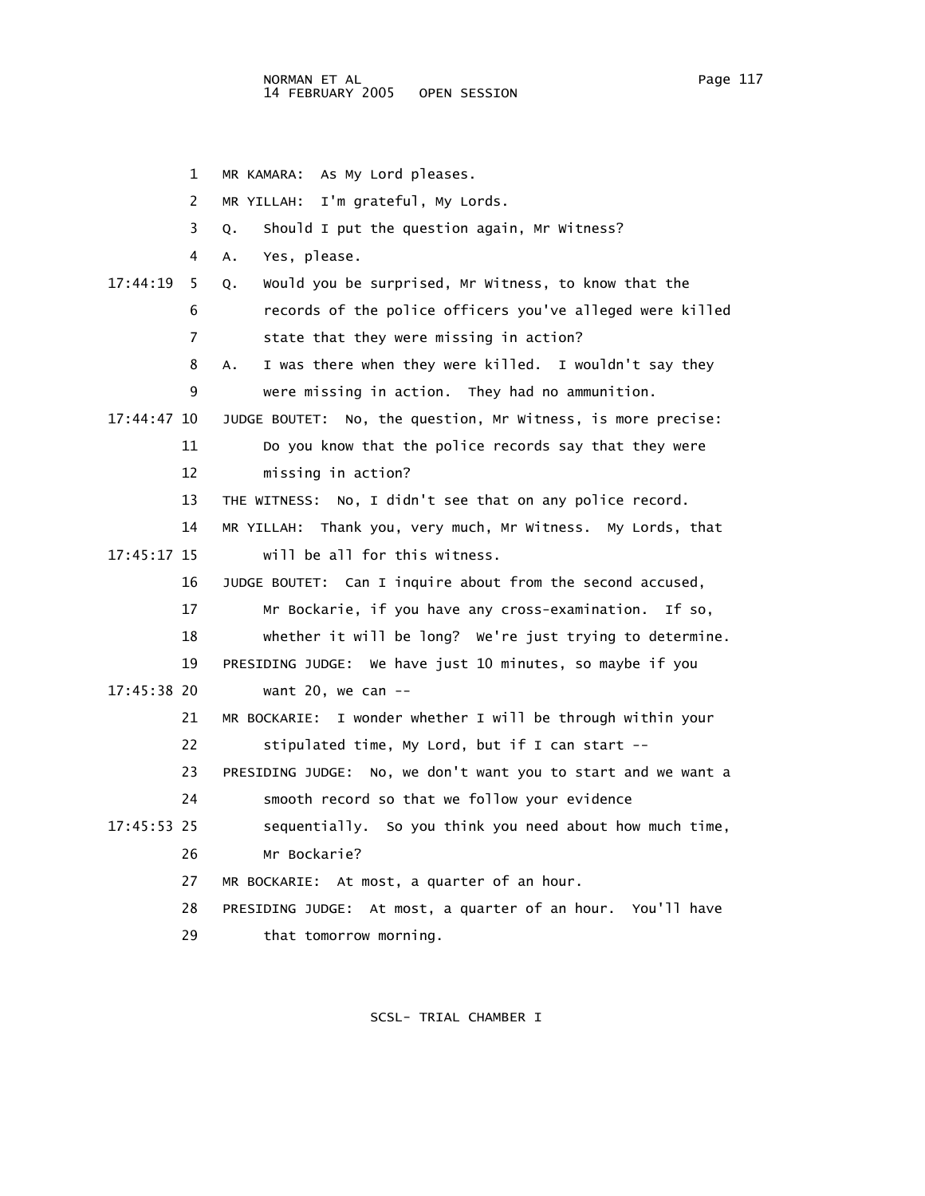1 MR KAMARA: As My Lord pleases.

2 MR YILLAH: I'm grateful, My Lords.

3 Q. Should I put the question again, Mr Witness?

4 A. Yes, please.

17:44:19 5 Q. Would you be surprised, Mr Witness, to know that the

6 records of the police officers you've alleged were killed

7 state that they were missing in action?

8 A. I was there when they were killed. I wouldn't say they

9 were missing in action. They had no ammunition.

17:44:47 10 JUDGE BOUTET: No, the question, Mr Witness, is more precise:

11 Do you know that the police records say that they were

12 missing in action?

13 THE WITNESS: No, I didn't see that on any police record.

14 MR YILLAH: Thank you, very much, Mr Witness. My Lords, that

17:45:17 15 will be all for this witness.

16 JUDGE BOUTET: Can I inquire about from the second accused,

17 Mr Bockarie, if you have any cross-examination. If so,

18 whether it will be long? We're just trying to determine.

19 PRESIDING JUDGE: We have just 10 minutes, so maybe if you

17:45:38 20 want 20, we can --

21 MR BOCKARIE: I wonder whether I will be through within your

22 stipulated time, My Lord, but if I can start --

23 PRESIDING JUDGE: No, we don't want you to start and we want a

24 smooth record so that we follow your evidence

17:45:53 25 sequentially. So you think you need about how much time,

26 Mr Bockarie?

27 MR BOCKARIE: At most, a quarter of an hour.

28 PRESIDING JUDGE: At most, a quarter of an hour. You'll have

29 that tomorrow morning.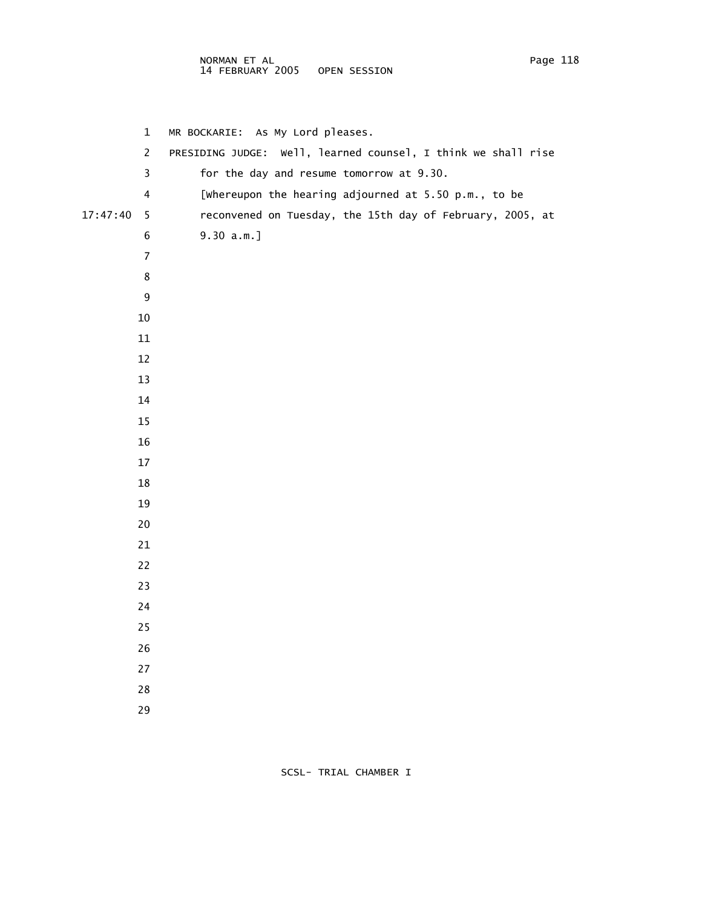MR BOCKARIE: As My Lord pleases.

PRESIDING JUDGE: Well, learned counsel, I think we shall rise for the day and resume tomorrow at 9.30.

[Whereupon the hearing adjourned at 5.50 p.m., to be reconvened on Tuesday, the 15th day of February, 2005, at 9.30 a.m.]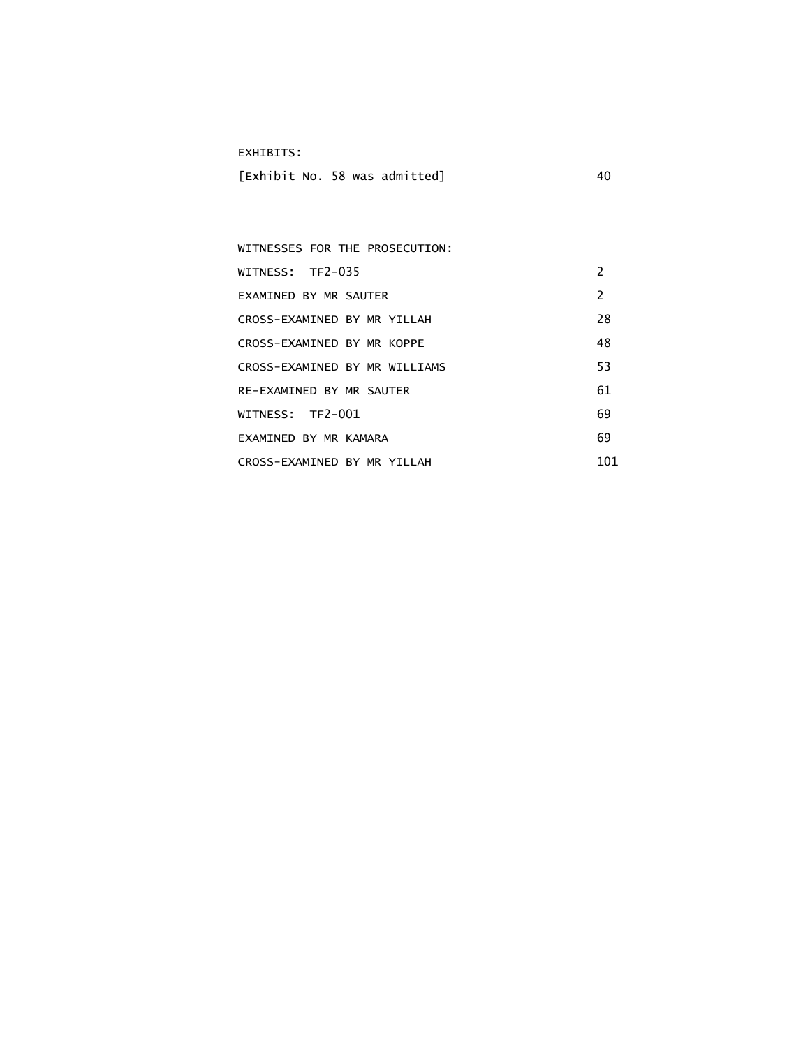EXHIBITS:

| | |
|---|---|
| [Exhibit No. 58 was admitted] | 40 |

WITNESSES FOR THE PROSECUTION:

| | |
|---|---|
| WITNESS: TF2-035 | 2 |
| EXAMINED BY MR SAUTER | 2 |
| CROSS-EXAMINED BY MR YILLAH | 28 |
| CROSS-EXAMINED BY MR KOPPE | 48 |
| CROSS-EXAMINED BY MR WILLIAMS | 53 |
| RE-EXAMINED BY MR SAUTER | 61 |
| WITNESS: TF2-001 | 69 |
| EXAMINED BY MR KAMARA | 69 |
| CROSS-EXAMINED BY MR YILLAH | 101 |